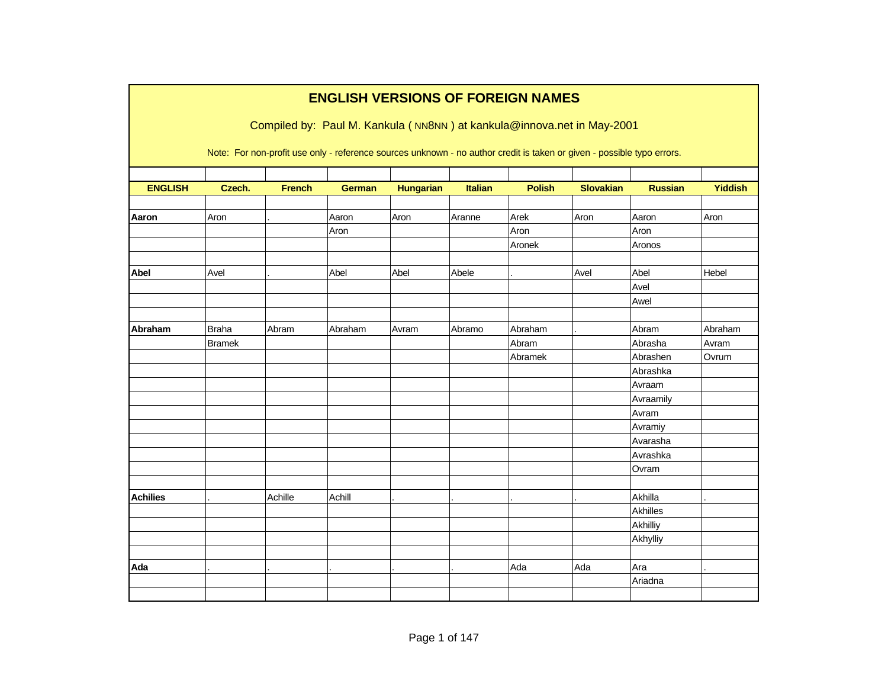# ENGLISH VERSIONS OF FOREIGN NAMES

Compiled by: Paul M. Kankula ( NN8NN ) at kankula@innova.net in May-2001

Note: For non-profit use only - reference sources unknown - no author credit is taken or given - possible typo errors.

| ENGLISH | Czech. | French | German | Hungarian | Italian | Polish | Slovakian | Russian | Yiddish |
|---|---|---|---|---|---|---|---|---|---|
| | | | | | | | | | |
| **Aaron** | Aron | . | Aaron | Aron | Aranne | Arek | Aron | Aaron | Aron |
| | | | Aron | | | Aron | | Aron | |
| | | | | | | Aronek | | Aronos | |
| | | | | | | | | | |
| **Abel** | Avel | . | Abel | Abel | Abele | . | Avel | Abel | Hebel |
| | | | | | | | | Avel | |
| | | | | | | | | Awel | |
| | | | | | | | | | |
| **Abraham** | Braha | Abram | Abraham | Avram | Abramo | Abraham | . | Abram | Abraham |
| | Bramek | | | | | Abram | | Abrasha | Avram |
| | | | | | | Abramek | | Abrashen | Ovrum |
| | | | | | | | | Abrashka | |
| | | | | | | | | Avraam | |
| | | | | | | | | Avraamily | |
| | | | | | | | | Avram | |
| | | | | | | | | Avramiy | |
| | | | | | | | | Avarasha | |
| | | | | | | | | Avrashka | |
| | | | | | | | | Ovram | |
| | | | | | | | | | |
| **Achilies** | . | Achille | Achill | . | . | . | . | Akhilla | . |
| | | | | | | | | Akhilles | |
| | | | | | | | | Akhilliy | |
| | | | | | | | | Akhylliy | |
| | | | | | | | | | |
| **Ada** | . | . | . | . | . | Ada | Ada | Ara | . |
| | | | | | | | | Ariadna | |
| | | | | | | | | | |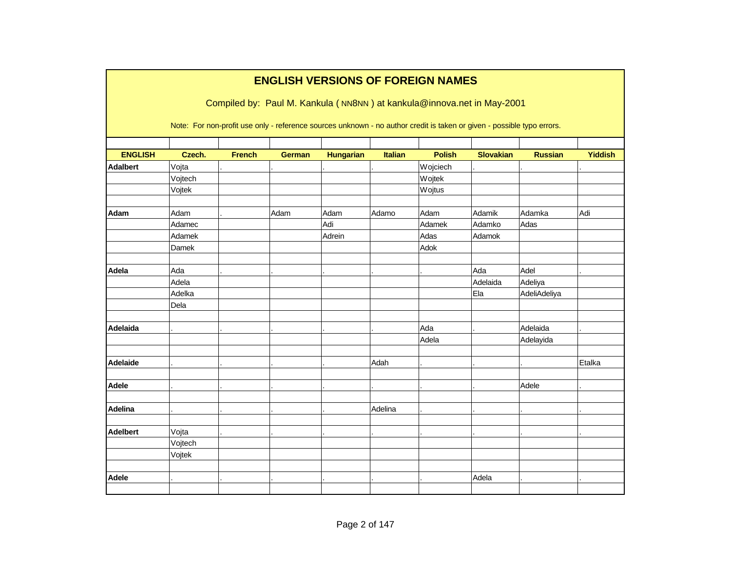# ENGLISH VERSIONS OF FOREIGN NAMES

Compiled by: Paul M. Kankula ( NN8NN ) at kankula@innova.net in May-2001

Note: For non-profit use only - reference sources unknown - no author credit is taken or given - possible typo errors.

| ENGLISH | Czech. | French | German | Hungarian | Italian | Polish | Slovakian | Russian | Yiddish |
|---|---|---|---|---|---|---|---|---|---|
| **Adalbert** | Vojta | . | . | . | . | Wojciech | . | . | . |
| | Vojtech | | | | | Wojtek | | | |
| | Vojtek | | | | | Wojtus | | | |
| | | | | | | | | | |
| **Adam** | Adam | . | Adam | Adam | Adamo | Adam | Adamik | Adamka | Adi |
| | Adamec | | | Adi | | Adamek | Adamko | Adas | |
| | Adamek | | | Adrein | | Adas | Adamok | | |
| | Damek | | | | | Adok | | | |
| | | | | | | | | | |
| **Adela** | Ada | . | . | . | . | . | Ada | Adel | . |
| | Adela | | | | | | Adelaida | Adeliya | |
| | Adelka | | | | | | Ela | AdeliAdeliya | |
| | Dela | | | | | | | | |
| | | | | | | | | | |
| **Adelaida** | . | . | . | . | . | Ada | . | Adelaida | . |
| | | | | | | Adela | | Adelayida | |
| | | | | | | | | | |
| **Adelaide** | . | . | . | . | Adah | . | . | . | Etalka |
| | | | | | | | | | |
| **Adele** | . | . | . | . | . | . | . | Adele | . |
| | | | | | | | | | |
| **Adelina** | . | . | . | . | Adelina | . | . | . | . |
| | | | | | | | | | |
| **Adelbert** | Vojta | . | . | . | . | . | . | . | . |
| | Vojtech | | | | | | | | |
| | Vojtek | | | | | | | | |
| | | | | | | | | | |
| **Adele** | . | . | . | . | . | . | Adela | . | . |
| | | | | | | | | | |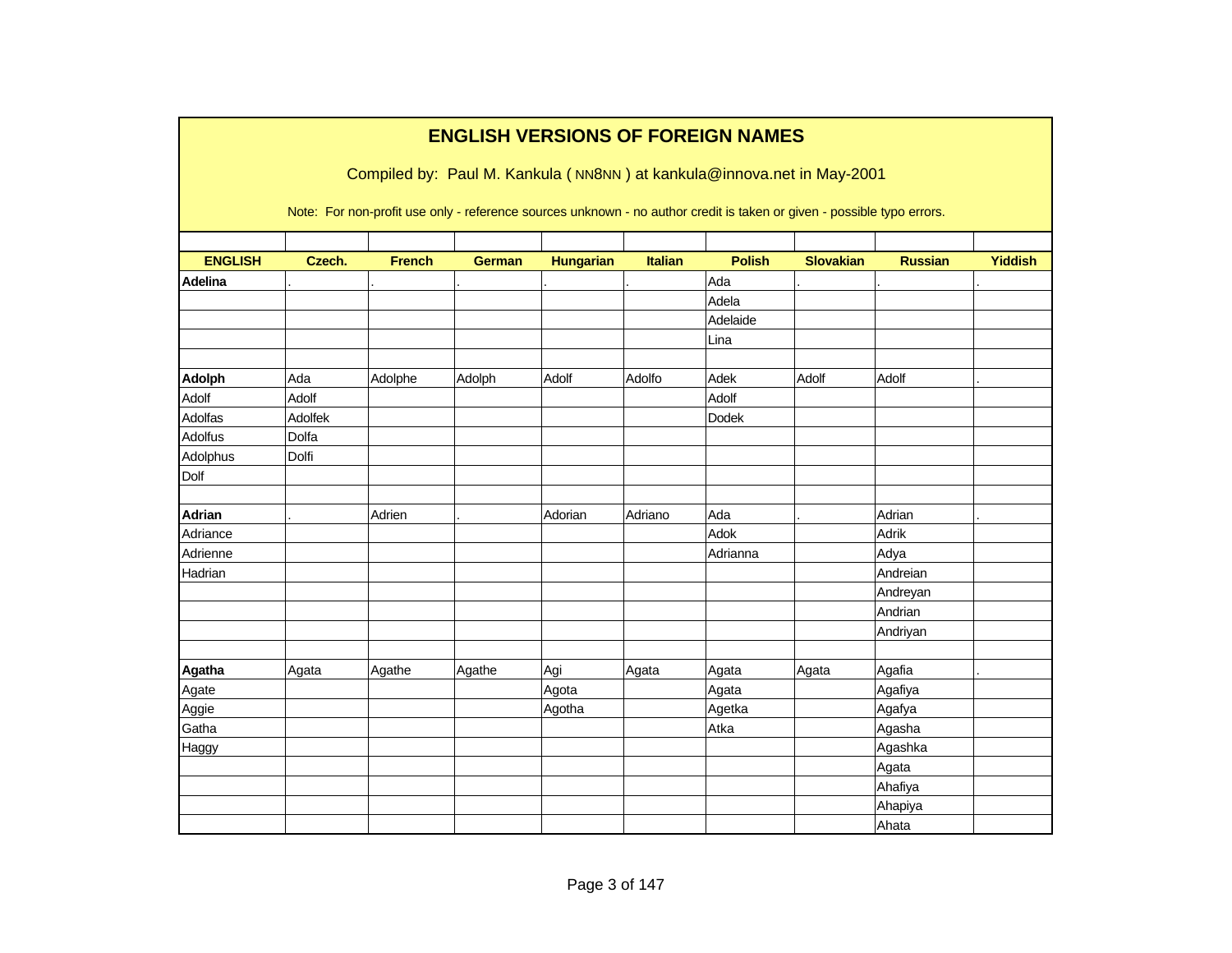# ENGLISH VERSIONS OF FOREIGN NAMES

Compiled by: Paul M. Kankula ( NN8NN ) at kankula@innova.net in May-2001

Note: For non-profit use only - reference sources unknown - no author credit is taken or given - possible typo errors.

| ENGLISH | Czech. | French | German | Hungarian | Italian | Polish | Slovakian | Russian | Yiddish |
|---|---|---|---|---|---|---|---|---|---|
| **Adelina** | . | . | . | . | . | Ada | . | . | . |
| | | | | | | Adela | | | |
| | | | | | | Adelaide | | | |
| | | | | | | Lina | | | |
| | | | | | | | | | |
| **Adolph** | Ada | Adolphe | Adolph | Adolf | Adolfo | Adek | Adolf | Adolf | . |
| Adolf | Adolf | | | | | Adolf | | | |
| Adolfas | Adolfek | | | | | Dodek | | | |
| Adolfus | Dolfa | | | | | | | | |
| Adolphus | Dolfi | | | | | | | | |
| Dolf | | | | | | | | | |
| | | | | | | | | | |
| **Adrian** | . | Adrien | . | Adorian | Adriano | Ada | . | Adrian | . |
| Adriance | | | | | | Adok | | Adrik | |
| Adrienne | | | | | | Adrianna | | Adya | |
| Hadrian | | | | | | | | Andreian | |
| | | | | | | | | Andreyan | |
| | | | | | | | | Andrian | |
| | | | | | | | | Andriyan | |
| | | | | | | | | | |
| **Agatha** | Agata | Agathe | Agathe | Agi | Agata | Agata | Agata | Agafia | . |
| Agate | | | | Agota | | Agata | | Agafiya | |
| Aggie | | | | Agotha | | Agetka | | Agafya | |
| Gatha | | | | | | Atka | | Agasha | |
| Haggy | | | | | | | | Agashka | |
| | | | | | | | | Agata | |
| | | | | | | | | Ahafiya | |
| | | | | | | | | Ahapiya | |
| | | | | | | | | Ahata | |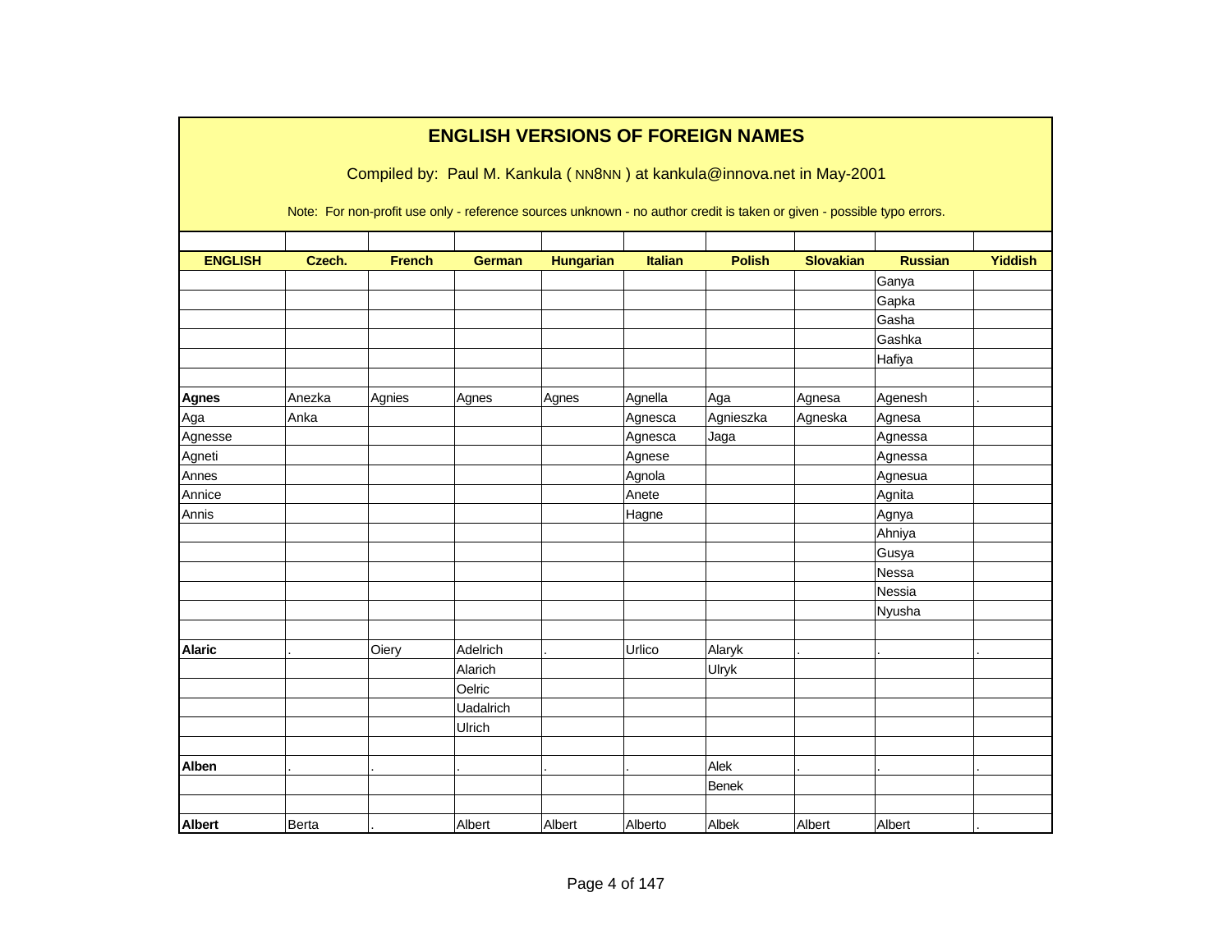# ENGLISH VERSIONS OF FOREIGN NAMES

Compiled by: Paul M. Kankula ( NN8NN ) at kankula@innova.net in May-2001

Note: For non-profit use only - reference sources unknown - no author credit is taken or given - possible typo errors.

| ENGLISH | Czech. | French | German | Hungarian | Italian | Polish | Slovakian | Russian | Yiddish |
|---|---|---|---|---|---|---|---|---|---|
| | | | | | | | | Ganya | |
| | | | | | | | | Gapka | |
| | | | | | | | | Gasha | |
| | | | | | | | | Gashka | |
| | | | | | | | | Hafiya | |
| | | | | | | | | | |
| **Agnes** | Anezka | Agnies | Agnes | Agnes | Agnella | Aga | Agnesa | Agenesh | . |
| Aga | Anka | | | | Agnesca | Agnieszka | Agneska | Agnesa | |
| Agnesse | | | | | Agnesca | Jaga | | Agnessa | |
| Agneti | | | | | Agnese | | | Agnessa | |
| Annes | | | | | Agnola | | | Agnesua | |
| Annice | | | | | Anete | | | Agnita | |
| Annis | | | | | Hagne | | | Agnya | |
| | | | | | | | | Ahniya | |
| | | | | | | | | Gusya | |
| | | | | | | | | Nessa | |
| | | | | | | | | Nessia | |
| | | | | | | | | Nyusha | |
| | | | | | | | | | |
| **Alaric** | . | Oiery | Adelrich | . | Urlico | Alaryk | . | . | . |
| | | | Alarich | | | Ulryk | | | |
| | | | Oelric | | | | | | |
| | | | Uadalrich | | | | | | |
| | | | Ulrich | | | | | | |
| | | | | | | | | | |
| **Alben** | . | . | . | . | . | Alek | . | . | . |
| | | | | | | Benek | | | |
| | | | | | | | | | |
| **Albert** | Berta | . | Albert | Albert | Alberto | Albek | Albert | Albert | . |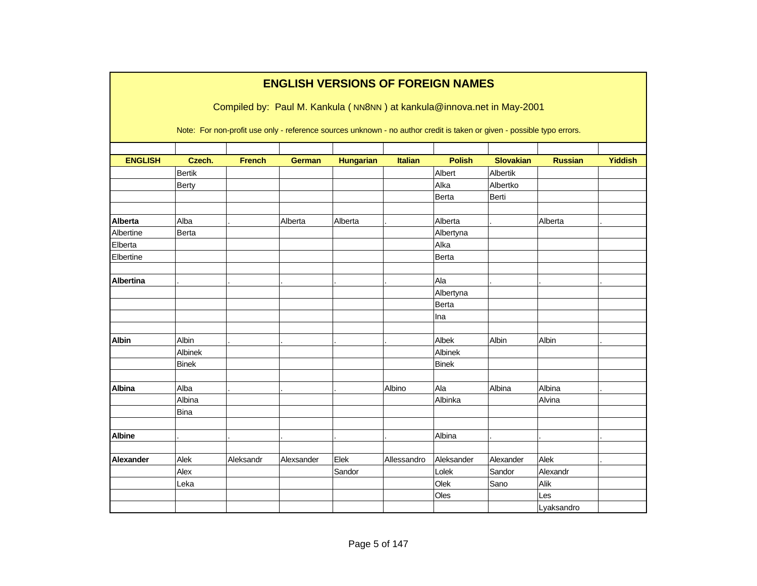# ENGLISH VERSIONS OF FOREIGN NAMES

Compiled by: Paul M. Kankula ( NN8NN ) at kankula@innova.net in May-2001

Note: For non-profit use only - reference sources unknown - no author credit is taken or given - possible typo errors.

| ENGLISH | Czech. | French | German | Hungarian | Italian | Polish | Slovakian | Russian | Yiddish |
|---|---|---|---|---|---|---|---|---|---|
| | Bertik | | | | | Albert | Albertik | | |
| | Berty | | | | | Alka | Albertko | | |
| | | | | | | Berta | Berti | | |
| | | | | | | | | | |
| **Alberta** | Alba | . | Alberta | Alberta | . | Alberta | . | Alberta | . |
| Albertine | Berta | | | | | Albertyna | | | |
| Elberta | | | | | | Alka | | | |
| Elbertine | | | | | | Berta | | | |
| | | | | | | | | | |
| **Albertina** | . | . | . | . | . | Ala | . | . | . |
| | | | | | | Albertyna | | | |
| | | | | | | Berta | | | |
| | | | | | | Ina | | | |
| | | | | | | | | | |
| **Albin** | Albin | . | . | . | . | Albek | Albin | Albin | . |
| | Albinek | | | | | Albinek | | | |
| | Binek | | | | | Binek | | | |
| | | | | | | | | | |
| **Albina** | Alba | . | . | . | Albino | Ala | Albina | Albina | . |
| | Albina | | | | | Albinka | | Alvina | |
| | Bina | | | | | | | | |
| | | | | | | | | | |
| **Albine** | . | . | . | . | . | Albina | . | . | . |
| | | | | | | | | | |
| **Alexander** | Alek | Aleksandr | Alexsander | Elek | Allessandro | Aleksander | Alexander | Alek | . |
| | Alex | | | Sandor | | Lolek | Sandor | Alexandr | |
| | Leka | | | | | Olek | Sano | Alik | |
| | | | | | | Oles | | Les | |
| | | | | | | | | Lyaksandro | |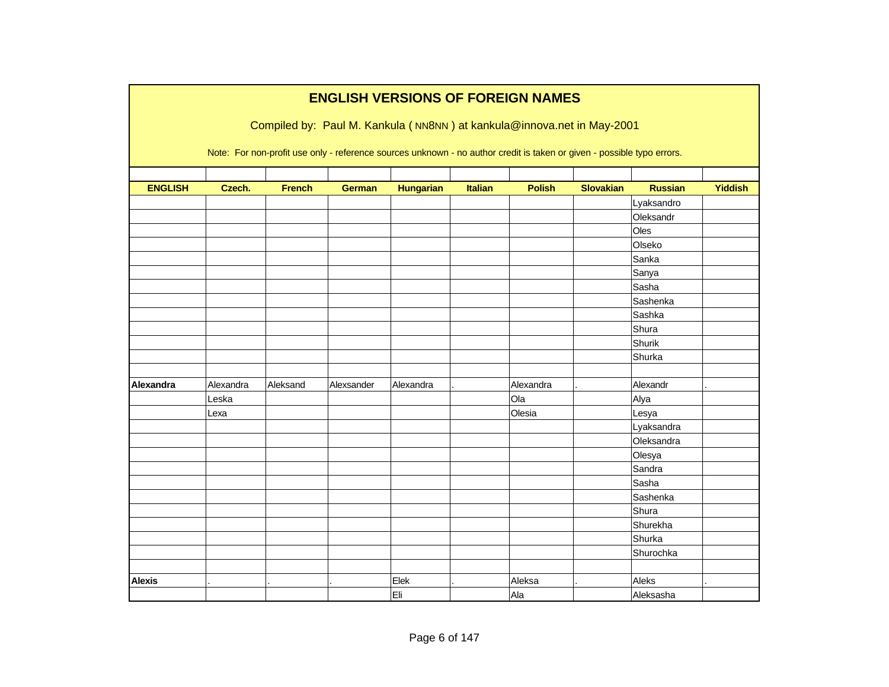# ENGLISH VERSIONS OF FOREIGN NAMES

Compiled by: Paul M. Kankula ( NN8NN ) at kankula@innova.net in May-2001

Note: For non-profit use only - reference sources unknown - no author credit is taken or given - possible typo errors.

| ENGLISH | Czech. | French | German | Hungarian | Italian | Polish | Slovakian | Russian | Yiddish |
|---|---|---|---|---|---|---|---|---|---|
| | | | | | | | | Lyaksandro | |
| | | | | | | | | Oleksandr | |
| | | | | | | | | Oles | |
| | | | | | | | | Olseko | |
| | | | | | | | | Sanka | |
| | | | | | | | | Sanya | |
| | | | | | | | | Sasha | |
| | | | | | | | | Sashenka | |
| | | | | | | | | Sashka | |
| | | | | | | | | Shura | |
| | | | | | | | | Shurik | |
| | | | | | | | | Shurka | |
| | | | | | | | | | |
| **Alexandra** | Alexandra | Aleksand | Alexsander | Alexandra | . | Alexandra | . | Alexandr | . |
| | Leska | | | | | Ola | | Alya | |
| | Lexa | | | | | Olesia | | Lesya | |
| | | | | | | | | Lyaksandra | |
| | | | | | | | | Oleksandra | |
| | | | | | | | | Olesya | |
| | | | | | | | | Sandra | |
| | | | | | | | | Sasha | |
| | | | | | | | | Sashenka | |
| | | | | | | | | Shura | |
| | | | | | | | | Shurekha | |
| | | | | | | | | Shurka | |
| | | | | | | | | Shurochka | |
| | | | | | | | | | |
| **Alexis** | . | . | . | Elek | . | Aleksa | . | Aleks | . |
| | | | | Eli | | Ala | | Aleksasha | |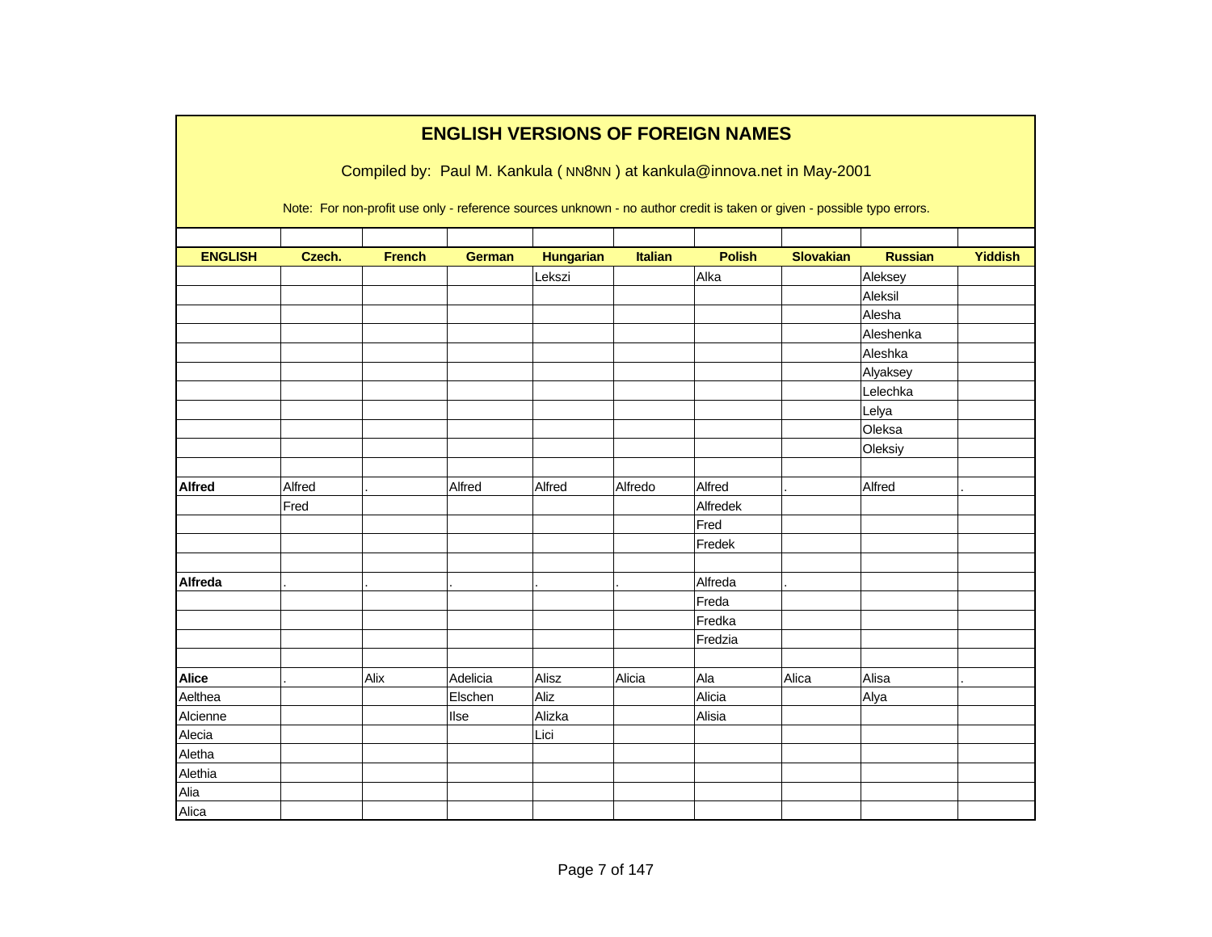# ENGLISH VERSIONS OF FOREIGN NAMES

Compiled by: Paul M. Kankula ( NN8NN ) at kankula@innova.net in May-2001

Note: For non-profit use only - reference sources unknown - no author credit is taken or given - possible typo errors.

| ENGLISH | Czech. | French | German | Hungarian | Italian | Polish | Slovakian | Russian | Yiddish |
|---|---|---|---|---|---|---|---|---|---|
| | | | | Lekszi | | Alka | | Aleksey | |
| | | | | | | | | Aleksil | |
| | | | | | | | | Alesha | |
| | | | | | | | | Aleshenka | |
| | | | | | | | | Aleshka | |
| | | | | | | | | Alyaksey | |
| | | | | | | | | Lelechka | |
| | | | | | | | | Lelya | |
| | | | | | | | | Oleksa | |
| | | | | | | | | Oleksiy | |
| | | | | | | | | | |
| **Alfred** | Alfred | . | Alfred | Alfred | Alfredo | Alfred | . | Alfred | . |
| | Fred | | | | | Alfredek | | | |
| | | | | | | Fred | | | |
| | | | | | | Fredek | | | |
| | | | | | | | | | |
| **Alfreda** | . | . | . | . | . | Alfreda | . | | |
| | | | | | | Freda | | | |
| | | | | | | Fredka | | | |
| | | | | | | Fredzia | | | |
| | | | | | | | | | |
| **Alice** | . | Alix | Adelicia | Alisz | Alicia | Ala | Alica | Alisa | . |
| Aelthea | | | Elschen | Aliz | | Alicia | | Alya | |
| Alcienne | | | Ilse | Alizka | | Alisia | | | |
| Alecia | | | | Lici | | | | | |
| Aletha | | | | | | | | | |
| Alethia | | | | | | | | | |
| Alia | | | | | | | | | |
| Alica | | | | | | | | | |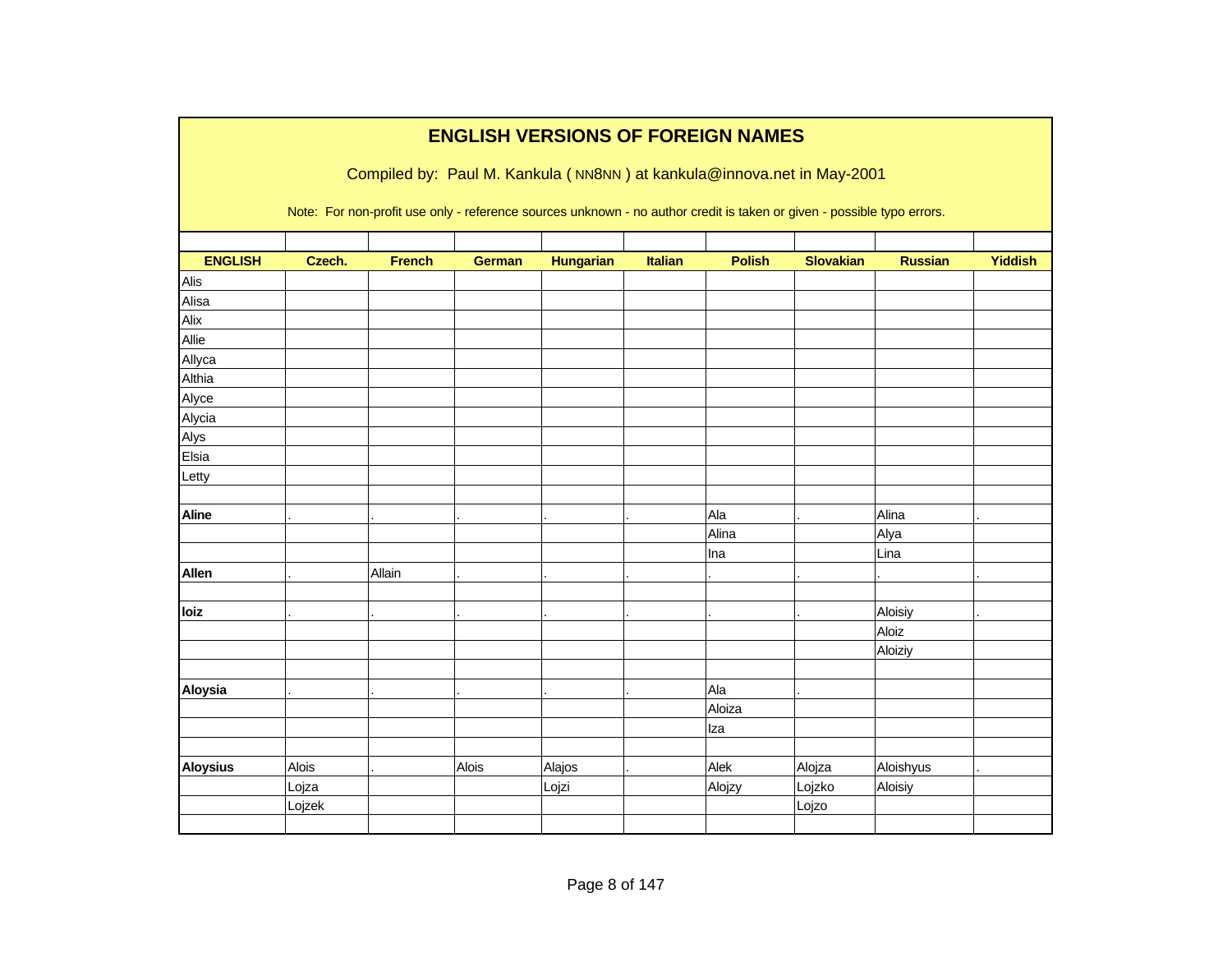# ENGLISH VERSIONS OF FOREIGN NAMES

Compiled by: Paul M. Kankula ( NN8NN ) at kankula@innova.net in May-2001

Note: For non-profit use only - reference sources unknown - no author credit is taken or given - possible typo errors.

| ENGLISH | Czech. | French | German | Hungarian | Italian | Polish | Slovakian | Russian | Yiddish |
|---|---|---|---|---|---|---|---|---|---|
| Alis | | | | | | | | | |
| Alisa | | | | | | | | | |
| Alix | | | | | | | | | |
| Allie | | | | | | | | | |
| Allyca | | | | | | | | | |
| Althia | | | | | | | | | |
| Alyce | | | | | | | | | |
| Alycia | | | | | | | | | |
| Alys | | | | | | | | | |
| Elsia | | | | | | | | | |
| Letty | | | | | | | | | |
| | | | | | | | | | |
| **Aline** | . | . | . | . | . | Ala | . | Alina | . |
| | | | | | | Alina | | Alya | |
| | | | | | | Ina | | Lina | |
| **Allen** | . | Allain | . | . | . | . | . | . | . |
| | | | | | | | | | |
| **Ioiz** | . | . | . | . | . | . | . | Aloisiy | . |
| | | | | | | | | Aloiz | |
| | | | | | | | | Aloiziy | |
| | | | | | | | | | |
| **Aloysia** | . | . | . | . | . | Ala | . | | |
| | | | | | | Aloiza | | | |
| | | | | | | Iza | | | |
| | | | | | | | | | |
| **Aloysius** | Alois | . | Alois | Alajos | . | Alek | Alojza | Aloishyus | . |
| | Lojza | | | Lojzi | | Alojzy | Lojzko | Aloisiy | |
| | Lojzek | | | | | | Lojzo | | |
| | | | | | | | | | |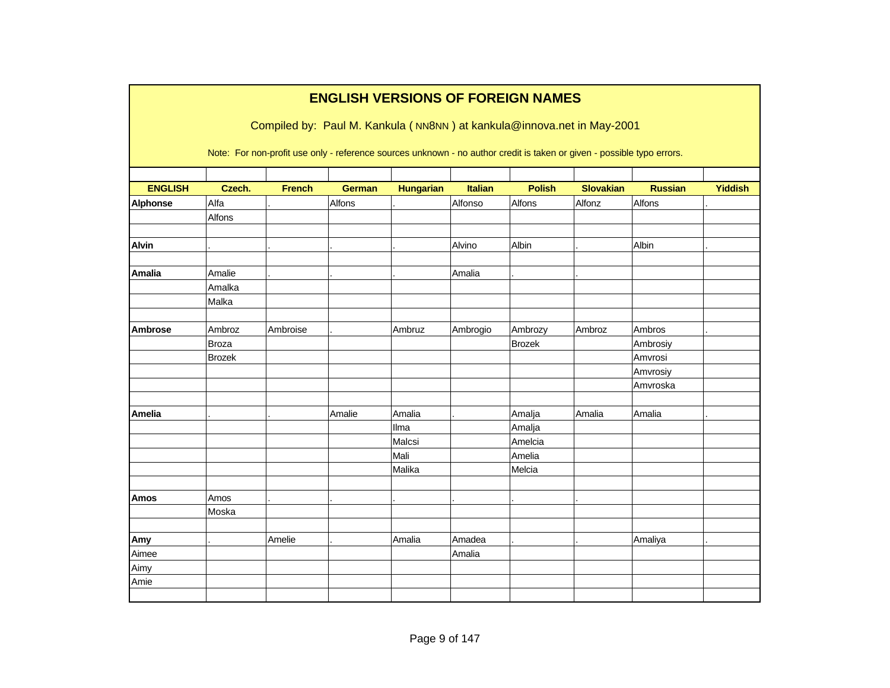# ENGLISH VERSIONS OF FOREIGN NAMES

Compiled by: Paul M. Kankula ( NN8NN ) at kankula@innova.net in May-2001

Note: For non-profit use only - reference sources unknown - no author credit is taken or given - possible typo errors.

| ENGLISH | Czech. | French | German | Hungarian | Italian | Polish | Slovakian | Russian | Yiddish |
|---|---|---|---|---|---|---|---|---|---|
| **Alphonse** | Alfa | . | Alfons | . | Alfonso | Alfons | Alfonz | Alfons | . |
| | Alfons | | | | | | | | |
| | | | | | | | | | |
| **Alvin** | . | . | . | . | Alvino | Albin | . | Albin | . |
| | | | | | | | | | |
| **Amalia** | Amalie | . | . | . | Amalia | . | . | | |
| | Amalka | | | | | | | | |
| | Malka | | | | | | | | |
| | | | | | | | | | |
| **Ambrose** | Ambroz | Ambroise | . | Ambruz | Ambrogio | Ambrozy | Ambroz | Ambros | . |
| | Broza | | | | | Brozek | | Ambrosiy | |
| | Brozek | | | | | | | Amvrosi | |
| | | | | | | | | Amvrosiy | |
| | | | | | | | | Amvroska | |
| | | | | | | | | | |
| **Amelia** | . | . | Amalie | Amalia | . | Amalja | Amalia | Amalia | . |
| | | | | Ilma | | Amalja | | | |
| | | | | Malcsi | | Amelcia | | | |
| | | | | Mali | | Amelia | | | |
| | | | | Malika | | Melcia | | | |
| | | | | | | | | | |
| **Amos** | Amos | . | . | . | . | . | . | | |
| | Moska | | | | | | | | |
| | | | | | | | | | |
| **Amy** | . | Amelie | . | Amalia | Amadea | . | . | Amaliya | . |
| Aimee | | | | | Amalia | | | | |
| Aimy | | | | | | | | | |
| Amie | | | | | | | | | |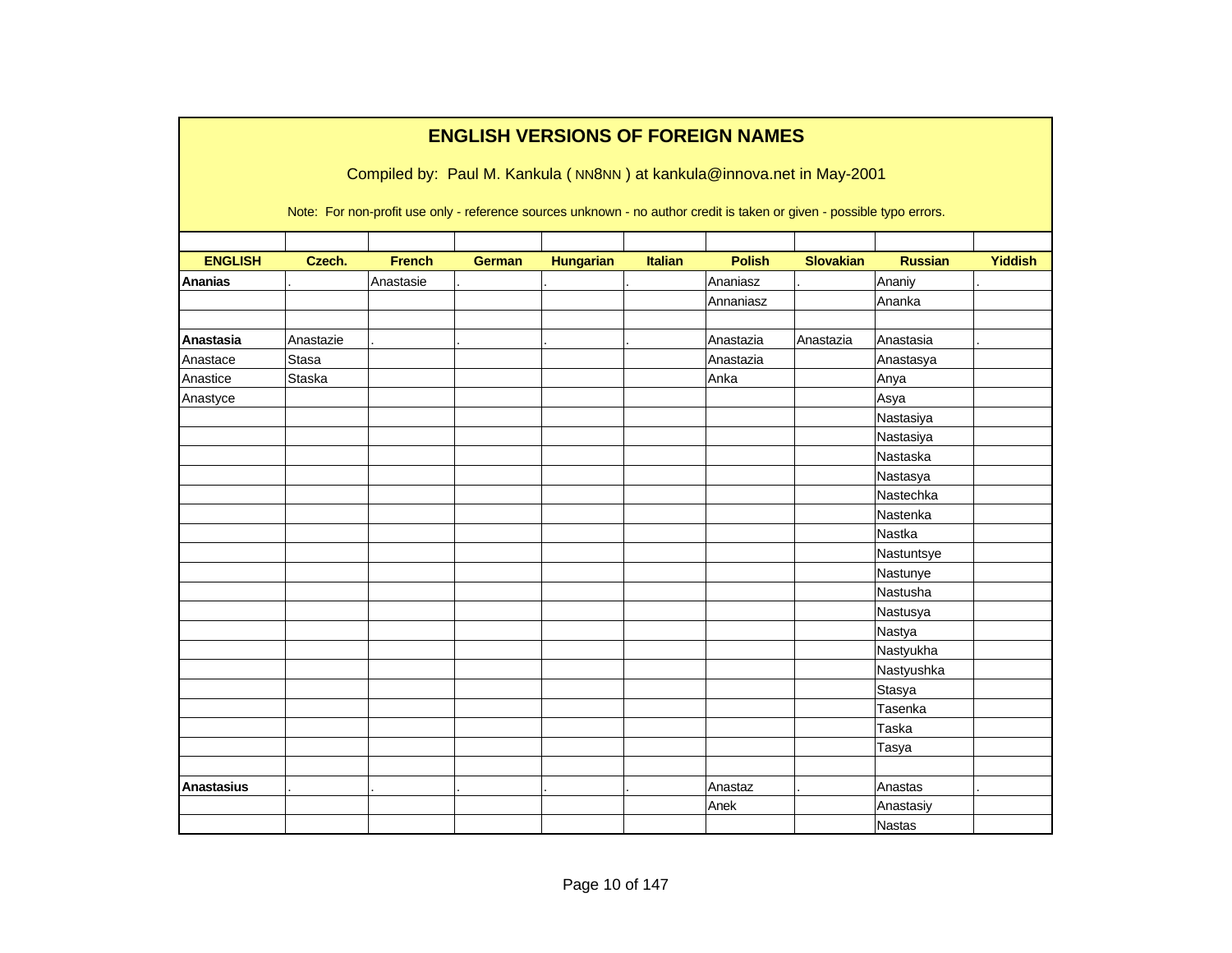# ENGLISH VERSIONS OF FOREIGN NAMES

Compiled by: Paul M. Kankula ( NN8NN ) at kankula@innova.net in May-2001

Note: For non-profit use only - reference sources unknown - no author credit is taken or given - possible typo errors.

| ENGLISH | Czech. | French | German | Hungarian | Italian | Polish | Slovakian | Russian | Yiddish |
|---|---|---|---|---|---|---|---|---|---|
| **Ananias** | . | Anastasie | . | . | . | Ananiasz | . | Ananiy | . |
| | | | | | | Annaniasz | | Ananka | |
| | | | | | | | | | |
| **Anastasia** | Anastazie | . | . | . | . | Anastazia | Anastazia | Anastasia | . |
| Anastace | Stasa | | | | | Anastazia | | Anastasya | |
| Anastice | Staska | | | | | Anka | | Anya | |
| Anastyce | | | | | | | | Asya | |
| | | | | | | | | Nastasiya | |
| | | | | | | | | Nastasiya | |
| | | | | | | | | Nastaska | |
| | | | | | | | | Nastasya | |
| | | | | | | | | Nastechka | |
| | | | | | | | | Nastenka | |
| | | | | | | | | Nastka | |
| | | | | | | | | Nastuntsye | |
| | | | | | | | | Nastunye | |
| | | | | | | | | Nastusha | |
| | | | | | | | | Nastusya | |
| | | | | | | | | Nastya | |
| | | | | | | | | Nastyukha | |
| | | | | | | | | Nastyushka | |
| | | | | | | | | Stasya | |
| | | | | | | | | Tasenka | |
| | | | | | | | | Taska | |
| | | | | | | | | Tasya | |
| | | | | | | | | | |
| **Anastasius** | . | . | . | . | . | Anastaz | . | Anastas | . |
| | | | | | | Anek | | Anastasiy | |
| | | | | | | | | Nastas | |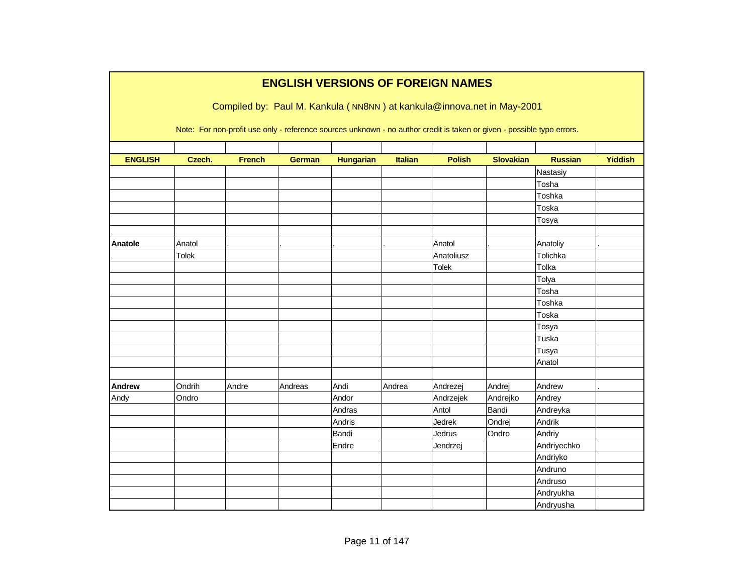# ENGLISH VERSIONS OF FOREIGN NAMES

Compiled by: Paul M. Kankula ( NN8NN ) at kankula@innova.net in May-2001

Note: For non-profit use only - reference sources unknown - no author credit is taken or given - possible typo errors.

| ENGLISH | Czech. | French | German | Hungarian | Italian | Polish | Slovakian | Russian | Yiddish |
|---|---|---|---|---|---|---|---|---|---|
| | | | | | | | | Nastasiy | |
| | | | | | | | | Tosha | |
| | | | | | | | | Toshka | |
| | | | | | | | | Toska | |
| | | | | | | | | Tosya | |
| | | | | | | | | | |
| **Anatole** | Anatol | . | . | . | . | Anatol | . | Anatoliy | . |
| | Tolek | | | | | Anatoliusz | | Tolichka | |
| | | | | | | Tolek | | Tolka | |
| | | | | | | | | Tolya | |
| | | | | | | | | Tosha | |
| | | | | | | | | Toshka | |
| | | | | | | | | Toska | |
| | | | | | | | | Tosya | |
| | | | | | | | | Tuska | |
| | | | | | | | | Tusya | |
| | | | | | | | | Anatol | |
| | | | | | | | | | |
| **Andrew** | Ondrih | Andre | Andreas | Andi | Andrea | Andrezej | Andrej | Andrew | . |
| Andy | Ondro | | | Andor | | Andrzejek | Andrejko | Andrey | |
| | | | | Andras | | Antol | Bandi | Andreyka | |
| | | | | Andris | | Jedrek | Ondrej | Andrik | |
| | | | | Bandi | | Jedrus | Ondro | Andriy | |
| | | | | Endre | | Jendrzej | | Andriyechko | |
| | | | | | | | | Andriyko | |
| | | | | | | | | Andruno | |
| | | | | | | | | Andruso | |
| | | | | | | | | Andryukha | |
| | | | | | | | | Andryusha | |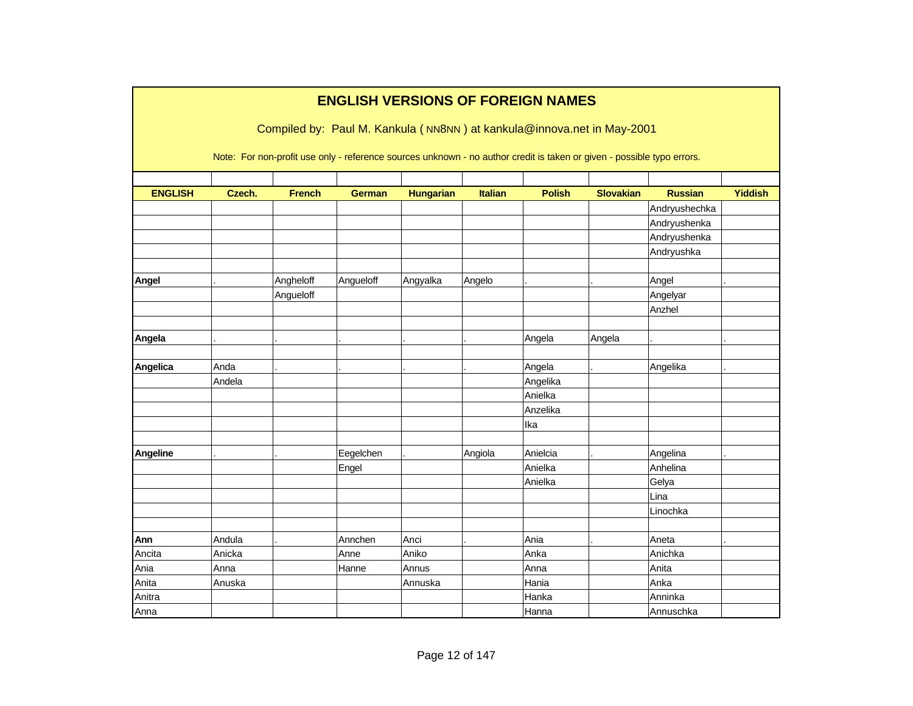## ENGLISH VERSIONS OF FOREIGN NAMES

Compiled by: Paul M. Kankula ( NN8NN ) at kankula@innova.net in May-2001

Note: For non-profit use only - reference sources unknown - no author credit is taken or given - possible typo errors.

| ENGLISH | Czech. | French | German | Hungarian | Italian | Polish | Slovakian | Russian | Yiddish |
|---|---|---|---|---|---|---|---|---|---|
| | | | | | | | | Andryushechka | |
| | | | | | | | | Andryushenka | |
| | | | | | | | | Andryushenka | |
| | | | | | | | | Andryushka | |
| | | | | | | | | | |
| **Angel** | . | Angheloff | Angueloff | Angyalka | Angelo | . | . | Angel | . |
| | | Angueloff | | | | | | Angelyar | |
| | | | | | | | | Anzhel | |
| | | | | | | | | | |
| **Angela** | . | . | . | . | . | Angela | Angela | . | . |
| | | | | | | | | | |
| **Angelica** | Anda | . | . | . | . | Angela | . | Angelika | . |
| | Andela | | | | | Angelika | | | |
| | | | | | | Anielka | | | |
| | | | | | | Anzelika | | | |
| | | | | | | Ika | | | |
| | | | | | | | | | |
| **Angeline** | . | . | Eegelchen | . | Angiola | Anielcia | . | Angelina | . |
| | | | Engel | | | Anielka | | Anhelina | |
| | | | | | | Anielka | | Gelya | |
| | | | | | | | | Lina | |
| | | | | | | | | Linochka | |
| | | | | | | | | | |
| **Ann** | Andula | . | Annchen | Anci | . | Ania | . | Aneta | . |
| Ancita | Anicka | | Anne | Aniko | | Anka | | Anichka | |
| Ania | Anna | | Hanne | Annus | | Anna | | Anita | |
| Anita | Anuska | | | Annuska | | Hania | | Anka | |
| Anitra | | | | | | Hanka | | Anninka | |
| Anna | | | | | | Hanna | | Annuschka | |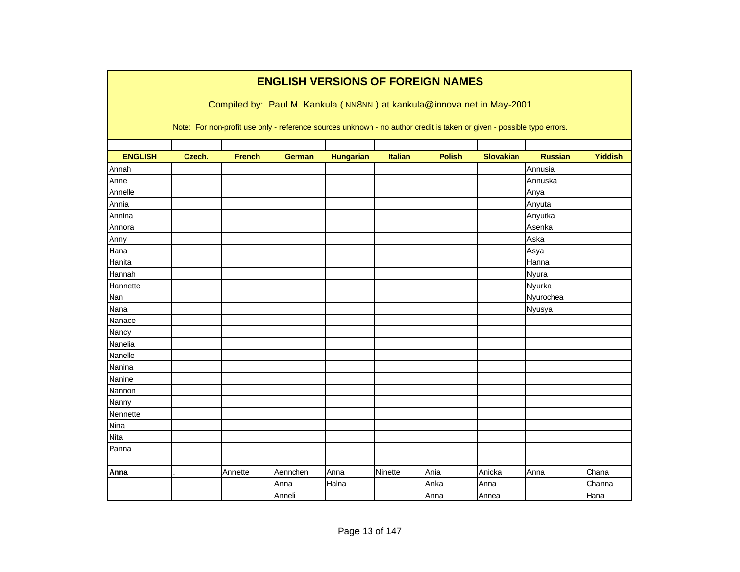# ENGLISH VERSIONS OF FOREIGN NAMES

Compiled by: Paul M. Kankula ( NN8NN ) at kankula@innova.net in May-2001

Note: For non-profit use only - reference sources unknown - no author credit is taken or given - possible typo errors.

| ENGLISH | Czech. | French | German | Hungarian | Italian | Polish | Slovakian | Russian | Yiddish |
|---|---|---|---|---|---|---|---|---|---|
| Annah | | | | | | | | Annusia | |
| Anne | | | | | | | | Annuska | |
| Annelle | | | | | | | | Anya | |
| Annia | | | | | | | | Anyuta | |
| Annina | | | | | | | | Anyutka | |
| Annora | | | | | | | | Asenka | |
| Anny | | | | | | | | Aska | |
| Hana | | | | | | | | Asya | |
| Hanita | | | | | | | | Hanna | |
| Hannah | | | | | | | | Nyura | |
| Hannette | | | | | | | | Nyurka | |
| Nan | | | | | | | | Nyurochea | |
| Nana | | | | | | | | Nyusya | |
| Nanace | | | | | | | | | |
| Nancy | | | | | | | | | |
| Nanelia | | | | | | | | | |
| Nanelle | | | | | | | | | |
| Nanina | | | | | | | | | |
| Nanine | | | | | | | | | |
| Nannon | | | | | | | | | |
| Nanny | | | | | | | | | |
| Nennette | | | | | | | | | |
| Nina | | | | | | | | | |
| Nita | | | | | | | | | |
| Panna | | | | | | | | | |
| | | | | | | | | | |
| **Anna** | . | Annette | Aennchen | Anna | Ninette | Ania | Anicka | Anna | Chana |
| | | | Anna | Halna | | Anka | Anna | | Channa |
| | | | Anneli | | | Anna | Annea | | Hana |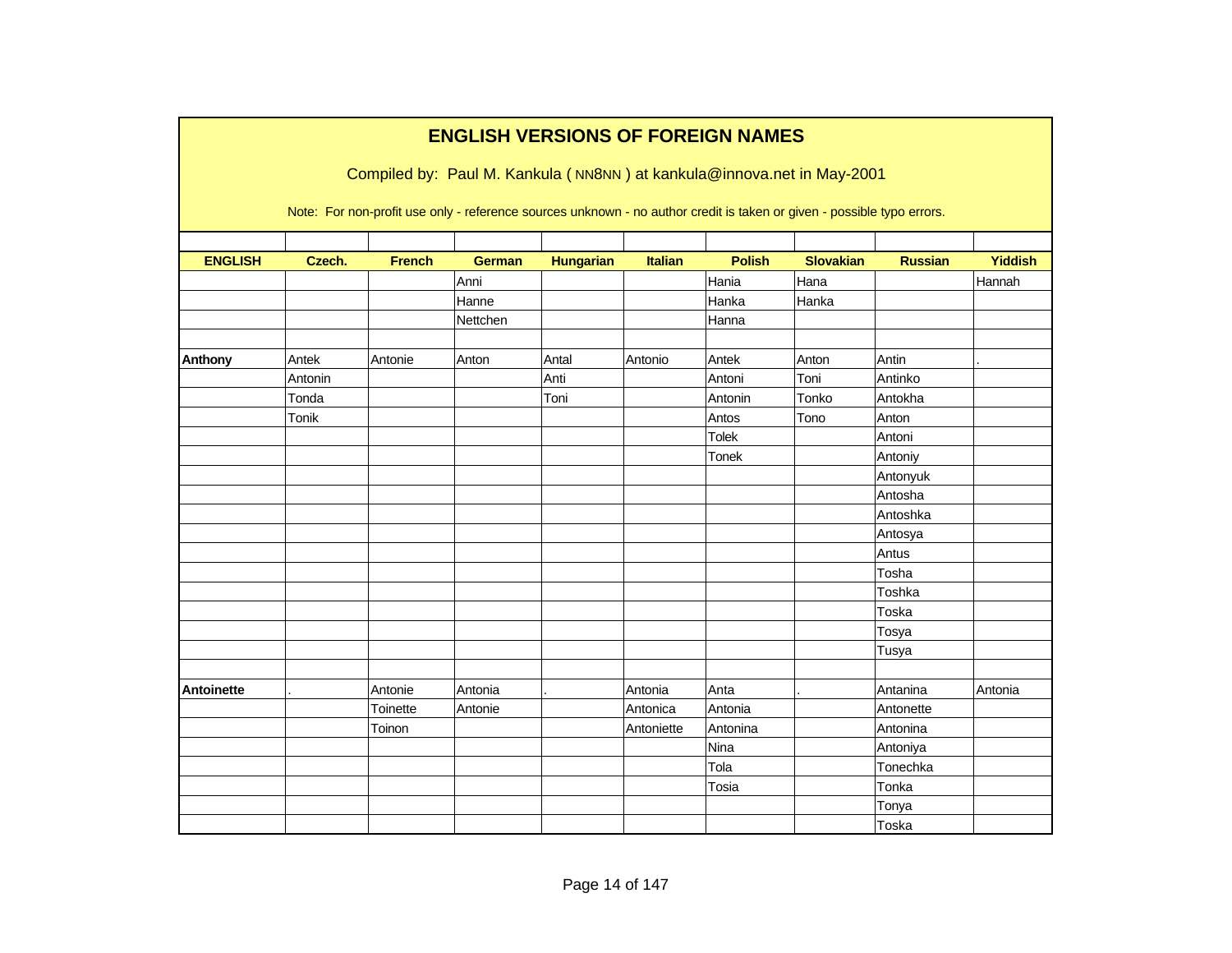# ENGLISH VERSIONS OF FOREIGN NAMES

Compiled by: Paul M. Kankula ( NN8NN ) at kankula@innova.net in May-2001

Note: For non-profit use only - reference sources unknown - no author credit is taken or given - possible typo errors.

| ENGLISH | Czech. | French | German | Hungarian | Italian | Polish | Slovakian | Russian | Yiddish |
|---|---|---|---|---|---|---|---|---|---|
| | | | Anni | | | Hania | Hana | | Hannah |
| | | | Hanne | | | Hanka | Hanka | | |
| | | | Nettchen | | | Hanna | | | |
| | | | | | | | | | |
| **Anthony** | Antek | Antonie | Anton | Antal | Antonio | Antek | Anton | Antin | . |
| | Antonin | | | Anti | | Antoni | Toni | Antinko | |
| | Tonda | | | Toni | | Antonin | Tonko | Antokha | |
| | Tonik | | | | | Antos | Tono | Anton | |
| | | | | | | Tolek | | Antoni | |
| | | | | | | Tonek | | Antoniy | |
| | | | | | | | | Antonyuk | |
| | | | | | | | | Antosha | |
| | | | | | | | | Antoshka | |
| | | | | | | | | Antosya | |
| | | | | | | | | Antus | |
| | | | | | | | | Tosha | |
| | | | | | | | | Toshka | |
| | | | | | | | | Toska | |
| | | | | | | | | Tosya | |
| | | | | | | | | Tusya | |
| | | | | | | | | | |
| **Antoinette** | . | Antonie | Antonia | . | Antonia | Anta | . | Antanina | Antonia |
| | | Toinette | Antonie | | Antonica | Antonia | | Antonette | |
| | | Toinon | | | Antoniette | Antonina | | Antonina | |
| | | | | | | Nina | | Antoniya | |
| | | | | | | Tola | | Tonechka | |
| | | | | | | Tosia | | Tonka | |
| | | | | | | | | Tonya | |
| | | | | | | | | Toska | |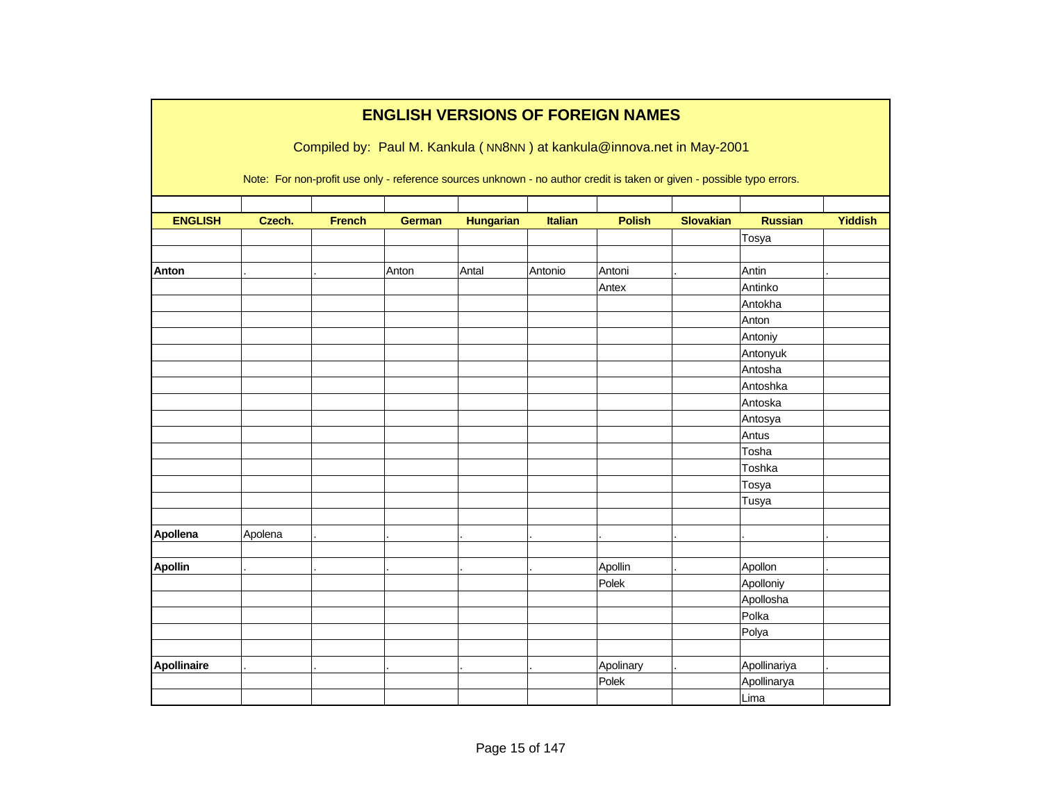# ENGLISH VERSIONS OF FOREIGN NAMES

Compiled by: Paul M. Kankula ( NN8NN ) at kankula@innova.net in May-2001

Note: For non-profit use only - reference sources unknown - no author credit is taken or given - possible typo errors.

| ENGLISH | Czech. | French | German | Hungarian | Italian | Polish | Slovakian | Russian | Yiddish |
|---|---|---|---|---|---|---|---|---|---|
| | | | | | | | | Tosya | |
| | | | | | | | | | |
| **Anton** | . | . | Anton | Antal | Antonio | Antoni | . | Antin | . |
| | | | | | | Antex | | Antinko | |
| | | | | | | | | Antokha | |
| | | | | | | | | Anton | |
| | | | | | | | | Antoniy | |
| | | | | | | | | Antonyuk | |
| | | | | | | | | Antosha | |
| | | | | | | | | Antoshka | |
| | | | | | | | | Antoska | |
| | | | | | | | | Antosya | |
| | | | | | | | | Antus | |
| | | | | | | | | Tosha | |
| | | | | | | | | Toshka | |
| | | | | | | | | Tosya | |
| | | | | | | | | Tusya | |
| | | | | | | | | | |
| **Apollena** | Apolena | . | . | . | . | . | . | . | . |
| | | | | | | | | | |
| **Apollin** | . | . | . | . | . | Apollin | . | Apollon | . |
| | | | | | | Polek | | Apolloniy | |
| | | | | | | | | Apollosha | |
| | | | | | | | | Polka | |
| | | | | | | | | Polya | |
| | | | | | | | | | |
| **Apollinaire** | . | . | . | . | . | Apolinary | . | Apollinariya | . |
| | | | | | | Polek | | Apollinarya | |
| | | | | | | | | Lima | |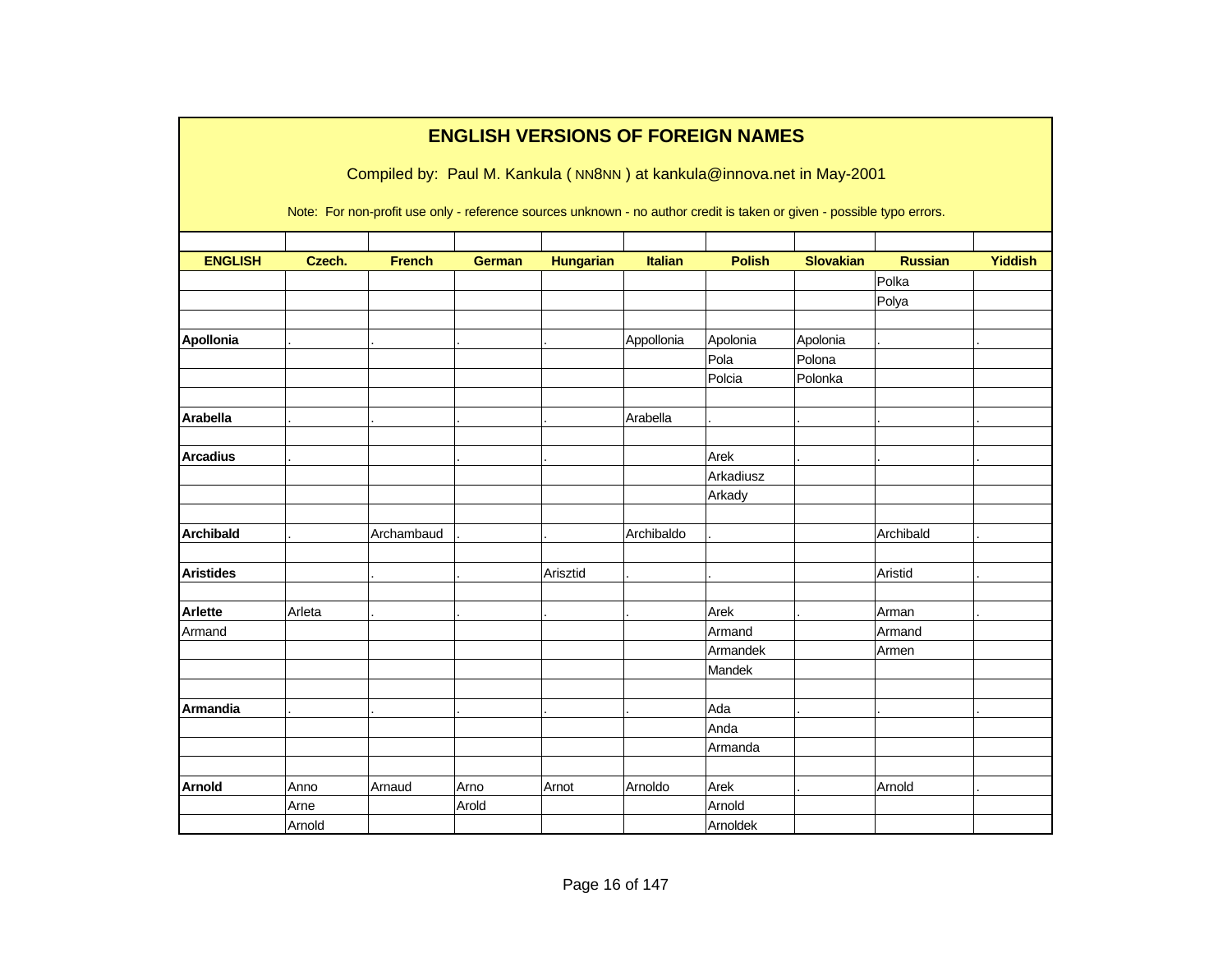# ENGLISH VERSIONS OF FOREIGN NAMES

Compiled by: Paul M. Kankula ( NN8NN ) at kankula@innova.net in May-2001

Note: For non-profit use only - reference sources unknown - no author credit is taken or given - possible typo errors.

| ENGLISH | Czech. | French | German | Hungarian | Italian | Polish | Slovakian | Russian | Yiddish |
|---|---|---|---|---|---|---|---|---|---|
| | | | | | | | | Polka | |
| | | | | | | | | Polya | |
| | | | | | | | | | |
| **Apollonia** | . | . | . | . | Appollonia | Apolonia | Apolonia | . | . |
| | | | | | | Pola | Polona | | |
| | | | | | | Polcia | Polonka | | |
| | | | | | | | | | |
| **Arabella** | . | . | . | . | Arabella | . | . | . | . |
| | | | | | | | | | |
| **Arcadius** | . | | . | . | | Arek | . | . | . |
| | | | | | | Arkadiusz | | | |
| | | | | | | Arkady | | | |
| | | | | | | | | | |
| **Archibald** | . | Archambaud | . | . | Archibaldo | . | | Archibald | . |
| | | | | | | | | | |
| **Aristides** | | . | . | Arisztid | . | . | | Aristid | . |
| | | | | | | | | | |
| **Arlette** | Arleta | . | . | . | . | Arek | . | Arman | . |
| Armand | | | | | | Armand | | Armand | |
| | | | | | | Armandek | | Armen | |
| | | | | | | Mandek | | | |
| | | | | | | | | | |
| **Armandia** | . | . | . | . | . | Ada | . | . | . |
| | | | | | | Anda | | | |
| | | | | | | Armanda | | | |
| | | | | | | | | | |
| **Arnold** | Anno | Arnaud | Arno | Arnot | Arnoldo | Arek | . | Arnold | . |
| | Arne | | Arold | | | Arnold | | | |
| | Arnold | | | | | Arnoldek | | | |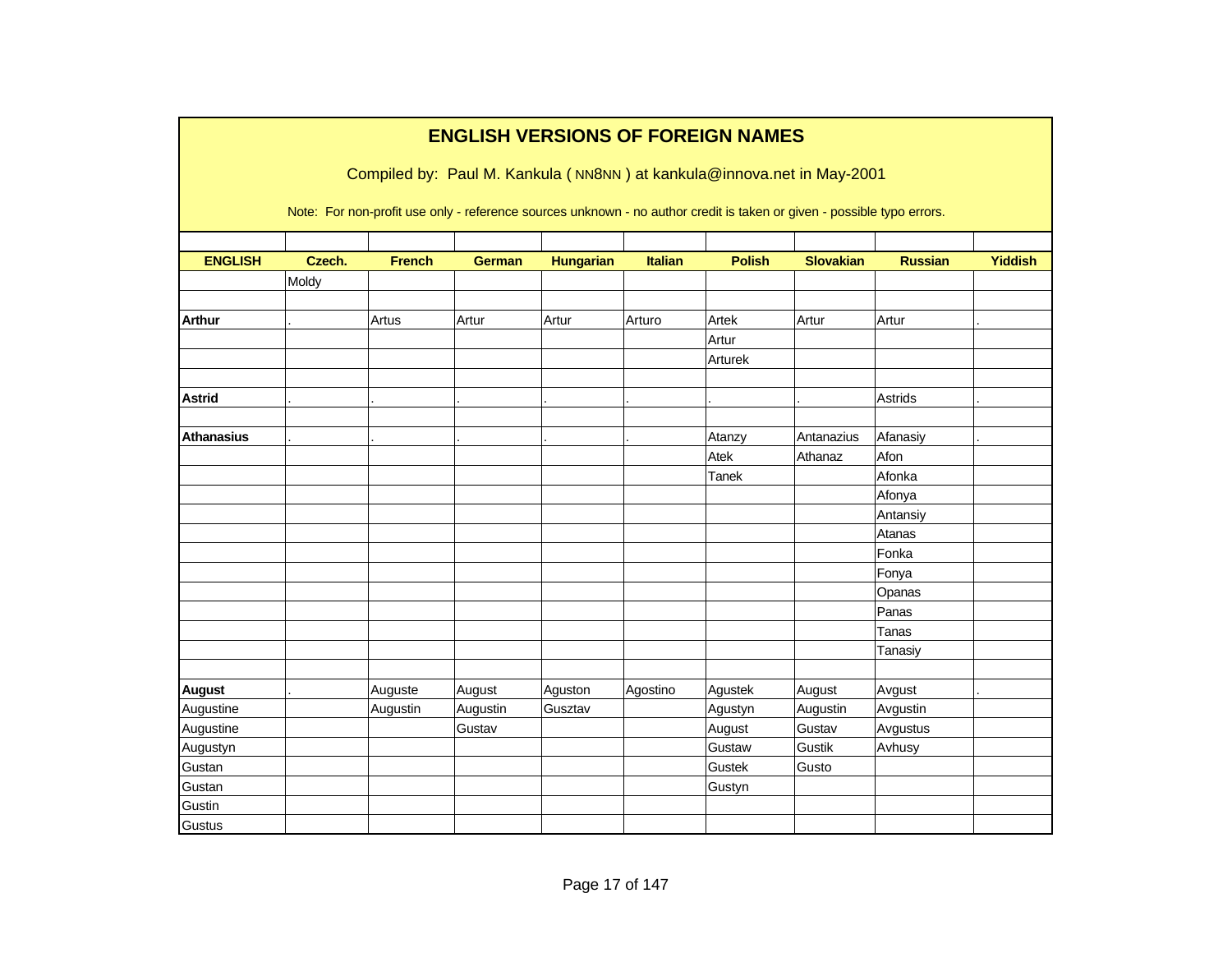# ENGLISH VERSIONS OF FOREIGN NAMES

Compiled by: Paul M. Kankula ( NN8NN ) at kankula@innova.net in May-2001

Note: For non-profit use only - reference sources unknown - no author credit is taken or given - possible typo errors.

| ENGLISH | Czech. | French | German | Hungarian | Italian | Polish | Slovakian | Russian | Yiddish |
|---|---|---|---|---|---|---|---|---|---|
| | Moldy | | | | | | | | |
| | | | | | | | | | |
| **Arthur** | . | Artus | Artur | Artur | Arturo | Artek | Artur | Artur | . |
| | | | | | | Artur | | | |
| | | | | | | Arturek | | | |
| | | | | | | | | | |
| **Astrid** | . | . | . | . | . | . | . | Astrids | . |
| | | | | | | | | | |
| **Athanasius** | . | . | . | . | . | Atanzy | Antanazius | Afanasiy | . |
| | | | | | | Atek | Athanaz | Afon | |
| | | | | | | Tanek | | Afonka | |
| | | | | | | | | Afonya | |
| | | | | | | | | Antansiy | |
| | | | | | | | | Atanas | |
| | | | | | | | | Fonka | |
| | | | | | | | | Fonya | |
| | | | | | | | | Opanas | |
| | | | | | | | | Panas | |
| | | | | | | | | Tanas | |
| | | | | | | | | Tanasiy | |
| | | | | | | | | | |
| **August** | . | Auguste | August | Aguston | Agostino | Agustek | August | Avgust | . |
| Augustine | | Augustin | Augustin | Gusztav | | Agustyn | Augustin | Avgustin | |
| Augustine | | | Gustav | | | August | Gustav | Avgustus | |
| Augustyn | | | | | | Gustaw | Gustik | Avhusy | |
| Gustan | | | | | | Gustek | Gusto | | |
| Gustan | | | | | | Gustyn | | | |
| Gustin | | | | | | | | | |
| Gustus | | | | | | | | | |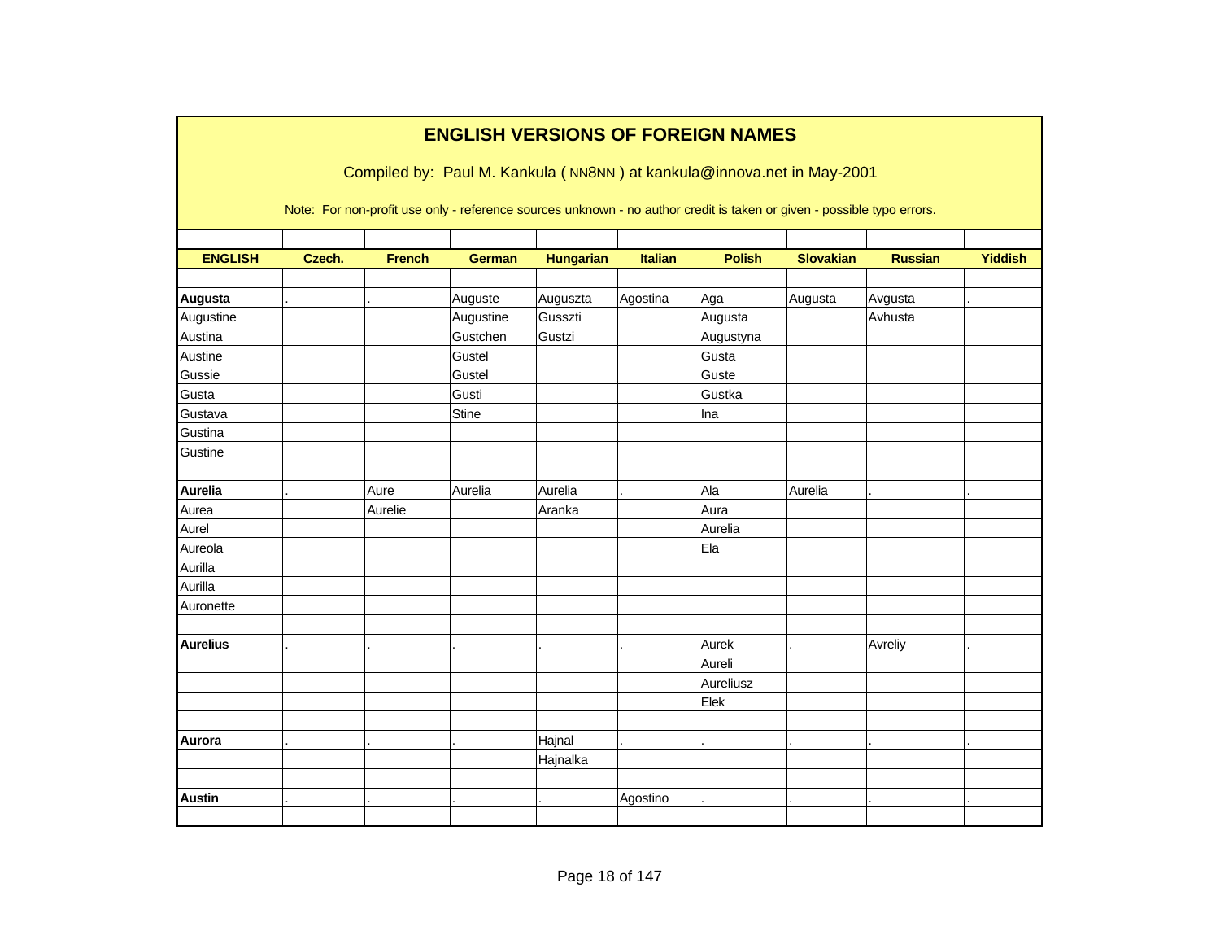# ENGLISH VERSIONS OF FOREIGN NAMES

Compiled by: Paul M. Kankula ( NN8NN ) at kankula@innova.net in May-2001

Note: For non-profit use only - reference sources unknown - no author credit is taken or given - possible typo errors.

| ENGLISH | Czech. | French | German | Hungarian | Italian | Polish | Slovakian | Russian | Yiddish |
|---|---|---|---|---|---|---|---|---|---|
| | | | | | | | | | |
| **Augusta** | . | . | Auguste | Auguszta | Agostina | Aga | Augusta | Avgusta | . |
| Augustine | | | Augustine | Gusszti | | Augusta | | Avhusta | |
| Austina | | | Gustchen | Gustzi | | Augustyna | | | |
| Austine | | | Gustel | | | Gusta | | | |
| Gussie | | | Gustel | | | Guste | | | |
| Gusta | | | Gusti | | | Gustka | | | |
| Gustava | | | Stine | | | Ina | | | |
| Gustina | | | | | | | | | |
| Gustine | | | | | | | | | |
| | | | | | | | | | |
| **Aurelia** | . | Aure | Aurelia | Aurelia | . | Ala | Aurelia | . | . |
| Aurea | | Aurelie | | Aranka | | Aura | | | |
| Aurel | | | | | | Aurelia | | | |
| Aureola | | | | | | Ela | | | |
| Aurilla | | | | | | | | | |
| Aurilla | | | | | | | | | |
| Auronette | | | | | | | | | |
| | | | | | | | | | |
| **Aurelius** | . | . | . | . | . | Aurek | . | Avreliy | . |
| | | | | | | Aureli | | | |
| | | | | | | Aureliusz | | | |
| | | | | | | Elek | | | |
| | | | | | | | | | |
| **Aurora** | . | . | . | Hajnal | . | . | . | . | . |
| | | | | Hajnalka | | | | | |
| | | | | | | | | | |
| **Austin** | . | . | . | . | Agostino | . | . | . | . |
| | | | | | | | | | |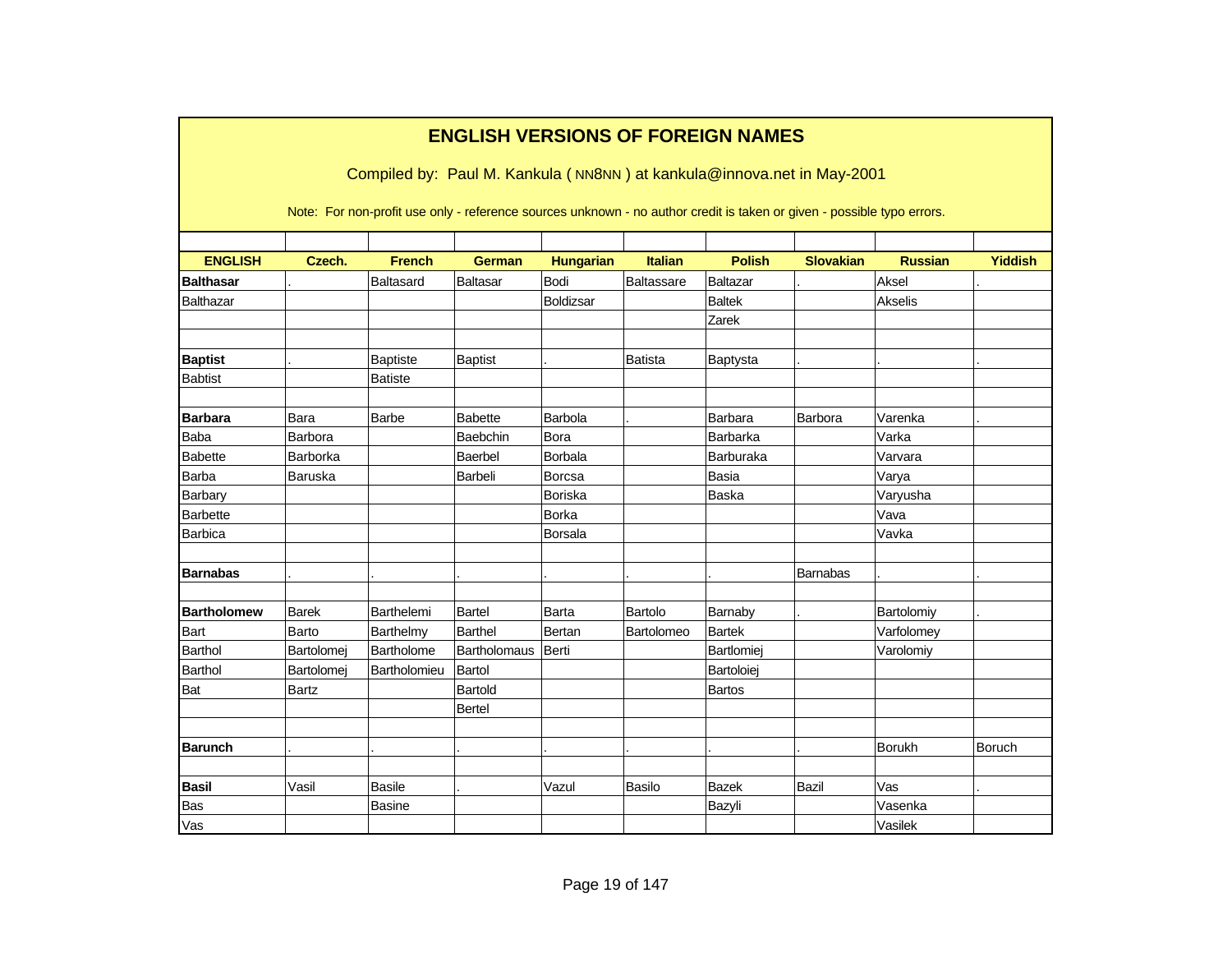# ENGLISH VERSIONS OF FOREIGN NAMES

Compiled by: Paul M. Kankula ( NN8NN ) at kankula@innova.net in May-2001

Note: For non-profit use only - reference sources unknown - no author credit is taken or given - possible typo errors.

| ENGLISH | Czech. | French | German | Hungarian | Italian | Polish | Slovakian | Russian | Yiddish |
|---|---|---|---|---|---|---|---|---|---|
| **Balthasar** | . | Baltasard | Baltasar | Bodi | Baltassare | Baltazar | . | Aksel | . |
| Balthazar | | | | Boldizsar | | Baltek | | Akselis | |
| | | | | | | Zarek | | | |
| | | | | | | | | | |
| **Baptist** | . | Baptiste | Baptist | . | Batista | Baptysta | . | . | . |
| Babtist | | Batiste | | | | | | | |
| | | | | | | | | | |
| **Barbara** | Bara | Barbe | Babette | Barbola | . | Barbara | Barbora | Varenka | . |
| Baba | Barbora | | Baebchin | Bora | | Barbarka | | Varka | |
| Babette | Barborka | | Baerbel | Borbala | | Barburaka | | Varvara | |
| Barba | Baruska | | Barbeli | Borcsa | | Basia | | Varya | |
| Barbary | | | | Boriska | | Baska | | Varyusha | |
| Barbette | | | | Borka | | | | Vava | |
| Barbica | | | | Borsala | | | | Vavka | |
| | | | | | | | | | |
| **Barnabas** | . | . | . | . | . | . | Barnabas | . | . |
| | | | | | | | | | |
| **Bartholomew** | Barek | Barthelemi | Bartel | Barta | Bartolo | Barnaby | . | Bartolomiy | . |
| Bart | Barto | Barthelmy | Barthel | Bertan | Bartolomeo | Bartek | | Varfolomey | |
| Barthol | Bartolomej | Bartholome | Bartholomaus | Berti | | Bartlomiej | | Varolomiy | |
| Barthol | Bartolomej | Bartholomieu | Bartol | | | Bartoloiej | | | |
| Bat | Bartz | | Bartold | | | Bartos | | | |
| | | | Bertel | | | | | | |
| | | | | | | | | | |
| **Barunch** | . | . | . | . | . | . | . | Borukh | Boruch |
| | | | | | | | | | |
| **Basil** | Vasil | Basile | . | Vazul | Basilo | Bazek | Bazil | Vas | . |
| Bas | | Basine | | | | Bazyli | | Vasenka | |
| Vas | | | | | | | | Vasilek | |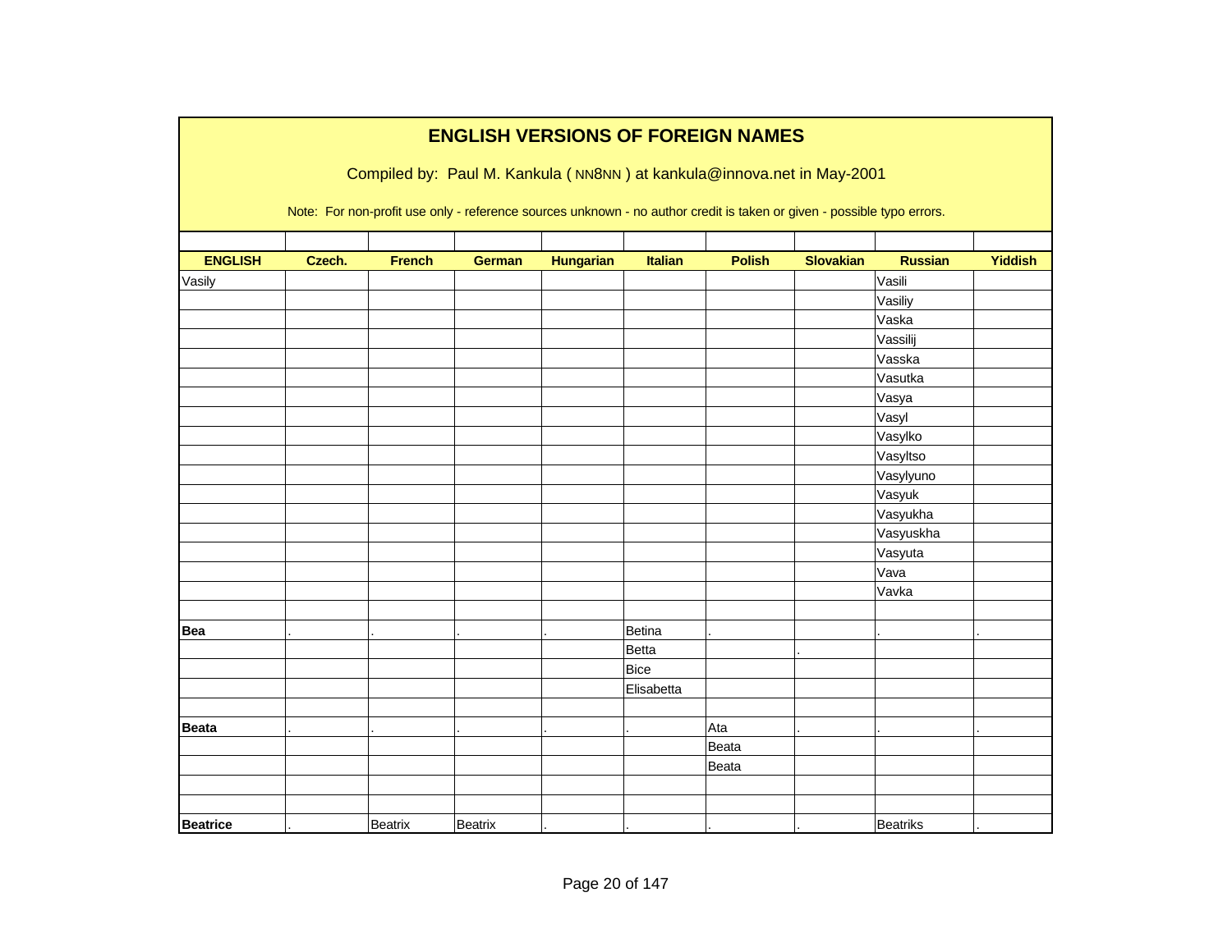# ENGLISH VERSIONS OF FOREIGN NAMES

Compiled by: Paul M. Kankula ( NN8NN ) at kankula@innova.net in May-2001

Note: For non-profit use only - reference sources unknown - no author credit is taken or given - possible typo errors.

| ENGLISH | Czech. | French | German | Hungarian | Italian | Polish | Slovakian | Russian | Yiddish |
|---|---|---|---|---|---|---|---|---|---|
| Vasily | | | | | | | | Vasili | |
| | | | | | | | | Vasiliy | |
| | | | | | | | | Vaska | |
| | | | | | | | | Vassilij | |
| | | | | | | | | Vasska | |
| | | | | | | | | Vasutka | |
| | | | | | | | | Vasya | |
| | | | | | | | | Vasyl | |
| | | | | | | | | Vasylko | |
| | | | | | | | | Vasyltso | |
| | | | | | | | | Vasylyuno | |
| | | | | | | | | Vasyuk | |
| | | | | | | | | Vasyukha | |
| | | | | | | | | Vasyuskha | |
| | | | | | | | | Vasyuta | |
| | | | | | | | | Vava | |
| | | | | | | | | Vavka | |
| | | | | | | | | | |
| **Bea** | . | . | . | . | Betina | . | | . | . |
| | | | | | Betta | | . | | |
| | | | | | Bice | | | | |
| | | | | | Elisabetta | | | | |
| | | | | | | | | | |
| **Beata** | . | . | . | . | . | Ata | . | . | . |
| | | | | | | Beata | | | |
| | | | | | | Beata | | | |
| | | | | | | | | | |
| | | | | | | | | | |
| **Beatrice** | . | Beatrix | Beatrix | . | . | . | . | Beatriks | . |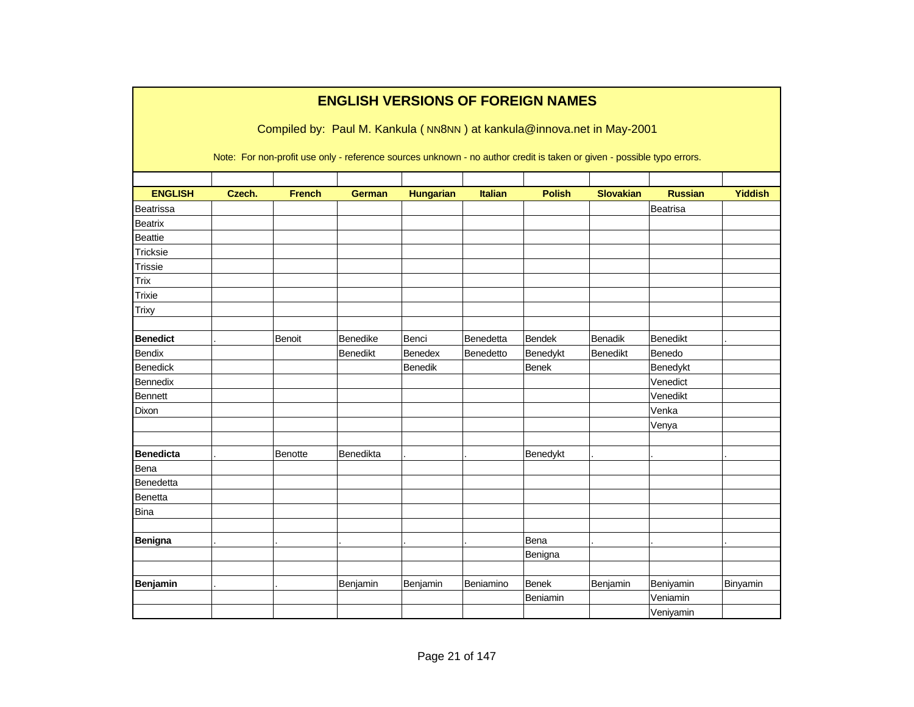# ENGLISH VERSIONS OF FOREIGN NAMES

Compiled by: Paul M. Kankula ( NN8NN ) at kankula@innova.net in May-2001

Note: For non-profit use only - reference sources unknown - no author credit is taken or given - possible typo errors.

| ENGLISH | Czech. | French | German | Hungarian | Italian | Polish | Slovakian | Russian | Yiddish |
|---|---|---|---|---|---|---|---|---|---|
| Beatrissa | | | | | | | | Beatrisa | |
| Beatrix | | | | | | | | | |
| Beattie | | | | | | | | | |
| Tricksie | | | | | | | | | |
| Trissie | | | | | | | | | |
| Trix | | | | | | | | | |
| Trixie | | | | | | | | | |
| Trixy | | | | | | | | | |
| | | | | | | | | | |
| **Benedict** | . | Benoit | Benedike | Benci | Benedetta | Bendek | Benadik | Benedikt | . |
| Bendix | | | Benedikt | Benedex | Benedetto | Benedykt | Benedikt | Benedo | |
| Benedick | | | | Benedik | | Benek | | Benedykt | |
| Bennedix | | | | | | | | Venedict | |
| Bennett | | | | | | | | Venedikt | |
| Dixon | | | | | | | | Venka | |
| | | | | | | | | Venya | |
| | | | | | | | | | |
| **Benedicta** | . | Benotte | Benedikta | . | . | Benedykt | . | . | . |
| Bena | | | | | | | | | |
| Benedetta | | | | | | | | | |
| Benetta | | | | | | | | | |
| Bina | | | | | | | | | |
| | | | | | | | | | |
| **Benigna** | . | . | . | . | . | Bena | . | . | . |
| | | | | | | Benigna | | | |
| | | | | | | | | | |
| **Benjamin** | . | . | Benjamin | Benjamin | Beniamino | Benek | Benjamin | Beniyamin | Binyamin |
| | | | | | | Beniamin | | Veniamin | |
| | | | | | | | | Veniyamin | |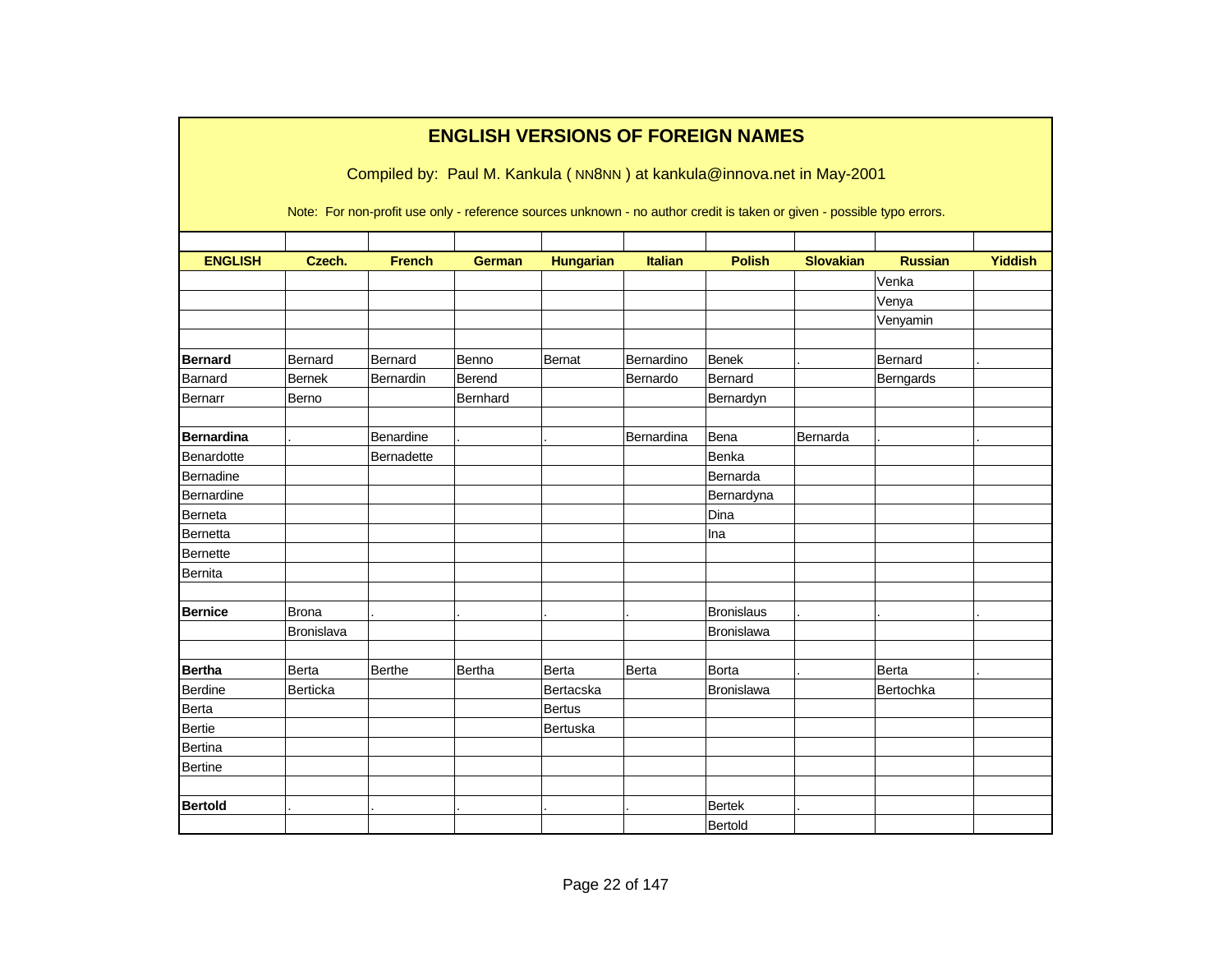# ENGLISH VERSIONS OF FOREIGN NAMES

Compiled by: Paul M. Kankula ( NN8NN ) at kankula@innova.net in May-2001

Note: For non-profit use only - reference sources unknown - no author credit is taken or given - possible typo errors.

| ENGLISH | Czech. | French | German | Hungarian | Italian | Polish | Slovakian | Russian | Yiddish |
|---|---|---|---|---|---|---|---|---|---|
| | | | | | | | | Venka | |
| | | | | | | | | Venya | |
| | | | | | | | | Venyamin | |
| | | | | | | | | | |
| **Bernard** | Bernard | Bernard | Benno | Bernat | Bernardino | Benek | . | Bernard | . |
| Barnard | Bernek | Bernardin | Berend | | Bernardo | Bernard | | Berngards | |
| Bernarr | Berno | | Bernhard | | | Bernardyn | | | |
| | | | | | | | | | |
| **Bernardina** | . | Benardine | . | . | Bernardina | Bena | Bernarda | . | . |
| Benardotte | | Bernadette | | | | Benka | | | |
| Bernadine | | | | | | Bernarda | | | |
| Bernardine | | | | | | Bernardyna | | | |
| Berneta | | | | | | Dina | | | |
| Bernetta | | | | | | Ina | | | |
| Bernette | | | | | | | | | |
| Bernita | | | | | | | | | |
| | | | | | | | | | |
| **Bernice** | Brona | . | . | . | . | Bronislaus | . | . | . |
| | Bronislava | | | | | Bronislawa | | | |
| | | | | | | | | | |
| **Bertha** | Berta | Berthe | Bertha | Berta | Berta | Borta | . | Berta | . |
| Berdine | Berticka | | | Bertacska | | Bronislawa | | Bertochka | |
| Berta | | | | Bertus | | | | | |
| Bertie | | | | Bertuska | | | | | |
| Bertina | | | | | | | | | |
| Bertine | | | | | | | | | |
| | | | | | | | | | |
| **Bertold** | . | . | . | . | . | Bertek | . | | |
| | | | | | | Bertold | | | |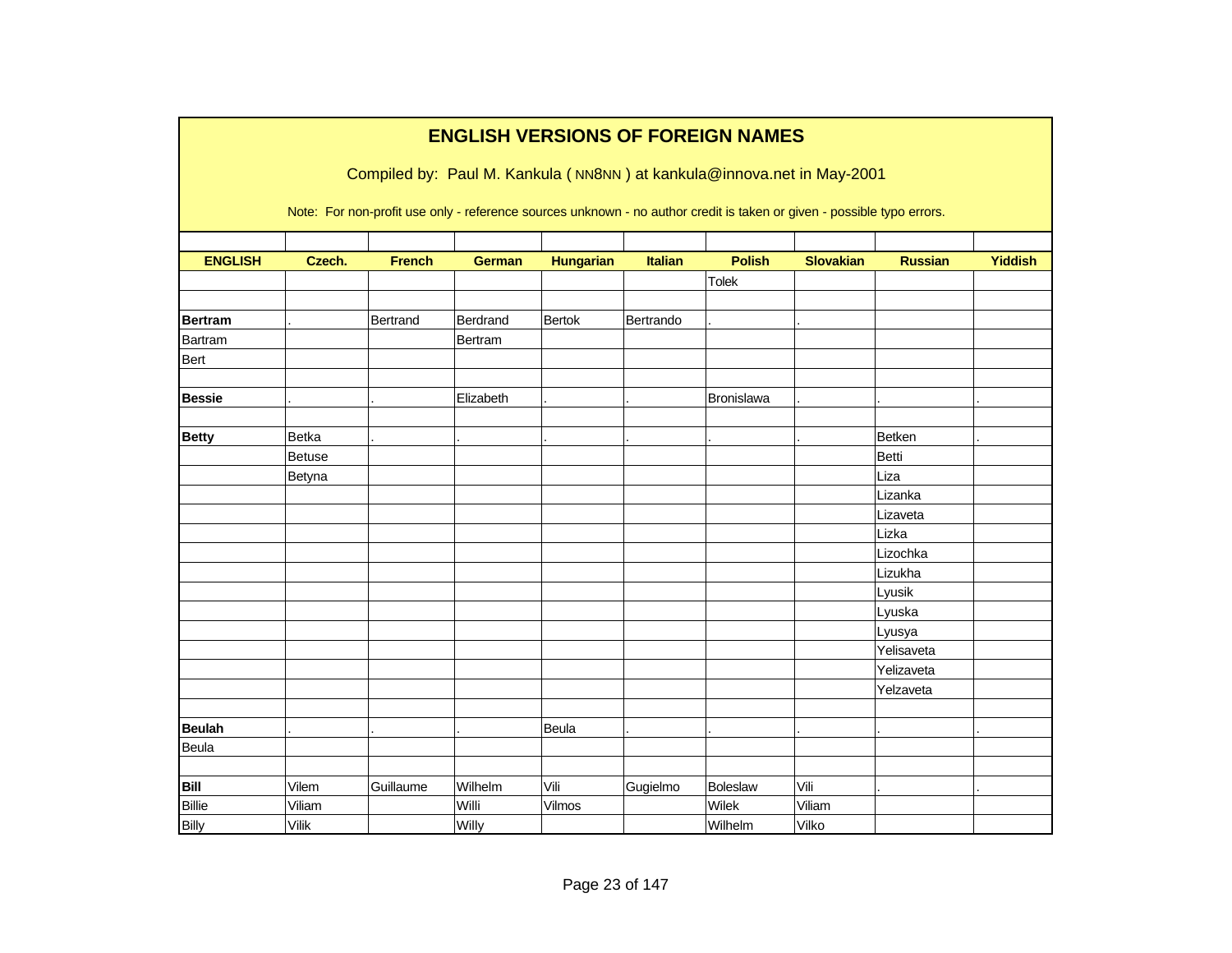# ENGLISH VERSIONS OF FOREIGN NAMES

Compiled by: Paul M. Kankula ( NN8NN ) at kankula@innova.net in May-2001

Note: For non-profit use only - reference sources unknown - no author credit is taken or given - possible typo errors.

| ENGLISH | Czech. | French | German | Hungarian | Italian | Polish | Slovakian | Russian | Yiddish |
|---|---|---|---|---|---|---|---|---|---|
| | | | | | | Tolek | | | |
| | | | | | | | | | |
| **Bertram** | . | Bertrand | Berdrand | Bertok | Bertrando | . | . | | |
| Bartram | | | Bertram | | | | | | |
| Bert | | | | | | | | | |
| | | | | | | | | | |
| **Bessie** | . | . | Elizabeth | . | . | Bronislawa | . | . | . |
| | | | | | | | | | |
| **Betty** | Betka | . | . | . | . | . | . | Betken | . |
| | Betuse | | | | | | | Betti | |
| | Betyna | | | | | | | Liza | |
| | | | | | | | | Lizanka | |
| | | | | | | | | Lizaveta | |
| | | | | | | | | Lizka | |
| | | | | | | | | Lizochka | |
| | | | | | | | | Lizukha | |
| | | | | | | | | Lyusik | |
| | | | | | | | | Lyuska | |
| | | | | | | | | Lyusya | |
| | | | | | | | | Yelisaveta | |
| | | | | | | | | Yelizaveta | |
| | | | | | | | | Yelzaveta | |
| | | | | | | | | | |
| **Beulah** | . | . | . | Beula | . | . | . | . | . |
| Beula | | | | | | | | | |
| | | | | | | | | | |
| **Bill** | Vilem | Guillaume | Wilhelm | Vili | Gugielmo | Boleslaw | Vili | . | . |
| Billie | Viliam | | Willi | Vilmos | | Wilek | Viliam | | |
| Billy | Vilik | | Willy | | | Wilhelm | Vilko | | |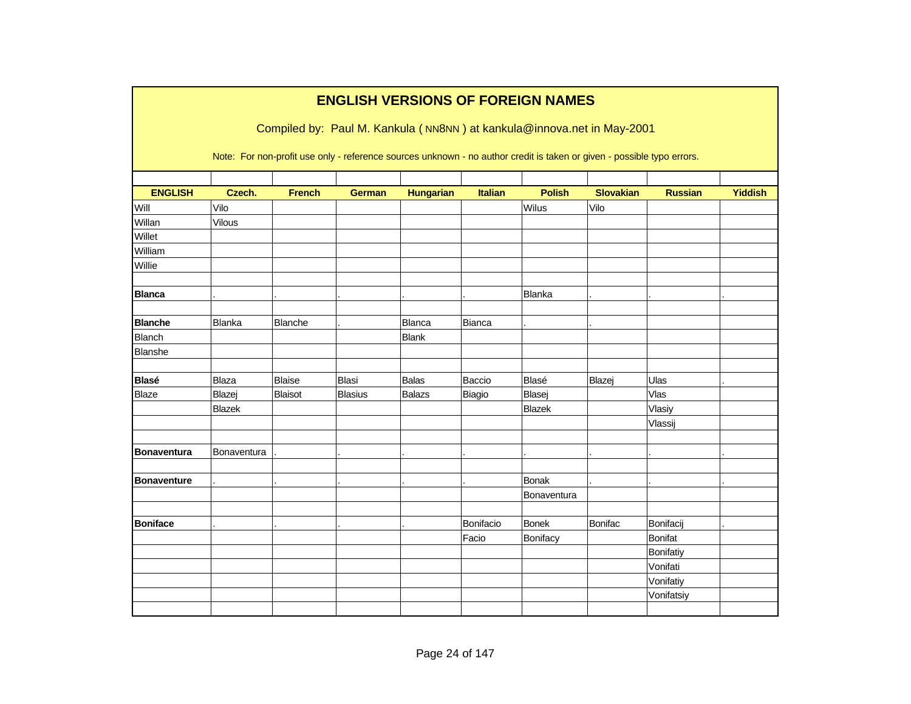## ENGLISH VERSIONS OF FOREIGN NAMES

Compiled by: Paul M. Kankula ( NN8NN ) at kankula@innova.net in May-2001

Note: For non-profit use only - reference sources unknown - no author credit is taken or given - possible typo errors.

| ENGLISH | Czech. | French | German | Hungarian | Italian | Polish | Slovakian | Russian | Yiddish |
|---|---|---|---|---|---|---|---|---|---|
| Will | Vilo | | | | | Wilus | Vilo | | |
| Willan | Vilous | | | | | | | | |
| Willet | | | | | | | | | |
| William | | | | | | | | | |
| Willie | | | | | | | | | |
| | | | | | | | | | |
| **Blanca** | . | . | . | . | . | Blanka | . | . | . |
| | | | | | | | | | |
| **Blanche** | Blanka | Blanche | . | Blanca | Bianca | . | . | | |
| Blanch | | | | Blank | | | | | |
| Blanshe | | | | | | | | | |
| | | | | | | | | | |
| **Blasé** | Blaza | Blaise | Blasi | Balas | Baccio | Blasé | Blazej | Ulas | . |
| Blaze | Blazej | Blaisot | Blasius | Balazs | Biagio | Blasej | | Vlas | |
| | Blazek | | | | | Blazek | | Vlasiy | |
| | | | | | | | | Vlassij | |
| | | | | | | | | | |
| **Bonaventura** | Bonaventura | . | . | . | . | . | . | . | . |
| | | | | | | | | | |
| **Bonaventure** | . | . | . | . | . | Bonak | . | . | . |
| | | | | | | Bonaventura | | | |
| | | | | | | | | | |
| **Boniface** | . | . | . | . | Bonifacio | Bonek | Bonifac | Bonifacij | . |
| | | | | | Facio | Bonifacy | | Bonifat | |
| | | | | | | | | Bonifatiy | |
| | | | | | | | | Vonifati | |
| | | | | | | | | Vonifatiy | |
| | | | | | | | | Vonifatsiy | |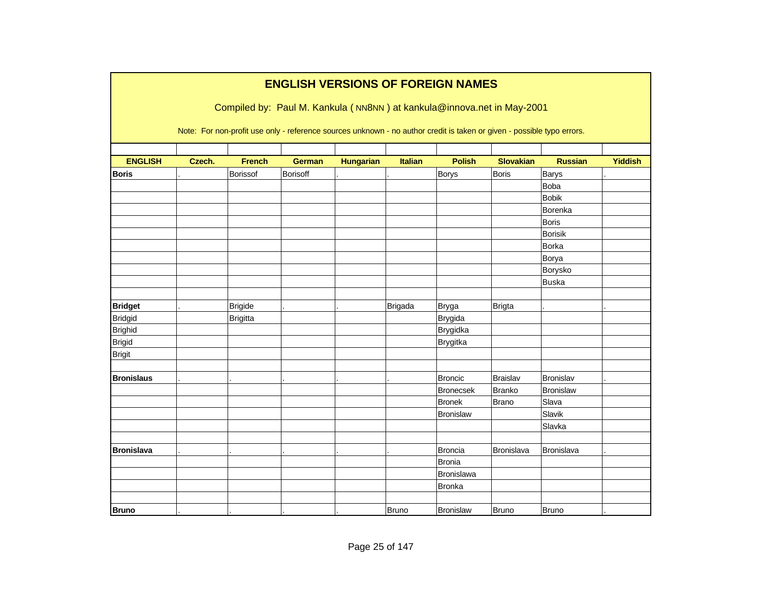# ENGLISH VERSIONS OF FOREIGN NAMES

Compiled by: Paul M. Kankula ( NN8NN ) at kankula@innova.net in May-2001

Note: For non-profit use only - reference sources unknown - no author credit is taken or given - possible typo errors.

| ENGLISH | Czech. | French | German | Hungarian | Italian | Polish | Slovakian | Russian | Yiddish |
|---|---|---|---|---|---|---|---|---|---|
| **Boris** | . | Borissof | Borisoff | . | . | Borys | Boris | Barys | . |
| | | | | | | | | Boba | |
| | | | | | | | | Bobik | |
| | | | | | | | | Borenka | |
| | | | | | | | | Boris | |
| | | | | | | | | Borisik | |
| | | | | | | | | Borka | |
| | | | | | | | | Borya | |
| | | | | | | | | Borysko | |
| | | | | | | | | Buska | |
| | | | | | | | | | |
| **Bridget** | . | Brigide | . | . | Brigada | Bryga | Brigta | . | . |
| Bridgid | | Brigitta | | | | Brygida | | | |
| Brighid | | | | | | Brygidka | | | |
| Brigid | | | | | | Brygitka | | | |
| Brigit | | | | | | | | | |
| | | | | | | | | | |
| **Bronislaus** | . | . | . | . | . | Broncic | Braislav | Bronislav | . |
| | | | | | | Bronecsek | Branko | Bronislaw | |
| | | | | | | Bronek | Brano | Slava | |
| | | | | | | Bronislaw | | Slavik | |
| | | | | | | | | Slavka | |
| | | | | | | | | | |
| **Bronislava** | . | . | . | . | . | Broncia | Bronislava | Bronislava | . |
| | | | | | | Bronia | | | |
| | | | | | | Bronislawa | | | |
| | | | | | | Bronka | | | |
| | | | | | | | | | |
| **Bruno** | . | . | . | . | Bruno | Bronislaw | Bruno | Bruno | . |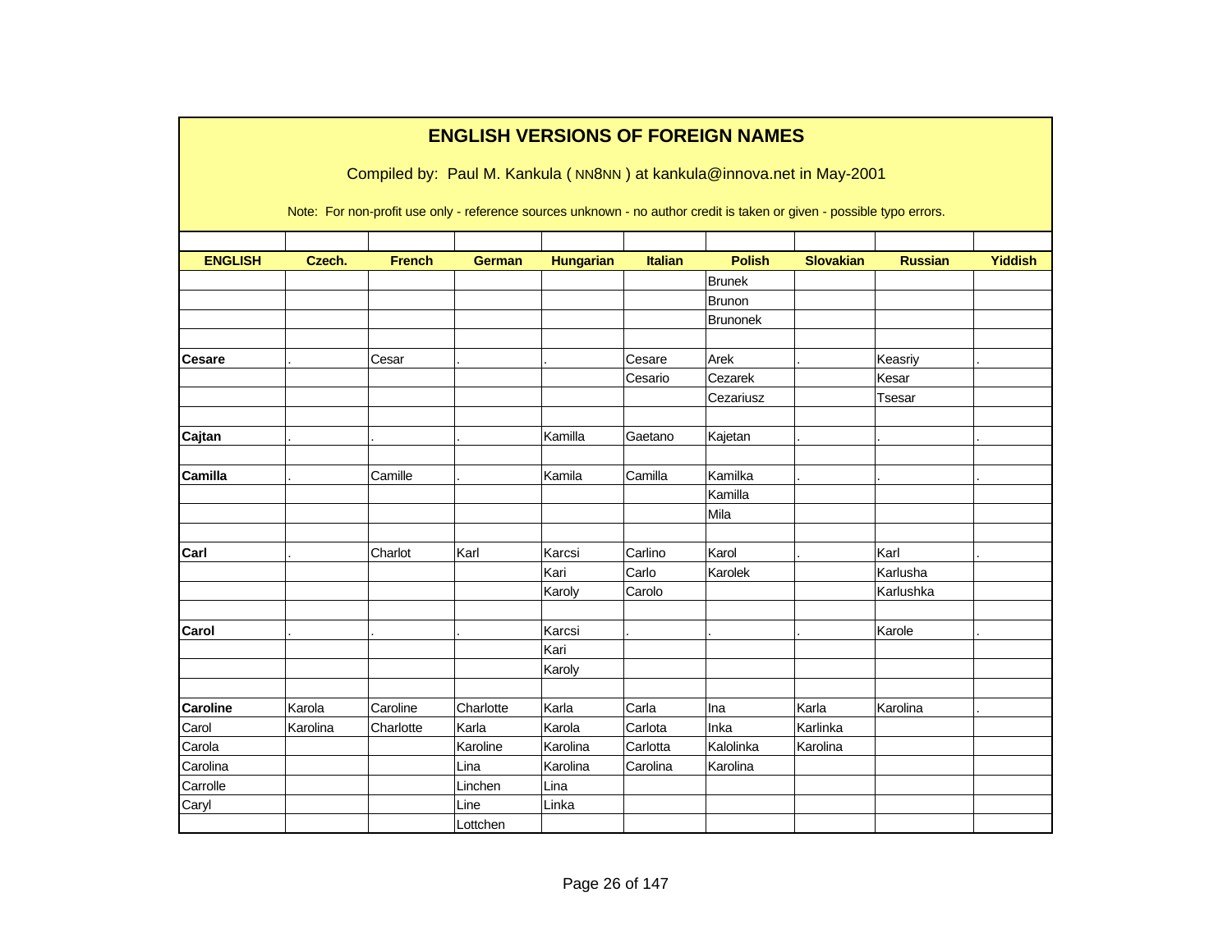# ENGLISH VERSIONS OF FOREIGN NAMES

Compiled by: Paul M. Kankula ( NN8NN ) at kankula@innova.net in May-2001

Note: For non-profit use only - reference sources unknown - no author credit is taken or given - possible typo errors.

| ENGLISH | Czech. | French | German | Hungarian | Italian | Polish | Slovakian | Russian | Yiddish |
|---|---|---|---|---|---|---|---|---|---|
| | | | | | | Brunek | | | |
| | | | | | | Brunon | | | |
| | | | | | | Brunonek | | | |
| | | | | | | | | | |
| **Cesare** | . | Cesar | . | . | Cesare | Arek | . | Keasriy | . |
| | | | | | Cesario | Cezarek | | Kesar | |
| | | | | | | Cezariusz | | Tsesar | |
| | | | | | | | | | |
| **Cajtan** | . | . | . | Kamilla | Gaetano | Kajetan | . | . | . |
| | | | | | | | | | |
| **Camilla** | . | Camille | . | Kamila | Camilla | Kamilka | . | . | . |
| | | | | | | Kamilla | | | |
| | | | | | | Mila | | | |
| | | | | | | | | | |
| **Carl** | . | Charlot | Karl | Karcsi | Carlino | Karol | . | Karl | . |
| | | | | Kari | Carlo | Karolek | | Karlusha | |
| | | | | Karoly | Carolo | | | Karlushka | |
| | | | | | | | | | |
| **Carol** | . | . | . | Karcsi | . | . | . | Karole | . |
| | | | | Kari | | | | | |
| | | | | Karoly | | | | | |
| | | | | | | | | | |
| **Caroline** | Karola | Caroline | Charlotte | Karla | Carla | Ina | Karla | Karolina | . |
| Carol | Karolina | Charlotte | Karla | Karola | Carlota | Inka | Karlinka | | |
| Carola | | | Karoline | Karolina | Carlotta | Kalolinka | Karolina | | |
| Carolina | | | Lina | Karolina | Carolina | Karolina | | | |
| Carrolle | | | Linchen | Lina | | | | | |
| Caryl | | | Line | Linka | | | | | |
| | | | Lottchen | | | | | | |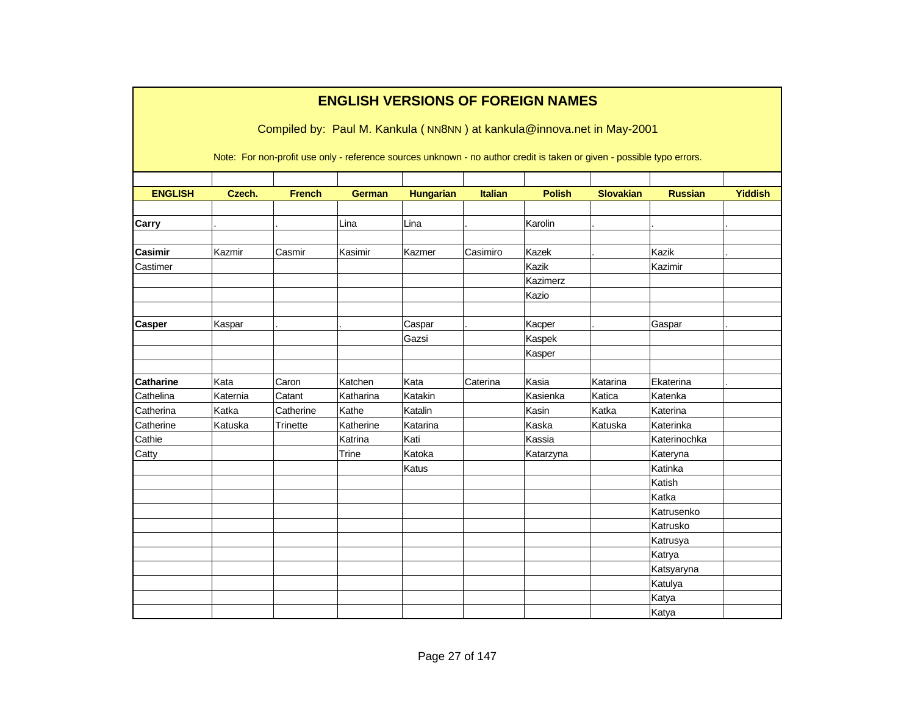# ENGLISH VERSIONS OF FOREIGN NAMES

Compiled by: Paul M. Kankula ( NN8NN ) at kankula@innova.net in May-2001

Note: For non-profit use only - reference sources unknown - no author credit is taken or given - possible typo errors.

| ENGLISH | Czech. | French | German | Hungarian | Italian | Polish | Slovakian | Russian | Yiddish |
|---|---|---|---|---|---|---|---|---|---|
| | | | | | | | | | |
| **Carry** | . | . | Lina | Lina | . | Karolin | . | . | . |
| | | | | | | | | | |
| **Casimir** | Kazmir | Casmir | Kasimir | Kazmer | Casimiro | Kazek | . | Kazik | . |
| Castimer | | | | | | Kazik | | Kazimir | |
| | | | | | | Kazimerz | | | |
| | | | | | | Kazio | | | |
| | | | | | | | | | |
| **Casper** | Kaspar | . | . | Caspar | . | Kacper | . | Gaspar | . |
| | | | | Gazsi | | Kaspek | | | |
| | | | | | | Kasper | | | |
| | | | | | | | | | |
| **Catharine** | Kata | Caron | Katchen | Kata | Caterina | Kasia | Katarina | Ekaterina | . |
| Cathelina | Katernia | Catant | Katharina | Katakin | | Kasienka | Katica | Katenka | |
| Catherina | Katka | Catherine | Kathe | Katalin | | Kasin | Katka | Katerina | |
| Catherine | Katuska | Trinette | Katherine | Katarina | | Kaska | Katuska | Katerinka | |
| Cathie | | | Katrina | Kati | | Kassia | | Katerinochka | |
| Catty | | | Trine | Katoka | | Katarzyna | | Kateryna | |
| | | | | Katus | | | | Katinka | |
| | | | | | | | | Katish | |
| | | | | | | | | Katka | |
| | | | | | | | | Katrusenko | |
| | | | | | | | | Katrusko | |
| | | | | | | | | Katrusya | |
| | | | | | | | | Katrya | |
| | | | | | | | | Katsyaryna | |
| | | | | | | | | Katulya | |
| | | | | | | | | Katya | |
| | | | | | | | | Katya | |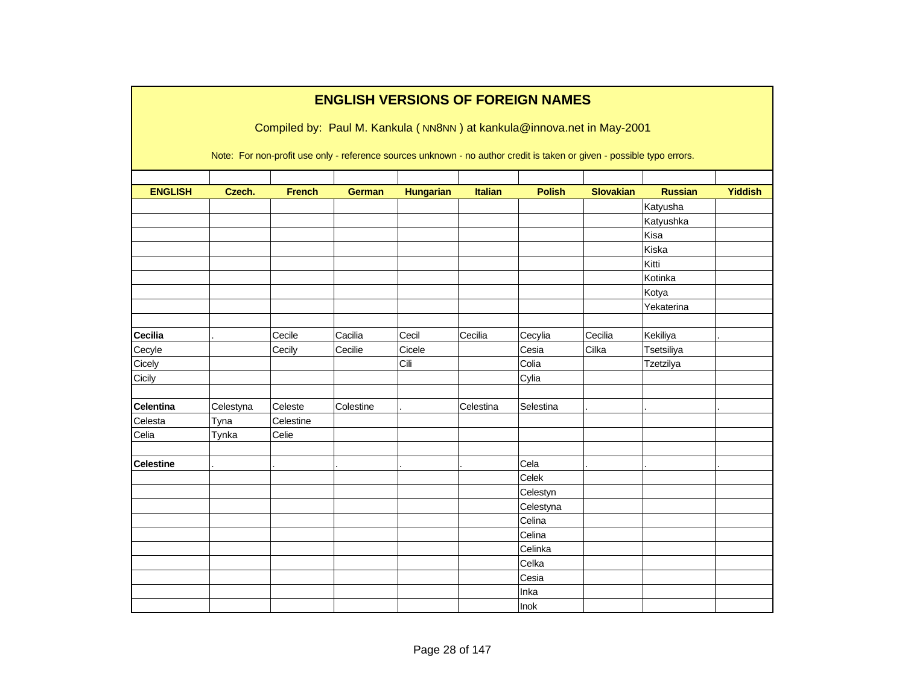# ENGLISH VERSIONS OF FOREIGN NAMES

Compiled by: Paul M. Kankula ( NN8NN ) at kankula@innova.net in May-2001

Note: For non-profit use only - reference sources unknown - no author credit is taken or given - possible typo errors.

| ENGLISH | Czech. | French | German | Hungarian | Italian | Polish | Slovakian | Russian | Yiddish |
|---|---|---|---|---|---|---|---|---|---|
| | | | | | | | | Katyusha | |
| | | | | | | | | Katyushka | |
| | | | | | | | | Kisa | |
| | | | | | | | | Kiska | |
| | | | | | | | | Kitti | |
| | | | | | | | | Kotinka | |
| | | | | | | | | Kotya | |
| | | | | | | | | Yekaterina | |
| | | | | | | | | | |
| **Cecilia** | . | Cecile | Cacilia | Cecil | Cecilia | Cecylia | Cecilia | Kekiliya | . |
| Cecyle | | Cecily | Cecilie | Cicele | | Cesia | Cilka | Tsetsiliya | |
| Cicely | | | | Cili | | Colia | | Tzetzilya | |
| Cicily | | | | | | Cylia | | | |
| | | | | | | | | | |
| **Celentina** | Celestyna | Celeste | Colestine | . | Celestina | Selestina | . | . | . |
| Celesta | Tyna | Celestine | | | | | | | |
| Celia | Tynka | Celie | | | | | | | |
| | | | | | | | | | |
| **Celestine** | . | . | . | . | . | Cela | . | . | . |
| | | | | | | Celek | | | |
| | | | | | | Celestyn | | | |
| | | | | | | Celestyna | | | |
| | | | | | | Celina | | | |
| | | | | | | Celina | | | |
| | | | | | | Celinka | | | |
| | | | | | | Celka | | | |
| | | | | | | Cesia | | | |
| | | | | | | Inka | | | |
| | | | | | | Inok | | | |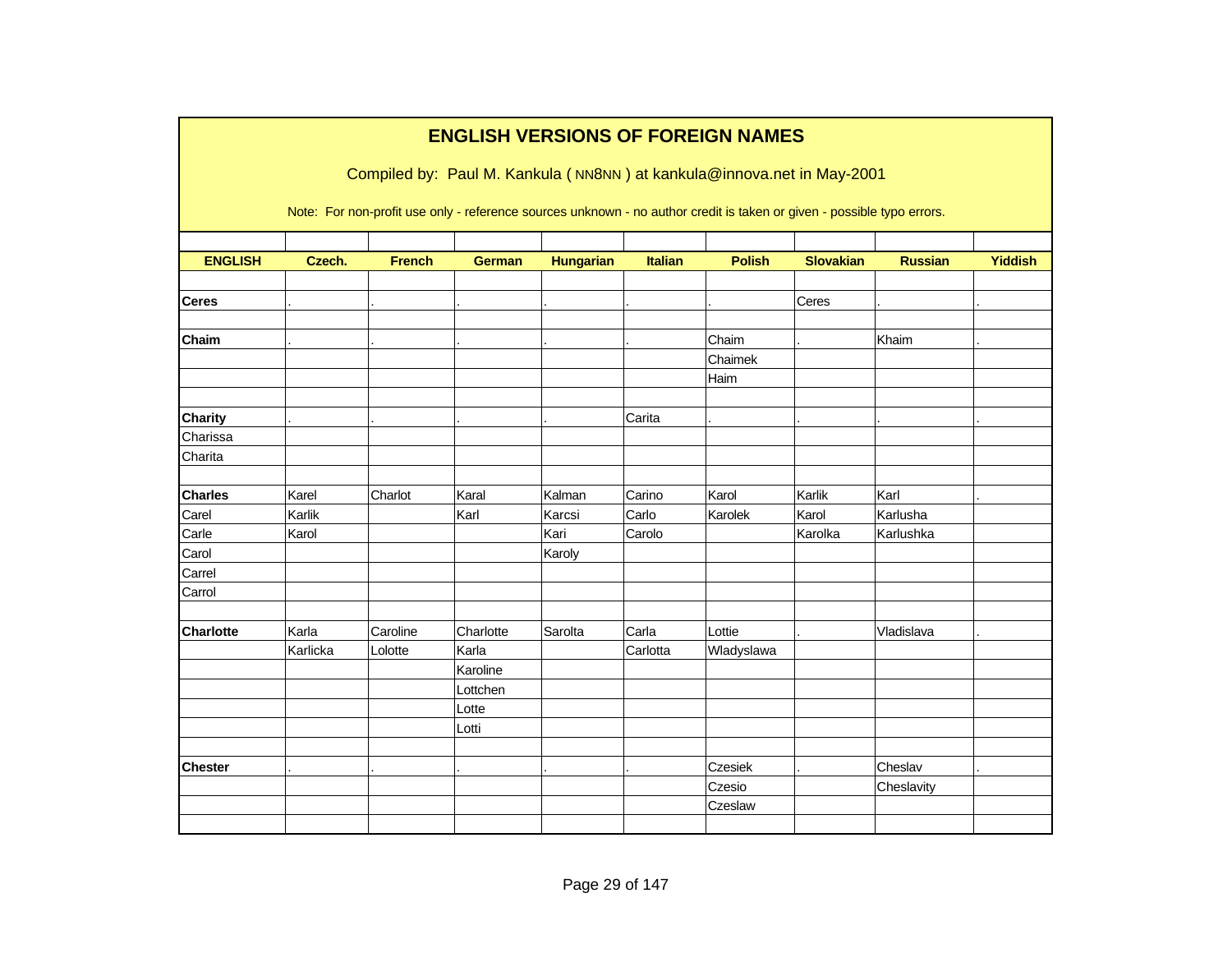# ENGLISH VERSIONS OF FOREIGN NAMES

Compiled by: Paul M. Kankula ( NN8NN ) at kankula@innova.net in May-2001

Note: For non-profit use only - reference sources unknown - no author credit is taken or given - possible typo errors.

| ENGLISH | Czech. | French | German | Hungarian | Italian | Polish | Slovakian | Russian | Yiddish |
|---|---|---|---|---|---|---|---|---|---|
| | | | | | | | | | |
| **Ceres** | . | . | . | . | . | . | Ceres | . | . |
| | | | | | | | | | |
| **Chaim** | . | . | . | . | . | Chaim | . | Khaim | . |
| | | | | | | Chaimek | | | |
| | | | | | | Haim | | | |
| | | | | | | | | | |
| **Charity** | . | . | . | . | Carita | . | . | . | . |
| Charissa | | | | | | | | | |
| Charita | | | | | | | | | |
| | | | | | | | | | |
| **Charles** | Karel | Charlot | Karal | Kalman | Carino | Karol | Karlik | Karl | . |
| Carel | Karlik | | Karl | Karcsi | Carlo | Karolek | Karol | Karlusha | |
| Carle | Karol | | | Kari | Carolo | | Karolka | Karlushka | |
| Carol | | | | Karoly | | | | | |
| Carrel | | | | | | | | | |
| Carrol | | | | | | | | | |
| | | | | | | | | | |
| **Charlotte** | Karla | Caroline | Charlotte | Sarolta | Carla | Lottie | . | Vladislava | . |
| | Karlicka | Lolotte | Karla | | Carlotta | Wladyslawa | | | |
| | | | Karoline | | | | | | |
| | | | Lottchen | | | | | | |
| | | | Lotte | | | | | | |
| | | | Lotti | | | | | | |
| | | | | | | | | | |
| **Chester** | . | . | . | . | . | Czesiek | . | Cheslav | . |
| | | | | | | Czesio | | Cheslavity | |
| | | | | | | Czeslaw | | | |
| | | | | | | | | | |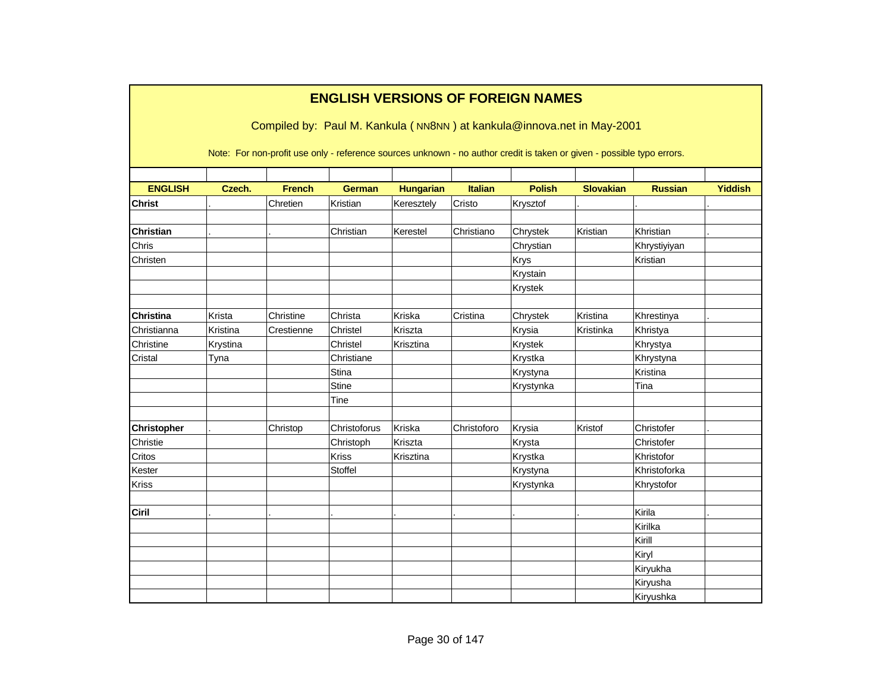# ENGLISH VERSIONS OF FOREIGN NAMES

Compiled by: Paul M. Kankula ( NN8NN ) at kankula@innova.net in May-2001

Note: For non-profit use only - reference sources unknown - no author credit is taken or given - possible typo errors.

| ENGLISH | Czech. | French | German | Hungarian | Italian | Polish | Slovakian | Russian | Yiddish |
|---|---|---|---|---|---|---|---|---|---|
| **Christ** | . | Chretien | Kristian | Keresztely | Cristo | Krysztof | . | . | . |
| | | | | | | | | | |
| **Christian** | . | . | Christian | Kerestel | Christiano | Chrystek | Kristian | Khristian | . |
| Chris | | | | | | Chrystian | | Khrystiyiyan | |
| Christen | | | | | | Krys | | Kristian | |
| | | | | | | Krystain | | | |
| | | | | | | Krystek | | | |
| | | | | | | | | | |
| **Christina** | Krista | Christine | Christa | Kriska | Cristina | Chrystek | Kristina | Khrestinya | . |
| Christianna | Kristina | Crestienne | Christel | Kriszta | | Krysia | Kristinka | Khristya | |
| Christine | Krystina | | Christel | Krisztina | | Krystek | | Khrystya | |
| Cristal | Tyna | | Christiane | | | Krystka | | Khrystyna | |
| | | | Stina | | | Krystyna | | Kristina | |
| | | | Stine | | | Krystynka | | Tina | |
| | | | Tine | | | | | | |
| | | | | | | | | | |
| **Christopher** | . | Christop | Christoforus | Kriska | Christoforo | Krysia | Kristof | Christofer | . |
| Christie | | | Christoph | Kriszta | | Krysta | | Christofer | |
| Critos | | | Kriss | Krisztina | | Krystka | | Khristofor | |
| Kester | | | Stoffel | | | Krystyna | | Khristoforka | |
| Kriss | | | | | | Krystynka | | Khrystofor | |
| | | | | | | | | | |
| **Ciril** | . | . | . | . | . | . | . | Kirila | . |
| | | | | | | | | Kirilka | |
| | | | | | | | | Kirill | |
| | | | | | | | | Kiryl | |
| | | | | | | | | Kiryukha | |
| | | | | | | | | Kiryusha | |
| | | | | | | | | Kiryushka | |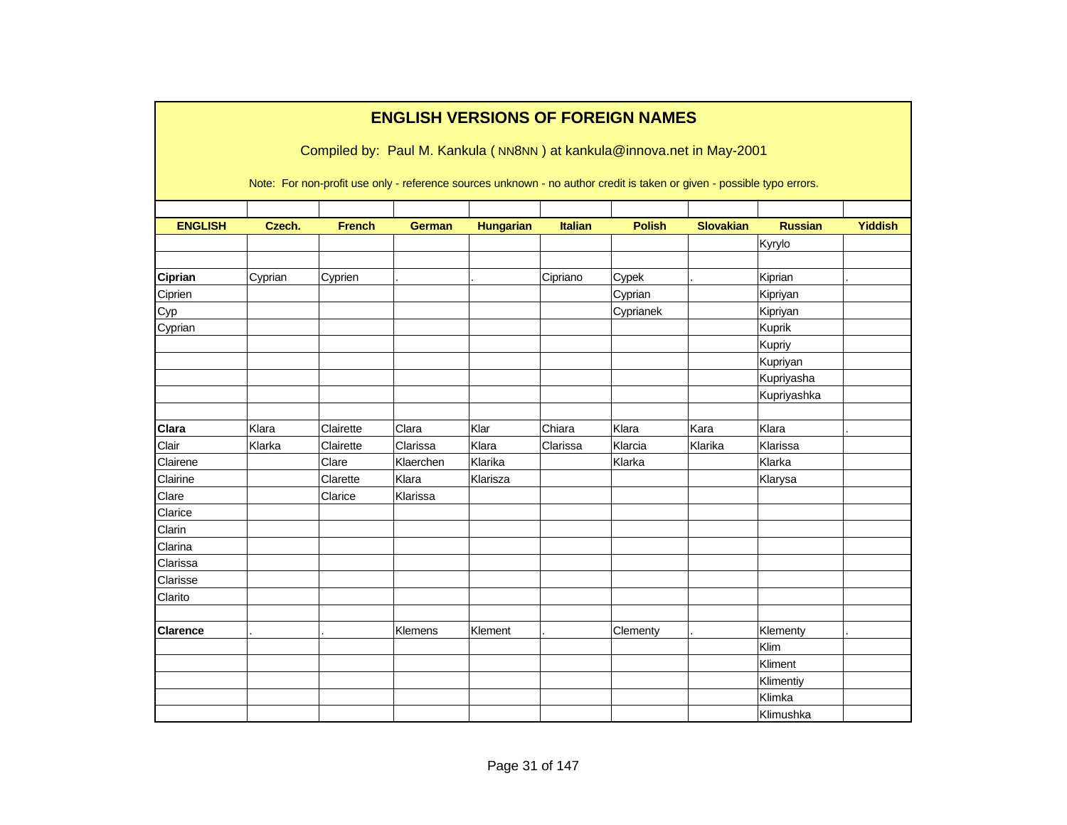# ENGLISH VERSIONS OF FOREIGN NAMES

Compiled by: Paul M. Kankula ( NN8NN ) at kankula@innova.net in May-2001

Note: For non-profit use only - reference sources unknown - no author credit is taken or given - possible typo errors.

| ENGLISH | Czech. | French | German | Hungarian | Italian | Polish | Slovakian | Russian | Yiddish |
|---|---|---|---|---|---|---|---|---|---|
| | | | | | | | | Kyrylo | |
| | | | | | | | | | |
| **Ciprian** | Cyprian | Cyprien | . | . | Cipriano | Cypek | . | Kiprian | . |
| Ciprien | | | | | | Cyprian | | Kipriyan | |
| Cyp | | | | | | Cyprianek | | Kipriyan | |
| Cyprian | | | | | | | | Kuprik | |
| | | | | | | | | Kupriy | |
| | | | | | | | | Kupriyan | |
| | | | | | | | | Kupriyasha | |
| | | | | | | | | Kupriyashka | |
| | | | | | | | | | |
| **Clara** | Klara | Clairette | Clara | Klar | Chiara | Klara | Kara | Klara | . |
| Clair | Klarka | Clairette | Clarissa | Klara | Clarissa | Klarcia | Klarika | Klarissa | |
| Clairene | | Clare | Klaerchen | Klarika | | Klarka | | Klarka | |
| Clairine | | Clarette | Klara | Klarisza | | | | Klarysa | |
| Clare | | Clarice | Klarissa | | | | | | |
| Clarice | | | | | | | | | |
| Clarin | | | | | | | | | |
| Clarina | | | | | | | | | |
| Clarissa | | | | | | | | | |
| Clarisse | | | | | | | | | |
| Clarito | | | | | | | | | |
| | | | | | | | | | |
| **Clarence** | . | . | Klemens | Klement | . | Clementy | . | Klementy | . |
| | | | | | | | | Klim | |
| | | | | | | | | Kliment | |
| | | | | | | | | Klimentiy | |
| | | | | | | | | Klimka | |
| | | | | | | | | Klimushka | |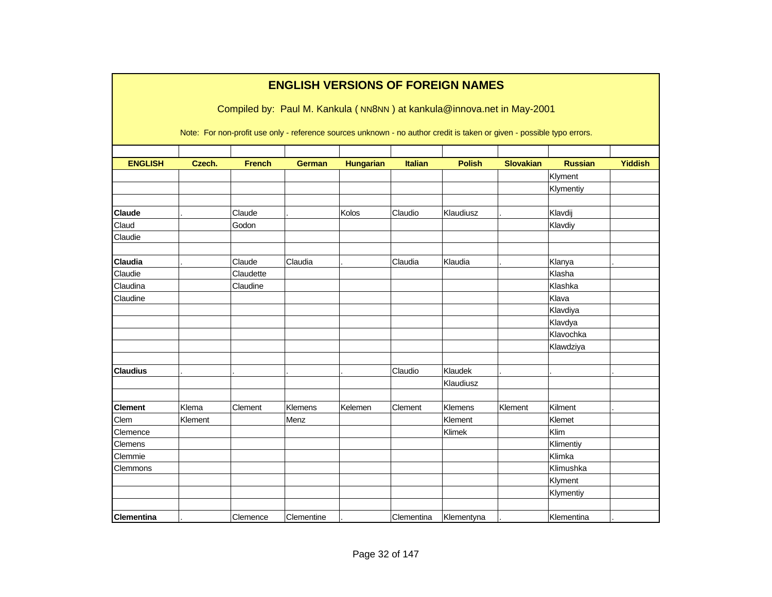# ENGLISH VERSIONS OF FOREIGN NAMES

Compiled by: Paul M. Kankula ( NN8NN ) at kankula@innova.net in May-2001

Note: For non-profit use only - reference sources unknown - no author credit is taken or given - possible typo errors.

| ENGLISH | Czech. | French | German | Hungarian | Italian | Polish | Slovakian | Russian | Yiddish |
|---|---|---|---|---|---|---|---|---|---|
| | | | | | | | | Klyment | |
| | | | | | | | | Klymentiy | |
| | | | | | | | | | |
| **Claude** | . | Claude | . | Kolos | Claudio | Klaudiusz | . | Klavdij | |
| Claud | | Godon | | | | | | Klavdiy | |
| Claudie | | | | | | | | | |
| | | | | | | | | | |
| **Claudia** | . | Claude | Claudia | . | Claudia | Klaudia | . | Klanya | . |
| Claudie | | Claudette | | | | | | Klasha | |
| Claudina | | Claudine | | | | | | Klashka | |
| Claudine | | | | | | | | Klava | |
| | | | | | | | | Klavdiya | |
| | | | | | | | | Klavdya | |
| | | | | | | | | Klavochka | |
| | | | | | | | | Klawdziya | |
| | | | | | | | | | |
| **Claudius** | . | . | . | . | Claudio | Klaudek | . | . | . |
| | | | | | | Klaudiusz | | | |
| | | | | | | | | | |
| **Clement** | Klema | Clement | Klemens | Kelemen | Clement | Klemens | Klement | Kilment | . |
| Clem | Klement | | Menz | | | Klement | | Klemet | |
| Clemence | | | | | | Klimek | | Klim | |
| Clemens | | | | | | | | Klimentiy | |
| Clemmie | | | | | | | | Klimka | |
| Clemmons | | | | | | | | Klimushka | |
| | | | | | | | | Klyment | |
| | | | | | | | | Klymentiy | |
| | | | | | | | | | |
| **Clementina** | . | Clemence | Clementine | . | Clementina | Klementyna | . | Klementina | . |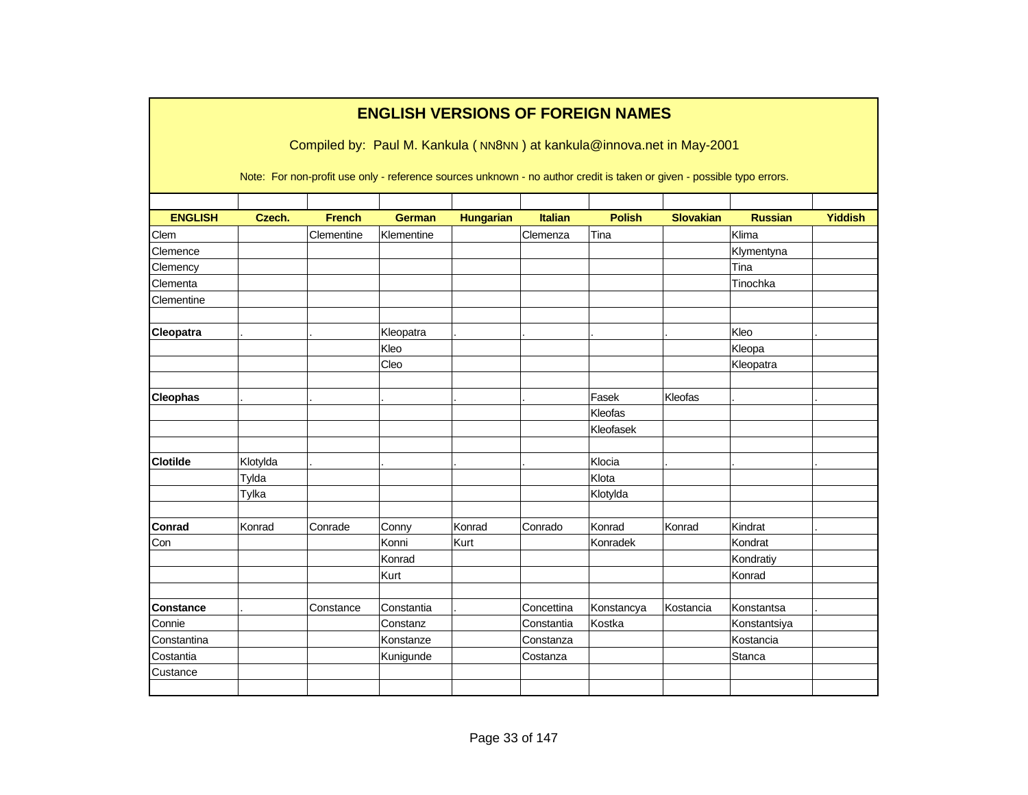# ENGLISH VERSIONS OF FOREIGN NAMES

Compiled by: Paul M. Kankula ( NN8NN ) at kankula@innova.net in May-2001

Note: For non-profit use only - reference sources unknown - no author credit is taken or given - possible typo errors.

| ENGLISH | Czech. | French | German | Hungarian | Italian | Polish | Slovakian | Russian | Yiddish |
|---|---|---|---|---|---|---|---|---|---|
| Clem | | Clementine | Klementine | | Clemenza | Tina | | Klima | |
| Clemence | | | | | | | | Klymentyna | |
| Clemency | | | | | | | | Tina | |
| Clementa | | | | | | | | Tinochka | |
| Clementine | | | | | | | | | |
| | | | | | | | | | |
| **Cleopatra** | . | . | Kleopatra | . | . | . | . | Kleo | . |
| | | | Kleo | | | | | Kleopa | |
| | | | Cleo | | | | | Kleopatra | |
| | | | | | | | | | |
| **Cleophas** | . | . | . | . | . | Fasek | Kleofas | . | . |
| | | | | | | Kleofas | | | |
| | | | | | | Kleofasek | | | |
| | | | | | | | | | |
| **Clotilde** | Klotylda | . | . | . | . | Klocia | . | . | . |
| | Tylda | | | | | Klota | | | |
| | Tylka | | | | | Klotylda | | | |
| | | | | | | | | | |
| **Conrad** | Konrad | Conrade | Conny | Konrad | Conrado | Konrad | Konrad | Kindrat | . |
| Con | | | Konni | Kurt | | Konradek | | Kondrat | |
| | | | Konrad | | | | | Kondratiy | |
| | | | Kurt | | | | | Konrad | |
| | | | | | | | | | |
| **Constance** | . | Constance | Constantia | . | Concettina | Konstancya | Kostancia | Konstantsa | . |
| Connie | | | Constanz | | Constantia | Kostka | | Konstantsiya | |
| Constantina | | | Konstanze | | Constanza | | | Kostancia | |
| Costantia | | | Kunigunde | | Costanza | | | Stanca | |
| Custance | | | | | | | | | |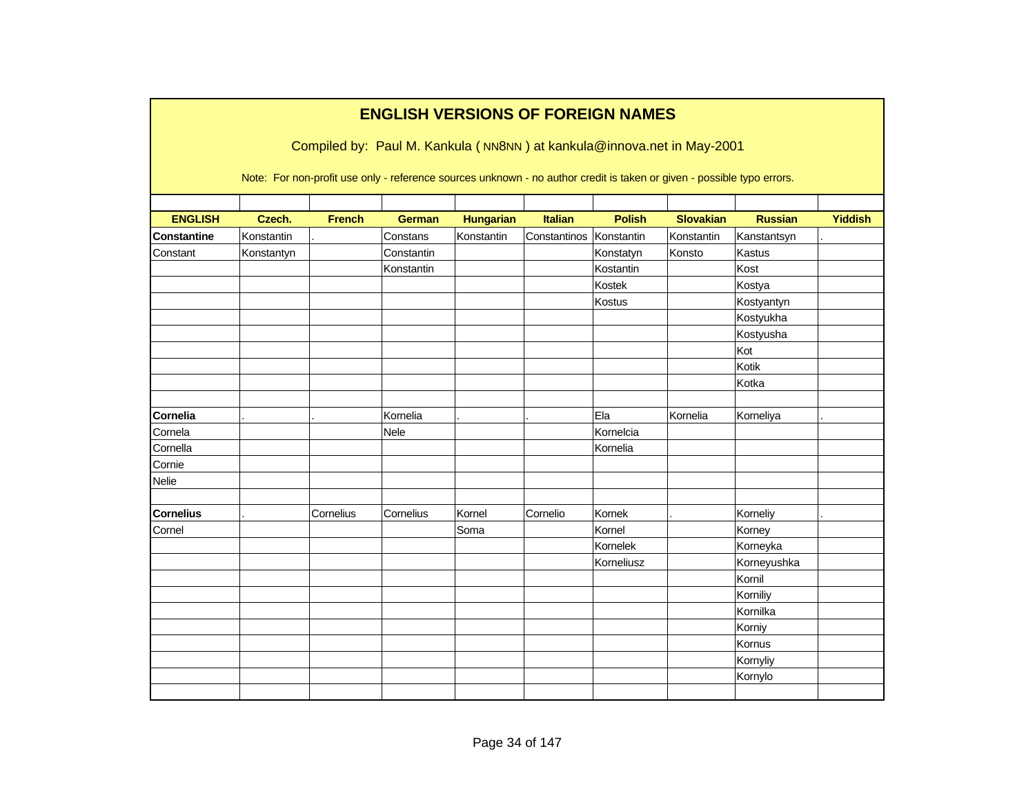# ENGLISH VERSIONS OF FOREIGN NAMES

Compiled by: Paul M. Kankula ( NN8NN ) at kankula@innova.net in May-2001

Note: For non-profit use only - reference sources unknown - no author credit is taken or given - possible typo errors.

| ENGLISH | Czech. | French | German | Hungarian | Italian | Polish | Slovakian | Russian | Yiddish |
|---|---|---|---|---|---|---|---|---|---|
| **Constantine** | Konstantin | . | Constans | Konstantin | Constantinos | Konstantin | Konstantin | Kanstantsyn | . |
| Constant | Konstantyn | | Constantin | | | Konstatyn | Konsto | Kastus | |
| | | | Konstantin | | | Kostantin | | Kost | |
| | | | | | | Kostek | | Kostya | |
| | | | | | | Kostus | | Kostyantyn | |
| | | | | | | | | Kostyukha | |
| | | | | | | | | Kostyusha | |
| | | | | | | | | Kot | |
| | | | | | | | | Kotik | |
| | | | | | | | | Kotka | |
| | | | | | | | | | |
| **Cornelia** | . | . | Kornelia | . | . | Ela | Kornelia | Korneliya | . |
| Cornela | | | Nele | | | Kornelcia | | | |
| Cornella | | | | | | Kornelia | | | |
| Cornie | | | | | | | | | |
| Nelie | | | | | | | | | |
| | | | | | | | | | |
| **Cornelius** | . | Cornelius | Cornelius | Kornel | Cornelio | Kornek | . | Korneliy | . |
| Cornel | | | | Soma | | Kornel | | Korney | |
| | | | | | | Kornelek | | Korneyka | |
| | | | | | | Korneliusz | | Korneyushka | |
| | | | | | | | | Kornil | |
| | | | | | | | | Korniliy | |
| | | | | | | | | Kornilka | |
| | | | | | | | | Korniy | |
| | | | | | | | | Kornus | |
| | | | | | | | | Kornyliy | |
| | | | | | | | | Kornylo | |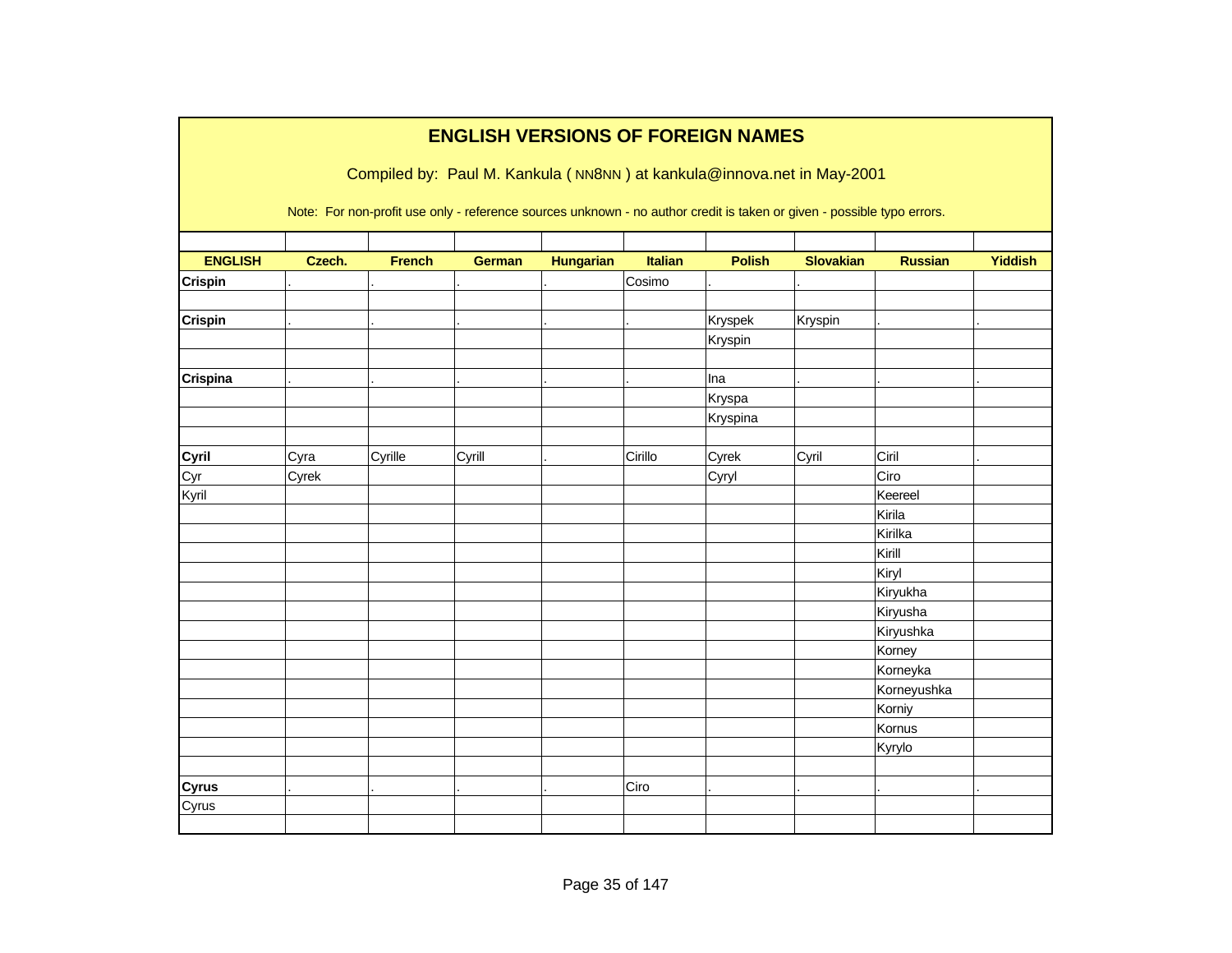# ENGLISH VERSIONS OF FOREIGN NAMES

Compiled by: Paul M. Kankula ( NN8NN ) at kankula@innova.net in May-2001

Note: For non-profit use only - reference sources unknown - no author credit is taken or given - possible typo errors.

| ENGLISH | Czech. | French | German | Hungarian | Italian | Polish | Slovakian | Russian | Yiddish |
|---|---|---|---|---|---|---|---|---|---|
| **Crispin** | . | . | . | . | Cosimo | . | . | | |
| | | | | | | | | | |
| **Crispin** | . | . | . | . | . | Kryspek | Kryspin | . | . |
| | | | | | | Kryspin | | | |
| | | | | | | | | | |
| **Crispina** | . | . | . | . | . | Ina | . | . | . |
| | | | | | | Kryspa | | | |
| | | | | | | Kryspina | | | |
| | | | | | | | | | |
| **Cyril** | Cyra | Cyrille | Cyrill | . | Cirillo | Cyrek | Cyril | Ciril | . |
| Cyr | Cyrek | | | | | Cyryl | | Ciro | |
| Kyril | | | | | | | | Keereel | |
| | | | | | | | | Kirila | |
| | | | | | | | | Kirilka | |
| | | | | | | | | Kirill | |
| | | | | | | | | Kiryl | |
| | | | | | | | | Kiryukha | |
| | | | | | | | | Kiryusha | |
| | | | | | | | | Kiryushka | |
| | | | | | | | | Korney | |
| | | | | | | | | Korneyka | |
| | | | | | | | | Korneyushka | |
| | | | | | | | | Korniy | |
| | | | | | | | | Kornus | |
| | | | | | | | | Kyrylo | |
| | | | | | | | | | |
| **Cyrus** | . | . | . | . | Ciro | . | . | . | . |
| Cyrus | | | | | | | | | |
| | | | | | | | | | |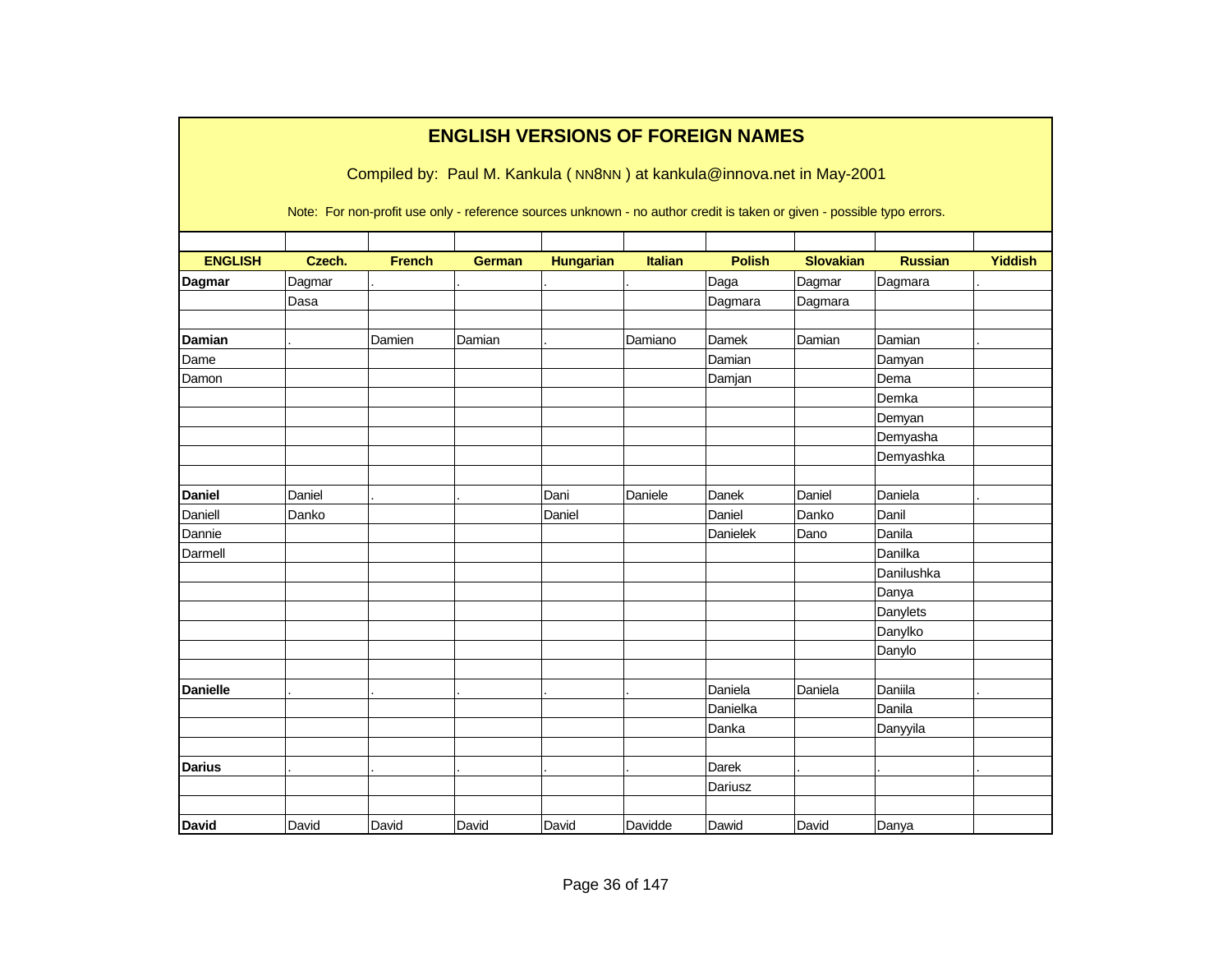# ENGLISH VERSIONS OF FOREIGN NAMES

Compiled by: Paul M. Kankula ( NN8NN ) at kankula@innova.net in May-2001

Note: For non-profit use only - reference sources unknown - no author credit is taken or given - possible typo errors.

| ENGLISH | Czech. | French | German | Hungarian | Italian | Polish | Slovakian | Russian | Yiddish |
|---|---|---|---|---|---|---|---|---|---|
| **Dagmar** | Dagmar | . | . | . | . | Daga | Dagmar | Dagmara | . |
| | Dasa | | | | | Dagmara | Dagmara | | |
| | | | | | | | | | |
| **Damian** | . | Damien | Damian | . | Damiano | Damek | Damian | Damian | . |
| Dame | | | | | | Damian | | Damyan | |
| Damon | | | | | | Damjan | | Dema | |
| | | | | | | | | Demka | |
| | | | | | | | | Demyan | |
| | | | | | | | | Demyasha | |
| | | | | | | | | Demyashka | |
| | | | | | | | | | |
| **Daniel** | Daniel | . | . | Dani | Daniele | Danek | Daniel | Daniela | . |
| Daniell | Danko | | | Daniel | | Daniel | Danko | Danil | |
| Dannie | | | | | | Danielek | Dano | Danila | |
| Darmell | | | | | | | | Danilka | |
| | | | | | | | | Danilushka | |
| | | | | | | | | Danya | |
| | | | | | | | | Danylets | |
| | | | | | | | | Danylko | |
| | | | | | | | | Danylo | |
| | | | | | | | | | |
| **Danielle** | . | . | . | . | . | Daniela | Daniela | Daniila | . |
| | | | | | | Danielka | | Danila | |
| | | | | | | Danka | | Danyyila | |
| | | | | | | | | | |
| **Darius** | . | . | . | . | . | Darek | . | . | . |
| | | | | | | Dariusz | | | |
| | | | | | | | | | |
| **David** | David | David | David | David | Davidde | Dawid | David | Danya | |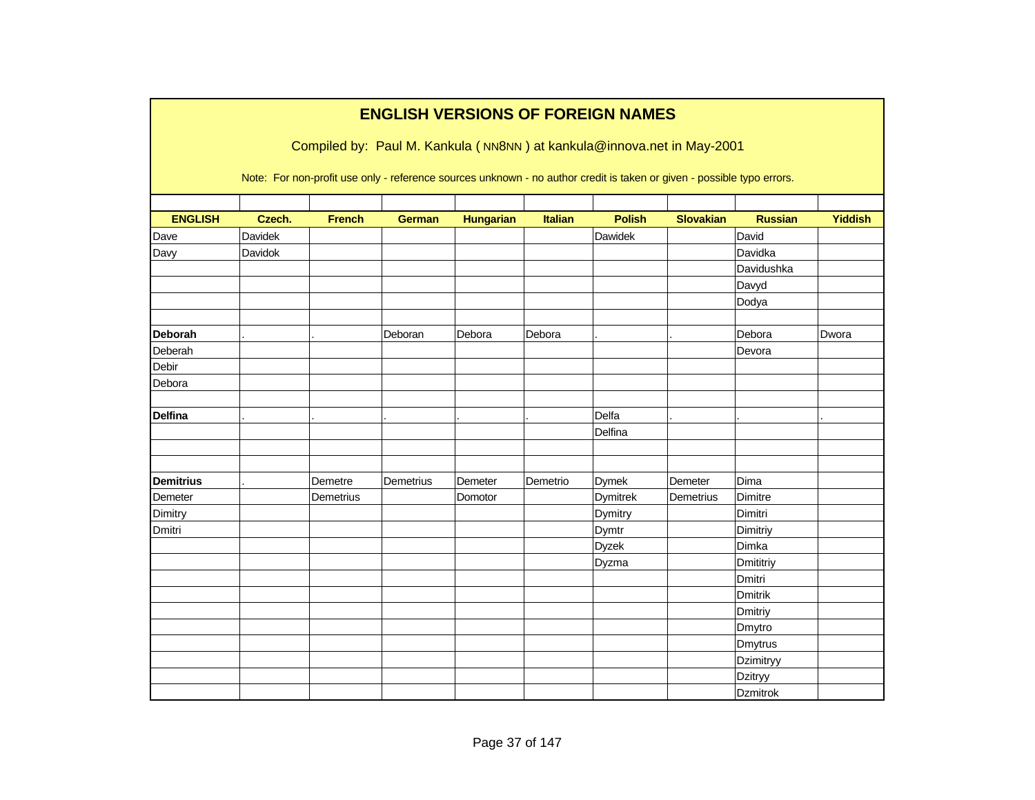# ENGLISH VERSIONS OF FOREIGN NAMES

Compiled by: Paul M. Kankula ( NN8NN ) at kankula@innova.net in May-2001

Note: For non-profit use only - reference sources unknown - no author credit is taken or given - possible typo errors.

| ENGLISH | Czech. | French | German | Hungarian | Italian | Polish | Slovakian | Russian | Yiddish |
|---|---|---|---|---|---|---|---|---|---|
| Dave | Davidek | | | | | Dawidek | | David | |
| Davy | Davidok | | | | | | | Davidka | |
| | | | | | | | | Davidushka | |
| | | | | | | | | Davyd | |
| | | | | | | | | Dodya | |
| | | | | | | | | | |
| **Deborah** | . | . | Deboran | Debora | Debora | . | . | Debora | Dwora |
| Deberah | | | | | | | | Devora | |
| Debir | | | | | | | | | |
| Debora | | | | | | | | | |
| | | | | | | | | | |
| **Delfina** | . | . | . | . | . | Delfa | . | . | . |
| | | | | | | Delfina | | | |
| | | | | | | | | | |
| | | | | | | | | | |
| **Demitrius** | . | Demetre | Demetrius | Demeter | Demetrio | Dymek | Demeter | Dima | |
| Demeter | | Demetrius | | Domotor | | Dymitrek | Demetrius | Dimitre | |
| Dimitry | | | | | | Dymitry | | Dimitri | |
| Dmitri | | | | | | Dymtr | | Dimitriy | |
| | | | | | | Dyzek | | Dimka | |
| | | | | | | Dyzma | | Dmititriy | |
| | | | | | | | | Dmitri | |
| | | | | | | | | Dmitrik | |
| | | | | | | | | Dmitriy | |
| | | | | | | | | Dmytro | |
| | | | | | | | | Dmytrus | |
| | | | | | | | | Dzimitryy | |
| | | | | | | | | Dzitryy | |
| | | | | | | | | Dzmitrok | |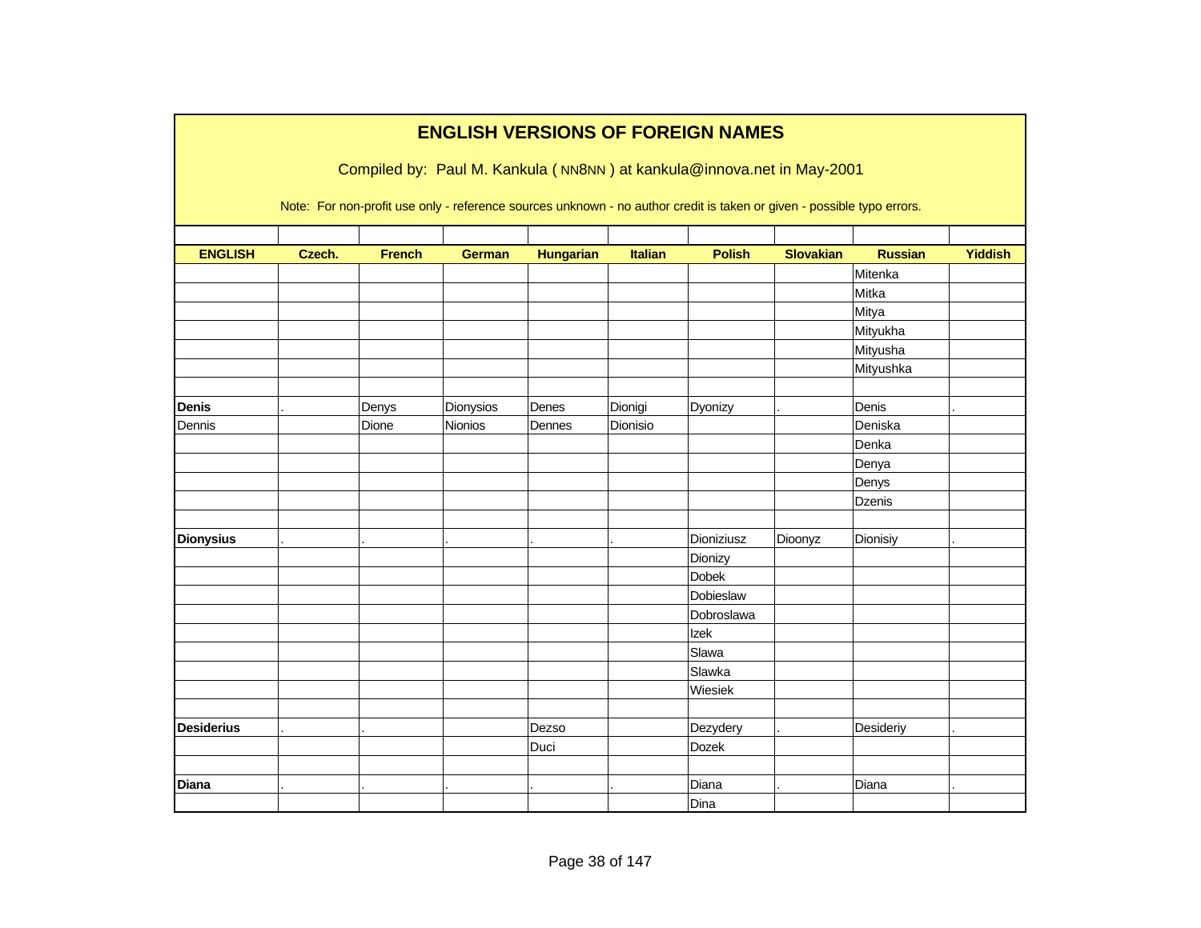# ENGLISH VERSIONS OF FOREIGN NAMES

Compiled by: Paul M. Kankula ( NN8NN ) at kankula@innova.net in May-2001

Note: For non-profit use only - reference sources unknown - no author credit is taken or given - possible typo errors.

| ENGLISH | Czech. | French | German | Hungarian | Italian | Polish | Slovakian | Russian | Yiddish |
|---|---|---|---|---|---|---|---|---|---|
| | | | | | | | | Mitenka | |
| | | | | | | | | Mitka | |
| | | | | | | | | Mitya | |
| | | | | | | | | Mityukha | |
| | | | | | | | | Mityusha | |
| | | | | | | | | Mityushka | |
| | | | | | | | | | |
| **Denis** | . | Denys | Dionysios | Denes | Dionigi | Dyonizy | . | Denis | . |
| Dennis | | Dione | Nionios | Dennes | Dionisio | | | Deniska | |
| | | | | | | | | Denka | |
| | | | | | | | | Denya | |
| | | | | | | | | Denys | |
| | | | | | | | | Dzenis | |
| | | | | | | | | | |
| **Dionysius** | . | . | . | . | . | Dioniziusz | Dioonyz | Dionisiy | . |
| | | | | | | Dionizy | | | |
| | | | | | | Dobek | | | |
| | | | | | | Dobieslaw | | | |
| | | | | | | Dobroslawa | | | |
| | | | | | | Izek | | | |
| | | | | | | Slawa | | | |
| | | | | | | Slawka | | | |
| | | | | | | Wiesiek | | | |
| | | | | | | | | | |
| **Desiderius** | . | . | | Dezso | | Dezydery | . | Desideriy | . |
| | | | | Duci | | Dozek | | | |
| | | | | | | | | | |
| **Diana** | . | . | . | . | . | Diana | . | Diana | . |
| | | | | | | Dina | | | |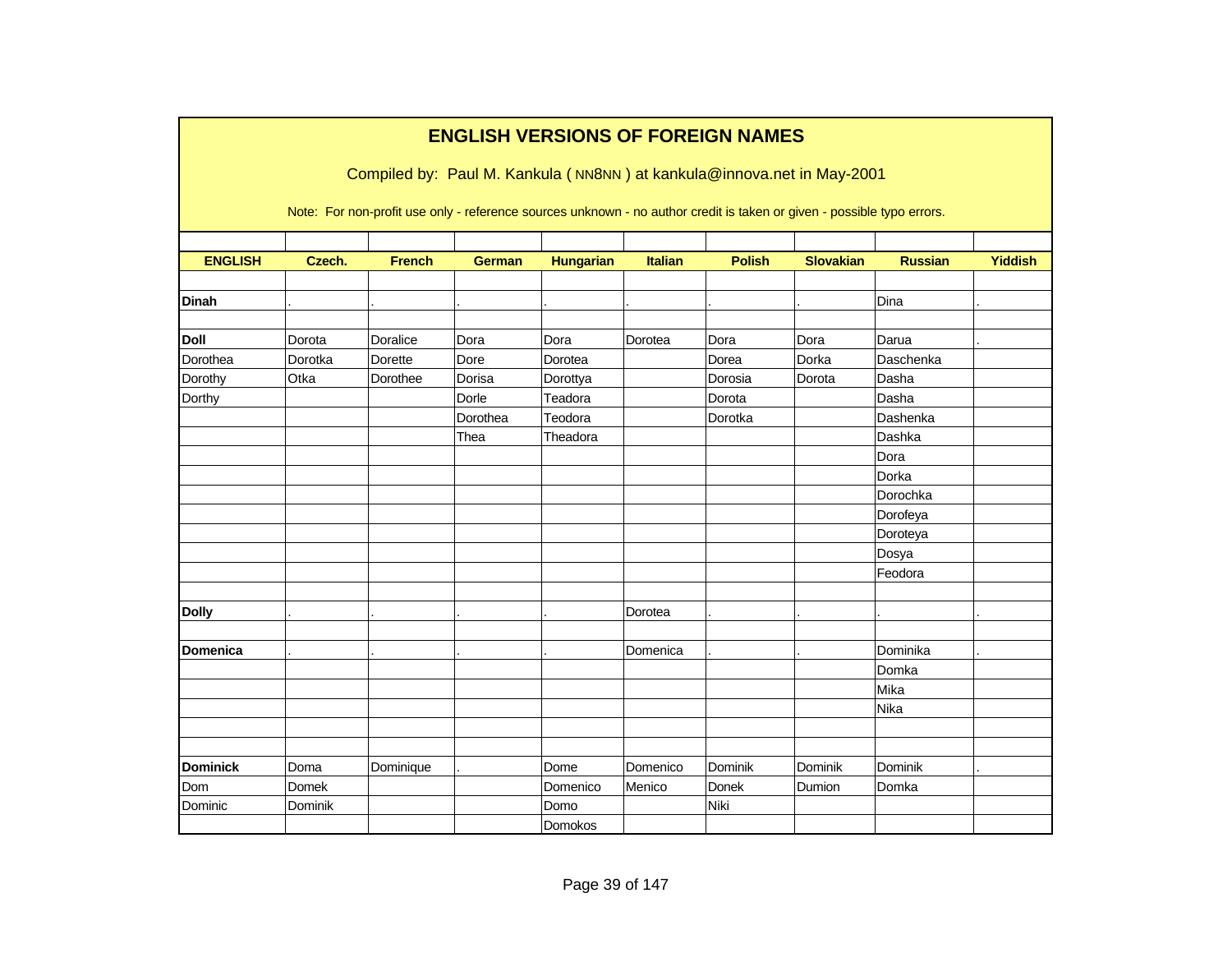# ENGLISH VERSIONS OF FOREIGN NAMES

Compiled by: Paul M. Kankula ( NN8NN ) at kankula@innova.net in May-2001

Note: For non-profit use only - reference sources unknown - no author credit is taken or given - possible typo errors.

| ENGLISH | Czech. | French | German | Hungarian | Italian | Polish | Slovakian | Russian | Yiddish |
|---|---|---|---|---|---|---|---|---|---|
| | | | | | | | | | |
| **Dinah** | . | . | . | . | . | . | . | Dina | . |
| | | | | | | | | | |
| **Doll** | Dorota | Doralice | Dora | Dora | Dorotea | Dora | Dora | Darua | . |
| Dorothea | Dorotka | Dorette | Dore | Dorotea | | Dorea | Dorka | Daschenka | |
| Dorothy | Otka | Dorothee | Dorisa | Dorottya | | Dorosia | Dorota | Dasha | |
| Dorthy | | | Dorle | Teadora | | Dorota | | Dasha | |
| | | | Dorothea | Teodora | | Dorotka | | Dashenka | |
| | | | Thea | Theadora | | | | Dashka | |
| | | | | | | | | Dora | |
| | | | | | | | | Dorka | |
| | | | | | | | | Dorochka | |
| | | | | | | | | Dorofeya | |
| | | | | | | | | Doroteya | |
| | | | | | | | | Dosya | |
| | | | | | | | | Feodora | |
| | | | | | | | | | |
| **Dolly** | . | . | . | . | Dorotea | . | . | . | . |
| | | | | | | | | | |
| **Domenica** | . | . | . | . | Domenica | . | . | Dominika | . |
| | | | | | | | | Domka | |
| | | | | | | | | Mika | |
| | | | | | | | | Nika | |
| | | | | | | | | | |
| | | | | | | | | | |
| **Dominick** | Doma | Dominique | . | Dome | Domenico | Dominik | Dominik | Dominik | . |
| Dom | Domek | | | Domenico | Menico | Donek | Dumion | Domka | |
| Dominic | Dominik | | | Domo | | Niki | | | |
| | | | | Domokos | | | | | |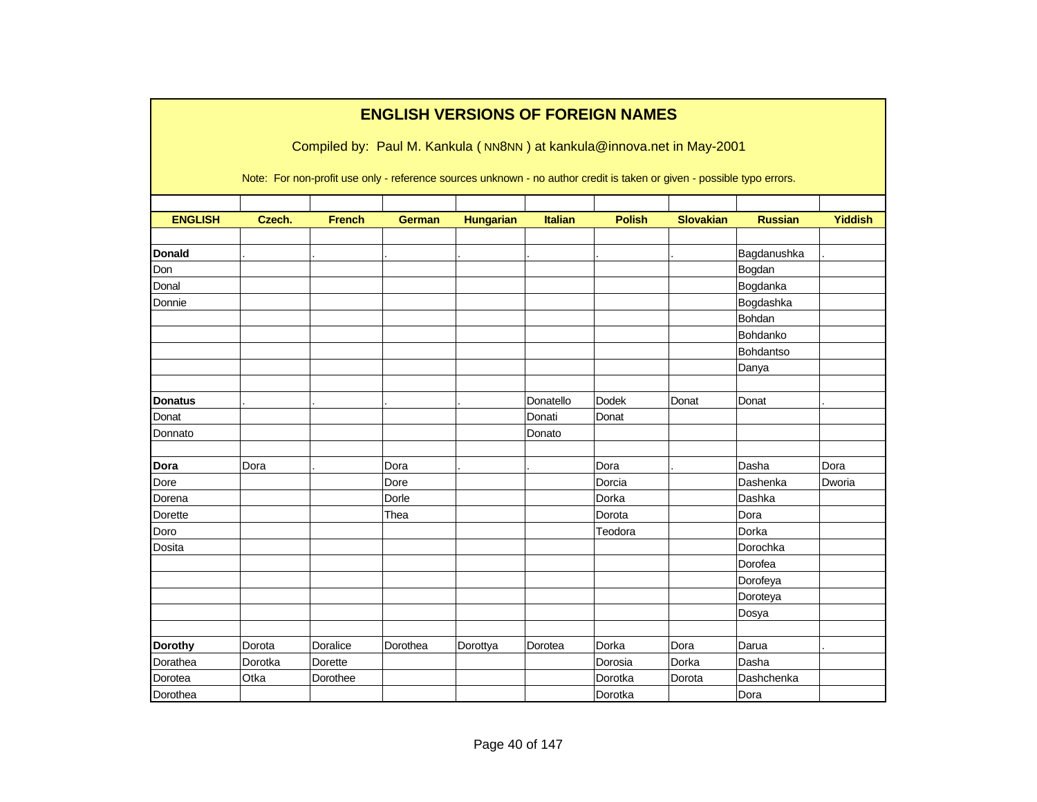# ENGLISH VERSIONS OF FOREIGN NAMES

Compiled by: Paul M. Kankula ( NN8NN ) at kankula@innova.net in May-2001

Note: For non-profit use only - reference sources unknown - no author credit is taken or given - possible typo errors.

| ENGLISH | Czech. | French | German | Hungarian | Italian | Polish | Slovakian | Russian | Yiddish |
|---|---|---|---|---|---|---|---|---|---|
| | | | | | | | | | |
| **Donald** | . | . | . | . | . | . | . | Bagdanushka | . |
| Don | | | | | | | | Bogdan | |
| Donal | | | | | | | | Bogdanka | |
| Donnie | | | | | | | | Bogdashka | |
| | | | | | | | | Bohdan | |
| | | | | | | | | Bohdanko | |
| | | | | | | | | Bohdantso | |
| | | | | | | | | Danya | |
| | | | | | | | | | |
| **Donatus** | . | . | . | . | Donatello | Dodek | Donat | Donat | . |
| Donat | | | | | Donati | Donat | | | |
| Donnato | | | | | Donato | | | | |
| | | | | | | | | | |
| **Dora** | Dora | . | Dora | . | . | Dora | . | Dasha | Dora |
| Dore | | | Dore | | | Dorcia | | Dashenka | Dworia |
| Dorena | | | Dorle | | | Dorka | | Dashka | |
| Dorette | | | Thea | | | Dorota | | Dora | |
| Doro | | | | | | Teodora | | Dorka | |
| Dosita | | | | | | | | Dorochka | |
| | | | | | | | | Dorofea | |
| | | | | | | | | Dorofeya | |
| | | | | | | | | Doroteya | |
| | | | | | | | | Dosya | |
| | | | | | | | | | |
| **Dorothy** | Dorota | Doralice | Dorothea | Dorottya | Dorotea | Dorka | Dora | Darua | . |
| Dorathea | Dorotka | Dorette | | | | Dorosia | Dorka | Dasha | |
| Dorotea | Otka | Dorothee | | | | Dorotka | Dorota | Dashchenka | |
| Dorothea | | | | | | Dorotka | | Dora | |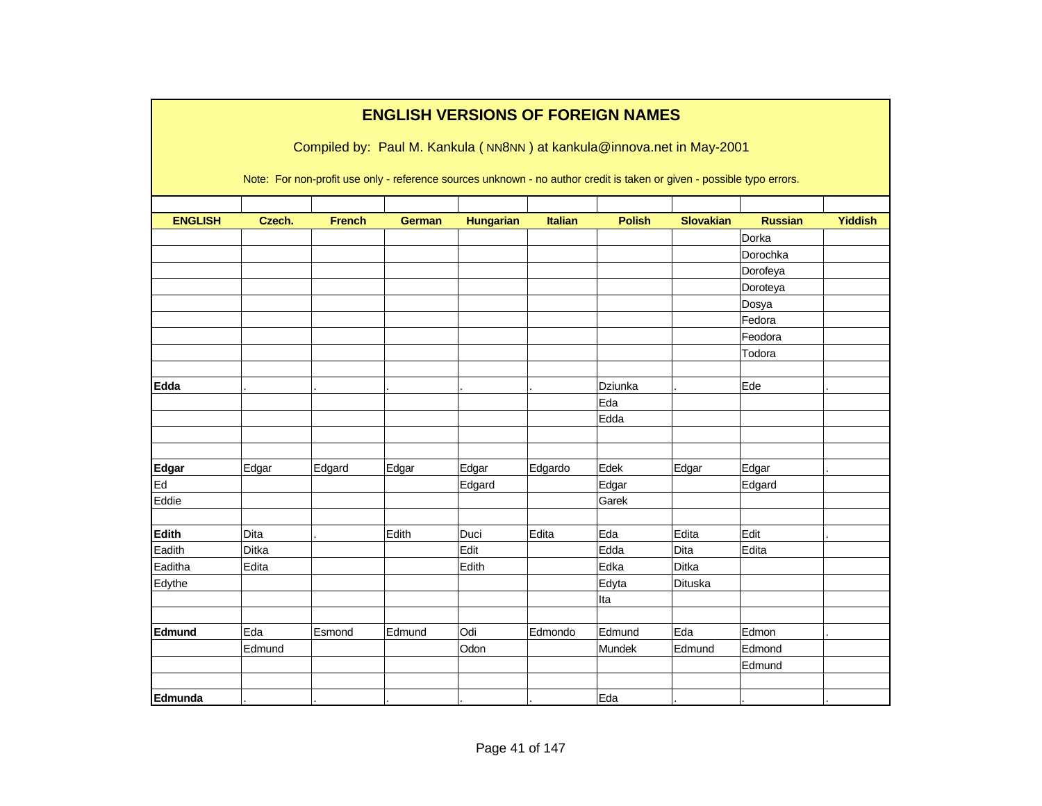# ENGLISH VERSIONS OF FOREIGN NAMES

Compiled by: Paul M. Kankula ( NN8NN ) at kankula@innova.net in May-2001

Note: For non-profit use only - reference sources unknown - no author credit is taken or given - possible typo errors.

| ENGLISH | Czech. | French | German | Hungarian | Italian | Polish | Slovakian | Russian | Yiddish |
|---|---|---|---|---|---|---|---|---|---|
| | | | | | | | | Dorka | |
| | | | | | | | | Dorochka | |
| | | | | | | | | Dorofeya | |
| | | | | | | | | Doroteya | |
| | | | | | | | | Dosya | |
| | | | | | | | | Fedora | |
| | | | | | | | | Feodora | |
| | | | | | | | | Todora | |
| | | | | | | | | | |
| **Edda** | . | . | . | . | . | Dziunka | . | Ede | . |
| | | | | | | Eda | | | |
| | | | | | | Edda | | | |
| | | | | | | | | | |
| | | | | | | | | | |
| **Edgar** | Edgar | Edgard | Edgar | Edgar | Edgardo | Edek | Edgar | Edgar | . |
| Ed | | | | Edgard | | Edgar | | Edgard | |
| Eddie | | | | | | Garek | | | |
| | | | | | | | | | |
| **Edith** | Dita | . | Edith | Duci | Edita | Eda | Edita | Edit | . |
| Eadith | Ditka | | | Edit | | Edda | Dita | Edita | |
| Eaditha | Edita | | | Edith | | Edka | Ditka | | |
| Edythe | | | | | | Edyta | Dituska | | |
| | | | | | | Ita | | | |
| | | | | | | | | | |
| **Edmund** | Eda | Esmond | Edmund | Odi | Edmondo | Edmund | Eda | Edmon | . |
| | Edmund | | | Odon | | Mundek | Edmund | Edmond | |
| | | | | | | | | Edmund | |
| | | | | | | | | | |
| **Edmunda** | . | . | . | . | . | Eda | . | . | . |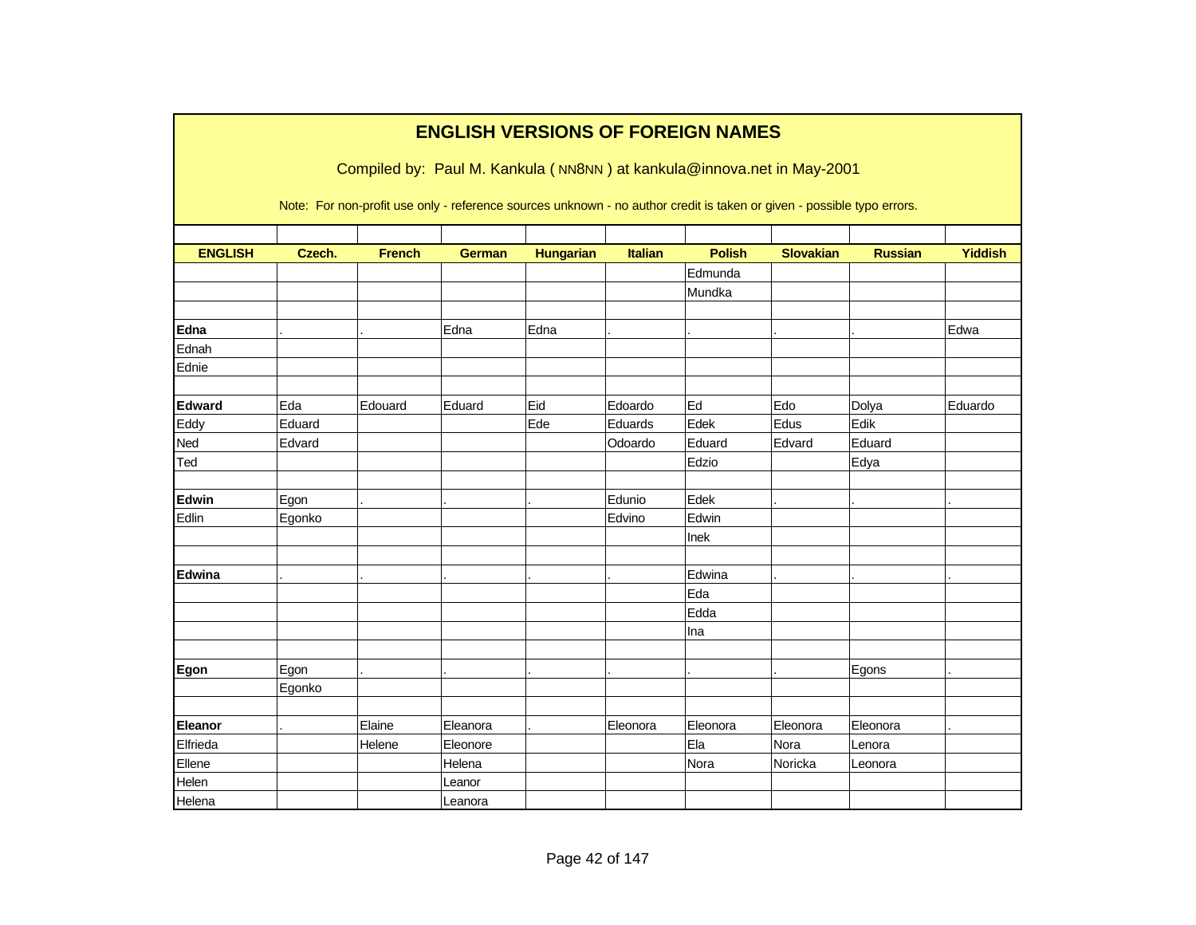# ENGLISH VERSIONS OF FOREIGN NAMES

Compiled by: Paul M. Kankula ( NN8NN ) at kankula@innova.net in May-2001

Note: For non-profit use only - reference sources unknown - no author credit is taken or given - possible typo errors.

| ENGLISH | Czech. | French | German | Hungarian | Italian | Polish | Slovakian | Russian | Yiddish |
|---|---|---|---|---|---|---|---|---|---|
| | | | | | | Edmunda | | | |
| | | | | | | Mundka | | | |
| | | | | | | | | | |
| **Edna** | . | . | Edna | Edna | . | . | . | . | Edwa |
| Ednah | | | | | | | | | |
| Ednie | | | | | | | | | |
| | | | | | | | | | |
| **Edward** | Eda | Edouard | Eduard | Eid | Edoardo | Ed | Edo | Dolya | Eduardo |
| Eddy | Eduard | | | Ede | Eduards | Edek | Edus | Edik | |
| Ned | Edvard | | | | Odoardo | Eduard | Edvard | Eduard | |
| Ted | | | | | | Edzio | | Edya | |
| | | | | | | | | | |
| **Edwin** | Egon | . | . | . | Edunio | Edek | . | . | . |
| Edlin | Egonko | | | | Edvino | Edwin | | | |
| | | | | | | Inek | | | |
| | | | | | | | | | |
| **Edwina** | . | . | . | . | . | Edwina | . | . | . |
| | | | | | | Eda | | | |
| | | | | | | Edda | | | |
| | | | | | | Ina | | | |
| | | | | | | | | | |
| **Egon** | Egon | . | . | . | . | . | . | Egons | . |
| | Egonko | | | | | | | | |
| | | | | | | | | | |
| **Eleanor** | . | Elaine | Eleanora | . | Eleonora | Eleonora | Eleonora | Eleonora | . |
| Elfrieda | | Helene | Eleonore | | | Ela | Nora | Lenora | |
| Ellene | | | Helena | | | Nora | Noricka | Leonora | |
| Helen | | | Leanor | | | | | | |
| Helena | | | Leanora | | | | | | |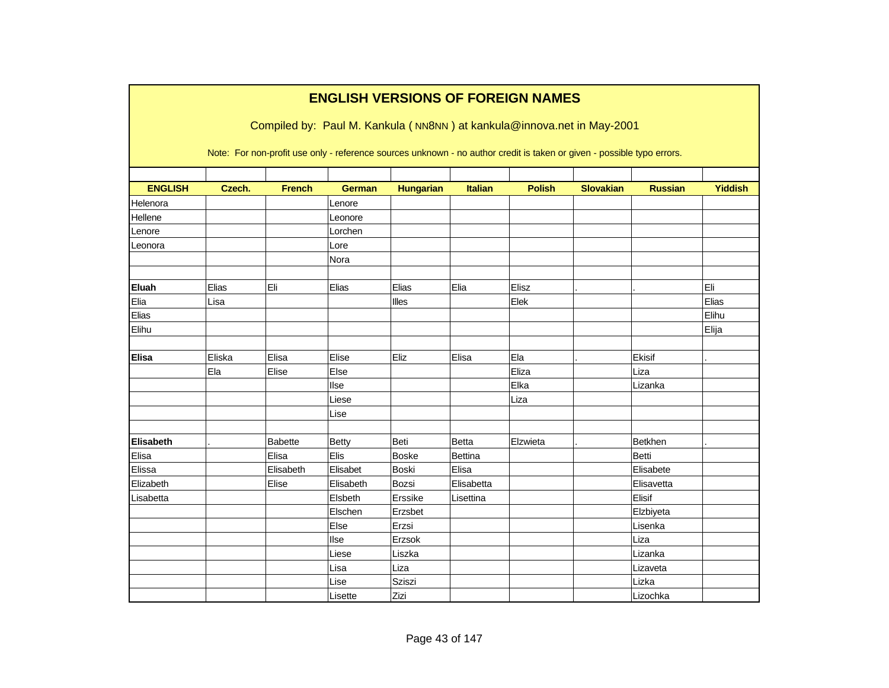# ENGLISH VERSIONS OF FOREIGN NAMES

Compiled by: Paul M. Kankula ( NN8NN ) at kankula@innova.net in May-2001

Note: For non-profit use only - reference sources unknown - no author credit is taken or given - possible typo errors.

| ENGLISH | Czech. | French | German | Hungarian | Italian | Polish | Slovakian | Russian | Yiddish |
|---|---|---|---|---|---|---|---|---|---|
| Helenora | | | Lenore | | | | | | |
| Hellene | | | Leonore | | | | | | |
| Lenore | | | Lorchen | | | | | | |
| Leonora | | | Lore | | | | | | |
| | | | Nora | | | | | | |
| | | | | | | | | | |
| **Eluah** | Elias | Eli | Elias | Elias | Elia | Elisz | . | . | Eli |
| Elia | Lisa | | | Illes | | Elek | | | Elias |
| Elias | | | | | | | | | Elihu |
| Elihu | | | | | | | | | Elija |
| | | | | | | | | | |
| **Elisa** | Eliska | Elisa | Elise | Eliz | Elisa | Ela | . | Ekisif | . |
| | Ela | Elise | Else | | | Eliza | | Liza | |
| | | | Ilse | | | Elka | | Lizanka | |
| | | | Liese | | | Liza | | | |
| | | | Lise | | | | | | |
| | | | | | | | | | |
| **Elisabeth** | . | Babette | Betty | Beti | Betta | Elzwieta | . | Betkhen | . |
| Elisa | | Elisa | Elis | Boske | Bettina | | | Betti | |
| Elissa | | Elisabeth | Elisabet | Boski | Elisa | | | Elisabete | |
| Elizabeth | | Elise | Elisabeth | Bozsi | Elisabetta | | | Elisavetta | |
| Lisabetta | | | Elsbeth | Erssike | Lisettina | | | Elisif | |
| | | | Elschen | Erzsbet | | | | Elzbiyeta | |
| | | | Else | Erzsi | | | | Lisenka | |
| | | | Ilse | Erzsok | | | | Liza | |
| | | | Liese | Liszka | | | | Lizanka | |
| | | | Lisa | Liza | | | | Lizaveta | |
| | | | Lise | Sziszi | | | | Lizka | |
| | | | Lisette | Zizi | | | | Lizochka | |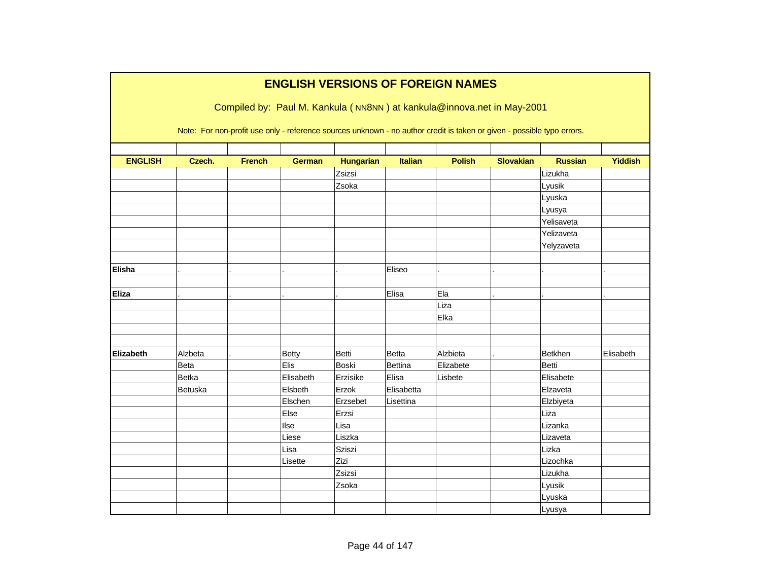# ENGLISH VERSIONS OF FOREIGN NAMES

Compiled by: Paul M. Kankula ( NN8NN ) at kankula@innova.net in May-2001

Note: For non-profit use only - reference sources unknown - no author credit is taken or given - possible typo errors.

| ENGLISH | Czech. | French | German | Hungarian | Italian | Polish | Slovakian | Russian | Yiddish |
|---|---|---|---|---|---|---|---|---|---|
| | | | | Zsizsi | | | | Lizukha | |
| | | | | Zsoka | | | | Lyusik | |
| | | | | | | | | Lyuska | |
| | | | | | | | | Lyusya | |
| | | | | | | | | Yelisaveta | |
| | | | | | | | | Yelizaveta | |
| | | | | | | | | Yelyzaveta | |
| | | | | | | | | | |
| **Elisha** | . | . | . | . | Eliseo | . | . | . | . |
| | | | | | | | | | |
| **Eliza** | . | . | . | . | Elisa | Ela | . | . | . |
| | | | | | | Liza | | | |
| | | | | | | Elka | | | |
| | | | | | | | | | |
| | | | | | | | | | |
| **Elizabeth** | Alzbeta | . | Betty | Betti | Betta | Alzbieta | . | Betkhen | Elisabeth |
| | Beta | | Elis | Boski | Bettina | Elizabete | | Betti | |
| | Betka | | Elisabeth | Erzisike | Elisa | Lisbete | | Elisabete | |
| | Betuska | | Elsbeth | Erzok | Elisabetta | | | Elzaveta | |
| | | | Elschen | Erzsebet | Lisettina | | | Elzbiyeta | |
| | | | Else | Erzsi | | | | Liza | |
| | | | Ilse | Lisa | | | | Lizanka | |
| | | | Liese | Liszka | | | | Lizaveta | |
| | | | Lisa | Sziszi | | | | Lizka | |
| | | | Lisette | Zizi | | | | Lizochka | |
| | | | | Zsizsi | | | | Lizukha | |
| | | | | Zsoka | | | | Lyusik | |
| | | | | | | | | Lyuska | |
| | | | | | | | | Lyusya | |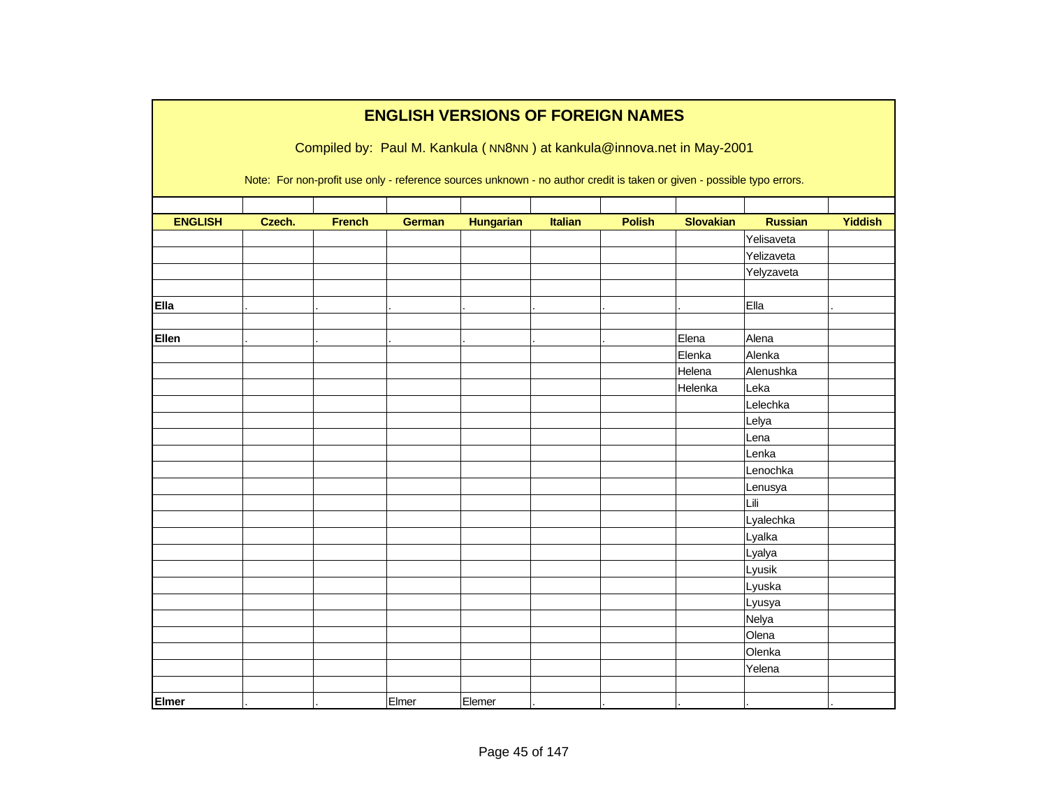# ENGLISH VERSIONS OF FOREIGN NAMES

Compiled by: Paul M. Kankula ( NN8NN ) at kankula@innova.net in May-2001

Note: For non-profit use only - reference sources unknown - no author credit is taken or given - possible typo errors.

| ENGLISH | Czech. | French | German | Hungarian | Italian | Polish | Slovakian | Russian | Yiddish |
|---|---|---|---|---|---|---|---|---|---|
| | | | | | | | | Yelisaveta | |
| | | | | | | | | Yelizaveta | |
| | | | | | | | | Yelyzaveta | |
| | | | | | | | | | |
| **Ella** | . | . | . | . | . | . | . | Ella | . |
| | | | | | | | | | |
| **Ellen** | . | . | . | . | . | . | Elena | Alena | |
| | | | | | | | Elenka | Alenka | |
| | | | | | | | Helena | Alenushka | |
| | | | | | | | Helenka | Leka | |
| | | | | | | | | Lelechka | |
| | | | | | | | | Lelya | |
| | | | | | | | | Lena | |
| | | | | | | | | Lenka | |
| | | | | | | | | Lenochka | |
| | | | | | | | | Lenusya | |
| | | | | | | | | Lili | |
| | | | | | | | | Lyalechka | |
| | | | | | | | | Lyalka | |
| | | | | | | | | Lyalya | |
| | | | | | | | | Lyusik | |
| | | | | | | | | Lyuska | |
| | | | | | | | | Lyusya | |
| | | | | | | | | Nelya | |
| | | | | | | | | Olena | |
| | | | | | | | | Olenka | |
| | | | | | | | | Yelena | |
| | | | | | | | | | |
| **Elmer** | . | . | Elmer | Elemer | . | . | . | . | . |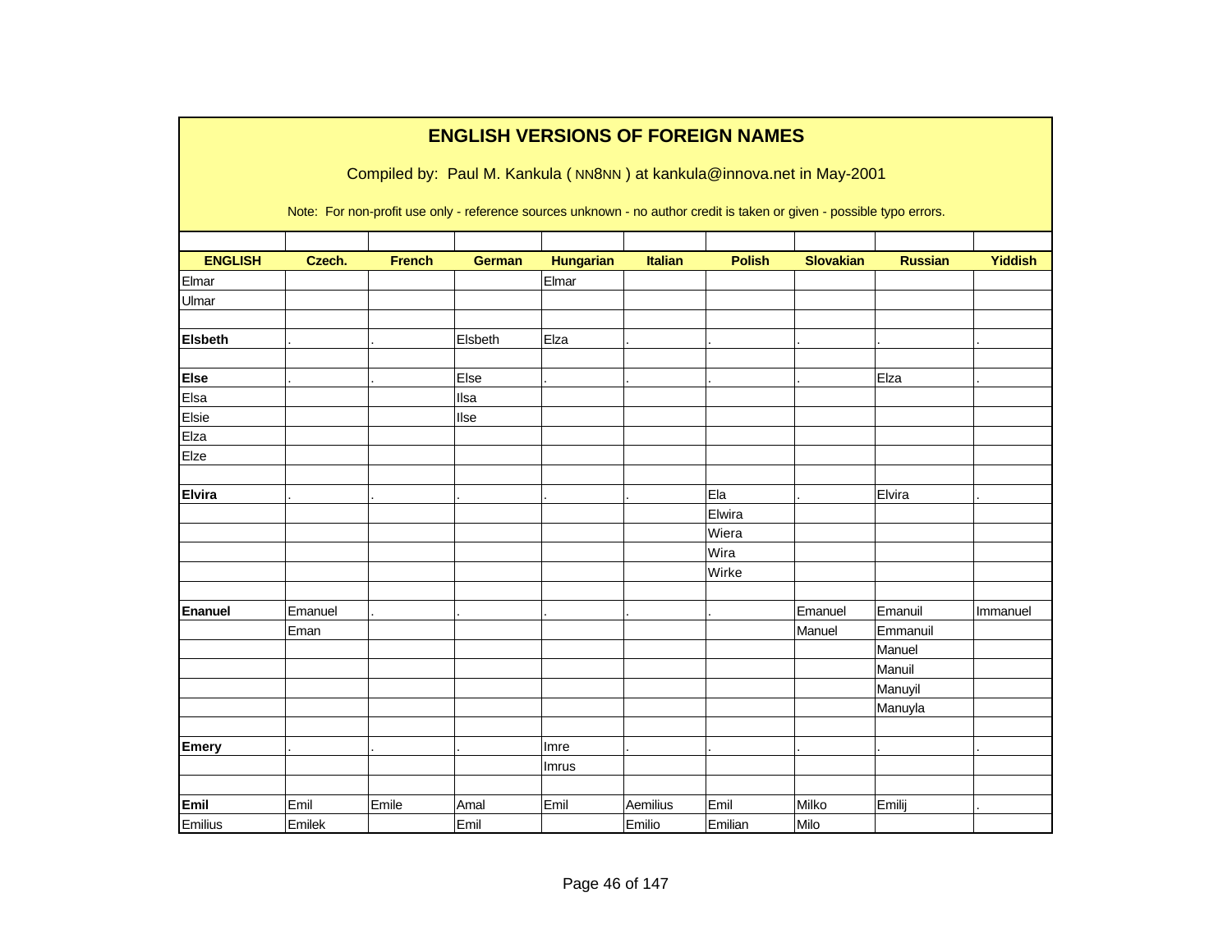# ENGLISH VERSIONS OF FOREIGN NAMES

Compiled by: Paul M. Kankula ( NN8NN ) at kankula@innova.net in May-2001

Note: For non-profit use only - reference sources unknown - no author credit is taken or given - possible typo errors.

| ENGLISH | Czech. | French | German | Hungarian | Italian | Polish | Slovakian | Russian | Yiddish |
|---|---|---|---|---|---|---|---|---|---|
| Elmar | | | | Elmar | | | | | |
| Ulmar | | | | | | | | | |
| | | | | | | | | | |
| **Elsbeth** | . | . | Elsbeth | Elza | . | . | . | . | . |
| | | | | | | | | | |
| **Else** | . | . | Else | . | . | . | . | Elza | . |
| Elsa | | | Ilsa | | | | | | |
| Elsie | | | Ilse | | | | | | |
| Elza | | | | | | | | | |
| Elze | | | | | | | | | |
| | | | | | | | | | |
| **Elvira** | . | . | . | . | . | Ela | . | Elvira | . |
| | | | | | | Elwira | | | |
| | | | | | | Wiera | | | |
| | | | | | | Wira | | | |
| | | | | | | Wirke | | | |
| | | | | | | | | | |
| **Enanuel** | Emanuel | . | . | . | . | . | Emanuel | Emanuil | Immanuel |
| | Eman | | | | | | Manuel | Emmanuil | |
| | | | | | | | | Manuel | |
| | | | | | | | | Manuil | |
| | | | | | | | | Manuyil | |
| | | | | | | | | Manuyla | |
| | | | | | | | | | |
| **Emery** | . | . | . | Imre | . | . | . | . | . |
| | | | | Imrus | | | | | |
| | | | | | | | | | |
| **Emil** | Emil | Emile | Amal | Emil | Aemilius | Emil | Milko | Emilij | . |
| Emilius | Emilek | | Emil | | Emilio | Emilian | Milo | | |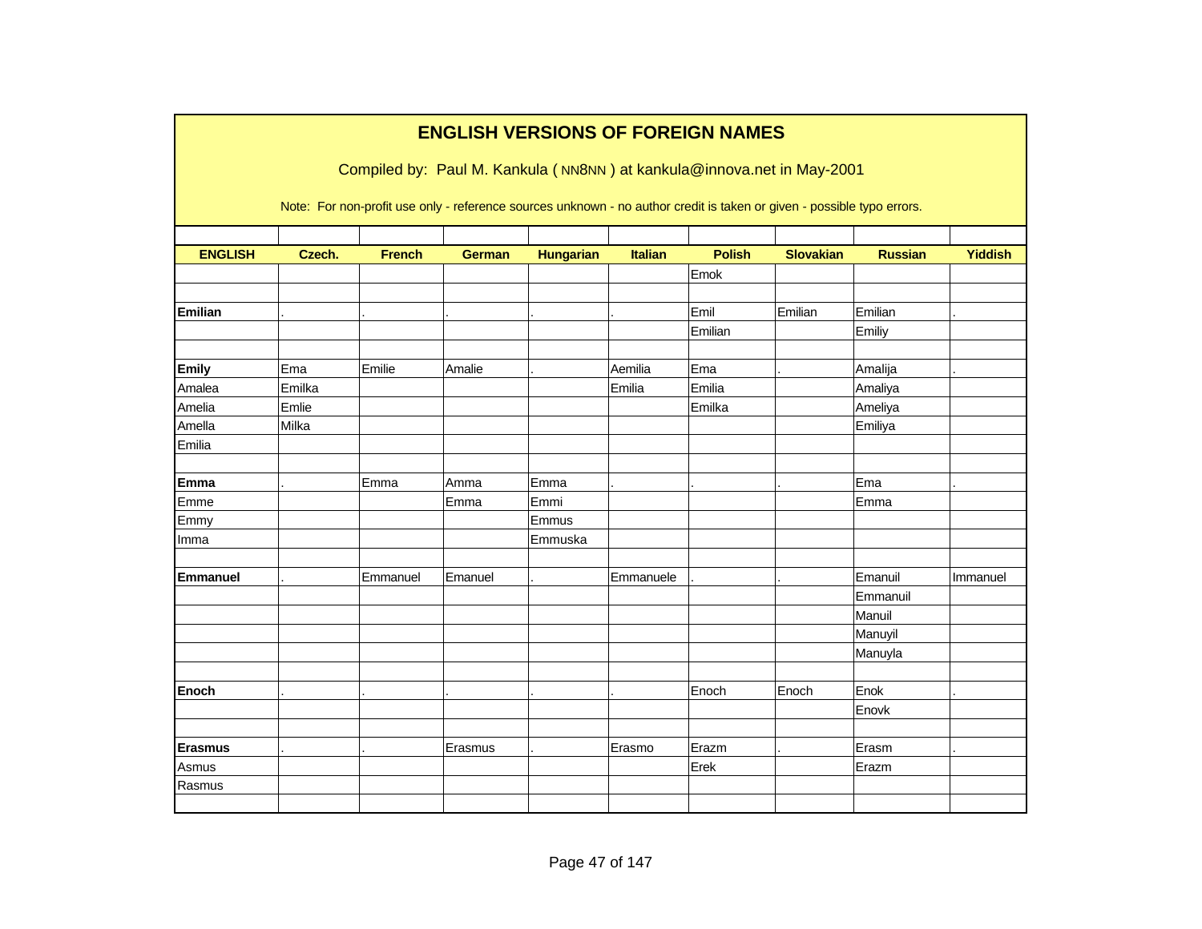# ENGLISH VERSIONS OF FOREIGN NAMES

Compiled by: Paul M. Kankula ( NN8NN ) at kankula@innova.net in May-2001

Note: For non-profit use only - reference sources unknown - no author credit is taken or given - possible typo errors.

| ENGLISH | Czech. | French | German | Hungarian | Italian | Polish | Slovakian | Russian | Yiddish |
|---|---|---|---|---|---|---|---|---|---|
| | | | | | | Emok | | | |
| | | | | | | | | | |
| **Emilian** | . | . | . | . | . | Emil | Emilian | Emilian | . |
| | | | | | | Emilian | | Emiliy | |
| | | | | | | | | | |
| **Emily** | Ema | Emilie | Amalie | . | Aemilia | Ema | . | Amalija | . |
| Amalea | Emilka | | | | Emilia | Emilia | | Amaliya | |
| Amelia | Emlie | | | | | Emilka | | Ameliya | |
| Amella | Milka | | | | | | | Emiliya | |
| Emilia | | | | | | | | | |
| | | | | | | | | | |
| **Emma** | . | Emma | Amma | Emma | . | . | . | Ema | . |
| Emme | | | Emma | Emmi | | | | Emma | |
| Emmy | | | | Emmus | | | | | |
| Imma | | | | Emmuska | | | | | |
| | | | | | | | | | |
| **Emmanuel** | . | Emmanuel | Emanuel | . | Emmanuele | . | . | Emanuil | Immanuel |
| | | | | | | | | Emmanuil | |
| | | | | | | | | Manuil | |
| | | | | | | | | Manuyil | |
| | | | | | | | | Manuyla | |
| | | | | | | | | | |
| **Enoch** | . | . | . | . | . | Enoch | Enoch | Enok | . |
| | | | | | | | | Enovk | |
| | | | | | | | | | |
| **Erasmus** | . | . | Erasmus | . | Erasmo | Erazm | . | Erasm | . |
| Asmus | | | | | | Erek | | Erazm | |
| Rasmus | | | | | | | | | |
| | | | | | | | | | |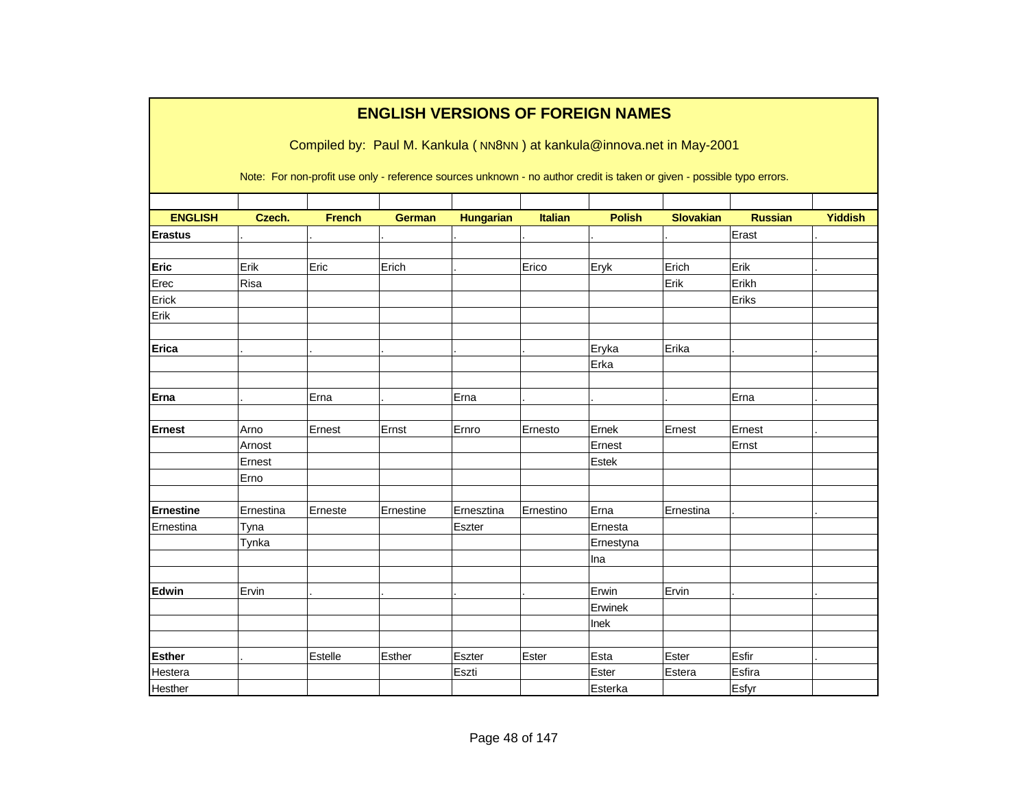# ENGLISH VERSIONS OF FOREIGN NAMES

Compiled by: Paul M. Kankula ( NN8NN ) at kankula@innova.net in May-2001

Note: For non-profit use only - reference sources unknown - no author credit is taken or given - possible typo errors.

| ENGLISH | Czech. | French | German | Hungarian | Italian | Polish | Slovakian | Russian | Yiddish |
|---|---|---|---|---|---|---|---|---|---|
| **Erastus** | . | . | . | . | . | . | . | Erast | . |
| | | | | | | | | | |
| **Eric** | Erik | Eric | Erich | . | Erico | Eryk | Erich | Erik | . |
| Erec | Risa | | | | | | Erik | Erikh | |
| Erick | | | | | | | | Eriks | |
| Erik | | | | | | | | | |
| | | | | | | | | | |
| **Erica** | . | . | . | . | . | Eryka | Erika | . | . |
| | | | | | | Erka | | | |
| | | | | | | | | | |
| **Erna** | . | Erna | . | Erna | . | . | . | Erna | . |
| | | | | | | | | | |
| **Ernest** | Arno | Ernest | Ernst | Ernro | Ernesto | Ernek | Ernest | Ernest | . |
| | Arnost | | | | | Ernest | | Ernst | |
| | Ernest | | | | | Estek | | | |
| | Erno | | | | | | | | |
| | | | | | | | | | |
| **Ernestine** | Ernestina | Erneste | Ernestine | Ernesztina | Ernestino | Erna | Ernestina | . | . |
| Ernestina | Tyna | | | Eszter | | Ernesta | | | |
| | Tynka | | | | | Ernestyna | | | |
| | | | | | | Ina | | | |
| | | | | | | | | | |
| **Edwin** | Ervin | . | . | . | . | Erwin | Ervin | . | . |
| | | | | | | Erwinek | | | |
| | | | | | | Inek | | | |
| | | | | | | | | | |
| **Esther** | . | Estelle | Esther | Eszter | Ester | Esta | Ester | Esfir | . |
| Hestera | | | | Eszti | | Ester | Estera | Esfira | |
| Hesther | | | | | | Esterka | | Esfyr | |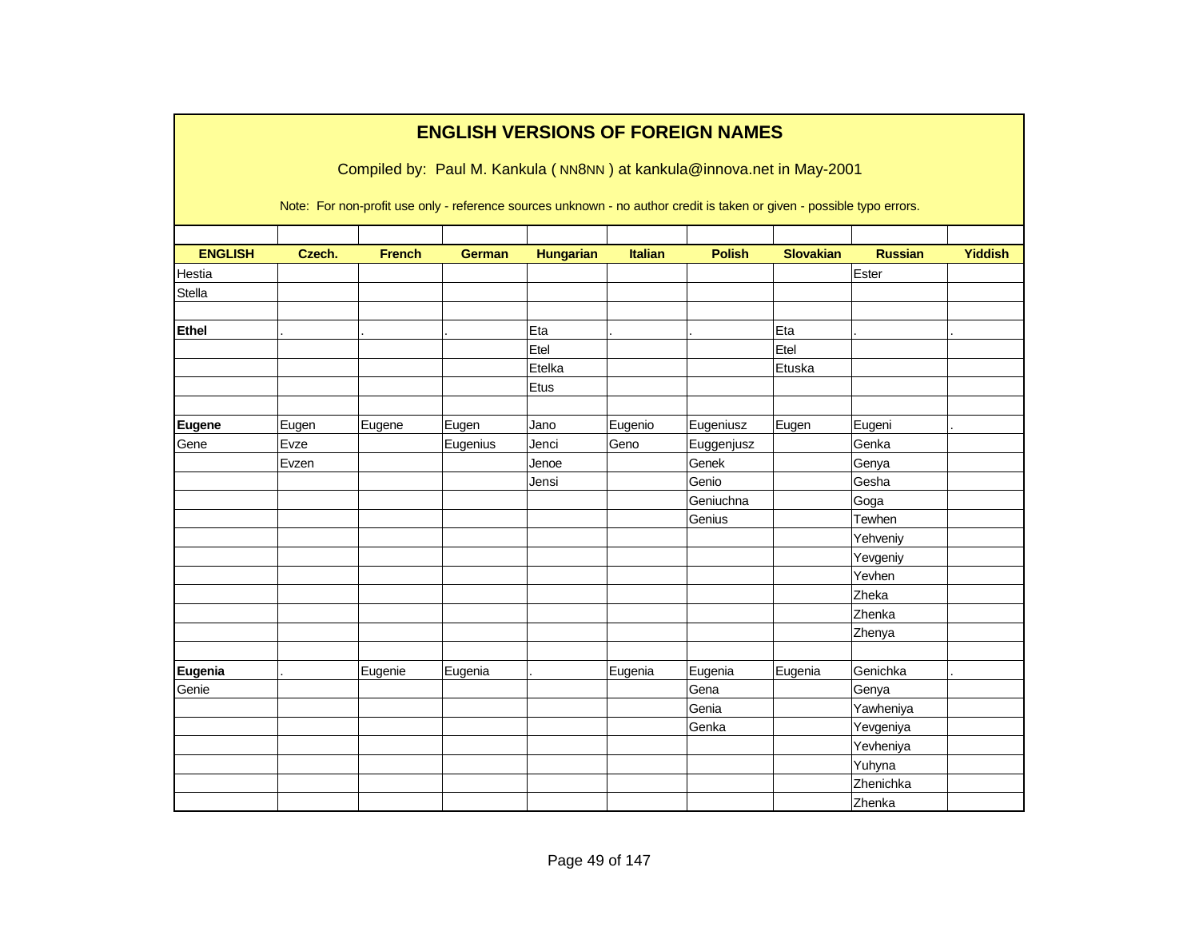# ENGLISH VERSIONS OF FOREIGN NAMES

Compiled by: Paul M. Kankula ( NN8NN ) at kankula@innova.net in May-2001

Note: For non-profit use only - reference sources unknown - no author credit is taken or given - possible typo errors.

| ENGLISH | Czech. | French | German | Hungarian | Italian | Polish | Slovakian | Russian | Yiddish |
|---|---|---|---|---|---|---|---|---|---|
| Hestia | | | | | | | | Ester | |
| Stella | | | | | | | | | |
| | | | | | | | | | |
| **Ethel** | . | . | . | Eta | . | . | Eta | . | . |
| | | | | Etel | | | Etel | | |
| | | | | Etelka | | | Etuska | | |
| | | | | Etus | | | | | |
| | | | | | | | | | |
| **Eugene** | Eugen | Eugene | Eugen | Jano | Eugenio | Eugeniusz | Eugen | Eugeni | . |
| Gene | Evze | | Eugenius | Jenci | Geno | Euggenjusz | | Genka | |
| | Evzen | | | Jenoe | | Genek | | Genya | |
| | | | | Jensi | | Genio | | Gesha | |
| | | | | | | Geniuchna | | Goga | |
| | | | | | | Genius | | Tewhen | |
| | | | | | | | | Yehveniy | |
| | | | | | | | | Yevgeniy | |
| | | | | | | | | Yevhen | |
| | | | | | | | | Zheka | |
| | | | | | | | | Zhenka | |
| | | | | | | | | Zhenya | |
| | | | | | | | | | |
| **Eugenia** | . | Eugenie | Eugenia | . | Eugenia | Eugenia | Eugenia | Genichka | . |
| Genie | | | | | | Gena | | Genya | |
| | | | | | | Genia | | Yawheniya | |
| | | | | | | Genka | | Yevgeniya | |
| | | | | | | | | Yevheniya | |
| | | | | | | | | Yuhyna | |
| | | | | | | | | Zhenichka | |
| | | | | | | | | Zhenka | |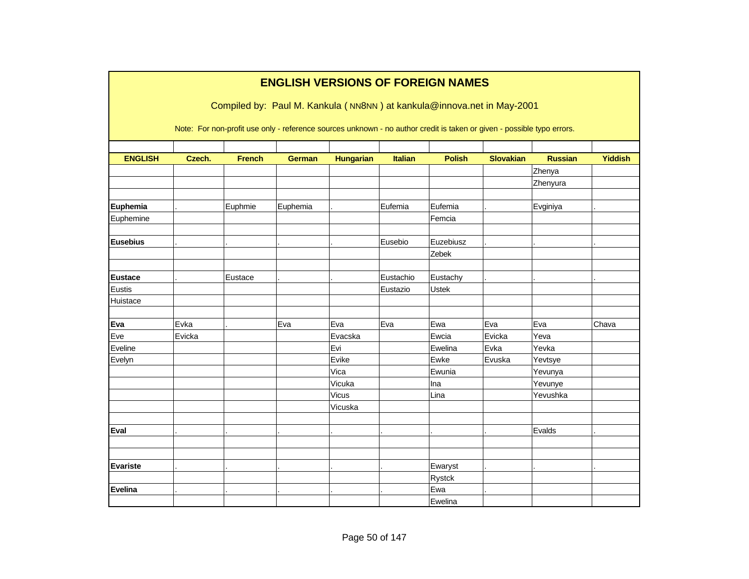# ENGLISH VERSIONS OF FOREIGN NAMES

Compiled by: Paul M. Kankula ( NN8NN ) at kankula@innova.net in May-2001

Note: For non-profit use only - reference sources unknown - no author credit is taken or given - possible typo errors.

| ENGLISH | Czech. | French | German | Hungarian | Italian | Polish | Slovakian | Russian | Yiddish |
|---|---|---|---|---|---|---|---|---|---|
| | | | | | | | | Zhenya | |
| | | | | | | | | Zhenyura | |
| | | | | | | | | | |
| **Euphemia** | . | Euphmie | Euphemia | . | Eufemia | Eufemia | . | Evginiya | . |
| Euphemine | | | | | | Femcia | | | |
| | | | | | | | | | |
| **Eusebius** | . | . | . | . | Eusebio | Euzebiusz | . | . | . |
| | | | | | | Zebek | | | |
| | | | | | | | | | |
| **Eustace** | . | Eustace | . | . | Eustachio | Eustachy | . | . | . |
| Eustis | | | | | Eustazio | Ustek | | | |
| Huistace | | | | | | | | | |
| | | | | | | | | | |
| **Eva** | Evka | . | Eva | Eva | Eva | Ewa | Eva | Eva | Chava |
| Eve | Evicka | | | Evacska | | Ewcia | Evicka | Yeva | |
| Eveline | | | | Evi | | Ewelina | Evka | Yevka | |
| Evelyn | | | | Evike | | Ewke | Evuska | Yevtsye | |
| | | | | Vica | | Ewunia | | Yevunya | |
| | | | | Vicuka | | Ina | | Yevunye | |
| | | | | Vicus | | Lina | | Yevushka | |
| | | | | Vicuska | | | | | |
| | | | | | | | | | |
| **Eval** | . | . | . | . | . | . | . | Evalds | . |
| | | | | | | | | | |
| | | | | | | | | | |
| **Evariste** | . | . | . | . | . | Ewaryst | . | . | . |
| | | | | | | Rystck | | | |
| **Evelina** | . | . | . | . | . | Ewa | . | | |
| | | | | | | Ewelina | | | |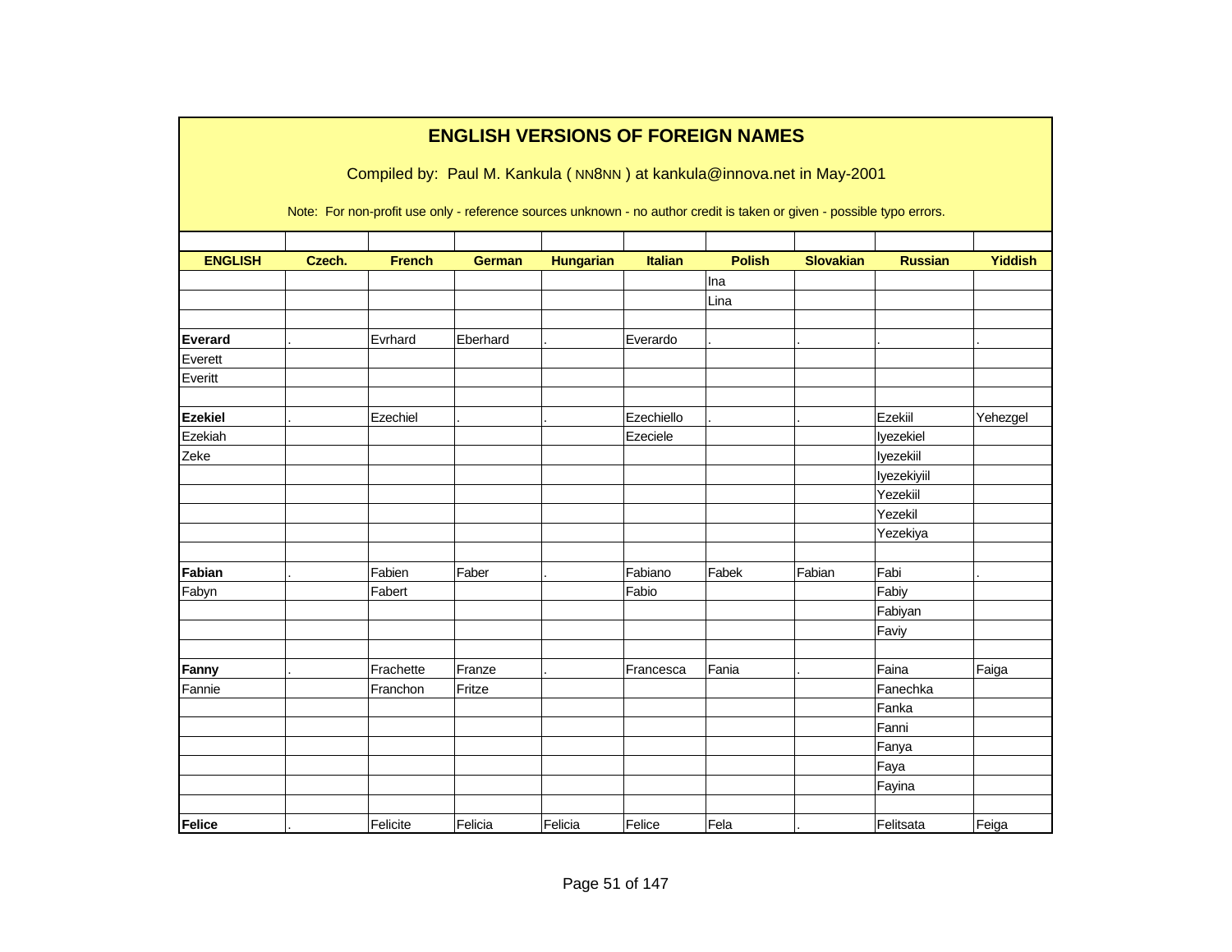# ENGLISH VERSIONS OF FOREIGN NAMES

Compiled by: Paul M. Kankula ( NN8NN ) at kankula@innova.net in May-2001

Note: For non-profit use only - reference sources unknown - no author credit is taken or given - possible typo errors.

| ENGLISH | Czech. | French | German | Hungarian | Italian | Polish | Slovakian | Russian | Yiddish |
|---|---|---|---|---|---|---|---|---|---|
| | | | | | | Ina | | | |
| | | | | | | Lina | | | |
| | | | | | | | | | |
| **Everard** | . | Evrhard | Eberhard | . | Everardo | . | . | . | . |
| Everett | | | | | | | | | |
| Everitt | | | | | | | | | |
| | | | | | | | | | |
| **Ezekiel** | . | Ezechiel | . | . | Ezechiello | . | . | Ezekiil | Yehezgel |
| Ezekiah | | | | | Ezeciele | | | Iyezekiel | |
| Zeke | | | | | | | | Iyezekiil | |
| | | | | | | | | Iyezekiyiil | |
| | | | | | | | | Yezekiil | |
| | | | | | | | | Yezekil | |
| | | | | | | | | Yezekiya | |
| | | | | | | | | | |
| **Fabian** | . | Fabien | Faber | . | Fabiano | Fabek | Fabian | Fabi | . |
| Fabyn | | Fabert | | | Fabio | | | Fabiy | |
| | | | | | | | | Fabiyan | |
| | | | | | | | | Faviy | |
| | | | | | | | | | |
| **Fanny** | . | Frachette | Franze | . | Francesca | Fania | . | Faina | Faiga |
| Fannie | | Franchon | Fritze | | | | | Fanechka | |
| | | | | | | | | Fanka | |
| | | | | | | | | Fanni | |
| | | | | | | | | Fanya | |
| | | | | | | | | Faya | |
| | | | | | | | | Fayina | |
| | | | | | | | | | |
| **Felice** | . | Felicite | Felicia | Felicia | Felice | Fela | . | Felitsata | Feiga |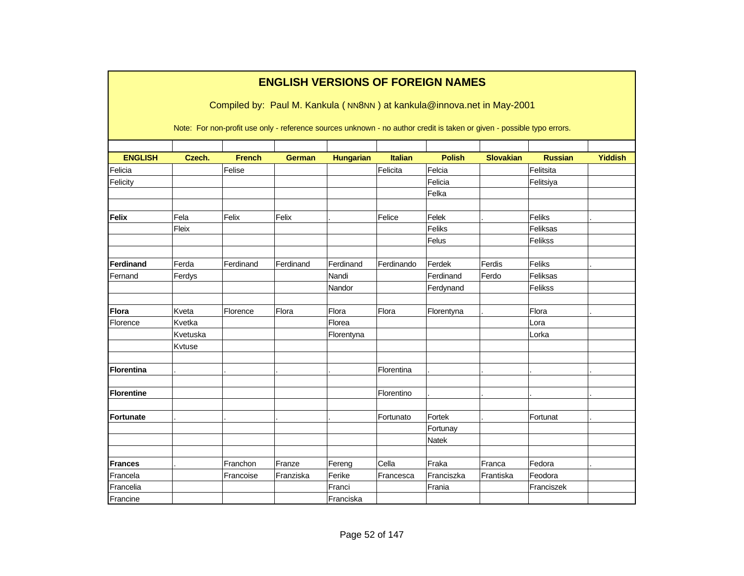# ENGLISH VERSIONS OF FOREIGN NAMES

Compiled by: Paul M. Kankula ( NN8NN ) at kankula@innova.net in May-2001

Note: For non-profit use only - reference sources unknown - no author credit is taken or given - possible typo errors.

| ENGLISH | Czech. | French | German | Hungarian | Italian | Polish | Slovakian | Russian | Yiddish |
|---|---|---|---|---|---|---|---|---|---|
| Felicia | | Felise | | | Felicita | Felcia | | Felitsita | |
| Felicity | | | | | | Felicia | | Felitsiya | |
| | | | | | | Felka | | | |
| | | | | | | | | | |
| **Felix** | Fela | Felix | Felix | . | Felice | Felek | . | Feliks | . |
| | Fleix | | | | | Feliks | | Feliksas | |
| | | | | | | Felus | | Felikss | |
| | | | | | | | | | |
| **Ferdinand** | Ferda | Ferdinand | Ferdinand | Ferdinand | Ferdinando | Ferdek | Ferdis | Feliks | . |
| Fernand | Ferdys | | | Nandi | | Ferdinand | Ferdo | Feliksas | |
| | | | | Nandor | | Ferdynand | | Felikss | |
| | | | | | | | | | |
| **Flora** | Kveta | Florence | Flora | Flora | Flora | Florentyna | . | Flora | . |
| Florence | Kvetka | | | Florea | | | | Lora | |
| | Kvetuska | | | Florentyna | | | | Lorka | |
| | Kvtuse | | | | | | | | |
| | | | | | | | | | |
| **Florentina** | . | . | . | . | Florentina | . | . | . | . |
| | | | | | | | | | |
| **Florentine** | | | | | Florentino | . | . | . | . |
| | | | | | | | | | |
| **Fortunate** | . | . | . | . | Fortunato | Fortek | . | Fortunat | . |
| | | | | | | Fortunay | | | |
| | | | | | | Natek | | | |
| | | | | | | | | | |
| **Frances** | . | Franchon | Franze | Fereng | Cella | Fraka | Franca | Fedora | . |
| Francela | | Francoise | Franziska | Ferike | Francesca | Franciszka | Frantiska | Feodora | |
| Francelia | | | | Franci | | Frania | | Franciszek | |
| Francine | | | | Franciska | | | | | |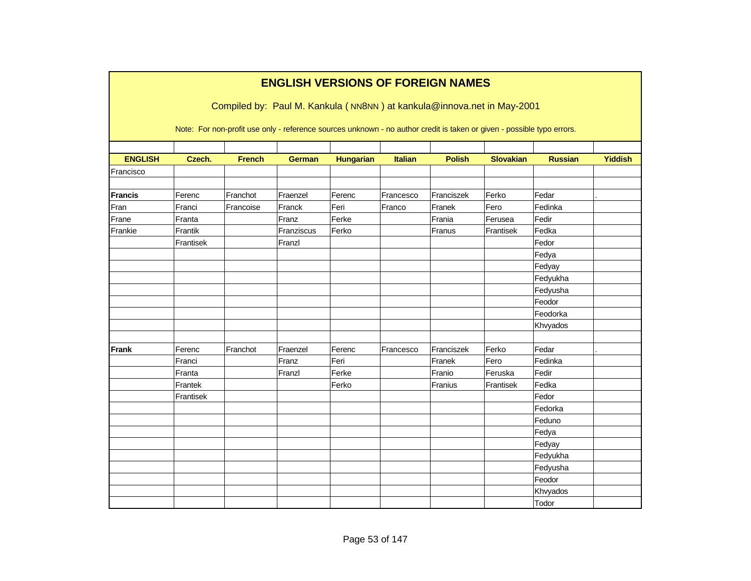# ENGLISH VERSIONS OF FOREIGN NAMES

Compiled by: Paul M. Kankula ( NN8NN ) at kankula@innova.net in May-2001

Note: For non-profit use only - reference sources unknown - no author credit is taken or given - possible typo errors.

| ENGLISH | Czech. | French | German | Hungarian | Italian | Polish | Slovakian | Russian | Yiddish |
|---|---|---|---|---|---|---|---|---|---|
| Francisco | | | | | | | | | |
| | | | | | | | | | |
| **Francis** | Ferenc | Franchot | Fraenzel | Ferenc | Francesco | Franciszek | Ferko | Fedar | . |
| Fran | Franci | Francoise | Franck | Feri | Franco | Franek | Fero | Fedinka | |
| Frane | Franta | | Franz | Ferke | | Frania | Ferusea | Fedir | |
| Frankie | Frantik | | Franziscus | Ferko | | Franus | Frantisek | Fedka | |
| | Frantisek | | Franzl | | | | | Fedor | |
| | | | | | | | | Fedya | |
| | | | | | | | | Fedyay | |
| | | | | | | | | Fedyukha | |
| | | | | | | | | Fedyusha | |
| | | | | | | | | Feodor | |
| | | | | | | | | Feodorka | |
| | | | | | | | | Khvyados | |
| | | | | | | | | | |
| **Frank** | Ferenc | Franchot | Fraenzel | Ferenc | Francesco | Franciszek | Ferko | Fedar | . |
| | Franci | | Franz | Feri | | Franek | Fero | Fedinka | |
| | Franta | | Franzl | Ferke | | Franio | Feruska | Fedir | |
| | Frantek | | | Ferko | | Franius | Frantisek | Fedka | |
| | Frantisek | | | | | | | Fedor | |
| | | | | | | | | Fedorka | |
| | | | | | | | | Feduno | |
| | | | | | | | | Fedya | |
| | | | | | | | | Fedyay | |
| | | | | | | | | Fedyukha | |
| | | | | | | | | Fedyusha | |
| | | | | | | | | Feodor | |
| | | | | | | | | Khvyados | |
| | | | | | | | | Todor | |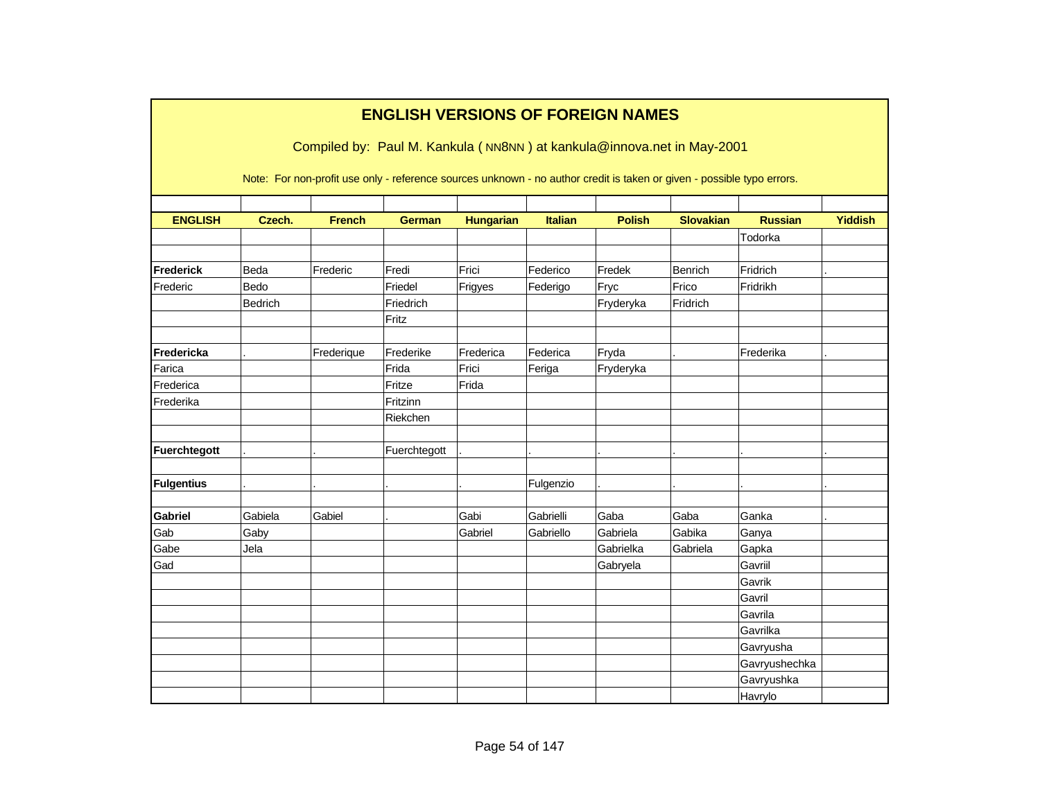# ENGLISH VERSIONS OF FOREIGN NAMES

Compiled by: Paul M. Kankula ( NN8NN ) at kankula@innova.net in May-2001

Note: For non-profit use only - reference sources unknown - no author credit is taken or given - possible typo errors.

| ENGLISH | Czech. | French | German | Hungarian | Italian | Polish | Slovakian | Russian | Yiddish |
|---|---|---|---|---|---|---|---|---|---|
| | | | | | | | | Todorka | |
| | | | | | | | | | |
| **Frederick** | Beda | Frederic | Fredi | Frici | Federico | Fredek | Benrich | Fridrich | . |
| Frederic | Bedo | | Friedel | Frigyes | Federigo | Fryc | Frico | Fridrikh | |
| | Bedrich | | Friedrich | | | Fryderyka | Fridrich | | |
| | | | Fritz | | | | | | |
| | | | | | | | | | |
| **Fredericka** | . | Frederique | Frederike | Frederica | Federica | Fryda | . | Frederika | . |
| Farica | | | Frida | Frici | Feriga | Fryderyka | | | |
| Frederica | | | Fritze | Frida | | | | | |
| Frederika | | | Fritzinn | | | | | | |
| | | | Riekchen | | | | | | |
| | | | | | | | | | |
| **Fuerchtegott** | . | . | Fuerchtegott | . | . | . | . | . | . |
| | | | | | | | | | |
| **Fulgentius** | . | . | . | . | Fulgenzio | . | . | . | . |
| | | | | | | | | | |
| **Gabriel** | Gabiela | Gabiel | . | Gabi | Gabrielli | Gaba | Gaba | Ganka | . |
| Gab | Gaby | | | Gabriel | Gabriello | Gabriela | Gabika | Ganya | |
| Gabe | Jela | | | | | Gabrielka | Gabriela | Gapka | |
| Gad | | | | | | Gabryela | | Gavriil | |
| | | | | | | | | Gavrik | |
| | | | | | | | | Gavril | |
| | | | | | | | | Gavrila | |
| | | | | | | | | Gavrilka | |
| | | | | | | | | Gavryusha | |
| | | | | | | | | Gavryushechka | |
| | | | | | | | | Gavryushka | |
| | | | | | | | | Havrylo | |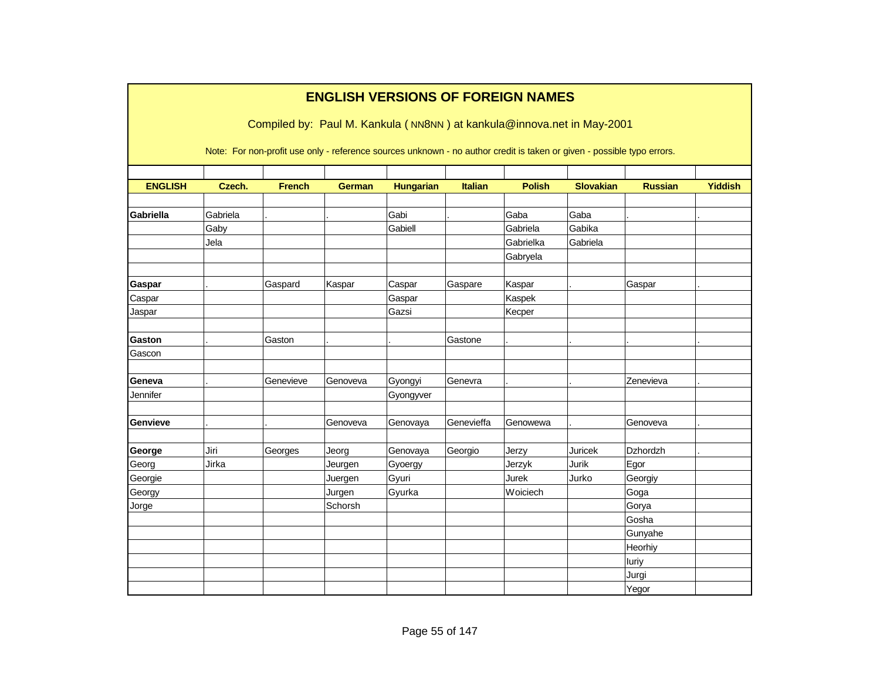# ENGLISH VERSIONS OF FOREIGN NAMES

Compiled by: Paul M. Kankula ( NN8NN ) at kankula@innova.net in May-2001

Note: For non-profit use only - reference sources unknown - no author credit is taken or given - possible typo errors.

| ENGLISH | Czech. | French | German | Hungarian | Italian | Polish | Slovakian | Russian | Yiddish |
|---|---|---|---|---|---|---|---|---|---|
| | | | | | | | | | |
| **Gabriella** | Gabriela | . | . | Gabi | . | Gaba | Gaba | . | . |
| | Gaby | | | Gabiell | | Gabriela | Gabika | | |
| | Jela | | | | | Gabrielka | Gabriela | | |
| | | | | | | Gabryela | | | |
| | | | | | | | | | |
| **Gaspar** | . | Gaspard | Kaspar | Caspar | Gaspare | Kaspar | . | Gaspar | . |
| Caspar | | | | Gaspar | | Kaspek | | | |
| Jaspar | | | | Gazsi | | Kecper | | | |
| | | | | | | | | | |
| **Gaston** | . | Gaston | . | . | Gastone | . | . | . | . |
| Gascon | | | | | | | | | |
| | | | | | | | | | |
| **Geneva** | . | Genevieve | Genoveva | Gyongyi | Genevra | . | . | Zenevieva | . |
| Jennifer | | | | Gyongyver | | | | | |
| | | | | | | | | | |
| **Genvieve** | . | . | Genoveva | Genovaya | Genevieffa | Genowewa | . | Genoveva | . |
| | | | | | | | | | |
| **George** | Jiri | Georges | Jeorg | Genovaya | Georgio | Jerzy | Juricek | Dzhordzh | . |
| Georg | Jirka | | Jeurgen | Gyoergy | | Jerzyk | Jurik | Egor | |
| Georgie | | | Juergen | Gyuri | | Jurek | Jurko | Georgiy | |
| Georgy | | | Jurgen | Gyurka | | Woiciech | | Goga | |
| Jorge | | | Schorsh | | | | | Gorya | |
| | | | | | | | | Gosha | |
| | | | | | | | | Gunyahe | |
| | | | | | | | | Heorhiy | |
| | | | | | | | | Iuriy | |
| | | | | | | | | Jurgi | |
| | | | | | | | | Yegor | |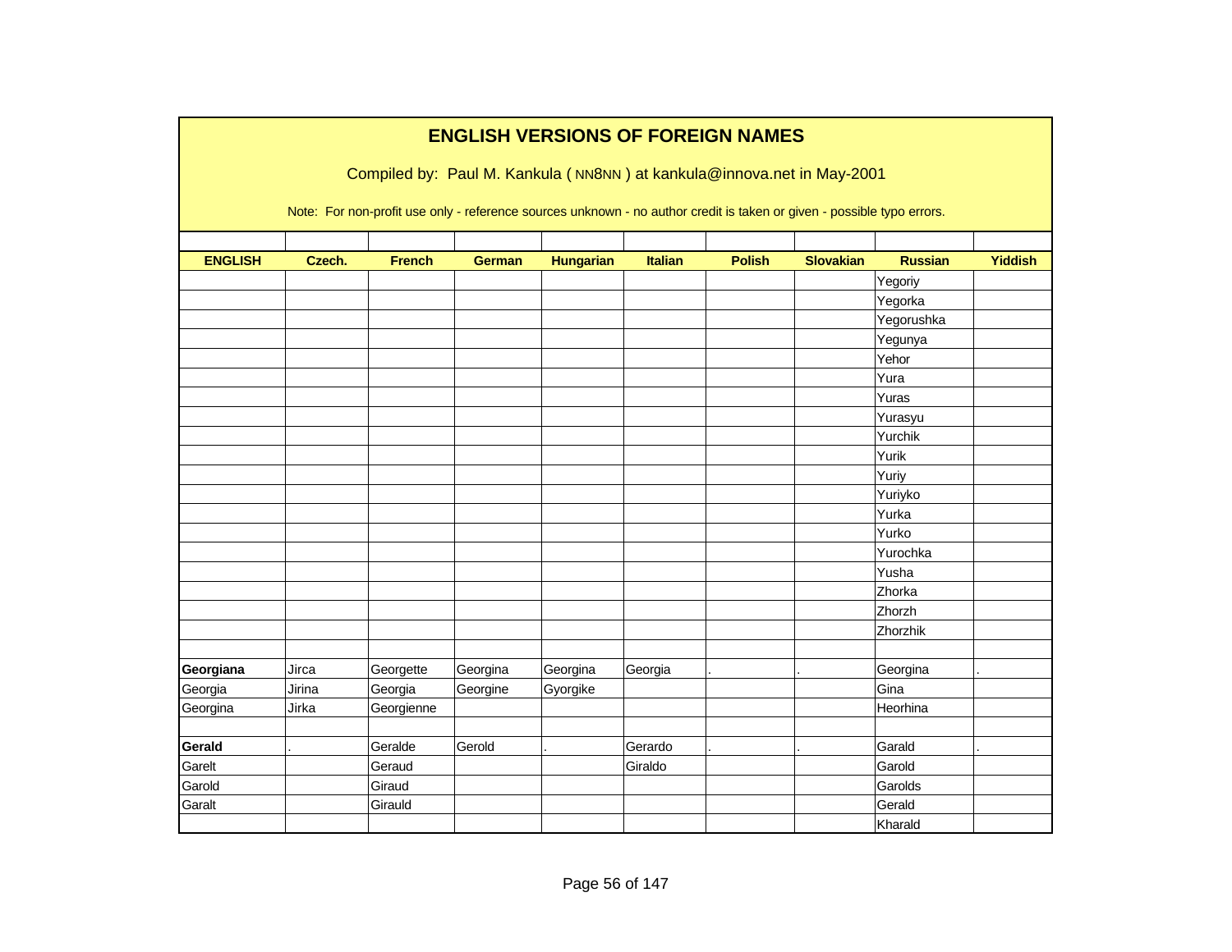# ENGLISH VERSIONS OF FOREIGN NAMES

Compiled by: Paul M. Kankula ( NN8NN ) at kankula@innova.net in May-2001

Note: For non-profit use only - reference sources unknown - no author credit is taken or given - possible typo errors.

| ENGLISH | Czech. | French | German | Hungarian | Italian | Polish | Slovakian | Russian | Yiddish |
|---|---|---|---|---|---|---|---|---|---|
| | | | | | | | | Yegoriy | |
| | | | | | | | | Yegorka | |
| | | | | | | | | Yegorushka | |
| | | | | | | | | Yegunya | |
| | | | | | | | | Yehor | |
| | | | | | | | | Yura | |
| | | | | | | | | Yuras | |
| | | | | | | | | Yurasyu | |
| | | | | | | | | Yurchik | |
| | | | | | | | | Yurik | |
| | | | | | | | | Yuriy | |
| | | | | | | | | Yuriyko | |
| | | | | | | | | Yurka | |
| | | | | | | | | Yurko | |
| | | | | | | | | Yurochka | |
| | | | | | | | | Yusha | |
| | | | | | | | | Zhorka | |
| | | | | | | | | Zhorzh | |
| | | | | | | | | Zhorzhik | |
| | | | | | | | | | |
| **Georgiana** | Jirca | Georgette | Georgina | Georgina | Georgia | . | . | Georgina | . |
| Georgia | Jirina | Georgia | Georgine | Gyorgike | | | | Gina | |
| Georgina | Jirka | Georgienne | | | | | | Heorhina | |
| | | | | | | | | | |
| **Gerald** | . | Geralde | Gerold | . | Gerardo | . | . | Garald | . |
| Garelt | | Geraud | | | Giraldo | | | Garold | |
| Garold | | Giraud | | | | | | Garolds | |
| Garalt | | Girauld | | | | | | Gerald | |
| | | | | | | | | Kharald | |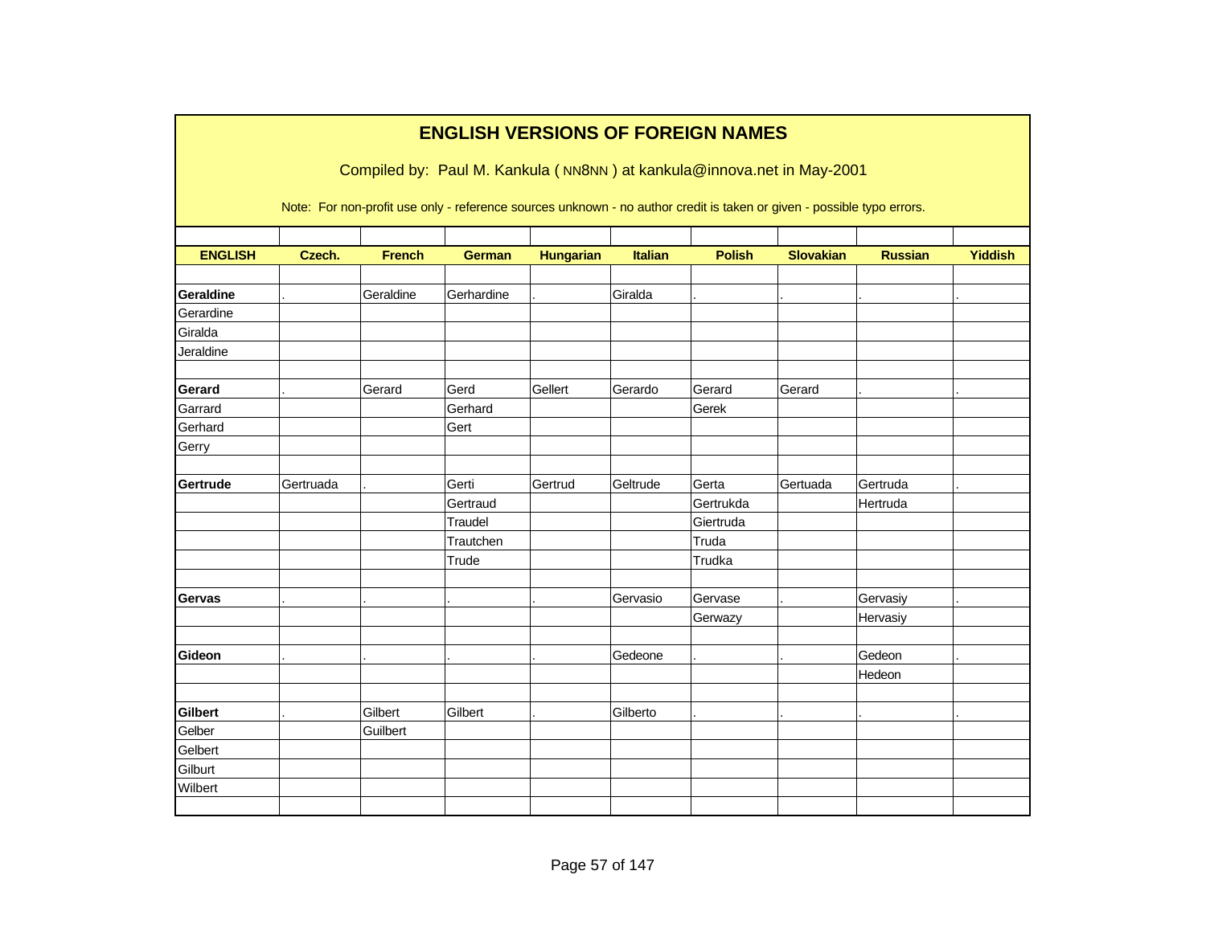# ENGLISH VERSIONS OF FOREIGN NAMES

Compiled by: Paul M. Kankula ( NN8NN ) at kankula@innova.net in May-2001

Note: For non-profit use only - reference sources unknown - no author credit is taken or given - possible typo errors.

| ENGLISH | Czech. | French | German | Hungarian | Italian | Polish | Slovakian | Russian | Yiddish |
|---|---|---|---|---|---|---|---|---|---|
| | | | | | | | | | |
| **Geraldine** | . | Geraldine | Gerhardine | . | Giralda | . | . | . | . |
| Gerardine | | | | | | | | | |
| Giralda | | | | | | | | | |
| Jeraldine | | | | | | | | | |
| | | | | | | | | | |
| **Gerard** | . | Gerard | Gerd | Gellert | Gerardo | Gerard | Gerard | . | . |
| Garrard | | | Gerhard | | | Gerek | | | |
| Gerhard | | | Gert | | | | | | |
| Gerry | | | | | | | | | |
| | | | | | | | | | |
| **Gertrude** | Gertruada | . | Gerti | Gertrud | Geltrude | Gerta | Gertuada | Gertruda | . |
| | | | Gertraud | | | Gertrukda | | Hertruda | |
| | | | Traudel | | | Giertruda | | | |
| | | | Trautchen | | | Truda | | | |
| | | | Trude | | | Trudka | | | |
| | | | | | | | | | |
| **Gervas** | . | . | . | . | Gervasio | Gervase | . | Gervasiy | . |
| | | | | | | Gerwazy | | Hervasiy | |
| | | | | | | | | | |
| **Gideon** | . | . | . | . | Gedeone | . | . | Gedeon | . |
| | | | | | | | | Hedeon | |
| | | | | | | | | | |
| **Gilbert** | . | Gilbert | Gilbert | . | Gilberto | . | . | . | . |
| Gelber | | Guilbert | | | | | | | |
| Gelbert | | | | | | | | | |
| Gilburt | | | | | | | | | |
| Wilbert | | | | | | | | | |
| | | | | | | | | | |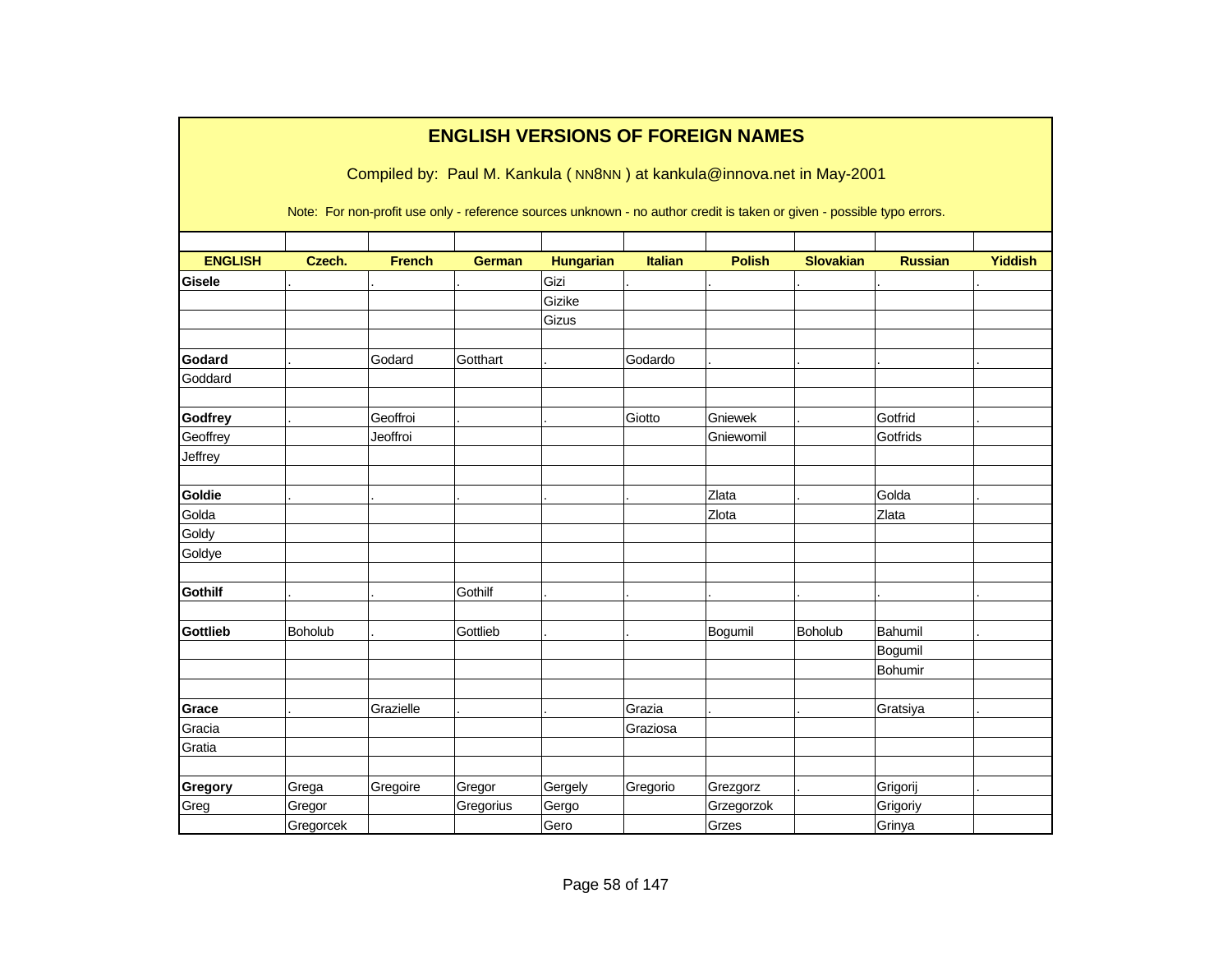# ENGLISH VERSIONS OF FOREIGN NAMES

Compiled by: Paul M. Kankula ( NN8NN ) at kankula@innova.net in May-2001

Note: For non-profit use only - reference sources unknown - no author credit is taken or given - possible typo errors.

| ENGLISH | Czech. | French | German | Hungarian | Italian | Polish | Slovakian | Russian | Yiddish |
|---|---|---|---|---|---|---|---|---|---|
| **Gisele** | . | . | . | Gizi | . | . | . | . | . |
| | | | | Gizike | | | | | |
| | | | | Gizus | | | | | |
| | | | | | | | | | |
| **Godard** | . | Godard | Gotthart | . | Godardo | . | . | . | . |
| Goddard | | | | | | | | | |
| | | | | | | | | | |
| **Godfrey** | . | Geoffroi | . | . | Giotto | Gniewek | . | Gotfrid | . |
| Geoffrey | | Jeoffroi | | | | Gniewomil | | Gotfrids | |
| Jeffrey | | | | | | | | | |
| | | | | | | | | | |
| **Goldie** | . | . | . | . | . | Zlata | . | Golda | . |
| Golda | | | | | | Zlota | | Zlata | |
| Goldy | | | | | | | | | |
| Goldye | | | | | | | | | |
| | | | | | | | | | |
| **Gothilf** | . | . | Gothilf | . | . | . | . | . | . |
| | | | | | | | | | |
| **Gottlieb** | Boholub | . | Gottlieb | . | . | Bogumil | Boholub | Bahumil | . |
| | | | | | | | | Bogumil | |
| | | | | | | | | Bohumir | |
| | | | | | | | | | |
| **Grace** | . | Grazielle | . | . | Grazia | . | . | Gratsiya | . |
| Gracia | | | | | Graziosa | | | | |
| Gratia | | | | | | | | | |
| | | | | | | | | | |
| **Gregory** | Grega | Gregoire | Gregor | Gergely | Gregorio | Grezgorz | . | Grigorij | . |
| Greg | Gregor | | Gregorius | Gergo | | Grzegorzok | | Grigoriy | |
| | Gregorcek | | | Gero | | Grzes | | Grinya | |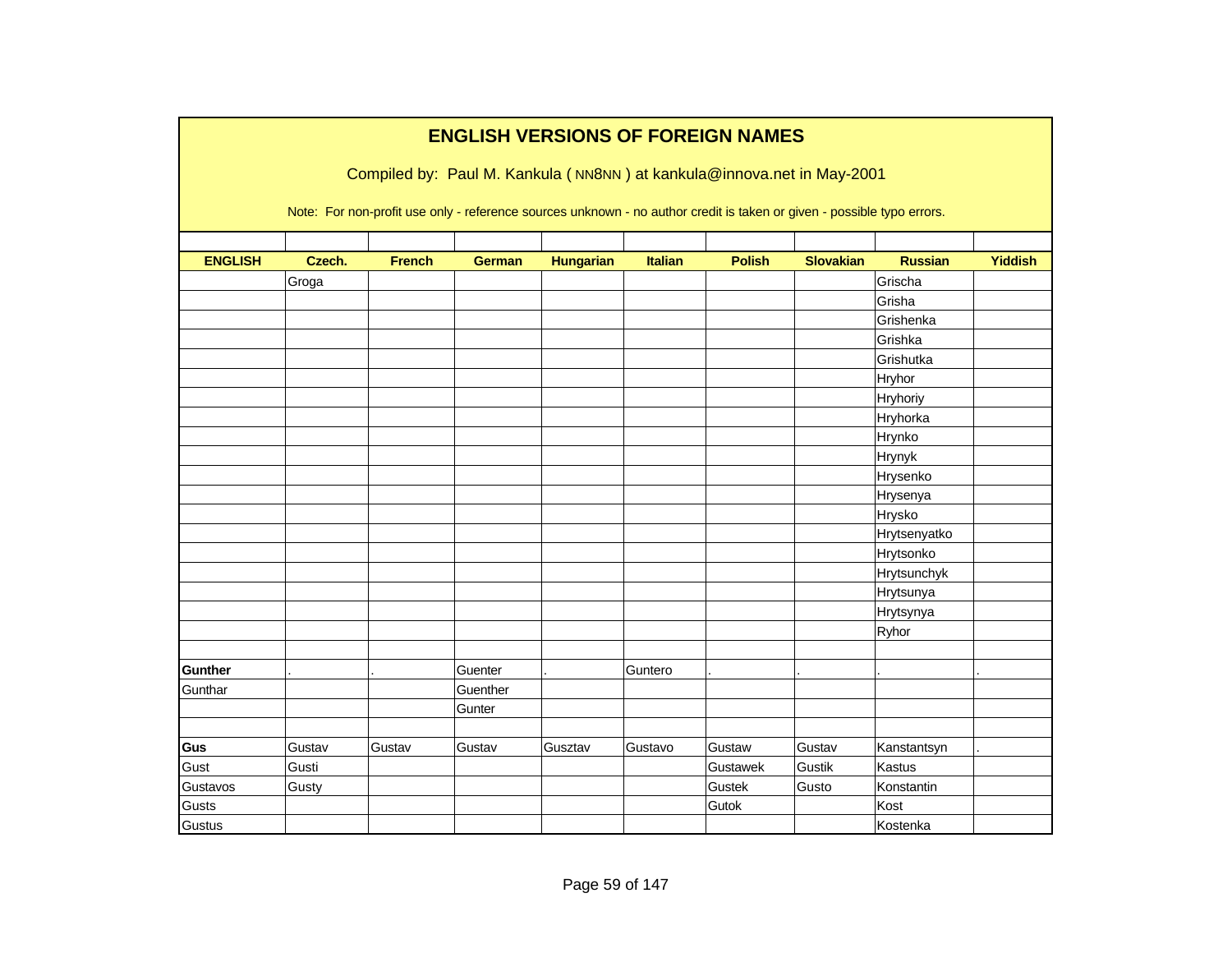# ENGLISH VERSIONS OF FOREIGN NAMES

Compiled by: Paul M. Kankula ( NN8NN ) at kankula@innova.net in May-2001

Note: For non-profit use only - reference sources unknown - no author credit is taken or given - possible typo errors.

| ENGLISH | Czech. | French | German | Hungarian | Italian | Polish | Slovakian | Russian | Yiddish |
|---|---|---|---|---|---|---|---|---|---|
| | Groga | | | | | | | Grischa | |
| | | | | | | | | Grisha | |
| | | | | | | | | Grishenka | |
| | | | | | | | | Grishka | |
| | | | | | | | | Grishutka | |
| | | | | | | | | Hryhor | |
| | | | | | | | | Hryhoriy | |
| | | | | | | | | Hryhorka | |
| | | | | | | | | Hrynko | |
| | | | | | | | | Hrynyk | |
| | | | | | | | | Hrysenko | |
| | | | | | | | | Hrysenya | |
| | | | | | | | | Hrysko | |
| | | | | | | | | Hrytsenyatko | |
| | | | | | | | | Hrytsonko | |
| | | | | | | | | Hrytsunchyk | |
| | | | | | | | | Hrytsunya | |
| | | | | | | | | Hrytsynya | |
| | | | | | | | | Ryhor | |
| | | | | | | | | | |
| **Gunther** | . | . | Guenter | . | Guntero | . | . | . | . |
| Gunthar | | | Guenther | | | | | | |
| | | | Gunter | | | | | | |
| | | | | | | | | | |
| **Gus** | Gustav | Gustav | Gustav | Gusztav | Gustavo | Gustaw | Gustav | Kanstantsyn | . |
| Gust | Gusti | | | | | Gustawek | Gustik | Kastus | |
| Gustavos | Gusty | | | | | Gustek | Gusto | Konstantin | |
| Gusts | | | | | | Gutok | | Kost | |
| Gustus | | | | | | | | Kostenka | |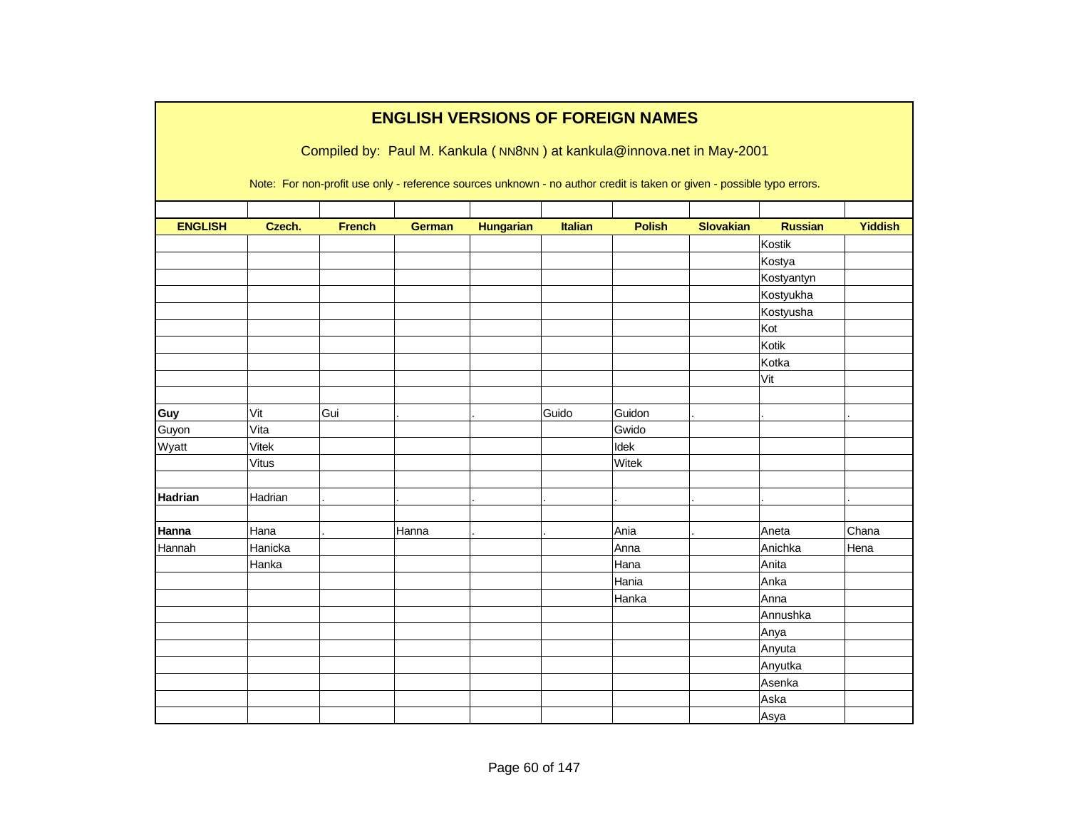# ENGLISH VERSIONS OF FOREIGN NAMES

Compiled by: Paul M. Kankula ( NN8NN ) at kankula@innova.net in May-2001

Note: For non-profit use only - reference sources unknown - no author credit is taken or given - possible typo errors.

| ENGLISH | Czech. | French | German | Hungarian | Italian | Polish | Slovakian | Russian | Yiddish |
|---|---|---|---|---|---|---|---|---|---|
| | | | | | | | | Kostik | |
| | | | | | | | | Kostya | |
| | | | | | | | | Kostyantyn | |
| | | | | | | | | Kostyukha | |
| | | | | | | | | Kostyusha | |
| | | | | | | | | Kot | |
| | | | | | | | | Kotik | |
| | | | | | | | | Kotka | |
| | | | | | | | | Vit | |
| | | | | | | | | | |
| **Guy** | Vit | Gui | . | . | Guido | Guidon | . | . | . |
| Guyon | Vita | | | | | Gwido | | | |
| Wyatt | Vitek | | | | | Idek | | | |
| | Vitus | | | | | Witek | | | |
| | | | | | | | | | |
| **Hadrian** | Hadrian | . | . | . | . | . | . | . | . |
| | | | | | | | | | |
| **Hanna** | Hana | . | Hanna | . | . | Ania | . | Aneta | Chana |
| Hannah | Hanicka | | | | | Anna | | Anichka | Hena |
| | Hanka | | | | | Hana | | Anita | |
| | | | | | | Hania | | Anka | |
| | | | | | | Hanka | | Anna | |
| | | | | | | | | Annushka | |
| | | | | | | | | Anya | |
| | | | | | | | | Anyuta | |
| | | | | | | | | Anyutka | |
| | | | | | | | | Asenka | |
| | | | | | | | | Aska | |
| | | | | | | | | Asya | |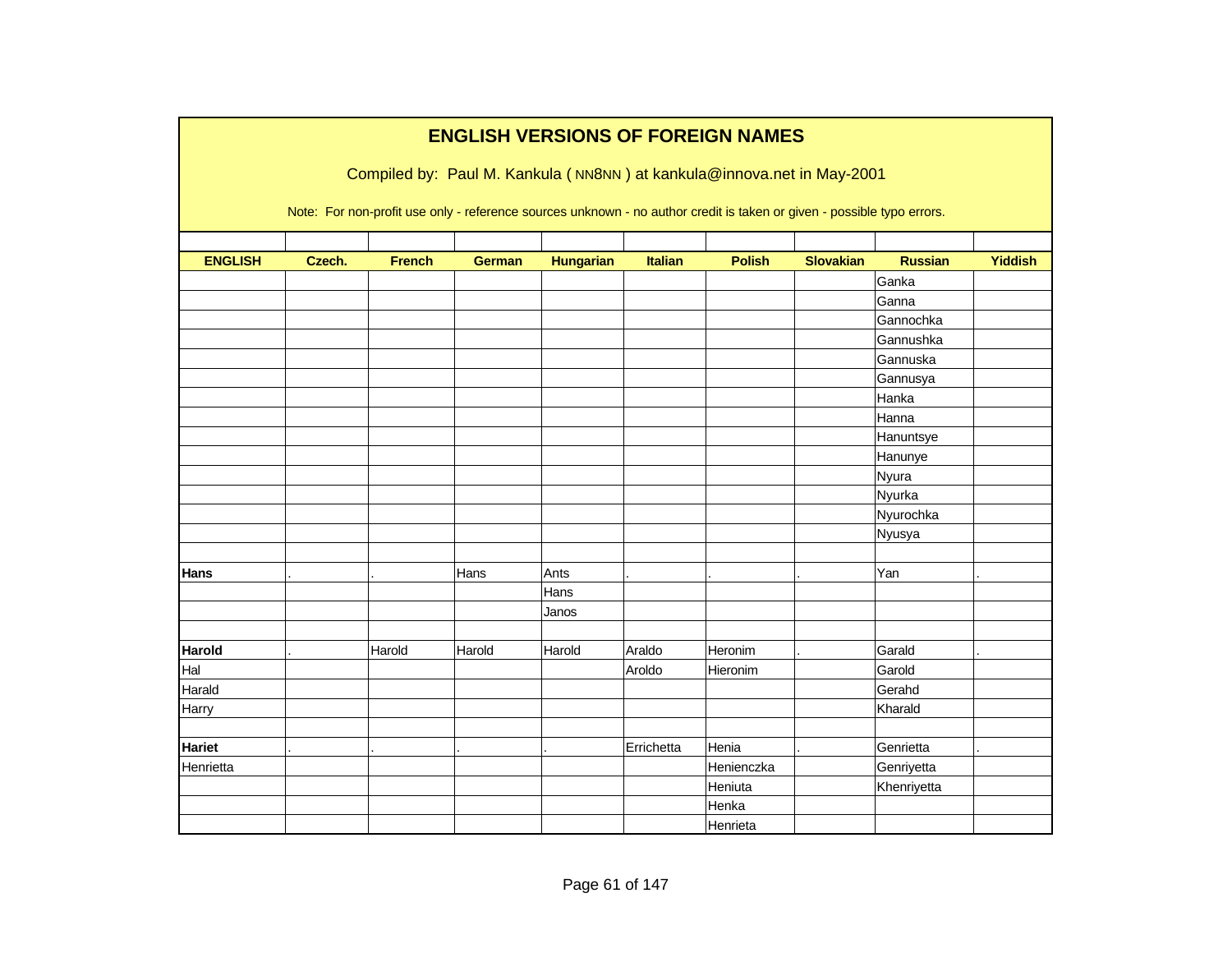# ENGLISH VERSIONS OF FOREIGN NAMES

Compiled by: Paul M. Kankula ( NN8NN ) at kankula@innova.net in May-2001

Note: For non-profit use only - reference sources unknown - no author credit is taken or given - possible typo errors.

| ENGLISH | Czech. | French | German | Hungarian | Italian | Polish | Slovakian | Russian | Yiddish |
|---|---|---|---|---|---|---|---|---|---|
| | | | | | | | | Ganka | |
| | | | | | | | | Ganna | |
| | | | | | | | | Gannochka | |
| | | | | | | | | Gannushka | |
| | | | | | | | | Gannuska | |
| | | | | | | | | Gannusya | |
| | | | | | | | | Hanka | |
| | | | | | | | | Hanna | |
| | | | | | | | | Hanuntsye | |
| | | | | | | | | Hanunye | |
| | | | | | | | | Nyura | |
| | | | | | | | | Nyurka | |
| | | | | | | | | Nyurochka | |
| | | | | | | | | Nyusya | |
| | | | | | | | | | |
| **Hans** | . | . | Hans | Ants | . | . | . | Yan | . |
| | | | | Hans | | | | | |
| | | | | Janos | | | | | |
| | | | | | | | | | |
| **Harold** | . | Harold | Harold | Harold | Araldo | Heronim | . | Garald | . |
| Hal | | | | | Aroldo | Hieronim | | Garold | |
| Harald | | | | | | | | Gerahd | |
| Harry | | | | | | | | Kharald | |
| | | | | | | | | | |
| **Hariet** | . | . | . | . | Errichetta | Henia | . | Genrietta | . |
| Henrietta | | | | | | Henienczka | | Genriyetta | |
| | | | | | | Heniuta | | Khenriyetta | |
| | | | | | | Henka | | | |
| | | | | | | Henrieta | | | |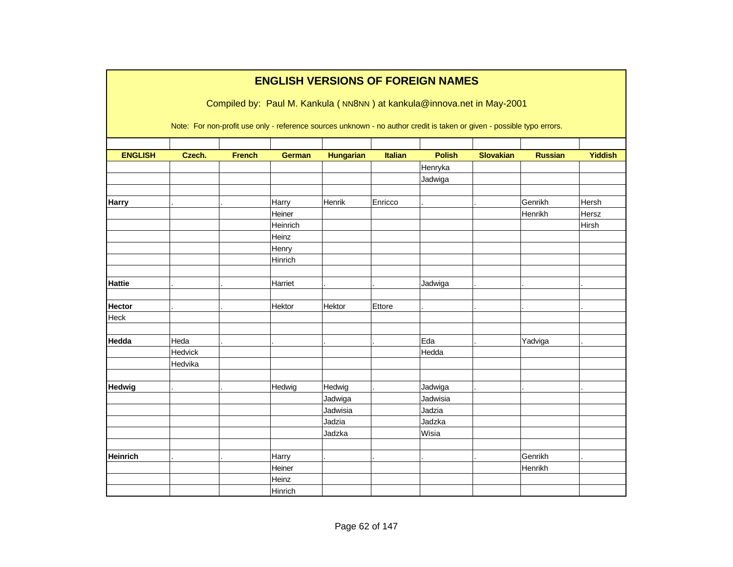# ENGLISH VERSIONS OF FOREIGN NAMES

Compiled by: Paul M. Kankula ( NN8NN ) at kankula@innova.net in May-2001

Note: For non-profit use only - reference sources unknown - no author credit is taken or given - possible typo errors.

| ENGLISH | Czech. | French | German | Hungarian | Italian | Polish | Slovakian | Russian | Yiddish |
|---|---|---|---|---|---|---|---|---|---|
| | | | | | | Henryka | | | |
| | | | | | | Jadwiga | | | |
| | | | | | | | | | |
| **Harry** | . | . | Harry | Henrik | Enricco | . | . | Genrikh | Hersh |
| | | | Heiner | | | | | Henrikh | Hersz |
| | | | Heinrich | | | | | | Hirsh |
| | | | Heinz | | | | | | |
| | | | Henry | | | | | | |
| | | | Hinrich | | | | | | |
| | | | | | | | | | |
| **Hattie** | . | . | Harriet | . | . | Jadwiga | . | . | . |
| | | | | | | | | | |
| **Hector** | . | . | Hektor | Hektor | Ettore | . | . | . | . |
| Heck | | | | | | | | | |
| | | | | | | | | | |
| **Hedda** | Heda | . | . | . | . | Eda | . | Yadviga | . |
| | Hedvick | | | | | Hedda | | | |
| | Hedvika | | | | | | | | |
| | | | | | | | | | |
| **Hedwig** | . | . | Hedwig | Hedwig | . | Jadwiga | . | . | . |
| | | | | Jadwiga | | Jadwisia | | | |
| | | | | Jadwisia | | Jadzia | | | |
| | | | | Jadzia | | Jadzka | | | |
| | | | | Jadzka | | Wisia | | | |
| | | | | | | | | | |
| **Heinrich** | . | . | Harry | . | . | . | . | Genrikh | . |
| | | | Heiner | | | | | Henrikh | |
| | | | Heinz | | | | | | |
| | | | Hinrich | | | | | | |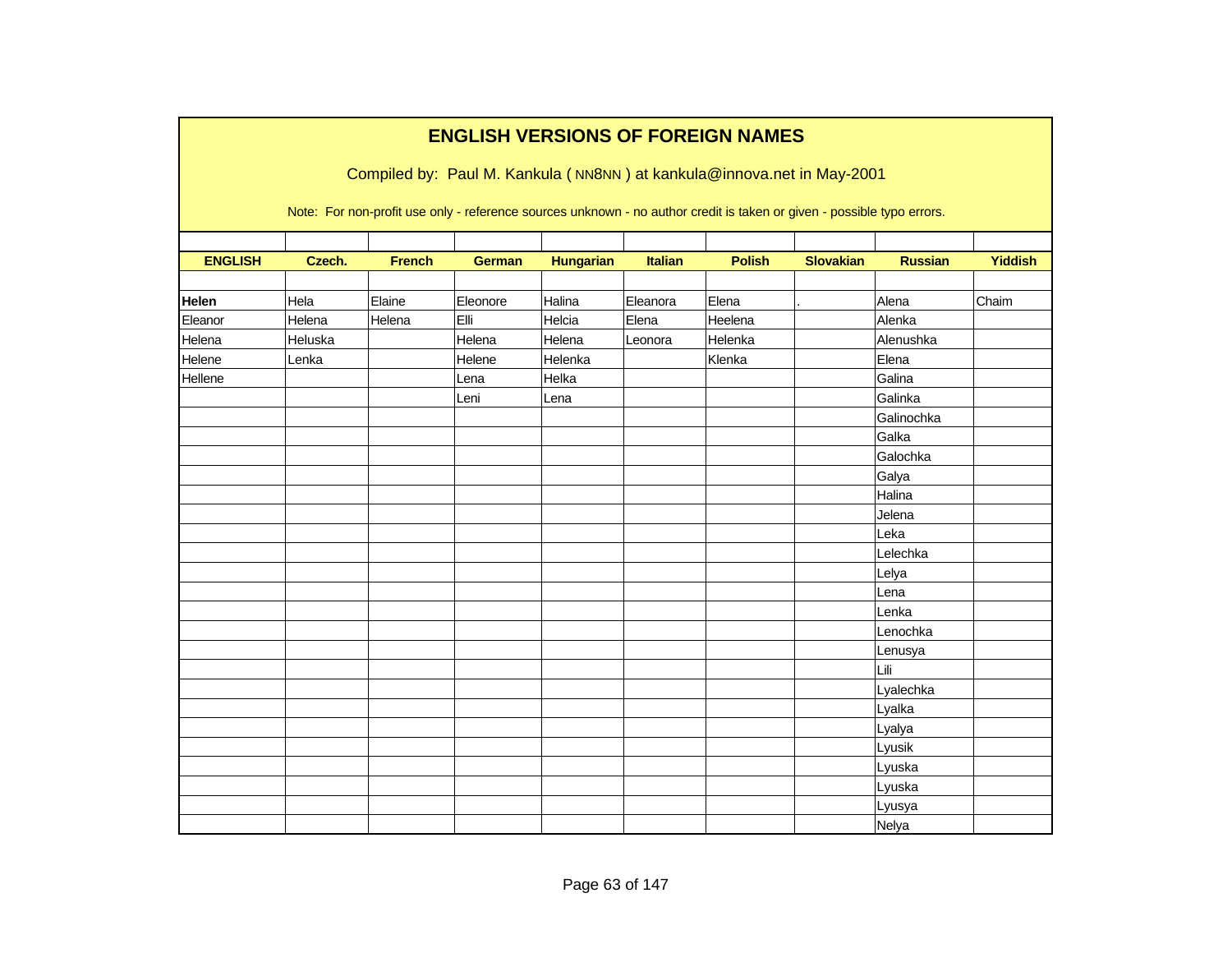# ENGLISH VERSIONS OF FOREIGN NAMES

Compiled by: Paul M. Kankula ( NN8NN ) at kankula@innova.net in May-2001

Note: For non-profit use only - reference sources unknown - no author credit is taken or given - possible typo errors.

| ENGLISH | Czech. | French | German | Hungarian | Italian | Polish | Slovakian | Russian | Yiddish |
|---|---|---|---|---|---|---|---|---|---|
| | | | | | | | | | |
| **Helen** | Hela | Elaine | Eleonore | Halina | Eleanora | Elena | . | Alena | Chaim |
| Eleanor | Helena | Helena | Elli | Helcia | Elena | Heelena | | Alenka | |
| Helena | Heluska | | Helena | Helena | Leonora | Helenka | | Alenushka | |
| Helene | Lenka | | Helene | Helenka | | Klenka | | Elena | |
| Hellene | | | Lena | Helka | | | | Galina | |
| | | | Leni | Lena | | | | Galinka | |
| | | | | | | | | Galinochka | |
| | | | | | | | | Galka | |
| | | | | | | | | Galochka | |
| | | | | | | | | Galya | |
| | | | | | | | | Halina | |
| | | | | | | | | Jelena | |
| | | | | | | | | Leka | |
| | | | | | | | | Lelechka | |
| | | | | | | | | Lelya | |
| | | | | | | | | Lena | |
| | | | | | | | | Lenka | |
| | | | | | | | | Lenochka | |
| | | | | | | | | Lenusya | |
| | | | | | | | | Lili | |
| | | | | | | | | Lyalechka | |
| | | | | | | | | Lyalka | |
| | | | | | | | | Lyalya | |
| | | | | | | | | Lyusik | |
| | | | | | | | | Lyuska | |
| | | | | | | | | Lyuska | |
| | | | | | | | | Lyusya | |
| | | | | | | | | Nelya | |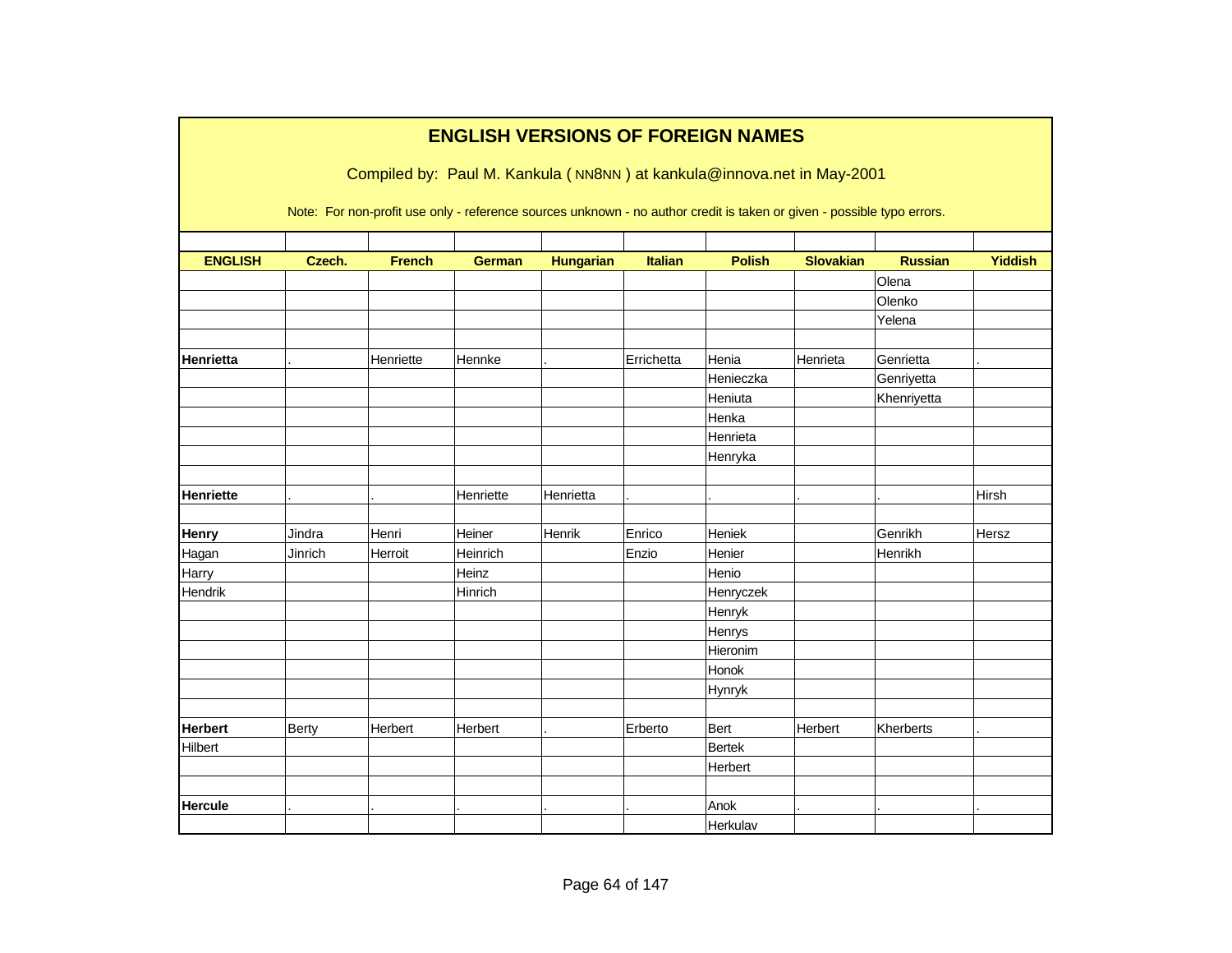# ENGLISH VERSIONS OF FOREIGN NAMES

Compiled by: Paul M. Kankula ( NN8NN ) at kankula@innova.net in May-2001

Note: For non-profit use only - reference sources unknown - no author credit is taken or given - possible typo errors.

| ENGLISH | Czech. | French | German | Hungarian | Italian | Polish | Slovakian | Russian | Yiddish |
|---|---|---|---|---|---|---|---|---|---|
| | | | | | | | | Olena | |
| | | | | | | | | Olenko | |
| | | | | | | | | Yelena | |
| | | | | | | | | | |
| **Henrietta** | . | Henriette | Hennke | . | Errichetta | Henia | Henrieta | Genrietta | . |
| | | | | | | Henieczka | | Genriyetta | |
| | | | | | | Heniuta | | Khenriyetta | |
| | | | | | | Henka | | | |
| | | | | | | Henrieta | | | |
| | | | | | | Henryka | | | |
| | | | | | | | | | |
| **Henriette** | . | . | Henriette | Henrietta | . | . | . | . | Hirsh |
| | | | | | | | | | |
| **Henry** | Jindra | Henri | Heiner | Henrik | Enrico | Heniek | | Genrikh | Hersz |
| Hagan | Jinrich | Herroit | Heinrich | | Enzio | Henier | | Henrikh | |
| Harry | | | Heinz | | | Henio | | | |
| Hendrik | | | Hinrich | | | Henryczek | | | |
| | | | | | | Henryk | | | |
| | | | | | | Henrys | | | |
| | | | | | | Hieronim | | | |
| | | | | | | Honok | | | |
| | | | | | | Hynryk | | | |
| | | | | | | | | | |
| **Herbert** | Berty | Herbert | Herbert | . | Erberto | Bert | Herbert | Kherberts | . |
| Hilbert | | | | | | Bertek | | | |
| | | | | | | Herbert | | | |
| | | | | | | | | | |
| **Hercule** | . | . | . | . | . | Anok | . | . | . |
| | | | | | | Herkulav | | | |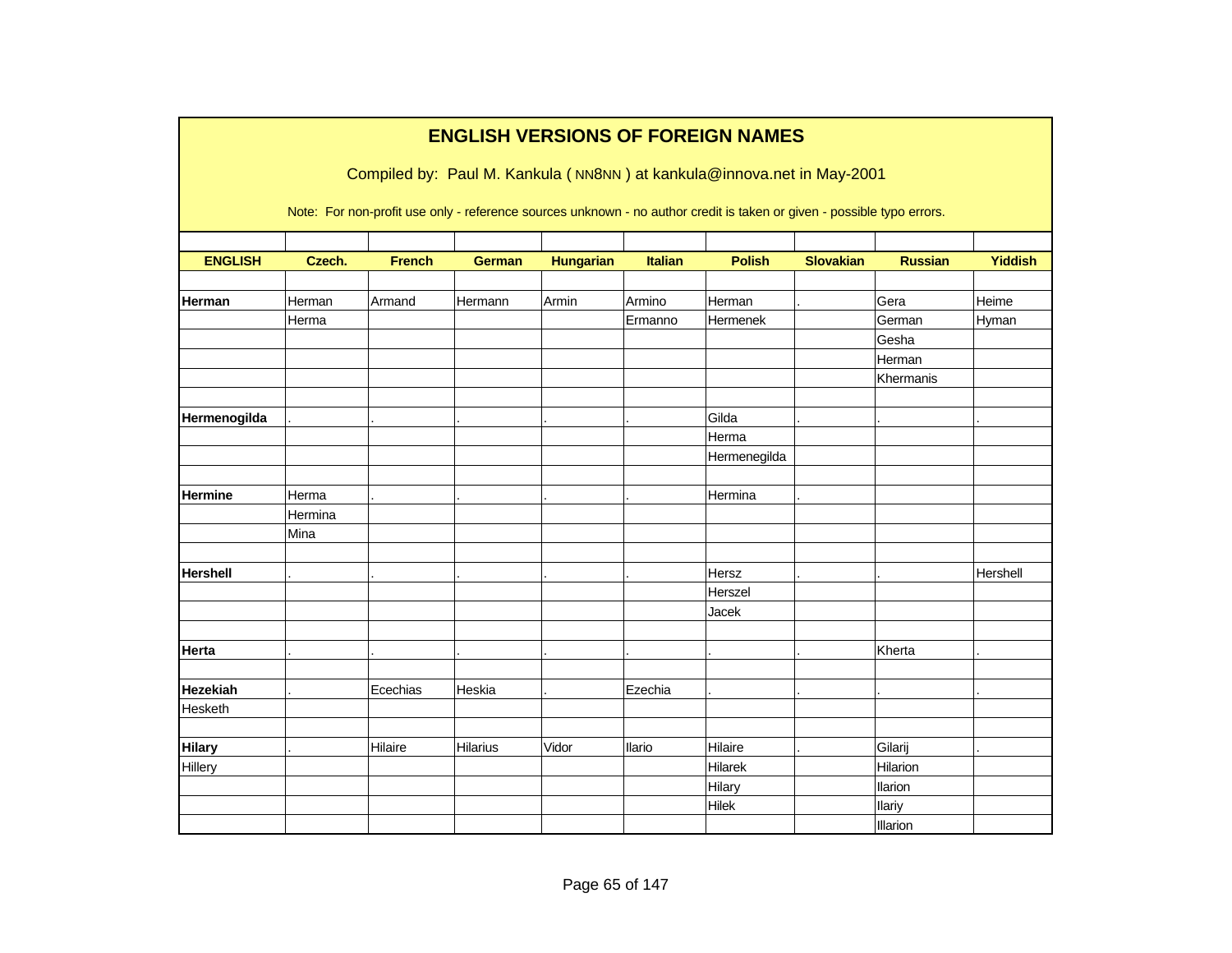# ENGLISH VERSIONS OF FOREIGN NAMES

Compiled by: Paul M. Kankula ( NN8NN ) at kankula@innova.net in May-2001

Note: For non-profit use only - reference sources unknown - no author credit is taken or given - possible typo errors.

| ENGLISH | Czech. | French | German | Hungarian | Italian | Polish | Slovakian | Russian | Yiddish |
|---|---|---|---|---|---|---|---|---|---|
| | | | | | | | | | |
| **Herman** | Herman | Armand | Hermann | Armin | Armino | Herman | . | Gera | Heime |
| | Herma | | | | Ermanno | Hermenek | | German | Hyman |
| | | | | | | | | Gesha | |
| | | | | | | | | Herman | |
| | | | | | | | | Khermanis | |
| | | | | | | | | | |
| **Hermenogilda** | . | . | . | . | . | Gilda | . | . | . |
| | | | | | | Herma | | | |
| | | | | | | Hermenegilda | | | |
| | | | | | | | | | |
| **Hermine** | Herma | . | . | . | . | Hermina | . | | |
| | Hermina | | | | | | | | |
| | Mina | | | | | | | | |
| | | | | | | | | | |
| **Hershell** | . | . | . | . | . | Hersz | . | . | Hershell |
| | | | | | | Herszel | | | |
| | | | | | | Jacek | | | |
| | | | | | | | | | |
| **Herta** | . | . | . | . | . | . | . | Kherta | . |
| | | | | | | | | | |
| **Hezekiah** | . | Ecechias | Heskia | . | Ezechia | . | . | . | . |
| Hesketh | | | | | | | | | |
| | | | | | | | | | |
| **Hilary** | . | Hilaire | Hilarius | Vidor | Ilario | Hilaire | . | Gilarij | . |
| Hillery | | | | | | Hilarek | | Hilarion | |
| | | | | | | Hilary | | Ilarion | |
| | | | | | | Hilek | | Ilariy | |
| | | | | | | | | Illarion | |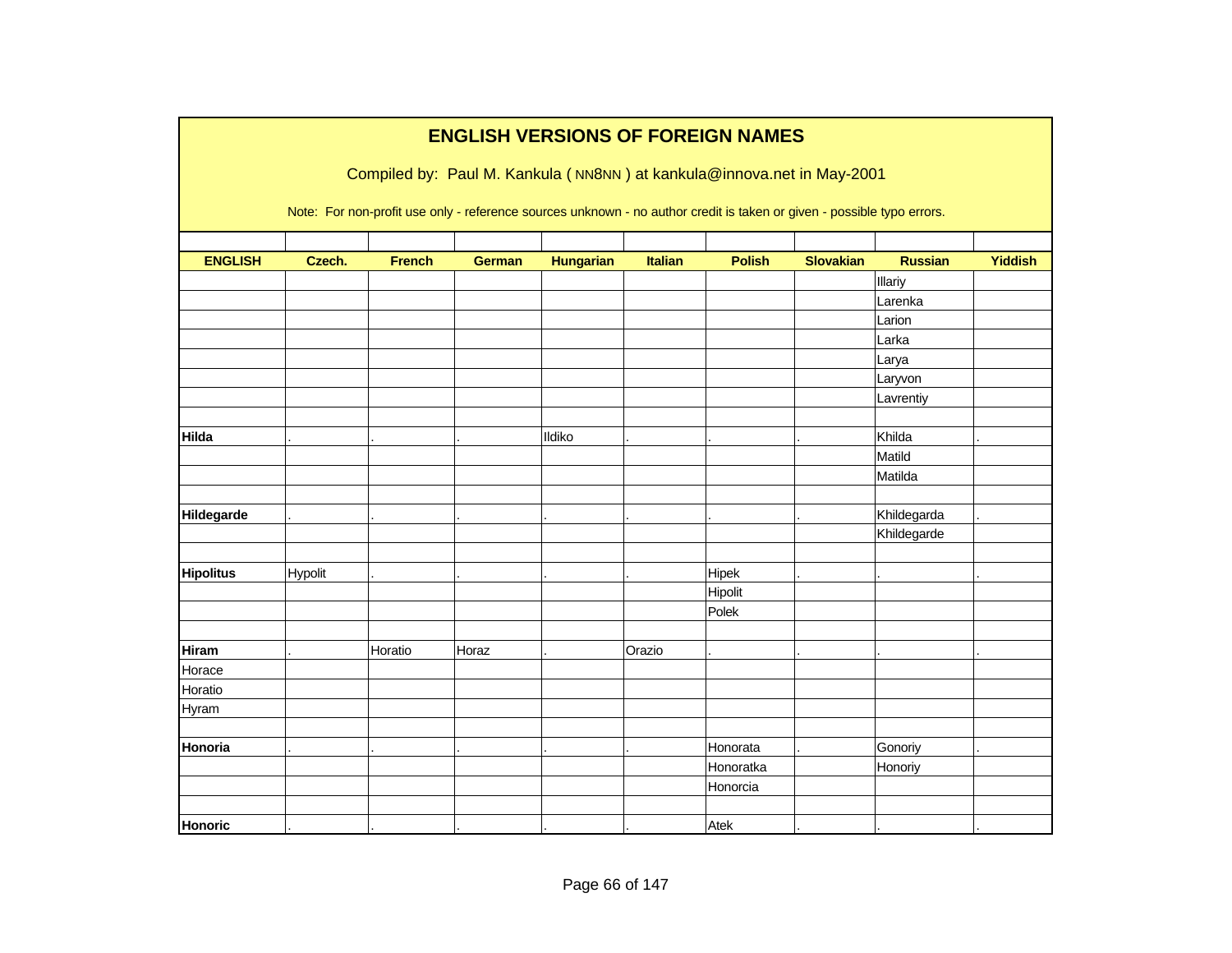# ENGLISH VERSIONS OF FOREIGN NAMES

Compiled by: Paul M. Kankula ( NN8NN ) at kankula@innova.net in May-2001

Note: For non-profit use only - reference sources unknown - no author credit is taken or given - possible typo errors.

| ENGLISH | Czech. | French | German | Hungarian | Italian | Polish | Slovakian | Russian | Yiddish |
|---|---|---|---|---|---|---|---|---|---|
| | | | | | | | | Illariy | |
| | | | | | | | | Larenka | |
| | | | | | | | | Larion | |
| | | | | | | | | Larka | |
| | | | | | | | | Larya | |
| | | | | | | | | Laryvon | |
| | | | | | | | | Lavrentiy | |
| | | | | | | | | | |
| **Hilda** | . | . | . | Ildiko | . | . | . | Khilda | . |
| | | | | | | | | Matild | |
| | | | | | | | | Matilda | |
| | | | | | | | | | |
| **Hildegarde** | . | . | . | . | . | . | . | Khildegarda | . |
| | | | | | | | | Khildegarde | |
| | | | | | | | | | |
| **Hipolitus** | Hypolit | . | . | . | . | Hipek | . | . | . |
| | | | | | | Hipolit | | | |
| | | | | | | Polek | | | |
| | | | | | | | | | |
| **Hiram** | . | Horatio | Horaz | . | Orazio | . | . | . | . |
| Horace | | | | | | | | | |
| Horatio | | | | | | | | | |
| Hyram | | | | | | | | | |
| | | | | | | | | | |
| **Honoria** | . | . | . | . | . | Honorata | . | Gonoriy | . |
| | | | | | | Honoratka | | Honoriy | |
| | | | | | | Honorcia | | | |
| | | | | | | | | | |
| **Honoric** | . | . | . | . | . | Atek | . | . | . |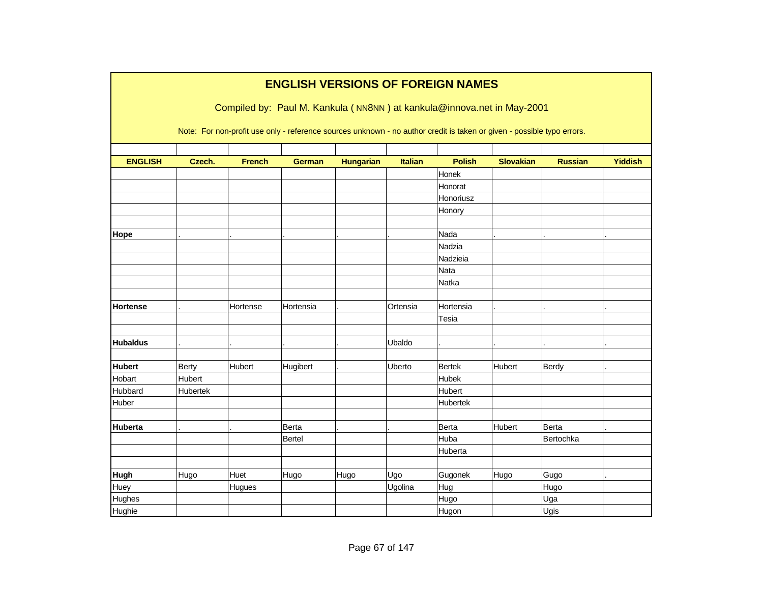# ENGLISH VERSIONS OF FOREIGN NAMES

Compiled by: Paul M. Kankula ( NN8NN ) at kankula@innova.net in May-2001

Note: For non-profit use only - reference sources unknown - no author credit is taken or given - possible typo errors.

| ENGLISH | Czech. | French | German | Hungarian | Italian | Polish | Slovakian | Russian | Yiddish |
|---|---|---|---|---|---|---|---|---|---|
| | | | | | | Honek | | | |
| | | | | | | Honorat | | | |
| | | | | | | Honoriusz | | | |
| | | | | | | Honory | | | |
| | | | | | | | | | |
| **Hope** | . | . | . | . | . | Nada | . | . | . |
| | | | | | | Nadzia | | | |
| | | | | | | Nadzieia | | | |
| | | | | | | Nata | | | |
| | | | | | | Natka | | | |
| | | | | | | | | | |
| **Hortense** | . | Hortense | Hortensia | . | Ortensia | Hortensia | . | . | . |
| | | | | | | Tesia | | | |
| | | | | | | | | | |
| **Hubaldus** | . | . | . | . | Ubaldo | . | . | . | . |
| | | | | | | | | | |
| **Hubert** | Berty | Hubert | Hugibert | . | Uberto | Bertek | Hubert | Berdy | . |
| Hobart | Hubert | | | | | Hubek | | | |
| Hubbard | Hubertek | | | | | Hubert | | | |
| Huber | | | | | | Hubertek | | | |
| | | | | | | | | | |
| **Huberta** | . | . | Berta | . | . | Berta | Hubert | Berta | . |
| | | | Bertel | | | Huba | | Bertochka | |
| | | | | | | Huberta | | | |
| | | | | | | | | | |
| **Hugh** | Hugo | Huet | Hugo | Hugo | Ugo | Gugonek | Hugo | Gugo | . |
| Huey | | Hugues | | | Ugolina | Hug | | Hugo | |
| Hughes | | | | | | Hugo | | Uga | |
| Hughie | | | | | | Hugon | | Ugis | |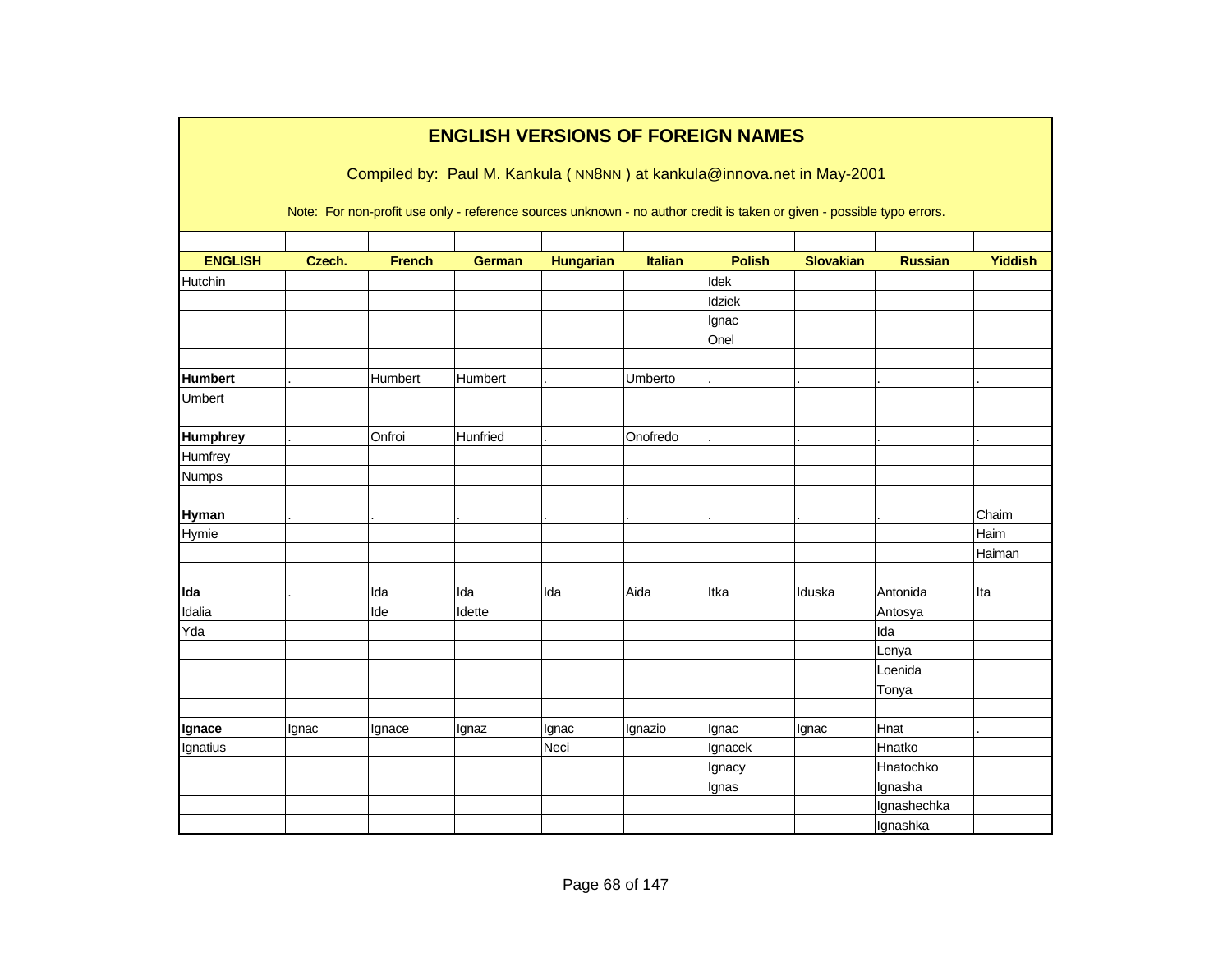# ENGLISH VERSIONS OF FOREIGN NAMES

Compiled by: Paul M. Kankula ( NN8NN ) at kankula@innova.net in May-2001

Note: For non-profit use only - reference sources unknown - no author credit is taken or given - possible typo errors.

| ENGLISH | Czech. | French | German | Hungarian | Italian | Polish | Slovakian | Russian | Yiddish |
|---|---|---|---|---|---|---|---|---|---|
| Hutchin | | | | | | Idek | | | |
| | | | | | | Idziek | | | |
| | | | | | | Ignac | | | |
| | | | | | | Onel | | | |
| | | | | | | | | | |
| **Humbert** | . | Humbert | Humbert | . | Umberto | . | . | . | . |
| Umbert | | | | | | | | | |
| | | | | | | | | | |
| **Humphrey** | . | Onfroi | Hunfried | . | Onofredo | . | . | . | . |
| Humfrey | | | | | | | | | |
| Numps | | | | | | | | | |
| | | | | | | | | | |
| **Hyman** | . | . | . | . | . | . | . | . | Chaim |
| Hymie | | | | | | | | | Haim |
| | | | | | | | | | Haiman |
| | | | | | | | | | |
| **Ida** | . | Ida | Ida | Ida | Aida | Itka | Iduska | Antonida | Ita |
| Idalia | | Ide | Idette | | | | | Antosya | |
| Yda | | | | | | | | Ida | |
| | | | | | | | | Lenya | |
| | | | | | | | | Loenida | |
| | | | | | | | | Tonya | |
| | | | | | | | | | |
| **Ignace** | Ignac | Ignace | Ignaz | Ignac | Ignazio | Ignac | Ignac | Hnat | . |
| Ignatius | | | | Neci | | Ignacek | | Hnatko | |
| | | | | | | Ignacy | | Hnatochko | |
| | | | | | | Ignas | | Ignasha | |
| | | | | | | | | Ignashechka | |
| | | | | | | | | Ignashka | |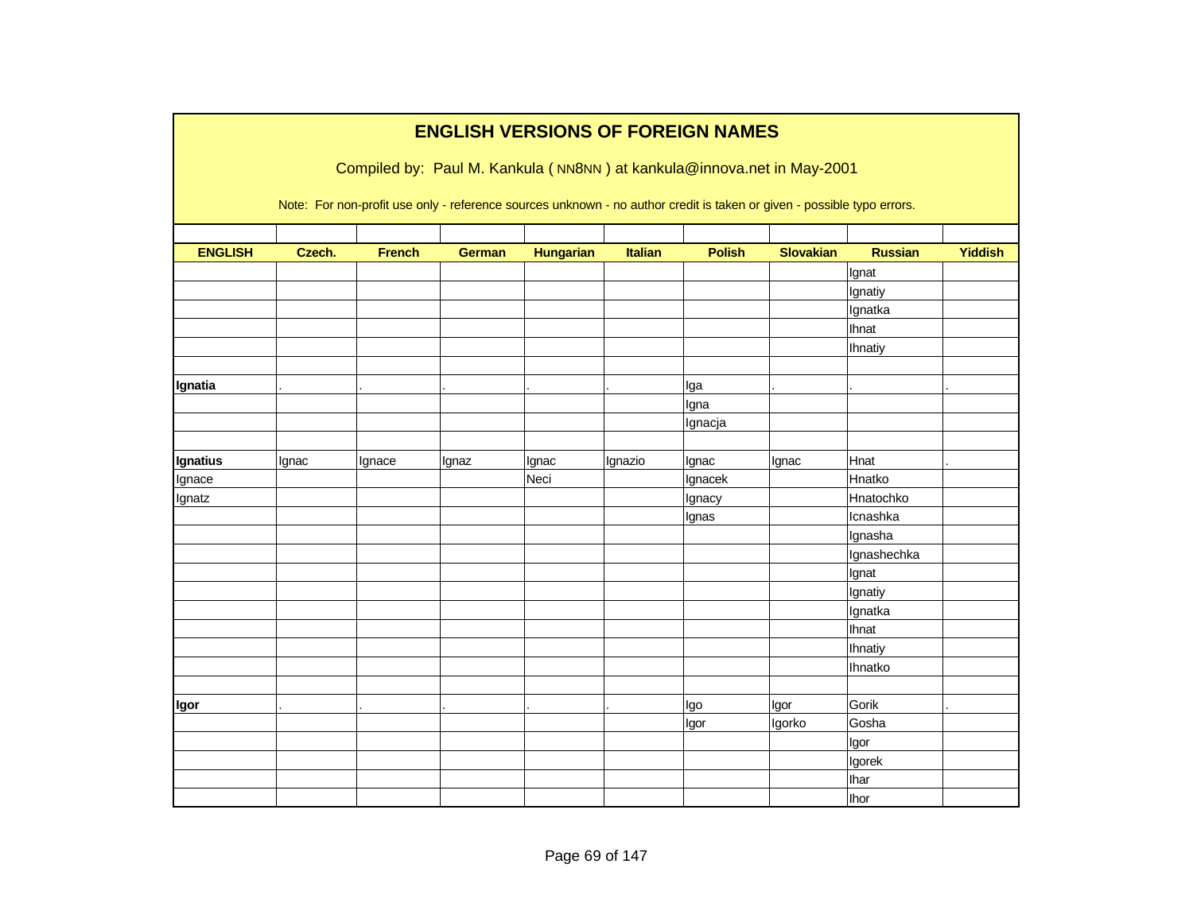# ENGLISH VERSIONS OF FOREIGN NAMES

Compiled by: Paul M. Kankula ( NN8NN ) at kankula@innova.net in May-2001

Note: For non-profit use only - reference sources unknown - no author credit is taken or given - possible typo errors.

| ENGLISH | Czech. | French | German | Hungarian | Italian | Polish | Slovakian | Russian | Yiddish |
|---|---|---|---|---|---|---|---|---|---|
| | | | | | | | | Ignat | |
| | | | | | | | | Ignatiy | |
| | | | | | | | | Ignatka | |
| | | | | | | | | Ihnat | |
| | | | | | | | | Ihnatiy | |
| | | | | | | | | | |
| **Ignatia** | . | . | . | . | . | Iga | . | . | . |
| | | | | | | Igna | | | |
| | | | | | | Ignacja | | | |
| | | | | | | | | | |
| **Ignatius** | Ignac | Ignace | Ignaz | Ignac | Ignazio | Ignac | Ignac | Hnat | . |
| Ignace | | | | Neci | | Ignacek | | Hnatko | |
| Ignatz | | | | | | Ignacy | | Hnatochko | |
| | | | | | | Ignas | | Icnashka | |
| | | | | | | | | Ignasha | |
| | | | | | | | | Ignashechka | |
| | | | | | | | | Ignat | |
| | | | | | | | | Ignatiy | |
| | | | | | | | | Ignatka | |
| | | | | | | | | Ihnat | |
| | | | | | | | | Ihnatiy | |
| | | | | | | | | Ihnatko | |
| | | | | | | | | | |
| **Igor** | . | . | . | . | . | Igo | Igor | Gorik | . |
| | | | | | | Igor | Igorko | Gosha | |
| | | | | | | | | Igor | |
| | | | | | | | | Igorek | |
| | | | | | | | | Ihar | |
| | | | | | | | | Ihor | |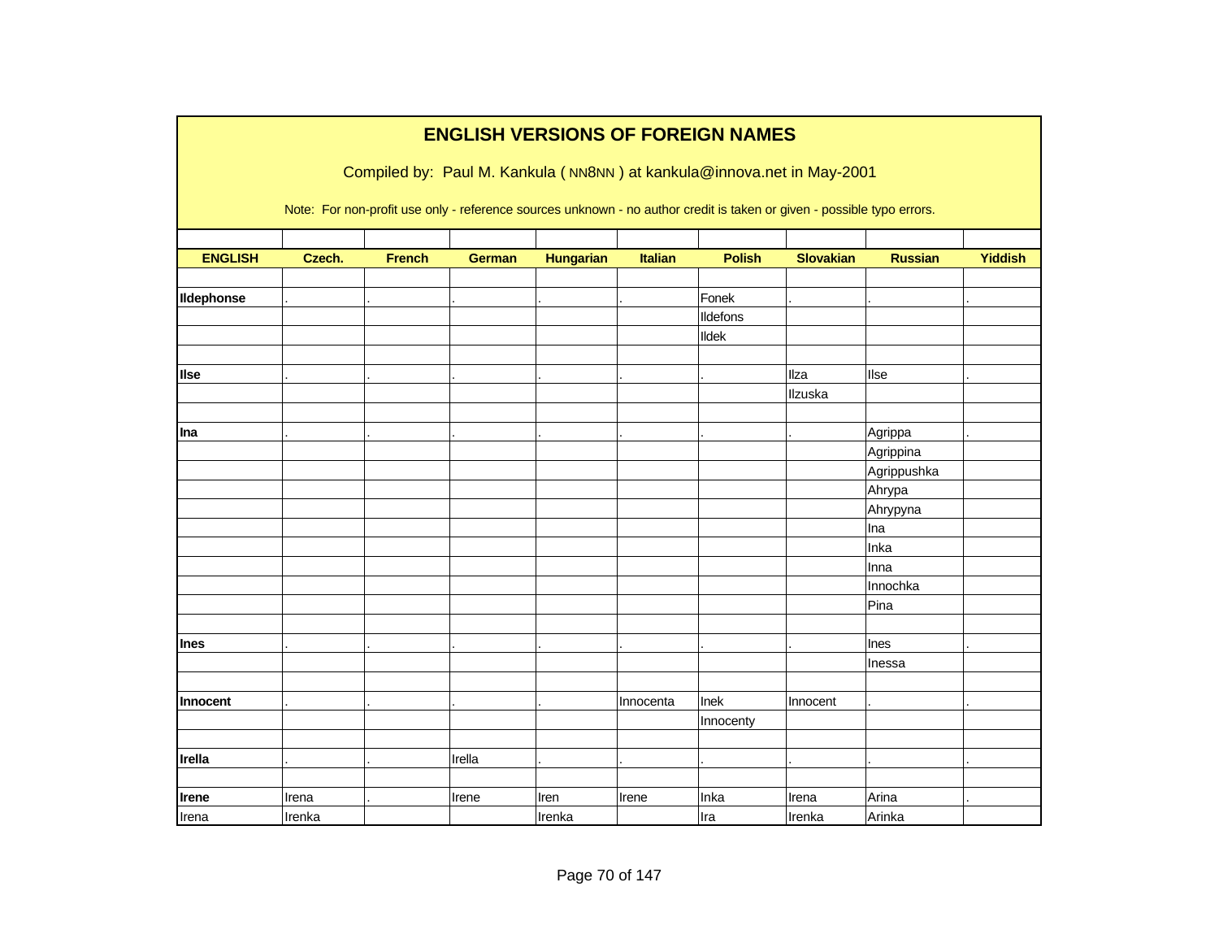# ENGLISH VERSIONS OF FOREIGN NAMES

Compiled by: Paul M. Kankula ( NN8NN ) at kankula@innova.net in May-2001

Note: For non-profit use only - reference sources unknown - no author credit is taken or given - possible typo errors.

| ENGLISH | Czech. | French | German | Hungarian | Italian | Polish | Slovakian | Russian | Yiddish |
|---|---|---|---|---|---|---|---|---|---|
| | | | | | | | | | |
| **Ildephonse** | . | . | . | . | . | Fonek | . | . | . |
| | | | | | | Ildefons | | | |
| | | | | | | Ildek | | | |
| | | | | | | | | | |
| **Ilse** | . | . | . | . | . | . | Ilza | Ilse | . |
| | | | | | | | Ilzuska | | |
| | | | | | | | | | |
| **Ina** | . | . | . | . | . | . | . | Agrippa | . |
| | | | | | | | | Agrippina | |
| | | | | | | | | Agrippushka | |
| | | | | | | | | Ahrypa | |
| | | | | | | | | Ahrypyna | |
| | | | | | | | | Ina | |
| | | | | | | | | Inka | |
| | | | | | | | | Inna | |
| | | | | | | | | Innochka | |
| | | | | | | | | Pina | |
| | | | | | | | | | |
| **Ines** | . | . | . | . | . | . | . | Ines | . |
| | | | | | | | | Inessa | |
| | | | | | | | | | |
| **Innocent** | . | . | . | . | Innocenta | Inek | Innocent | . | . |
| | | | | | | Innocenty | | | |
| | | | | | | | | | |
| **Irella** | . | . | Irella | . | . | . | . | . | . |
| | | | | | | | | | |
| **Irene** | Irena | . | Irene | Iren | Irene | Inka | Irena | Arina | . |
| Irena | Irenka | | | Irenka | | Ira | Irenka | Arinka | |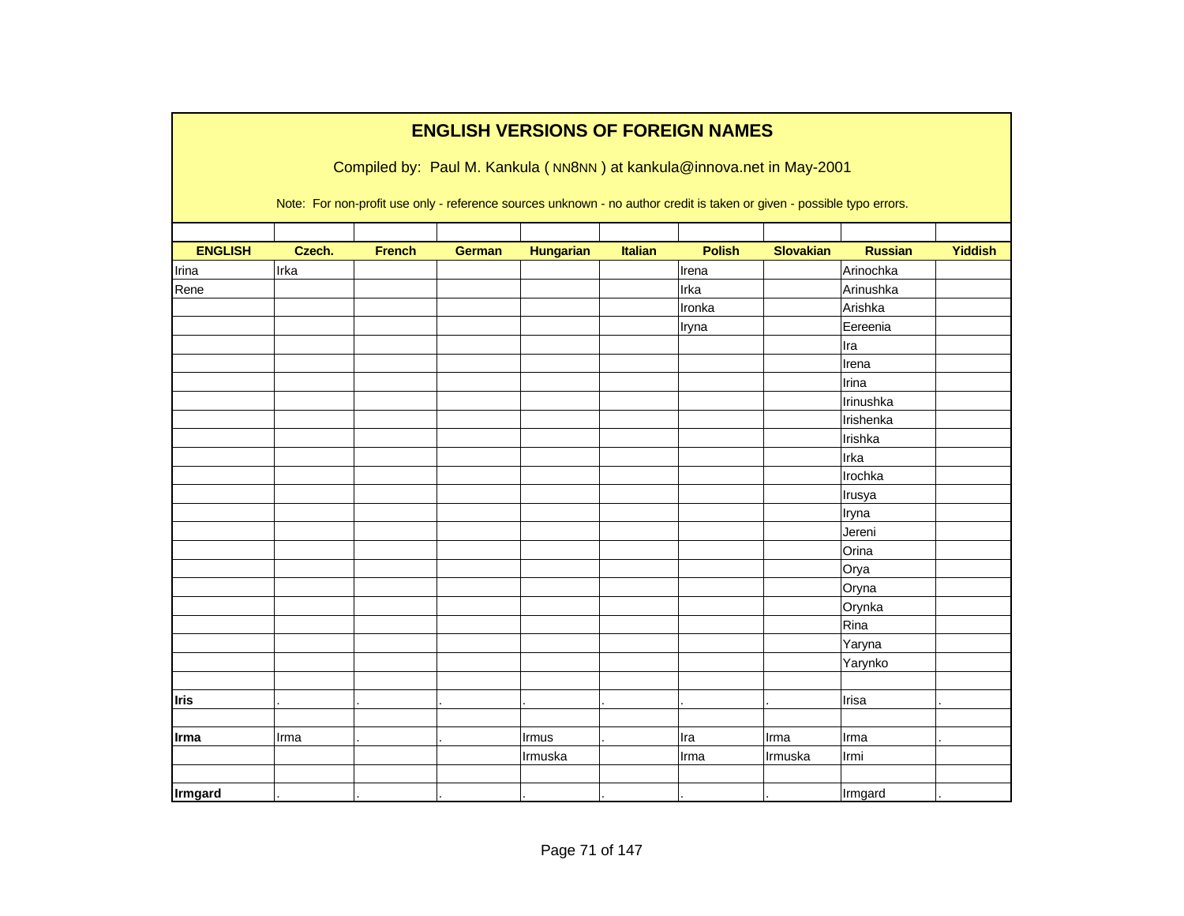## ENGLISH VERSIONS OF FOREIGN NAMES

Compiled by: Paul M. Kankula ( NN8NN ) at kankula@innova.net in May-2001

Note: For non-profit use only - reference sources unknown - no author credit is taken or given - possible typo errors.

| ENGLISH | Czech. | French | German | Hungarian | Italian | Polish | Slovakian | Russian | Yiddish |
|---|---|---|---|---|---|---|---|---|---|
| Irina | Irka | | | | | Irena | | Arinochka | |
| Rene | | | | | | Irka | | Arinushka | |
| | | | | | | Ironka | | Arishka | |
| | | | | | | Iryna | | Eereenia | |
| | | | | | | | | Ira | |
| | | | | | | | | Irena | |
| | | | | | | | | Irina | |
| | | | | | | | | Irinushka | |
| | | | | | | | | Irishenka | |
| | | | | | | | | Irishka | |
| | | | | | | | | Irka | |
| | | | | | | | | Irochka | |
| | | | | | | | | Irusya | |
| | | | | | | | | Iryna | |
| | | | | | | | | Jereni | |
| | | | | | | | | Orina | |
| | | | | | | | | Orya | |
| | | | | | | | | Oryna | |
| | | | | | | | | Orynka | |
| | | | | | | | | Rina | |
| | | | | | | | | Yaryna | |
| | | | | | | | | Yarynko | |
| | | | | | | | | | |
| **Iris** | . | . | . | . | . | . | . | Irisa | . |
| | | | | | | | | | |
| **Irma** | Irma | . | . | Irmus | . | Ira | Irma | Irma | . |
| | | | | Irmuska | | Irma | Irmuska | Irmi | |
| | | | | | | | | | |
| **Irmgard** | . | . | . | . | . | . | . | Irmgard | . |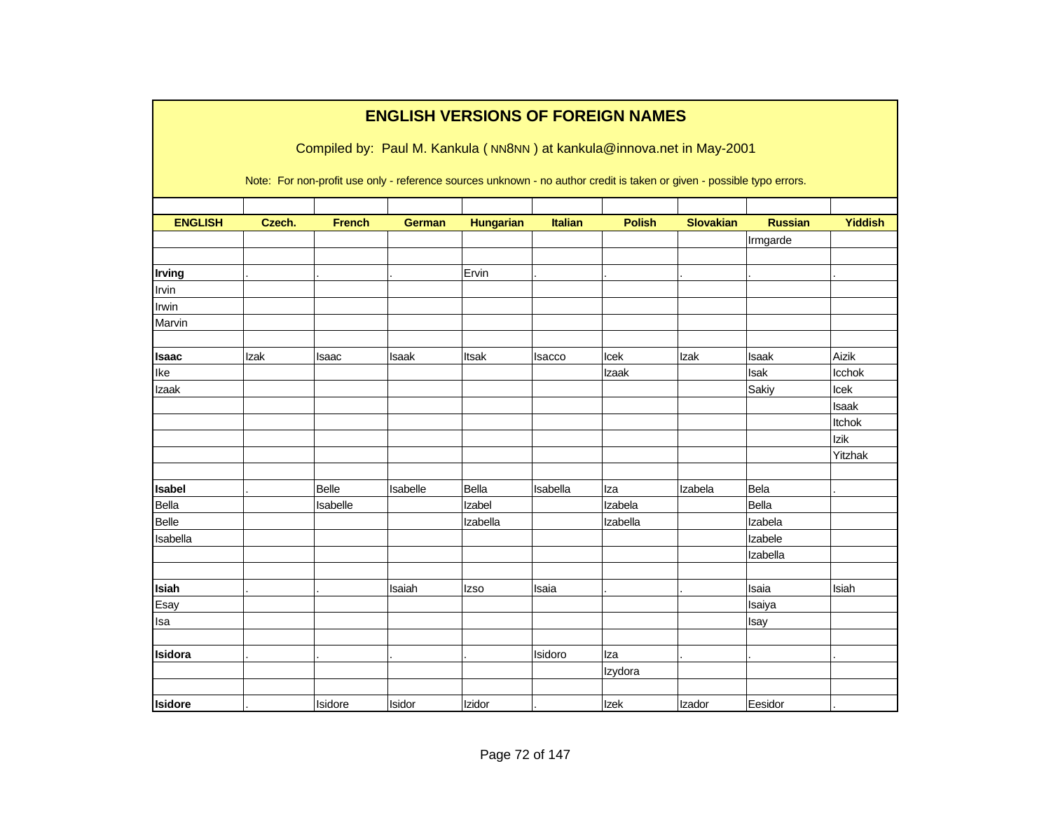# ENGLISH VERSIONS OF FOREIGN NAMES

Compiled by: Paul M. Kankula ( NN8NN ) at kankula@innova.net in May-2001

Note: For non-profit use only - reference sources unknown - no author credit is taken or given - possible typo errors.

| ENGLISH | Czech. | French | German | Hungarian | Italian | Polish | Slovakian | Russian | Yiddish |
|---|---|---|---|---|---|---|---|---|---|
| | | | | | | | | Irmgarde | |
| | | | | | | | | | |
| **Irving** | . | . | . | Ervin | . | . | . | . | . |
| Irvin | | | | | | | | | |
| Irwin | | | | | | | | | |
| Marvin | | | | | | | | | |
| | | | | | | | | | |
| **Isaac** | Izak | Isaac | Isaak | Itsak | Isacco | Icek | Izak | Isaak | Aizik |
| Ike | | | | | | Izaak | | Isak | Icchok |
| Izaak | | | | | | | | Sakiy | Icek |
| | | | | | | | | | Isaak |
| | | | | | | | | | Itchok |
| | | | | | | | | | Izik |
| | | | | | | | | | Yitzhak |
| | | | | | | | | | |
| **Isabel** | . | Belle | Isabelle | Bella | Isabella | Iza | Izabela | Bela | . |
| Bella | | Isabelle | | Izabel | | Izabela | | Bella | |
| Belle | | | | Izabella | | Izabella | | Izabela | |
| Isabella | | | | | | | | Izabele | |
| | | | | | | | | Izabella | |
| | | | | | | | | | |
| **Isiah** | . | . | Isaiah | Izso | Isaia | . | . | Isaia | Isiah |
| Esay | | | | | | | | Isaiya | |
| Isa | | | | | | | | Isay | |
| | | | | | | | | | |
| **Isidora** | . | . | . | . | Isidoro | Iza | . | . | . |
| | | | | | | Izydora | | | |
| | | | | | | | | | |
| **Isidore** | . | Isidore | Isidor | Izidor | . | Izek | Izador | Eesidor | . |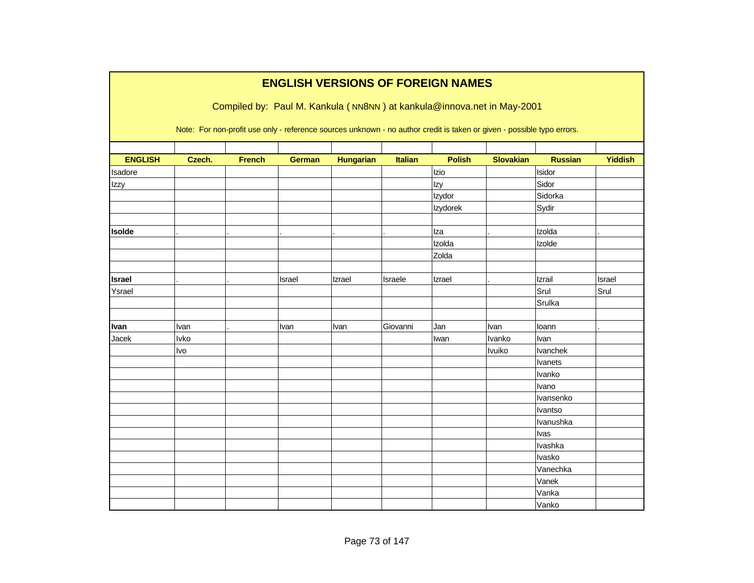# ENGLISH VERSIONS OF FOREIGN NAMES

Compiled by: Paul M. Kankula ( NN8NN ) at kankula@innova.net in May-2001

Note: For non-profit use only - reference sources unknown - no author credit is taken or given - possible typo errors.

| ENGLISH | Czech. | French | German | Hungarian | Italian | Polish | Slovakian | Russian | Yiddish |
|---|---|---|---|---|---|---|---|---|---|
| Isadore | | | | | | Izio | | Isidor | |
| Izzy | | | | | | Izy | | Sidor | |
| | | | | | | Izydor | | Sidorka | |
| | | | | | | Izydorek | | Sydir | |
| | | | | | | | | | |
| **Isolde** | . | . | . | . | . | Iza | . | Izolda | . |
| | | | | | | Izolda | | Izolde | |
| | | | | | | Zolda | | | |
| | | | | | | | | | |
| **Israel** | . | . | Israel | Izrael | Israele | Izrael | . | Izrail | Israel |
| Ysrael | | | | | | | | Srul | Srul |
| | | | | | | | | Srulka | |
| | | | | | | | | | |
| **Ivan** | Ivan | . | Ivan | Ivan | Giovanni | Jan | Ivan | Ioann | . |
| Jacek | Ivko | | | | | Iwan | Ivanko | Ivan | |
| | Ivo | | | | | | Ivuiko | Ivanchek | |
| | | | | | | | | Ivanets | |
| | | | | | | | | Ivanko | |
| | | | | | | | | Ivano | |
| | | | | | | | | Ivansenko | |
| | | | | | | | | Ivantso | |
| | | | | | | | | Ivanushka | |
| | | | | | | | | Ivas | |
| | | | | | | | | Ivashka | |
| | | | | | | | | Ivasko | |
| | | | | | | | | Vanechka | |
| | | | | | | | | Vanek | |
| | | | | | | | | Vanka | |
| | | | | | | | | Vanko | |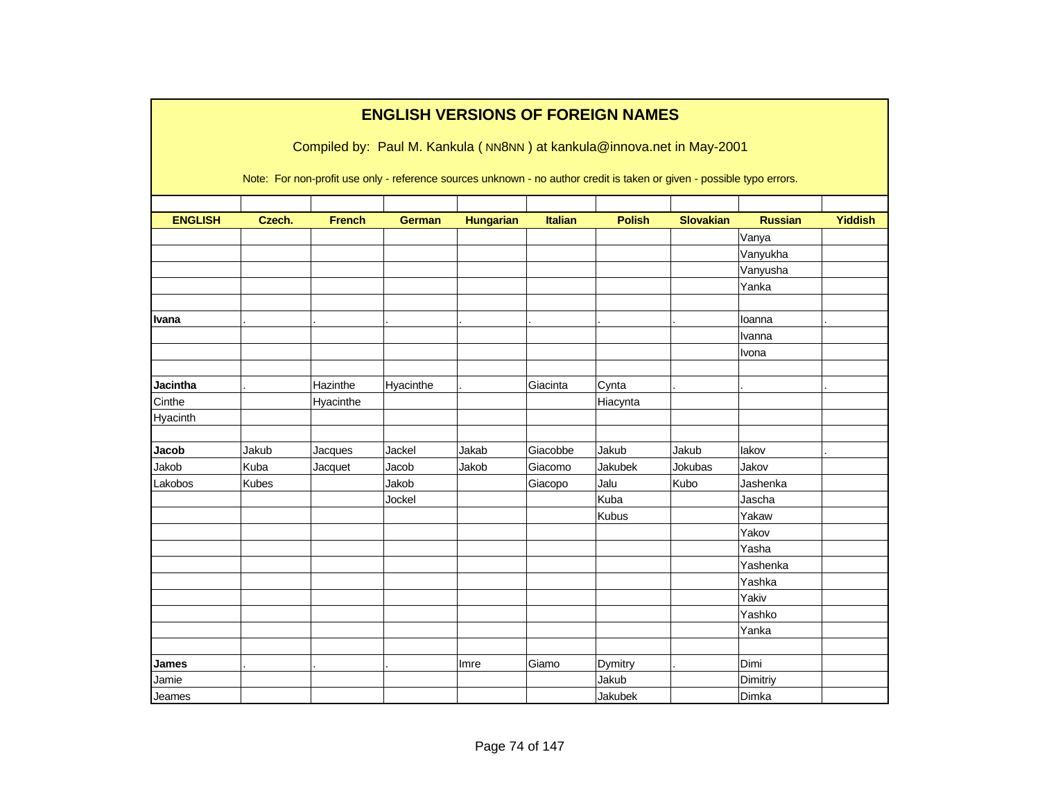# ENGLISH VERSIONS OF FOREIGN NAMES

Compiled by: Paul M. Kankula ( NN8NN ) at kankula@innova.net in May-2001

Note: For non-profit use only - reference sources unknown - no author credit is taken or given - possible typo errors.

| ENGLISH | Czech. | French | German | Hungarian | Italian | Polish | Slovakian | Russian | Yiddish |
|---|---|---|---|---|---|---|---|---|---|
| | | | | | | | | Vanya | |
| | | | | | | | | Vanyukha | |
| | | | | | | | | Vanyusha | |
| | | | | | | | | Yanka | |
| | | | | | | | | | |
| **Ivana** | . | . | . | . | . | . | . | Ioanna | . |
| | | | | | | | | Ivanna | |
| | | | | | | | | Ivona | |
| | | | | | | | | | |
| **Jacintha** | . | Hazinthe | Hyacinthe | . | Giacinta | Cynta | . | . | . |
| Cinthe | | Hyacinthe | | | | Hiacynta | | | |
| Hyacinth | | | | | | | | | |
| | | | | | | | | | |
| **Jacob** | Jakub | Jacques | Jackel | Jakab | Giacobbe | Jakub | Jakub | Iakov | . |
| Jakob | Kuba | Jacquet | Jacob | Jakob | Giacomo | Jakubek | Jokubas | Jakov | |
| Lakobos | Kubes | | Jakob | | Giacopo | Jalu | Kubo | Jashenka | |
| | | | Jockel | | | Kuba | | Jascha | |
| | | | | | | Kubus | | Yakaw | |
| | | | | | | | | Yakov | |
| | | | | | | | | Yasha | |
| | | | | | | | | Yashenka | |
| | | | | | | | | Yashka | |
| | | | | | | | | Yakiv | |
| | | | | | | | | Yashko | |
| | | | | | | | | Yanka | |
| | | | | | | | | | |
| **James** | . | . | . | Imre | Giamo | Dymitry | . | Dimi | |
| Jamie | | | | | | Jakub | | Dimitriy | |
| Jeames | | | | | | Jakubek | | Dimka | |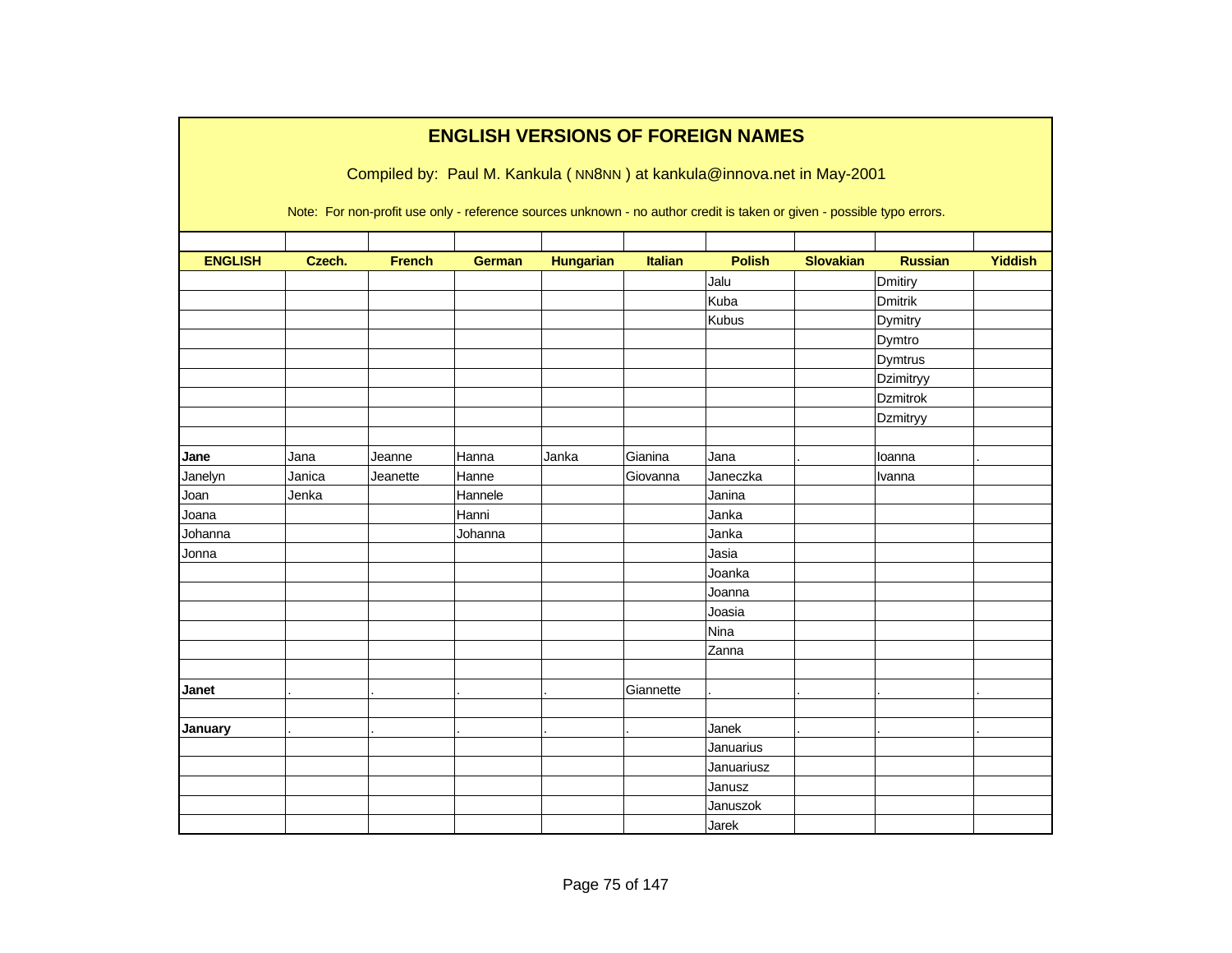# ENGLISH VERSIONS OF FOREIGN NAMES

Compiled by: Paul M. Kankula ( NN8NN ) at kankula@innova.net in May-2001

Note: For non-profit use only - reference sources unknown - no author credit is taken or given - possible typo errors.

| ENGLISH | Czech. | French | German | Hungarian | Italian | Polish | Slovakian | Russian | Yiddish |
|---|---|---|---|---|---|---|---|---|---|
| | | | | | | Jalu | | Dmitiry | |
| | | | | | | Kuba | | Dmitrik | |
| | | | | | | Kubus | | Dymitry | |
| | | | | | | | | Dymtro | |
| | | | | | | | | Dymtrus | |
| | | | | | | | | Dzimitryy | |
| | | | | | | | | Dzmitrok | |
| | | | | | | | | Dzmitryy | |
| | | | | | | | | | |
| **Jane** | Jana | Jeanne | Hanna | Janka | Gianina | Jana | . | Ioanna | . |
| Janelyn | Janica | Jeanette | Hanne | | Giovanna | Janeczka | | Ivanna | |
| Joan | Jenka | | Hannele | | | Janina | | | |
| Joana | | | Hanni | | | Janka | | | |
| Johanna | | | Johanna | | | Janka | | | |
| Jonna | | | | | | Jasia | | | |
| | | | | | | Joanka | | | |
| | | | | | | Joanna | | | |
| | | | | | | Joasia | | | |
| | | | | | | Nina | | | |
| | | | | | | Zanna | | | |
| | | | | | | | | | |
| **Janet** | . | . | . | . | Giannette | . | . | . | . |
| | | | | | | | | | |
| **January** | . | . | . | . | . | Janek | . | . | . |
| | | | | | | Januarius | | | |
| | | | | | | Januariusz | | | |
| | | | | | | Janusz | | | |
| | | | | | | Januszok | | | |
| | | | | | | Jarek | | | |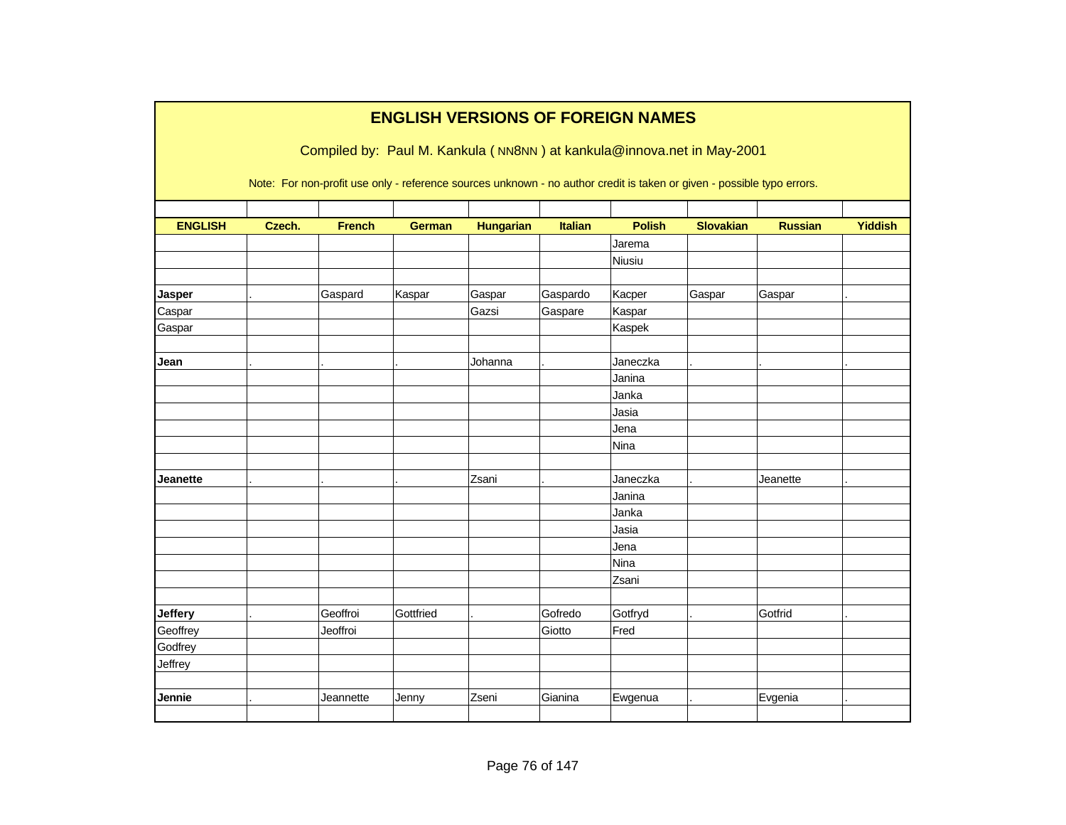# ENGLISH VERSIONS OF FOREIGN NAMES

Compiled by: Paul M. Kankula ( NN8NN ) at kankula@innova.net in May-2001

Note: For non-profit use only - reference sources unknown - no author credit is taken or given - possible typo errors.

| ENGLISH | Czech. | French | German | Hungarian | Italian | Polish | Slovakian | Russian | Yiddish |
|---|---|---|---|---|---|---|---|---|---|
| | | | | | | Jarema | | | |
| | | | | | | Niusiu | | | |
| | | | | | | | | | |
| **Jasper** | . | Gaspard | Kaspar | Gaspar | Gaspardo | Kacper | Gaspar | Gaspar | . |
| Caspar | | | | Gazsi | Gaspare | Kaspar | | | |
| Gaspar | | | | | | Kaspek | | | |
| | | | | | | | | | |
| **Jean** | . | . | . | Johanna | . | Janeczka | . | . | . |
| | | | | | | Janina | | | |
| | | | | | | Janka | | | |
| | | | | | | Jasia | | | |
| | | | | | | Jena | | | |
| | | | | | | Nina | | | |
| | | | | | | | | | |
| **Jeanette** | . | . | . | Zsani | . | Janeczka | . | Jeanette | . |
| | | | | | | Janina | | | |
| | | | | | | Janka | | | |
| | | | | | | Jasia | | | |
| | | | | | | Jena | | | |
| | | | | | | Nina | | | |
| | | | | | | Zsani | | | |
| | | | | | | | | | |
| **Jeffery** | . | Geoffroi | Gottfried | . | Gofredo | Gotfryd | . | Gotfrid | . |
| Geoffrey | | Jeoffroi | | | Giotto | Fred | | | |
| Godfrey | | | | | | | | | |
| Jeffrey | | | | | | | | | |
| | | | | | | | | | |
| **Jennie** | . | Jeannette | Jenny | Zseni | Gianina | Ewgenua | . | Evgenia | . |
| | | | | | | | | | |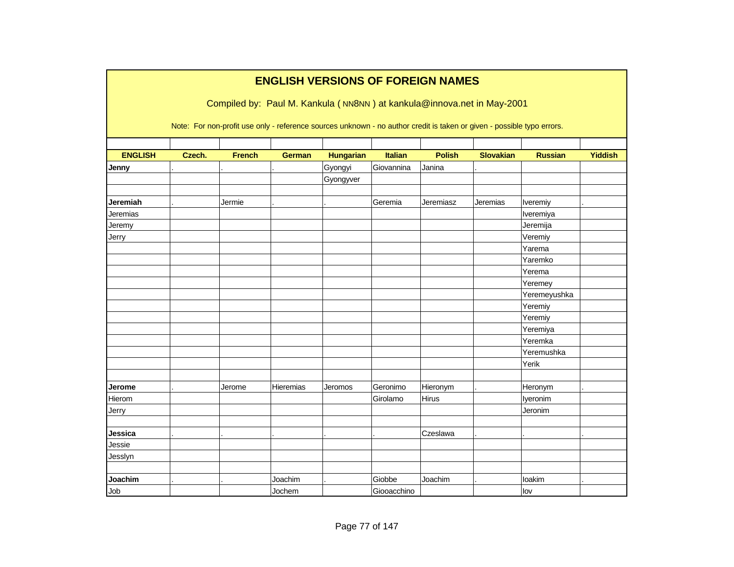# ENGLISH VERSIONS OF FOREIGN NAMES

Compiled by: Paul M. Kankula ( NN8NN ) at kankula@innova.net in May-2001

Note: For non-profit use only - reference sources unknown - no author credit is taken or given - possible typo errors.

| ENGLISH | Czech. | French | German | Hungarian | Italian | Polish | Slovakian | Russian | Yiddish |
|---|---|---|---|---|---|---|---|---|---|
| **Jenny** | . | . | . | Gyongyi | Giovannina | Janina | . | | |
| | | | | Gyongyver | | | | | |
| | | | | | | | | | |
| **Jeremiah** | . | Jermie | . | . | Geremia | Jeremiasz | Jeremias | Iveremiy | . |
| Jeremias | | | | | | | | Iveremiya | |
| Jeremy | | | | | | | | Jeremija | |
| Jerry | | | | | | | | Veremiy | |
| | | | | | | | | Yarema | |
| | | | | | | | | Yaremko | |
| | | | | | | | | Yerema | |
| | | | | | | | | Yeremey | |
| | | | | | | | | Yeremeyushka | |
| | | | | | | | | Yeremiy | |
| | | | | | | | | Yeremiy | |
| | | | | | | | | Yeremiya | |
| | | | | | | | | Yeremka | |
| | | | | | | | | Yeremushka | |
| | | | | | | | | Yerik | |
| | | | | | | | | | |
| **Jerome** | . | Jerome | Hieremias | Jeromos | Geronimo | Hieronym | . | Heronym | . |
| Hierom | | | | | Girolamo | Hirus | | Iyeronim | |
| Jerry | | | | | | | | Jeronim | |
| | | | | | | | | | |
| **Jessica** | . | . | . | . | . | Czeslawa | . | . | . |
| Jessie | | | | | | | | | |
| Jesslyn | | | | | | | | | |
| | | | | | | | | | |
| **Joachim** | . | . | Joachim | . | Giobbe | Joachim | . | Ioakim | . |
| Job | | | Jochem | | Giooacchino | | | Iov | |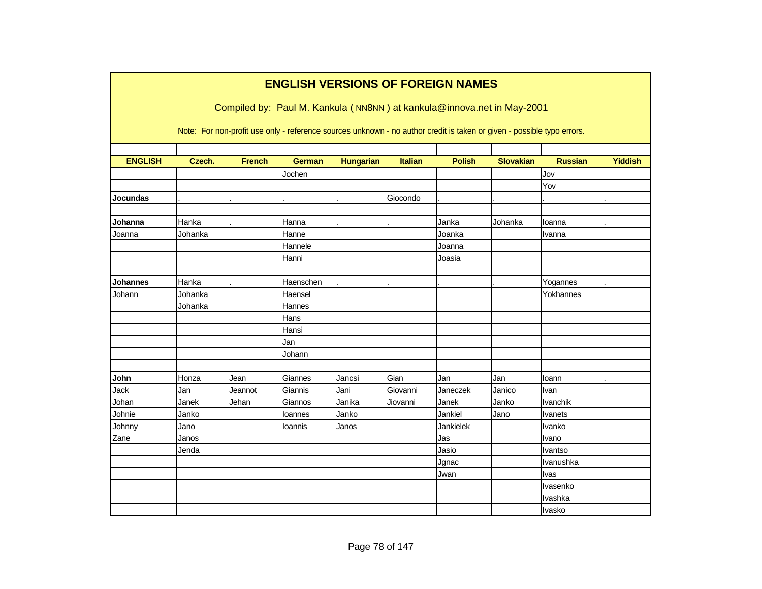# ENGLISH VERSIONS OF FOREIGN NAMES

Compiled by: Paul M. Kankula ( NN8NN ) at kankula@innova.net in May-2001

Note: For non-profit use only - reference sources unknown - no author credit is taken or given - possible typo errors.

| ENGLISH | Czech. | French | German | Hungarian | Italian | Polish | Slovakian | Russian | Yiddish |
|---|---|---|---|---|---|---|---|---|---|
| | | | Jochen | | | | | Jov | |
| | | | | | | | | Yov | |
| **Jocundas** | . | . | . | . | Giocondo | . | . | . | . |
| | | | | | | | | | |
| **Johanna** | Hanka | . | Hanna | . | . | Janka | Johanka | Ioanna | . |
| Joanna | Johanka | | Hanne | | | Joanka | | Ivanna | |
| | | | Hannele | | | Joanna | | | |
| | | | Hanni | | | Joasia | | | |
| | | | | | | | | | |
| **Johannes** | Hanka | . | Haenschen | . | . | . | . | Yogannes | . |
| Johann | Johanka | | Haensel | | | | | Yokhannes | |
| | Johanka | | Hannes | | | | | | |
| | | | Hans | | | | | | |
| | | | Hansi | | | | | | |
| | | | Jan | | | | | | |
| | | | Johann | | | | | | |
| | | | | | | | | | |
| **John** | Honza | Jean | Giannes | Jancsi | Gian | Jan | Jan | Ioann | . |
| Jack | Jan | Jeannot | Giannis | Jani | Giovanni | Janeczek | Janico | Ivan | |
| Johan | Janek | Jehan | Giannos | Janika | Jiovanni | Janek | Janko | Ivanchik | |
| Johnie | Janko | | Ioannes | Janko | | Jankiel | Jano | Ivanets | |
| Johnny | Jano | | Ioannis | Janos | | Jankielek | | Ivanko | |
| Zane | Janos | | | | | Jas | | Ivano | |
| | Jenda | | | | | Jasio | | Ivantso | |
| | | | | | | Jgnac | | Ivanushka | |
| | | | | | | Jwan | | Ivas | |
| | | | | | | | | Ivasenko | |
| | | | | | | | | Ivashka | |
| | | | | | | | | Ivasko | |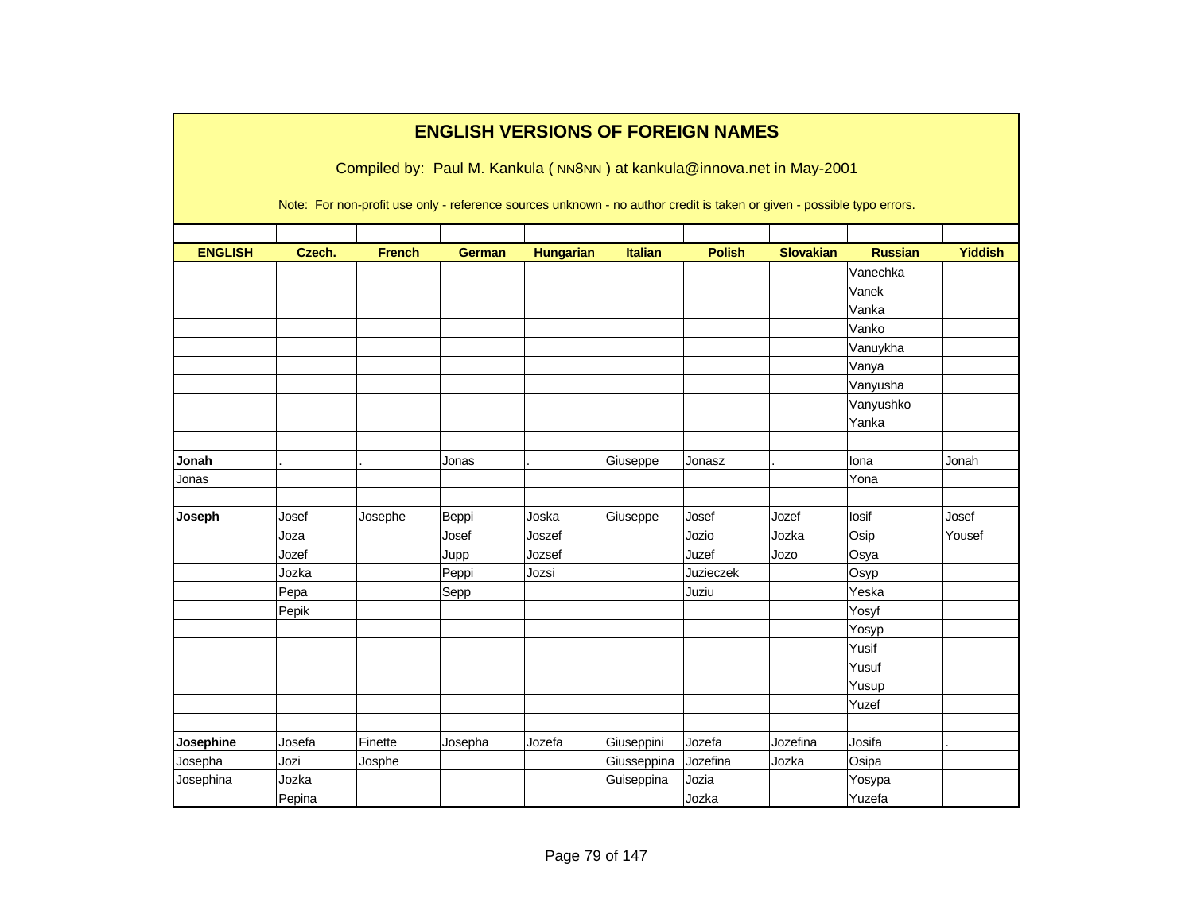# ENGLISH VERSIONS OF FOREIGN NAMES

Compiled by: Paul M. Kankula ( NN8NN ) at kankula@innova.net in May-2001

Note: For non-profit use only - reference sources unknown - no author credit is taken or given - possible typo errors.

| ENGLISH | Czech. | French | German | Hungarian | Italian | Polish | Slovakian | Russian | Yiddish |
|---|---|---|---|---|---|---|---|---|---|
| | | | | | | | | Vanechka | |
| | | | | | | | | Vanek | |
| | | | | | | | | Vanka | |
| | | | | | | | | Vanko | |
| | | | | | | | | Vanuykha | |
| | | | | | | | | Vanya | |
| | | | | | | | | Vanyusha | |
| | | | | | | | | Vanyushko | |
| | | | | | | | | Yanka | |
| | | | | | | | | | |
| **Jonah** | . | . | Jonas | . | Giuseppe | Jonasz | . | Iona | Jonah |
| Jonas | | | | | | | | Yona | |
| | | | | | | | | | |
| **Joseph** | Josef | Josephe | Beppi | Joska | Giuseppe | Josef | Jozef | Iosif | Josef |
| | Joza | | Josef | Joszef | | Jozio | Jozka | Osip | Yousef |
| | Jozef | | Jupp | Jozsef | | Juzef | Jozo | Osya | |
| | Jozka | | Peppi | Jozsi | | Juzieczek | | Osyp | |
| | Pepa | | Sepp | | | Juziu | | Yeska | |
| | Pepik | | | | | | | Yosyf | |
| | | | | | | | | Yosyp | |
| | | | | | | | | Yusif | |
| | | | | | | | | Yusuf | |
| | | | | | | | | Yusup | |
| | | | | | | | | Yuzef | |
| | | | | | | | | | |
| **Josephine** | Josefa | Finette | Josepha | Jozefa | Giuseppini | Jozefa | Jozefina | Josifa | . |
| Josepha | Jozi | Josphe | | | Giusseppina | Jozefina | Jozka | Osipa | |
| Josephina | Jozka | | | | Guiseppina | Jozia | | Yosypa | |
| | Pepina | | | | | Jozka | | Yuzefa | |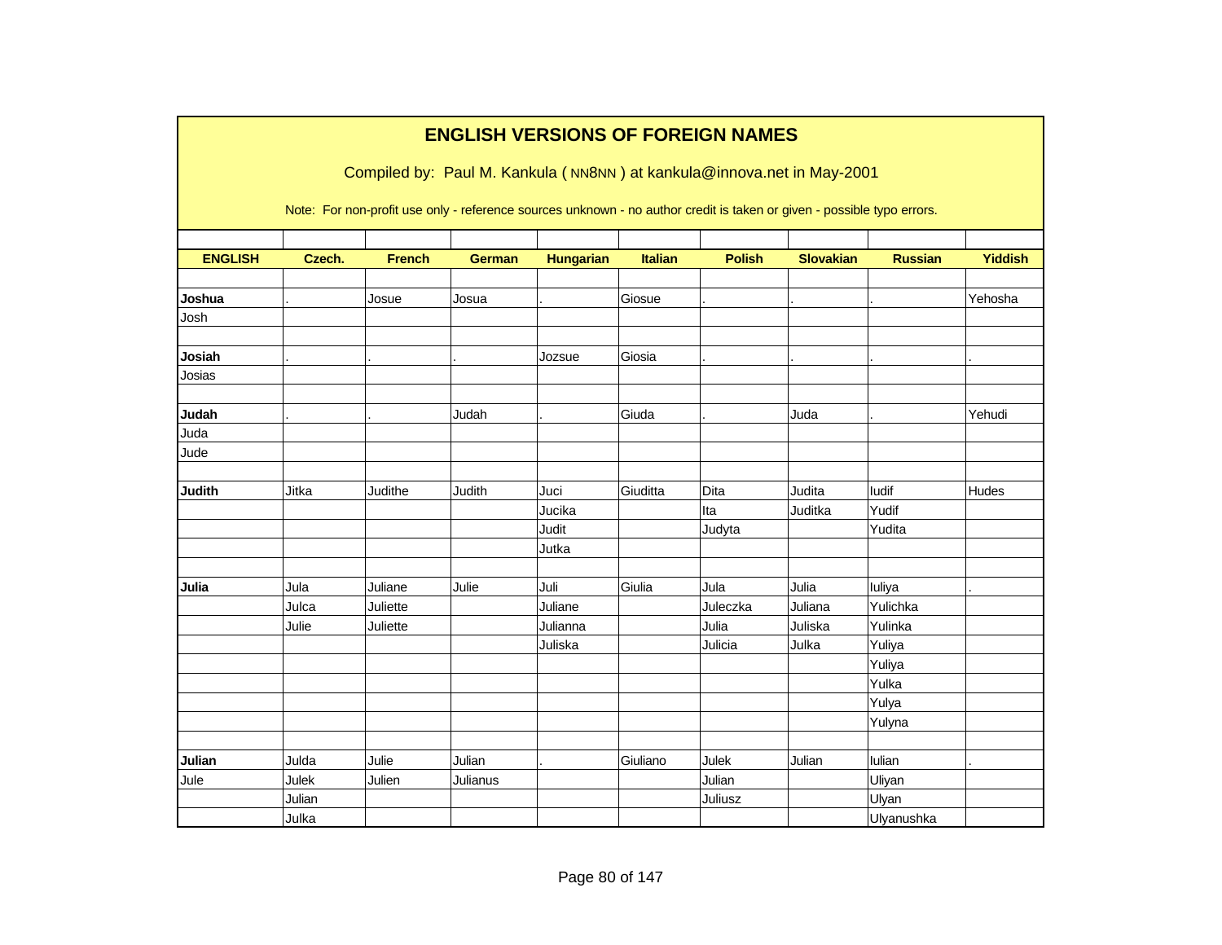# ENGLISH VERSIONS OF FOREIGN NAMES

Compiled by: Paul M. Kankula ( NN8NN ) at kankula@innova.net in May-2001

Note: For non-profit use only - reference sources unknown - no author credit is taken or given - possible typo errors.

| ENGLISH | Czech. | French | German | Hungarian | Italian | Polish | Slovakian | Russian | Yiddish |
|---|---|---|---|---|---|---|---|---|---|
| | | | | | | | | | |
| **Joshua** | . | Josue | Josua | . | Giosue | . | . | . | Yehosha |
| Josh | | | | | | | | | |
| | | | | | | | | | |
| **Josiah** | . | . | . | Jozsue | Giosia | . | . | . | . |
| Josias | | | | | | | | | |
| | | | | | | | | | |
| **Judah** | . | . | Judah | . | Giuda | . | Juda | . | Yehudi |
| Juda | | | | | | | | | |
| Jude | | | | | | | | | |
| | | | | | | | | | |
| **Judith** | Jitka | Judithe | Judith | Juci | Giuditta | Dita | Judita | Iudif | Hudes |
| | | | | Jucika | | Ita | Juditka | Yudif | |
| | | | | Judit | | Judyta | | Yudita | |
| | | | | Jutka | | | | | |
| | | | | | | | | | |
| **Julia** | Jula | Juliane | Julie | Juli | Giulia | Jula | Julia | Iuliya | . |
| | Julca | Juliette | | Juliane | | Juleczka | Juliana | Yulichka | |
| | Julie | Juliette | | Julianna | | Julia | Juliska | Yulinka | |
| | | | | Juliska | | Julicia | Julka | Yuliya | |
| | | | | | | | | Yuliya | |
| | | | | | | | | Yulka | |
| | | | | | | | | Yulya | |
| | | | | | | | | Yulyna | |
| | | | | | | | | | |
| **Julian** | Julda | Julie | Julian | . | Giuliano | Julek | Julian | Iulian | . |
| Jule | Julek | Julien | Julianus | | | Julian | | Uliyan | |
| | Julian | | | | | Juliusz | | Ulyan | |
| | Julka | | | | | | | Ulyanushka | |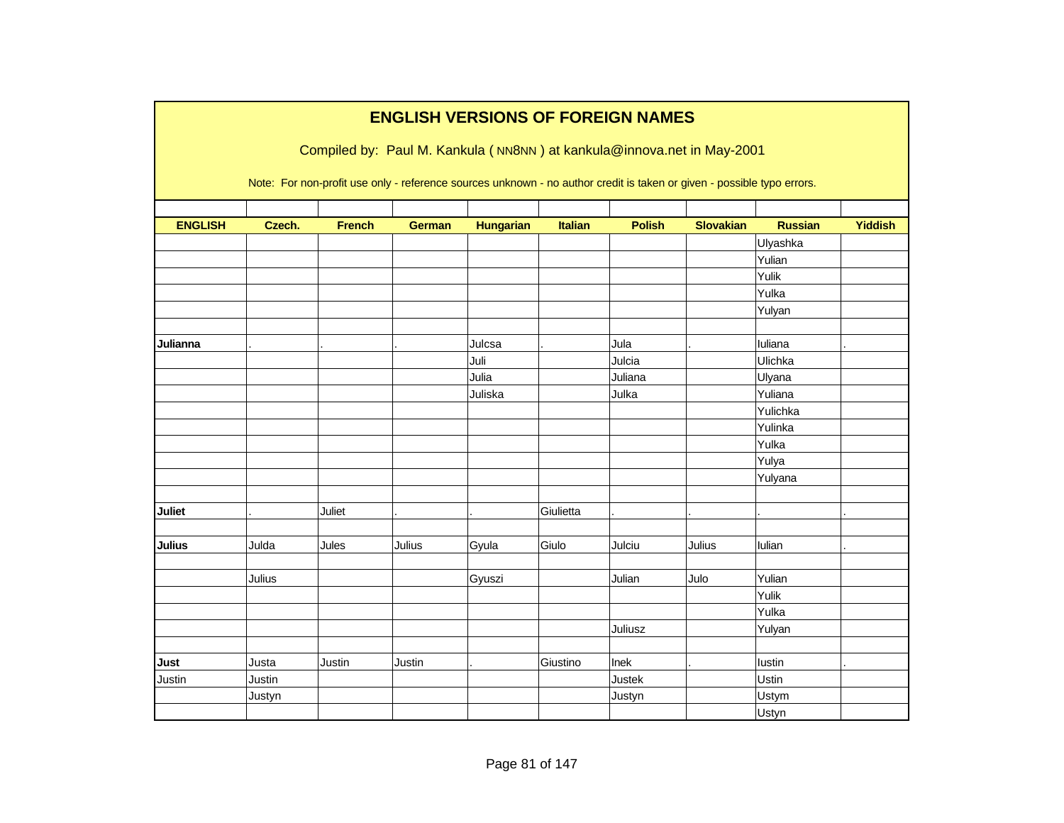# ENGLISH VERSIONS OF FOREIGN NAMES

Compiled by: Paul M. Kankula ( NN8NN ) at kankula@innova.net in May-2001

Note: For non-profit use only - reference sources unknown - no author credit is taken or given - possible typo errors.

| ENGLISH | Czech. | French | German | Hungarian | Italian | Polish | Slovakian | Russian | Yiddish |
|---|---|---|---|---|---|---|---|---|---|
| | | | | | | | | Ulyashka | |
| | | | | | | | | Yulian | |
| | | | | | | | | Yulik | |
| | | | | | | | | Yulka | |
| | | | | | | | | Yulyan | |
| | | | | | | | | | |
| **Julianna** | . | . | . | Julcsa | . | Jula | . | Iuliana | . |
| | | | | Juli | | Julcia | | Ulichka | |
| | | | | Julia | | Juliana | | Ulyana | |
| | | | | Juliska | | Julka | | Yuliana | |
| | | | | | | | | Yulichka | |
| | | | | | | | | Yulinka | |
| | | | | | | | | Yulka | |
| | | | | | | | | Yulya | |
| | | | | | | | | Yulyana | |
| | | | | | | | | | |
| **Juliet** | . | Juliet | . | . | Giulietta | . | . | . | . |
| | | | | | | | | | |
| **Julius** | Julda | Jules | Julius | Gyula | Giulo | Julciu | Julius | Iulian | . |
| | | | | | | | | | |
| | Julius | | | Gyuszi | | Julian | Julo | Yulian | |
| | | | | | | | | Yulik | |
| | | | | | | | | Yulka | |
| | | | | | | Juliusz | | Yulyan | |
| | | | | | | | | | |
| **Just** | Justa | Justin | Justin | . | Giustino | Inek | . | Iustin | . |
| Justin | Justin | | | | | Justek | | Ustin | |
| | Justyn | | | | | Justyn | | Ustym | |
| | | | | | | | | Ustyn | |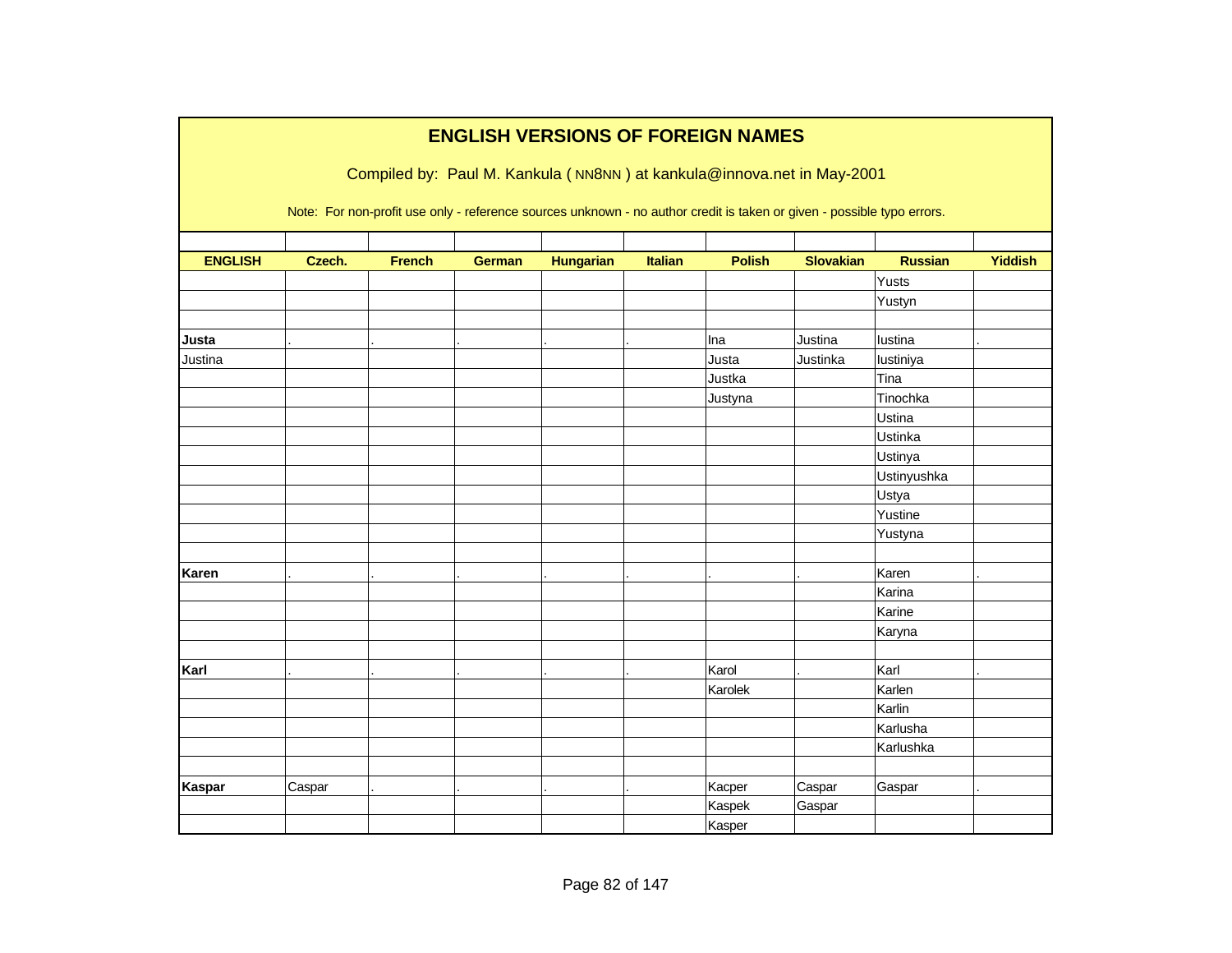## ENGLISH VERSIONS OF FOREIGN NAMES

Compiled by: Paul M. Kankula ( NN8NN ) at kankula@innova.net in May-2001

Note: For non-profit use only - reference sources unknown - no author credit is taken or given - possible typo errors.

| ENGLISH | Czech. | French | German | Hungarian | Italian | Polish | Slovakian | Russian | Yiddish |
|---|---|---|---|---|---|---|---|---|---|
| | | | | | | | | Yusts | |
| | | | | | | | | Yustyn | |
| | | | | | | | | | |
| **Justa** | . | . | . | . | . | Ina | Justina | Iustina | . |
| Justina | | | | | | Justa | Justinka | Iustiniya | |
| | | | | | | Justka | | Tina | |
| | | | | | | Justyna | | Tinochka | |
| | | | | | | | | Ustina | |
| | | | | | | | | Ustinka | |
| | | | | | | | | Ustinya | |
| | | | | | | | | Ustinyushka | |
| | | | | | | | | Ustya | |
| | | | | | | | | Yustine | |
| | | | | | | | | Yustyna | |
| | | | | | | | | | |
| **Karen** | . | . | . | . | . | . | . | Karen | . |
| | | | | | | | | Karina | |
| | | | | | | | | Karine | |
| | | | | | | | | Karyna | |
| | | | | | | | | | |
| **Karl** | . | . | . | . | . | Karol | . | Karl | . |
| | | | | | | Karolek | | Karlen | |
| | | | | | | | | Karlin | |
| | | | | | | | | Karlusha | |
| | | | | | | | | Karlushka | |
| | | | | | | | | | |
| **Kaspar** | Caspar | . | . | . | . | Kacper | Caspar | Gaspar | . |
| | | | | | | Kaspek | Gaspar | | |
| | | | | | | Kasper | | | |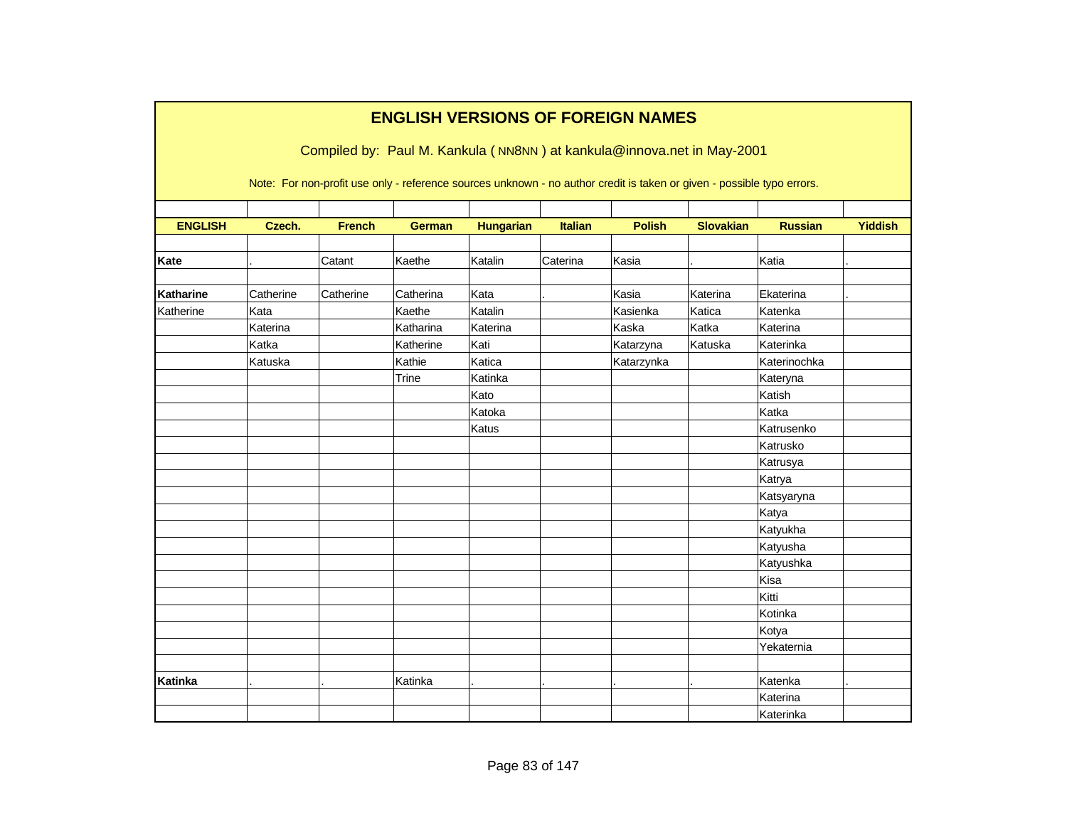# ENGLISH VERSIONS OF FOREIGN NAMES

Compiled by: Paul M. Kankula ( NN8NN ) at kankula@innova.net in May-2001

Note: For non-profit use only - reference sources unknown - no author credit is taken or given - possible typo errors.

| ENGLISH | Czech. | French | German | Hungarian | Italian | Polish | Slovakian | Russian | Yiddish |
|---|---|---|---|---|---|---|---|---|---|
| | | | | | | | | | |
| **Kate** | . | Catant | Kaethe | Katalin | Caterina | Kasia | . | Katia | . |
| | | | | | | | | | |
| **Katharine** | Catherine | Catherine | Catherina | Kata | . | Kasia | Katerina | Ekaterina | . |
| Katherine | Kata | | Kaethe | Katalin | | Kasienka | Katica | Katenka | |
| | Katerina | | Katharina | Katerina | | Kaska | Katka | Katerina | |
| | Katka | | Katherine | Kati | | Katarzyna | Katuska | Katerinka | |
| | Katuska | | Kathie | Katica | | Katarzynka | | Katerinochka | |
| | | | Trine | Katinka | | | | Kateryna | |
| | | | | Kato | | | | Katish | |
| | | | | Katoka | | | | Katka | |
| | | | | Katus | | | | Katrusenko | |
| | | | | | | | | Katrusko | |
| | | | | | | | | Katrusya | |
| | | | | | | | | Katrya | |
| | | | | | | | | Katsyaryna | |
| | | | | | | | | Katya | |
| | | | | | | | | Katyukha | |
| | | | | | | | | Katyusha | |
| | | | | | | | | Katyushka | |
| | | | | | | | | Kisa | |
| | | | | | | | | Kitti | |
| | | | | | | | | Kotinka | |
| | | | | | | | | Kotya | |
| | | | | | | | | Yekaternia | |
| | | | | | | | | | |
| **Katinka** | . | . | Katinka | . | . | . | . | Katenka | . |
| | | | | | | | | Katerina | |
| | | | | | | | | Katerinka | |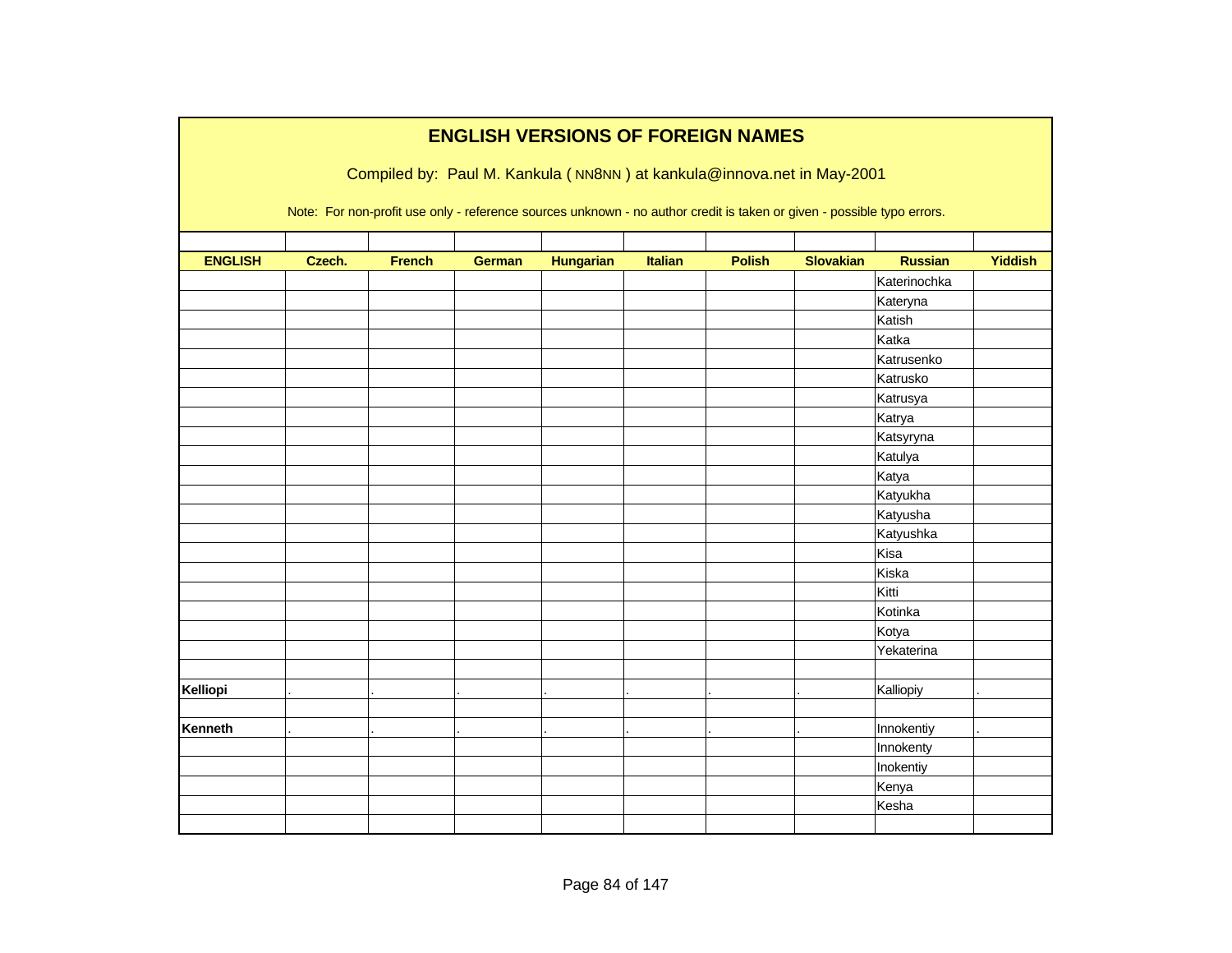# ENGLISH VERSIONS OF FOREIGN NAMES

Compiled by: Paul M. Kankula ( NN8NN ) at kankula@innova.net in May-2001

Note: For non-profit use only - reference sources unknown - no author credit is taken or given - possible typo errors.

| ENGLISH | Czech. | French | German | Hungarian | Italian | Polish | Slovakian | Russian | Yiddish |
|---|---|---|---|---|---|---|---|---|---|
| | | | | | | | | Katerinochka | |
| | | | | | | | | Kateryna | |
| | | | | | | | | Katish | |
| | | | | | | | | Katka | |
| | | | | | | | | Katrusenko | |
| | | | | | | | | Katrusko | |
| | | | | | | | | Katrusya | |
| | | | | | | | | Katrya | |
| | | | | | | | | Katsyryna | |
| | | | | | | | | Katulya | |
| | | | | | | | | Katya | |
| | | | | | | | | Katyukha | |
| | | | | | | | | Katyusha | |
| | | | | | | | | Katyushka | |
| | | | | | | | | Kisa | |
| | | | | | | | | Kiska | |
| | | | | | | | | Kitti | |
| | | | | | | | | Kotinka | |
| | | | | | | | | Kotya | |
| | | | | | | | | Yekaterina | |
| | | | | | | | | | |
| **Kelliopi** | . | . | . | . | . | . | . | Kalliopiy | . |
| | | | | | | | | | |
| **Kenneth** | . | . | . | . | . | . | . | Innokentiy | . |
| | | | | | | | | Innokenty | |
| | | | | | | | | Inokentiy | |
| | | | | | | | | Kenya | |
| | | | | | | | | Kesha | |
| | | | | | | | | | |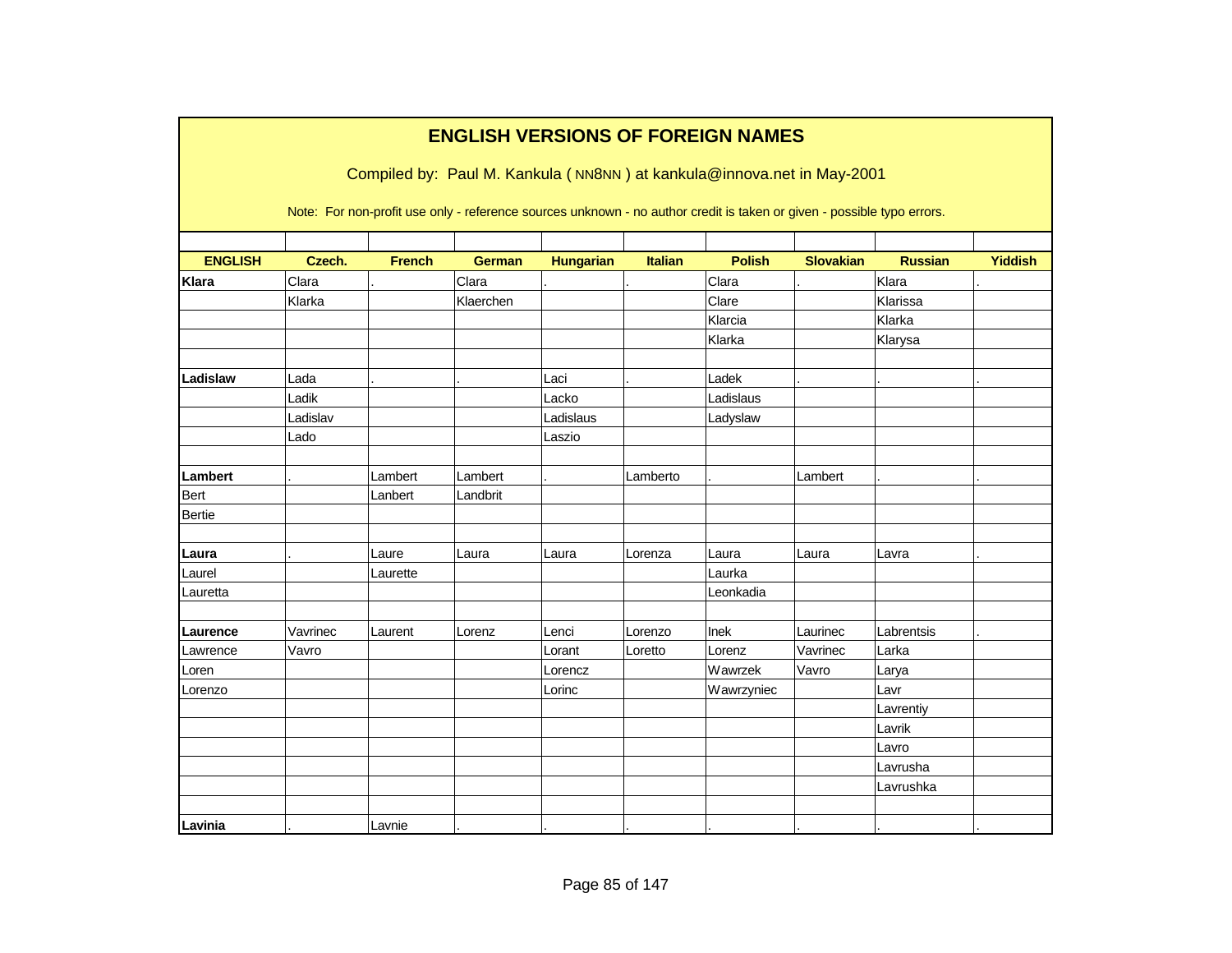# ENGLISH VERSIONS OF FOREIGN NAMES

Compiled by: Paul M. Kankula ( NN8NN ) at kankula@innova.net in May-2001

Note: For non-profit use only - reference sources unknown - no author credit is taken or given - possible typo errors.

| ENGLISH | Czech. | French | German | Hungarian | Italian | Polish | Slovakian | Russian | Yiddish |
|---|---|---|---|---|---|---|---|---|---|
| **Klara** | Clara | . | Clara | . | . | Clara | . | Klara | . |
| | Klarka | | Klaerchen | | | Clare | | Klarissa | |
| | | | | | | Klarcia | | Klarka | |
| | | | | | | Klarka | | Klarysa | |
| | | | | | | | | | |
| **Ladislaw** | Lada | . | . | Laci | . | Ladek | . | . | . |
| | Ladik | | | Lacko | | Ladislaus | | | |
| | Ladislav | | | Ladislaus | | Ladyslaw | | | |
| | Lado | | | Laszio | | | | | |
| | | | | | | | | | |
| **Lambert** | . | Lambert | Lambert | . | Lamberto | . | Lambert | . | . |
| Bert | | Lanbert | Landbrit | | | | | | |
| Bertie | | | | | | | | | |
| | | | | | | | | | |
| **Laura** | . | Laure | Laura | Laura | Lorenza | Laura | Laura | Lavra | . |
| Laurel | | Laurette | | | | Laurka | | | |
| Lauretta | | | | | | Leonkadia | | | |
| | | | | | | | | | |
| **Laurence** | Vavrinec | Laurent | Lorenz | Lenci | Lorenzo | Inek | Laurinec | Labrentsis | . |
| Lawrence | Vavro | | | Lorant | Loretto | Lorenz | Vavrinec | Larka | |
| Loren | | | | Lorencz | | Wawrzek | Vavro | Larya | |
| Lorenzo | | | | Lorinc | | Wawrzyniec | | Lavr | |
| | | | | | | | | Lavrentiy | |
| | | | | | | | | Lavrik | |
| | | | | | | | | Lavro | |
| | | | | | | | | Lavrusha | |
| | | | | | | | | Lavrushka | |
| | | | | | | | | | |
| **Lavinia** | . | Lavnie | . | . | . | . | . | . | . |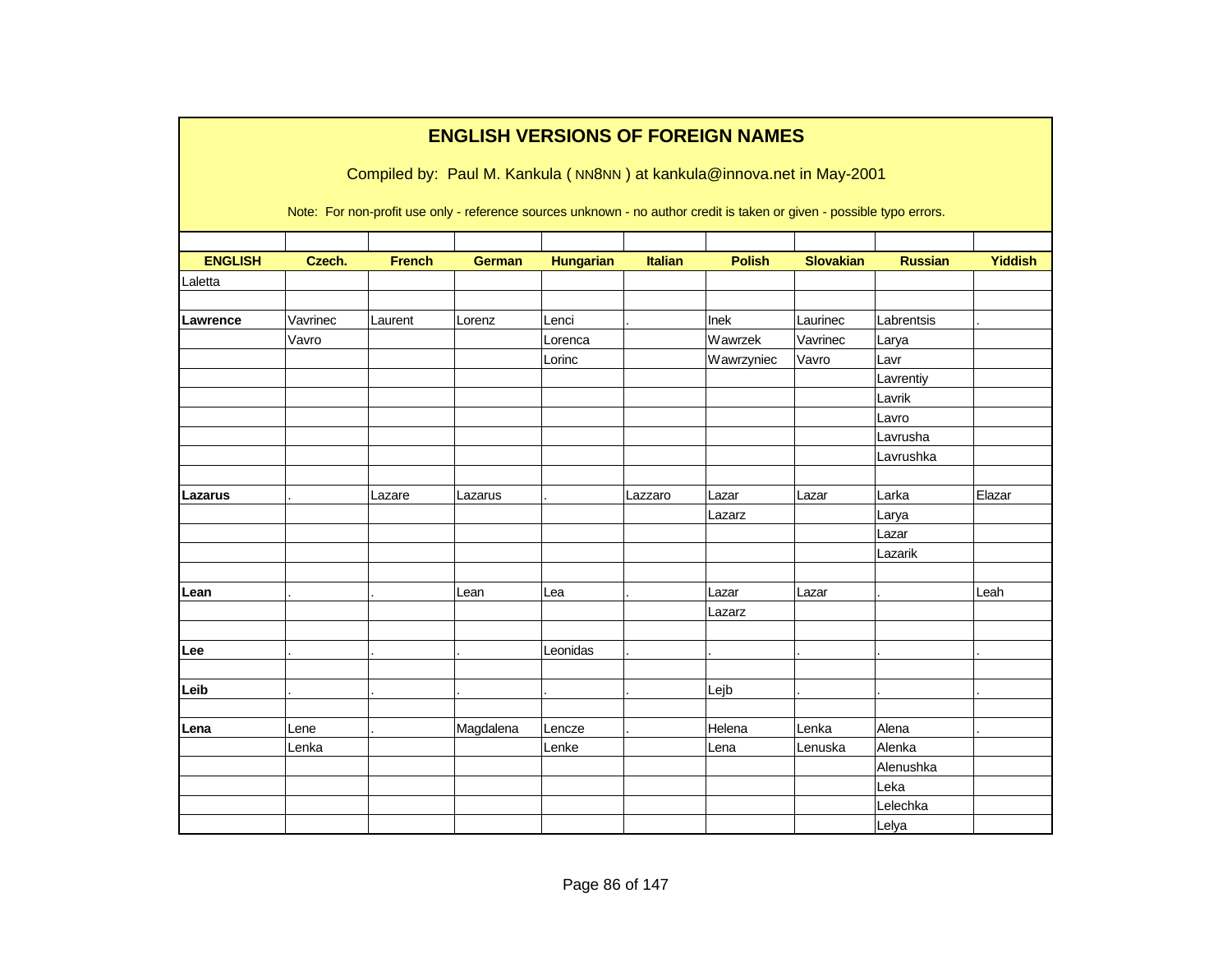# ENGLISH VERSIONS OF FOREIGN NAMES

Compiled by: Paul M. Kankula ( NN8NN ) at kankula@innova.net in May-2001

Note: For non-profit use only - reference sources unknown - no author credit is taken or given - possible typo errors.

| ENGLISH | Czech. | French | German | Hungarian | Italian | Polish | Slovakian | Russian | Yiddish |
|---|---|---|---|---|---|---|---|---|---|
| Laletta | | | | | | | | | |
| | | | | | | | | | |
| **Lawrence** | Vavrinec | Laurent | Lorenz | Lenci | . | Inek | Laurinec | Labrentsis | . |
| | Vavro | | | Lorenca | | Wawrzek | Vavrinec | Larya | |
| | | | | Lorinc | | Wawrzyniec | Vavro | Lavr | |
| | | | | | | | | Lavrentiy | |
| | | | | | | | | Lavrik | |
| | | | | | | | | Lavro | |
| | | | | | | | | Lavrusha | |
| | | | | | | | | Lavrushka | |
| | | | | | | | | | |
| **Lazarus** | . | Lazare | Lazarus | . | Lazzaro | Lazar | Lazar | Larka | Elazar |
| | | | | | | Lazarz | | Larya | |
| | | | | | | | | Lazar | |
| | | | | | | | | Lazarik | |
| | | | | | | | | | |
| **Lean** | . | . | Lean | Lea | . | Lazar | Lazar | . | Leah |
| | | | | | | Lazarz | | | |
| | | | | | | | | | |
| **Lee** | . | . | . | Leonidas | . | . | . | . | . |
| | | | | | | | | | |
| **Leib** | . | . | . | . | . | Lejb | . | . | . |
| | | | | | | | | | |
| **Lena** | Lene | . | Magdalena | Lencze | . | Helena | Lenka | Alena | . |
| | Lenka | | | Lenke | | Lena | Lenuska | Alenka | |
| | | | | | | | | Alenushka | |
| | | | | | | | | Leka | |
| | | | | | | | | Lelechka | |
| | | | | | | | | Lelya | |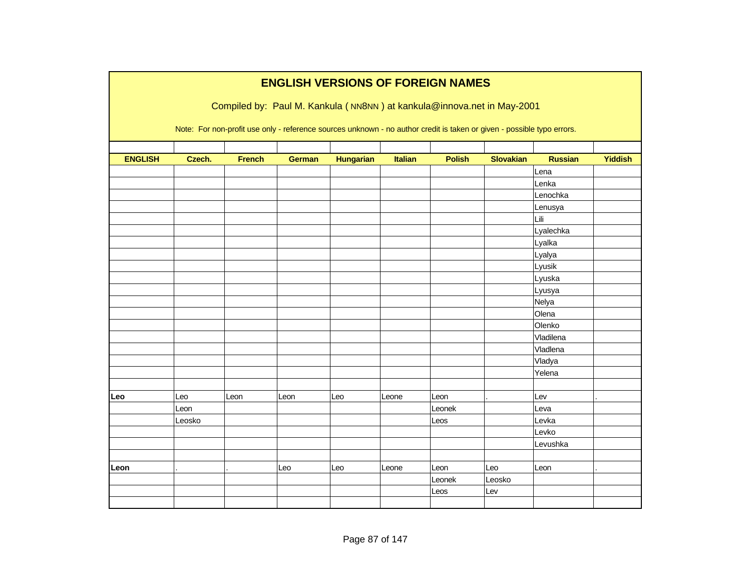# ENGLISH VERSIONS OF FOREIGN NAMES

Compiled by: Paul M. Kankula ( NN8NN ) at kankula@innova.net in May-2001

Note: For non-profit use only - reference sources unknown - no author credit is taken or given - possible typo errors.

| ENGLISH | Czech. | French | German | Hungarian | Italian | Polish | Slovakian | Russian | Yiddish |
|---|---|---|---|---|---|---|---|---|---|
| | | | | | | | | Lena | |
| | | | | | | | | Lenka | |
| | | | | | | | | Lenochka | |
| | | | | | | | | Lenusya | |
| | | | | | | | | Lili | |
| | | | | | | | | Lyalechka | |
| | | | | | | | | Lyalka | |
| | | | | | | | | Lyalya | |
| | | | | | | | | Lyusik | |
| | | | | | | | | Lyuska | |
| | | | | | | | | Lyusya | |
| | | | | | | | | Nelya | |
| | | | | | | | | Olena | |
| | | | | | | | | Olenko | |
| | | | | | | | | Vladilena | |
| | | | | | | | | Vladlena | |
| | | | | | | | | Vladya | |
| | | | | | | | | Yelena | |
| | | | | | | | | | |
| **Leo** | Leo | Leon | Leon | Leo | Leone | Leon | . | Lev | . |
| | Leon | | | | | Leonek | | Leva | |
| | Leosko | | | | | Leos | | Levka | |
| | | | | | | | | Levko | |
| | | | | | | | | Levushka | |
| | | | | | | | | | |
| **Leon** | . | . | Leo | Leo | Leone | Leon | Leo | Leon | . |
| | | | | | | Leonek | Leosko | | |
| | | | | | | Leos | Lev | | |
| | | | | | | | | | |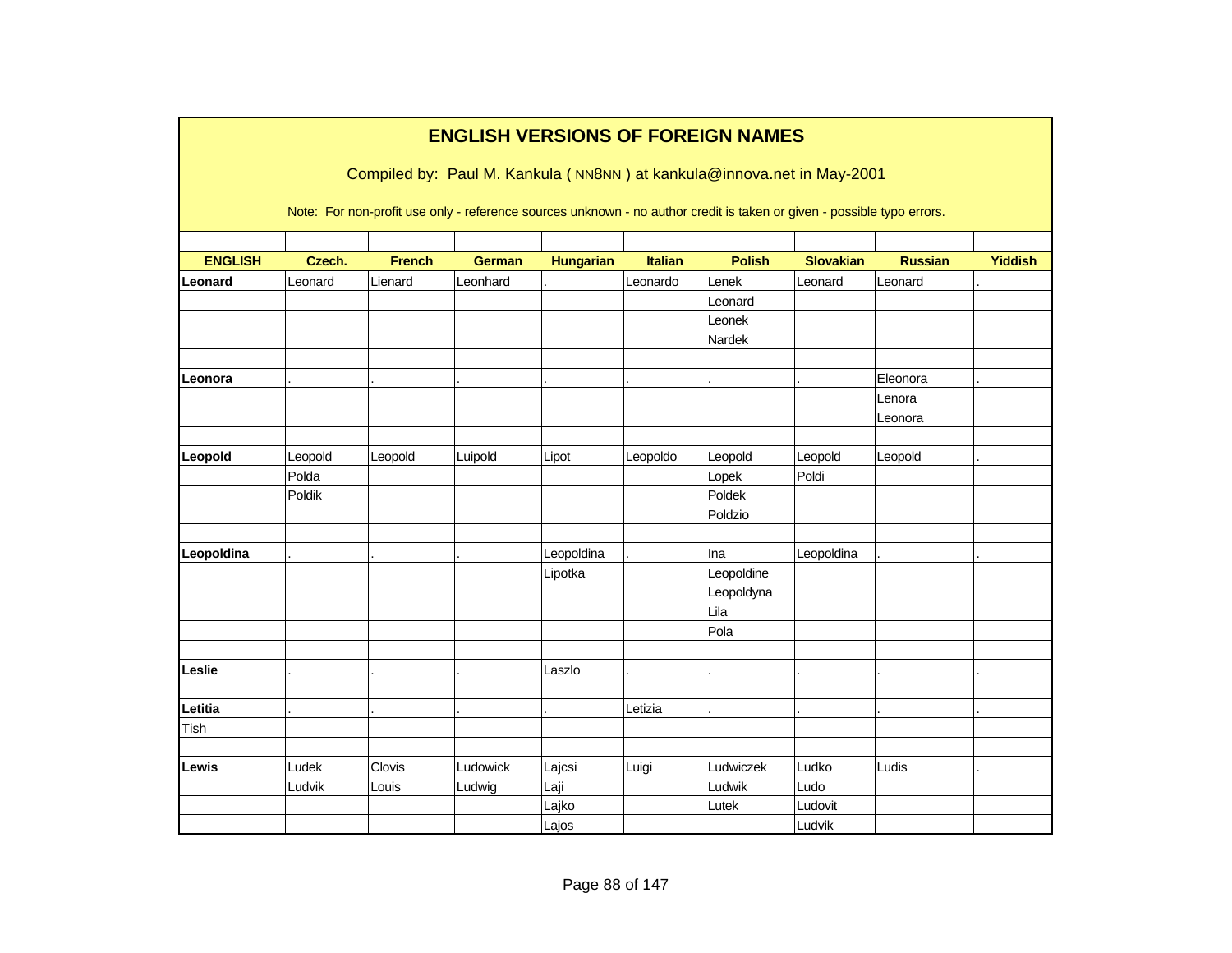# ENGLISH VERSIONS OF FOREIGN NAMES

Compiled by: Paul M. Kankula ( NN8NN ) at kankula@innova.net in May-2001

Note: For non-profit use only - reference sources unknown - no author credit is taken or given - possible typo errors.

| ENGLISH | Czech. | French | German | Hungarian | Italian | Polish | Slovakian | Russian | Yiddish |
|---|---|---|---|---|---|---|---|---|---|
| **Leonard** | Leonard | Lienard | Leonhard | . | Leonardo | Lenek | Leonard | Leonard | . |
| | | | | | | Leonard | | | |
| | | | | | | Leonek | | | |
| | | | | | | Nardek | | | |
| | | | | | | | | | |
| **Leonora** | . | . | . | . | . | . | . | Eleonora | . |
| | | | | | | | | Lenora | |
| | | | | | | | | Leonora | |
| | | | | | | | | | |
| **Leopold** | Leopold | Leopold | Luipold | Lipot | Leopoldo | Leopold | Leopold | Leopold | . |
| | Polda | | | | | Lopek | Poldi | | |
| | Poldik | | | | | Poldek | | | |
| | | | | | | Poldzio | | | |
| | | | | | | | | | |
| **Leopoldina** | . | . | . | Leopoldina | . | Ina | Leopoldina | . | . |
| | | | | Lipotka | | Leopoldine | | | |
| | | | | | | Leopoldyna | | | |
| | | | | | | Lila | | | |
| | | | | | | Pola | | | |
| | | | | | | | | | |
| **Leslie** | . | . | . | Laszlo | . | . | . | . | . |
| | | | | | | | | | |
| **Letitia** | . | . | . | . | Letizia | . | . | . | . |
| Tish | | | | | | | | | |
| | | | | | | | | | |
| **Lewis** | Ludek | Clovis | Ludowick | Lajcsi | Luigi | Ludwiczek | Ludko | Ludis | . |
| | Ludvik | Louis | Ludwig | Laji | | Ludwik | Ludo | | |
| | | | | Lajko | | Lutek | Ludovit | | |
| | | | | Lajos | | | Ludvik | | |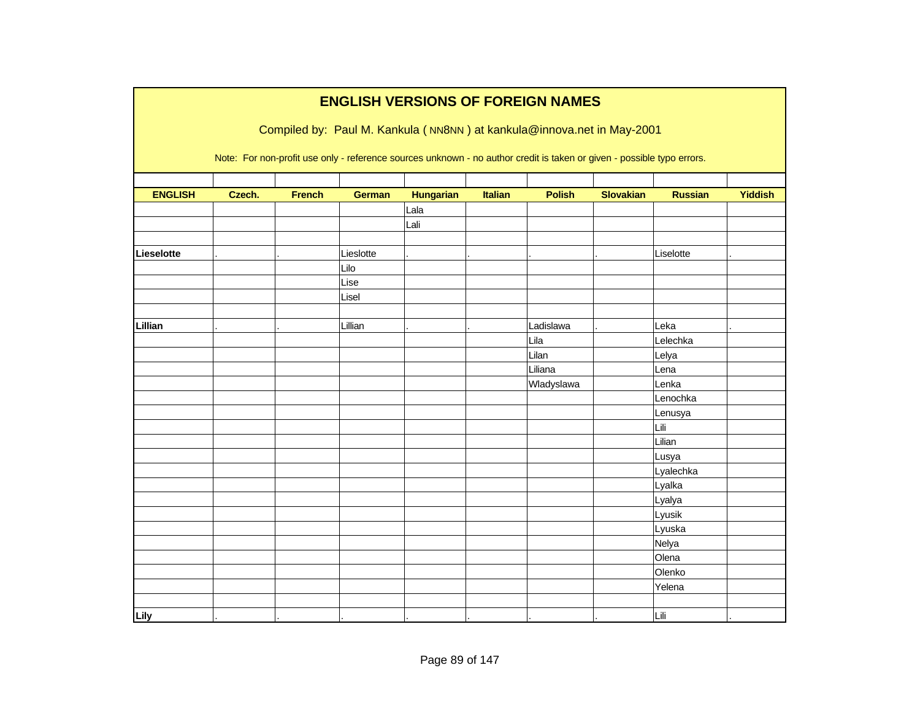# ENGLISH VERSIONS OF FOREIGN NAMES

Compiled by: Paul M. Kankula ( NN8NN ) at kankula@innova.net in May-2001

Note: For non-profit use only - reference sources unknown - no author credit is taken or given - possible typo errors.

| ENGLISH | Czech. | French | German | Hungarian | Italian | Polish | Slovakian | Russian | Yiddish |
|---|---|---|---|---|---|---|---|---|---|
| | | | | Lala | | | | | |
| | | | | Lali | | | | | |
| | | | | | | | | | |
| **Lieselotte** | . | . | Lieslotte | . | . | . | . | Liselotte | . |
| | | | Lilo | | | | | | |
| | | | Lise | | | | | | |
| | | | Lisel | | | | | | |
| | | | | | | | | | |
| **Lillian** | . | . | Lillian | . | . | Ladislawa | . | Leka | . |
| | | | | | | Lila | | Lelechka | |
| | | | | | | Lilan | | Lelya | |
| | | | | | | Liliana | | Lena | |
| | | | | | | Wladyslawa | | Lenka | |
| | | | | | | | | Lenochka | |
| | | | | | | | | Lenusya | |
| | | | | | | | | Lili | |
| | | | | | | | | Lilian | |
| | | | | | | | | Lusya | |
| | | | | | | | | Lyalechka | |
| | | | | | | | | Lyalka | |
| | | | | | | | | Lyalya | |
| | | | | | | | | Lyusik | |
| | | | | | | | | Lyuska | |
| | | | | | | | | Nelya | |
| | | | | | | | | Olena | |
| | | | | | | | | Olenko | |
| | | | | | | | | Yelena | |
| | | | | | | | | | |
| **Lily** | . | . | . | . | . | . | . | Lili | . |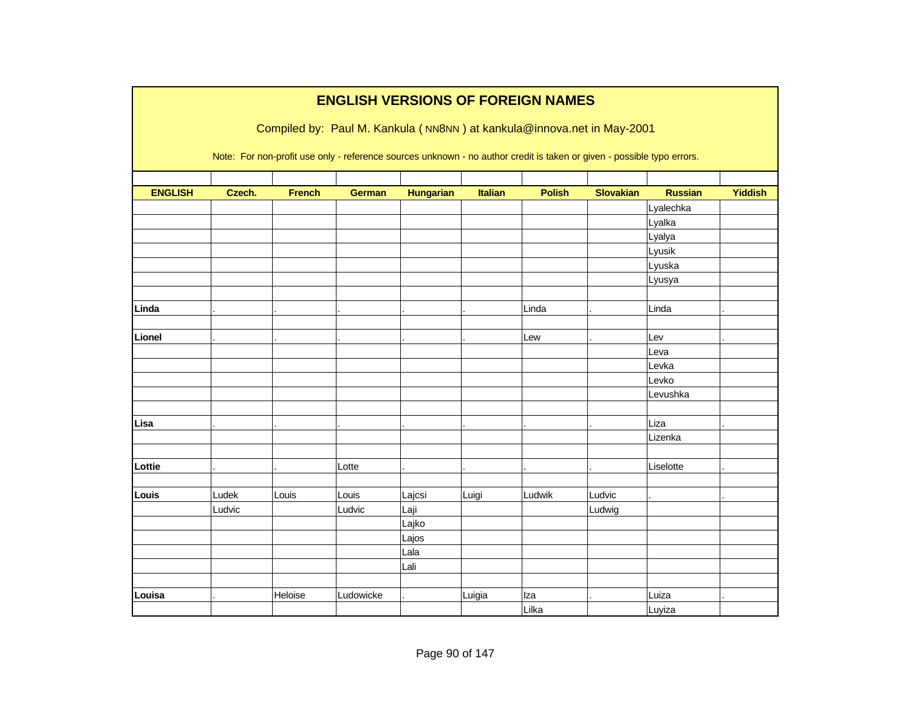# ENGLISH VERSIONS OF FOREIGN NAMES

Compiled by: Paul M. Kankula ( NN8NN ) at kankula@innova.net in May-2001

Note: For non-profit use only - reference sources unknown - no author credit is taken or given - possible typo errors.

| ENGLISH | Czech. | French | German | Hungarian | Italian | Polish | Slovakian | Russian | Yiddish |
|---|---|---|---|---|---|---|---|---|---|
| | | | | | | | | Lyalechka | |
| | | | | | | | | Lyalka | |
| | | | | | | | | Lyalya | |
| | | | | | | | | Lyusik | |
| | | | | | | | | Lyuska | |
| | | | | | | | | Lyusya | |
| | | | | | | | | | |
| **Linda** | . | . | . | . | . | Linda | . | Linda | . |
| | | | | | | | | | |
| **Lionel** | . | . | . | . | . | Lew | . | Lev | . |
| | | | | | | | | Leva | |
| | | | | | | | | Levka | |
| | | | | | | | | Levko | |
| | | | | | | | | Levushka | |
| | | | | | | | | | |
| **Lisa** | . | . | . | . | . | . | . | Liza | . |
| | | | | | | | | Lizenka | |
| | | | | | | | | | |
| **Lottie** | . | . | Lotte | . | . | . | . | Liselotte | . |
| | | | | | | | | | |
| **Louis** | Ludek | Louis | Louis | Lajcsi | Luigi | Ludwik | Ludvic | . | . |
| | Ludvic | | Ludvic | Laji | | | Ludwig | | |
| | | | | Lajko | | | | | |
| | | | | Lajos | | | | | |
| | | | | Lala | | | | | |
| | | | | Lali | | | | | |
| | | | | | | | | | |
| **Louisa** | . | Heloise | Ludowicke | . | Luigia | Iza | . | Luiza | . |
| | | | | | | Lilka | | Luyiza | |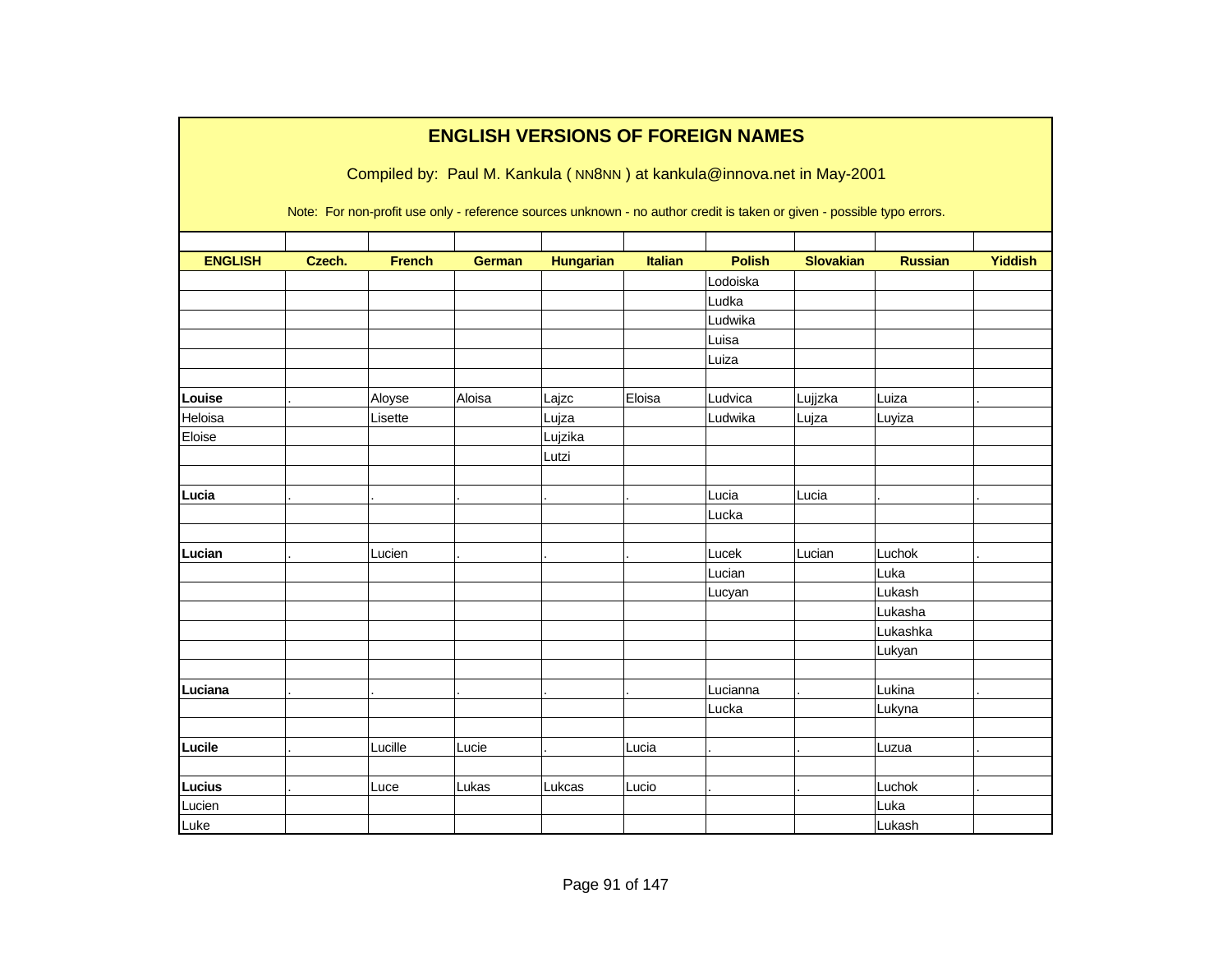# ENGLISH VERSIONS OF FOREIGN NAMES

Compiled by: Paul M. Kankula ( NN8NN ) at kankula@innova.net in May-2001

Note: For non-profit use only - reference sources unknown - no author credit is taken or given - possible typo errors.

| ENGLISH | Czech. | French | German | Hungarian | Italian | Polish | Slovakian | Russian | Yiddish |
|---|---|---|---|---|---|---|---|---|---|
| | | | | | | Lodoiska | | | |
| | | | | | | Ludka | | | |
| | | | | | | Ludwika | | | |
| | | | | | | Luisa | | | |
| | | | | | | Luiza | | | |
| | | | | | | | | | |
| **Louise** | . | Aloyse | Aloisa | Lajzc | Eloisa | Ludvica | Lujjzka | Luiza | . |
| Heloisa | | Lisette | | Lujza | | Ludwika | Lujza | Luyiza | |
| Eloise | | | | Lujzika | | | | | |
| | | | | Lutzi | | | | | |
| | | | | | | | | | |
| **Lucia** | . | . | . | . | . | Lucia | Lucia | . | . |
| | | | | | | Lucka | | | |
| | | | | | | | | | |
| **Lucian** | . | Lucien | . | . | . | Lucek | Lucian | Luchok | . |
| | | | | | | Lucian | | Luka | |
| | | | | | | Lucyan | | Lukash | |
| | | | | | | | | Lukasha | |
| | | | | | | | | Lukashka | |
| | | | | | | | | Lukyan | |
| | | | | | | | | | |
| **Luciana** | . | . | . | . | . | Lucianna | . | Lukina | . |
| | | | | | | Lucka | | Lukyna | |
| | | | | | | | | | |
| **Lucile** | . | Lucille | Lucie | . | Lucia | . | . | Luzua | . |
| | | | | | | | | | |
| **Lucius** | . | Luce | Lukas | Lukcas | Lucio | . | . | Luchok | . |
| Lucien | | | | | | | | Luka | |
| Luke | | | | | | | | Lukash | |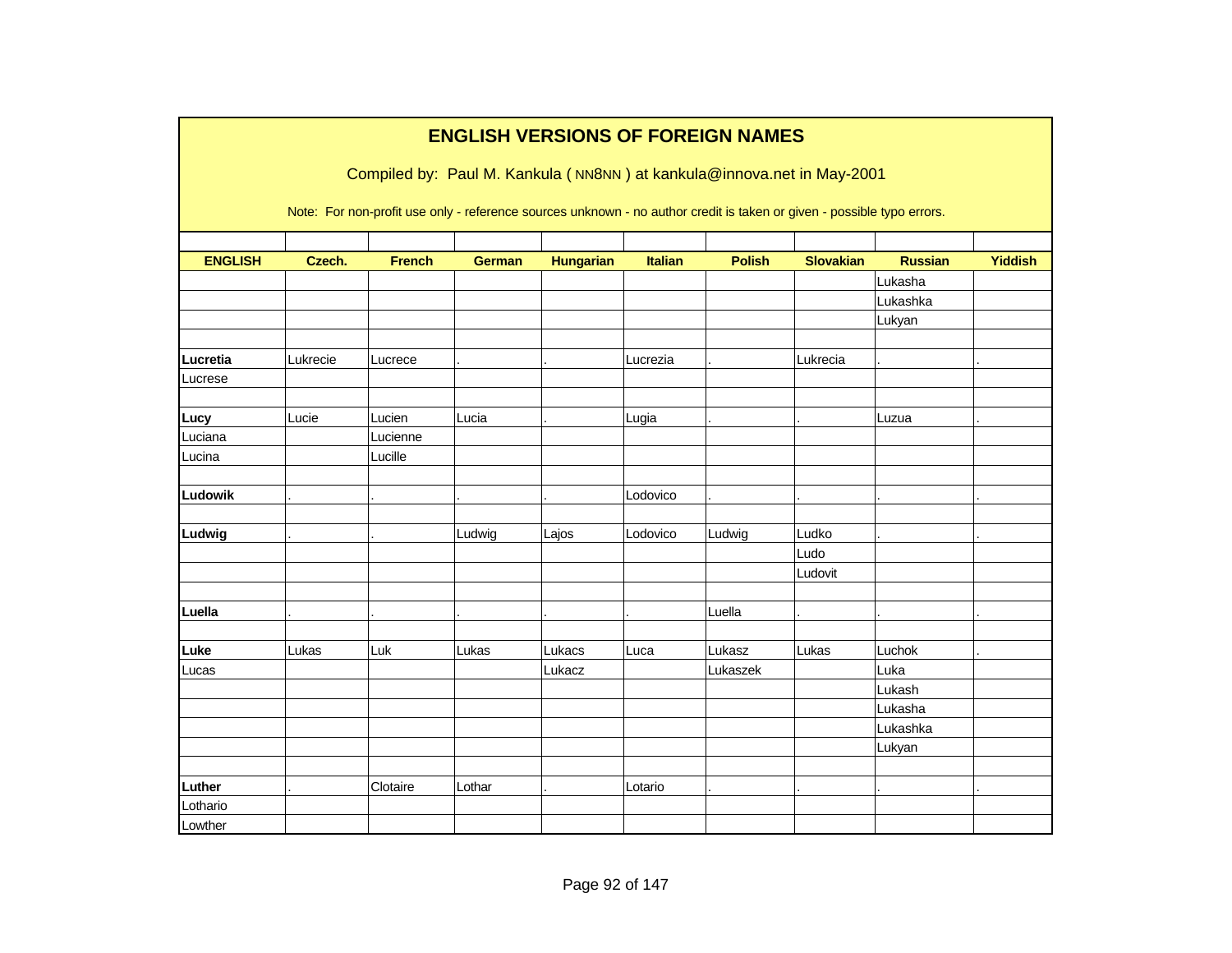# ENGLISH VERSIONS OF FOREIGN NAMES

Compiled by: Paul M. Kankula ( NN8NN ) at kankula@innova.net in May-2001

Note: For non-profit use only - reference sources unknown - no author credit is taken or given - possible typo errors.

| ENGLISH | Czech. | French | German | Hungarian | Italian | Polish | Slovakian | Russian | Yiddish |
|---|---|---|---|---|---|---|---|---|---|
| | | | | | | | | Lukasha | |
| | | | | | | | | Lukashka | |
| | | | | | | | | Lukyan | |
| | | | | | | | | | |
| **Lucretia** | Lukrecie | Lucrece | . | . | Lucrezia | . | Lukrecia | . | . |
| Lucrese | | | | | | | | | |
| | | | | | | | | | |
| **Lucy** | Lucie | Lucien | Lucia | . | Lugia | . | . | Luzua | . |
| Luciana | | Lucienne | | | | | | | |
| Lucina | | Lucille | | | | | | | |
| | | | | | | | | | |
| **Ludowik** | . | . | . | . | Lodovico | . | . | . | . |
| | | | | | | | | | |
| **Ludwig** | . | . | Ludwig | Lajos | Lodovico | Ludwig | Ludko | . | . |
| | | | | | | | Ludo | | |
| | | | | | | | Ludovit | | |
| | | | | | | | | | |
| **Luella** | . | . | . | . | . | Luella | . | . | . |
| | | | | | | | | | |
| **Luke** | Lukas | Luk | Lukas | Lukacs | Luca | Lukasz | Lukas | Luchok | . |
| Lucas | | | | Lukacz | | Lukaszek | | Luka | |
| | | | | | | | | Lukash | |
| | | | | | | | | Lukasha | |
| | | | | | | | | Lukashka | |
| | | | | | | | | Lukyan | |
| | | | | | | | | | |
| **Luther** | . | Clotaire | Lothar | . | Lotario | . | . | . | . |
| Lothario | | | | | | | | | |
| Lowther | | | | | | | | | |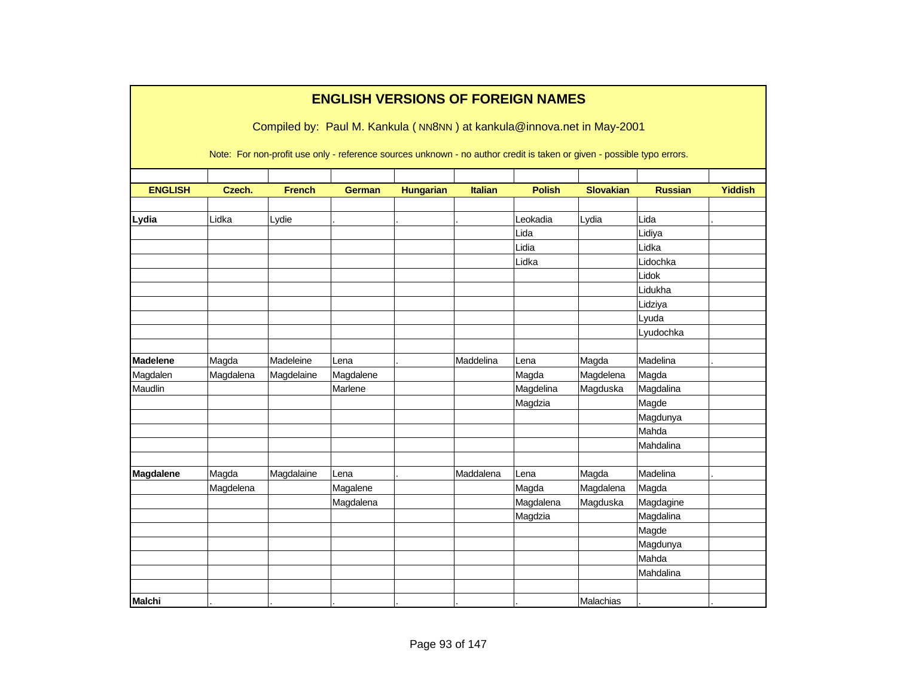# ENGLISH VERSIONS OF FOREIGN NAMES

Compiled by: Paul M. Kankula ( NN8NN ) at kankula@innova.net in May-2001

Note: For non-profit use only - reference sources unknown - no author credit is taken or given - possible typo errors.

| ENGLISH | Czech. | French | German | Hungarian | Italian | Polish | Slovakian | Russian | Yiddish |
|---|---|---|---|---|---|---|---|---|---|
| | | | | | | | | | |
| **Lydia** | Lidka | Lydie | . | . | . | Leokadia | Lydia | Lida | . |
| | | | | | | Lida | | Lidiya | |
| | | | | | | Lidia | | Lidka | |
| | | | | | | Lidka | | Lidochka | |
| | | | | | | | | Lidok | |
| | | | | | | | | Lidukha | |
| | | | | | | | | Lidziya | |
| | | | | | | | | Lyuda | |
| | | | | | | | | Lyudochka | |
| | | | | | | | | | |
| **Madelene** | Magda | Madeleine | Lena | . | Maddelina | Lena | Magda | Madelina | . |
| Magdalen | Magdalena | Magdelaine | Magdalene | | | Magda | Magdelena | Magda | |
| Maudlin | | | Marlene | | | Magdelina | Magduska | Magdalina | |
| | | | | | | Magdzia | | Magde | |
| | | | | | | | | Magdunya | |
| | | | | | | | | Mahda | |
| | | | | | | | | Mahdalina | |
| | | | | | | | | | |
| **Magdalene** | Magda | Magdalaine | Lena | . | Maddalena | Lena | Magda | Madelina | . |
| | Magdelena | | Magalene | | | Magda | Magdalena | Magda | |
| | | | Magdalena | | | Magdalena | Magduska | Magdagine | |
| | | | | | | Magdzia | | Magdalina | |
| | | | | | | | | Magde | |
| | | | | | | | | Magdunya | |
| | | | | | | | | Mahda | |
| | | | | | | | | Mahdalina | |
| | | | | | | | | | |
| **Malchi** | . | . | . | . | . | . | Malachias | . | . |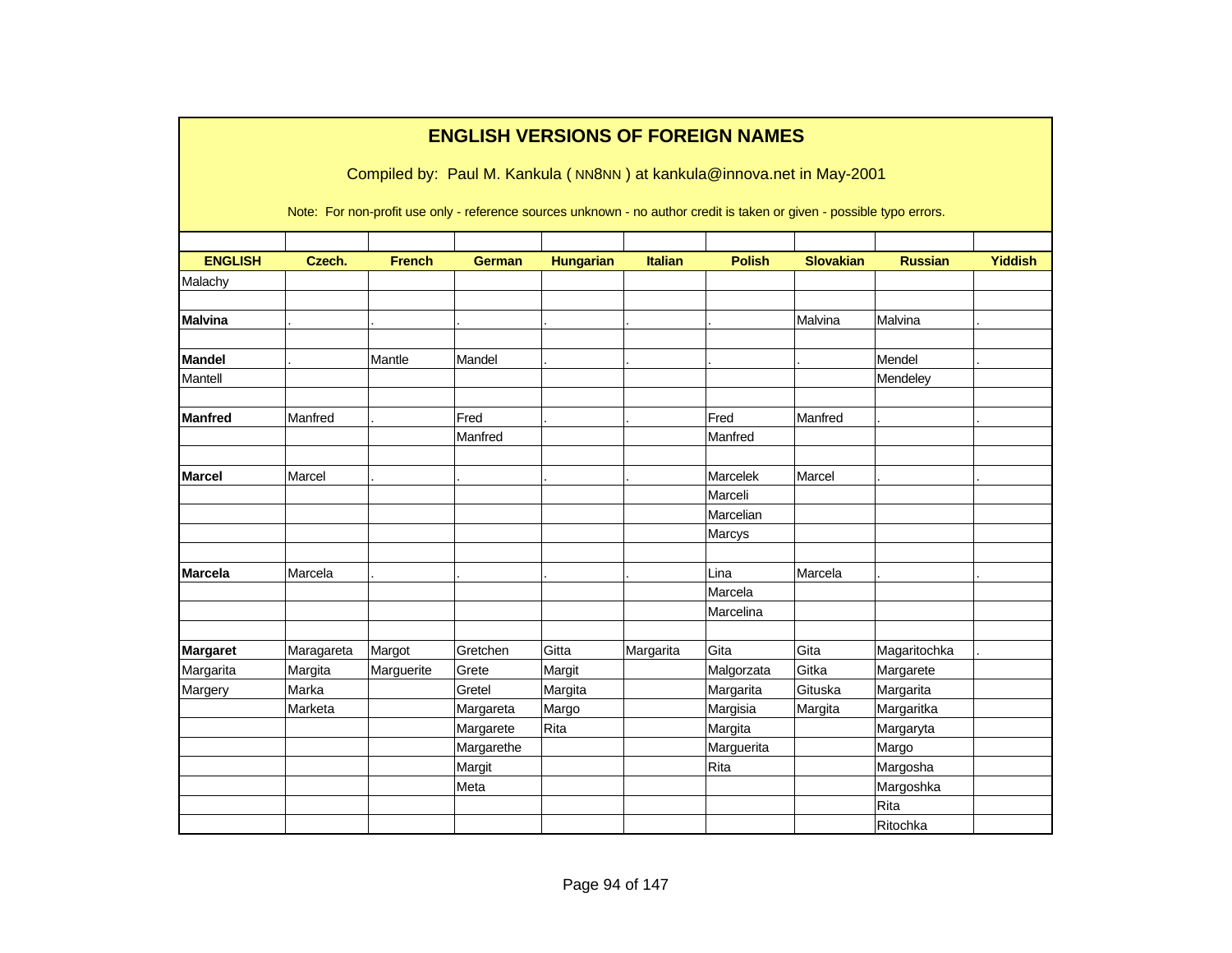# ENGLISH VERSIONS OF FOREIGN NAMES

Compiled by: Paul M. Kankula ( NN8NN ) at kankula@innova.net in May-2001

Note: For non-profit use only - reference sources unknown - no author credit is taken or given - possible typo errors.

| ENGLISH | Czech. | French | German | Hungarian | Italian | Polish | Slovakian | Russian | Yiddish |
|---|---|---|---|---|---|---|---|---|---|
| Malachy | | | | | | | | | |
| | | | | | | | | | |
| **Malvina** | . | . | . | . | . | . | Malvina | Malvina | . |
| | | | | | | | | | |
| **Mandel** | . | Mantle | Mandel | . | . | . | . | Mendel | . |
| Mantell | | | | | | | | Mendeley | |
| | | | | | | | | | |
| **Manfred** | Manfred | . | Fred | . | . | Fred | Manfred | . | . |
| | | | Manfred | | | Manfred | | | |
| | | | | | | | | | |
| **Marcel** | Marcel | . | . | . | . | Marcelek | Marcel | . | . |
| | | | | | | Marceli | | | |
| | | | | | | Marcelian | | | |
| | | | | | | Marcys | | | |
| | | | | | | | | | |
| **Marcela** | Marcela | . | . | . | . | Lina | Marcela | . | . |
| | | | | | | Marcela | | | |
| | | | | | | Marcelina | | | |
| | | | | | | | | | |
| **Margaret** | Maragareta | Margot | Gretchen | Gitta | Margarita | Gita | Gita | Magaritochka | . |
| Margarita | Margita | Marguerite | Grete | Margit | | Malgorzata | Gitka | Margarete | |
| Margery | Marka | | Gretel | Margita | | Margarita | Gituska | Margarita | |
| | Marketa | | Margareta | Margo | | Margisia | Margita | Margaritka | |
| | | | Margarete | Rita | | Margita | | Margaryta | |
| | | | Margarethe | | | Marguerita | | Margo | |
| | | | Margit | | | Rita | | Margosha | |
| | | | Meta | | | | | Margoshka | |
| | | | | | | | | Rita | |
| | | | | | | | | Ritochka | |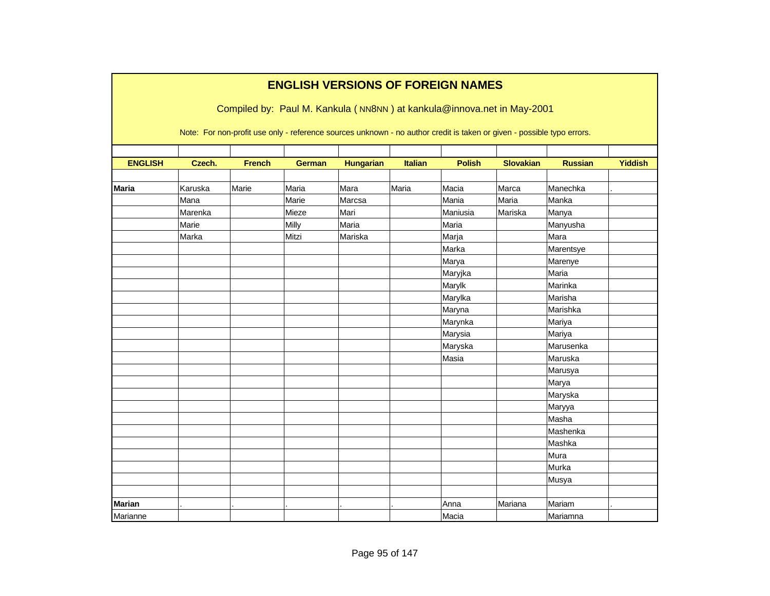## ENGLISH VERSIONS OF FOREIGN NAMES

Compiled by: Paul M. Kankula ( NN8NN ) at kankula@innova.net in May-2001

Note: For non-profit use only - reference sources unknown - no author credit is taken or given - possible typo errors.

| ENGLISH | Czech. | French | German | Hungarian | Italian | Polish | Slovakian | Russian | Yiddish |
|---|---|---|---|---|---|---|---|---|---|
| | | | | | | | | | |
| **Maria** | Karuska | Marie | Maria | Mara | Maria | Macia | Marca | Manechka | . |
| | Mana | | Marie | Marcsa | | Mania | Maria | Manka | |
| | Marenka | | Mieze | Mari | | Maniusia | Mariska | Manya | |
| | Marie | | Milly | Maria | | Maria | | Manyusha | |
| | Marka | | Mitzi | Mariska | | Marja | | Mara | |
| | | | | | | Marka | | Marentsye | |
| | | | | | | Marya | | Marenye | |
| | | | | | | Maryjka | | Maria | |
| | | | | | | Marylk | | Marinka | |
| | | | | | | Marylka | | Marisha | |
| | | | | | | Maryna | | Marishka | |
| | | | | | | Marynka | | Mariya | |
| | | | | | | Marysia | | Mariya | |
| | | | | | | Maryska | | Marusenka | |
| | | | | | | Masia | | Maruska | |
| | | | | | | | | Marusya | |
| | | | | | | | | Marya | |
| | | | | | | | | Maryska | |
| | | | | | | | | Maryya | |
| | | | | | | | | Masha | |
| | | | | | | | | Mashenka | |
| | | | | | | | | Mashka | |
| | | | | | | | | Mura | |
| | | | | | | | | Murka | |
| | | | | | | | | Musya | |
| | | | | | | | | | |
| **Marian** | . | . | . | . | . | Anna | Mariana | Mariam | . |
| Marianne | | | | | | Macia | | Mariamna | |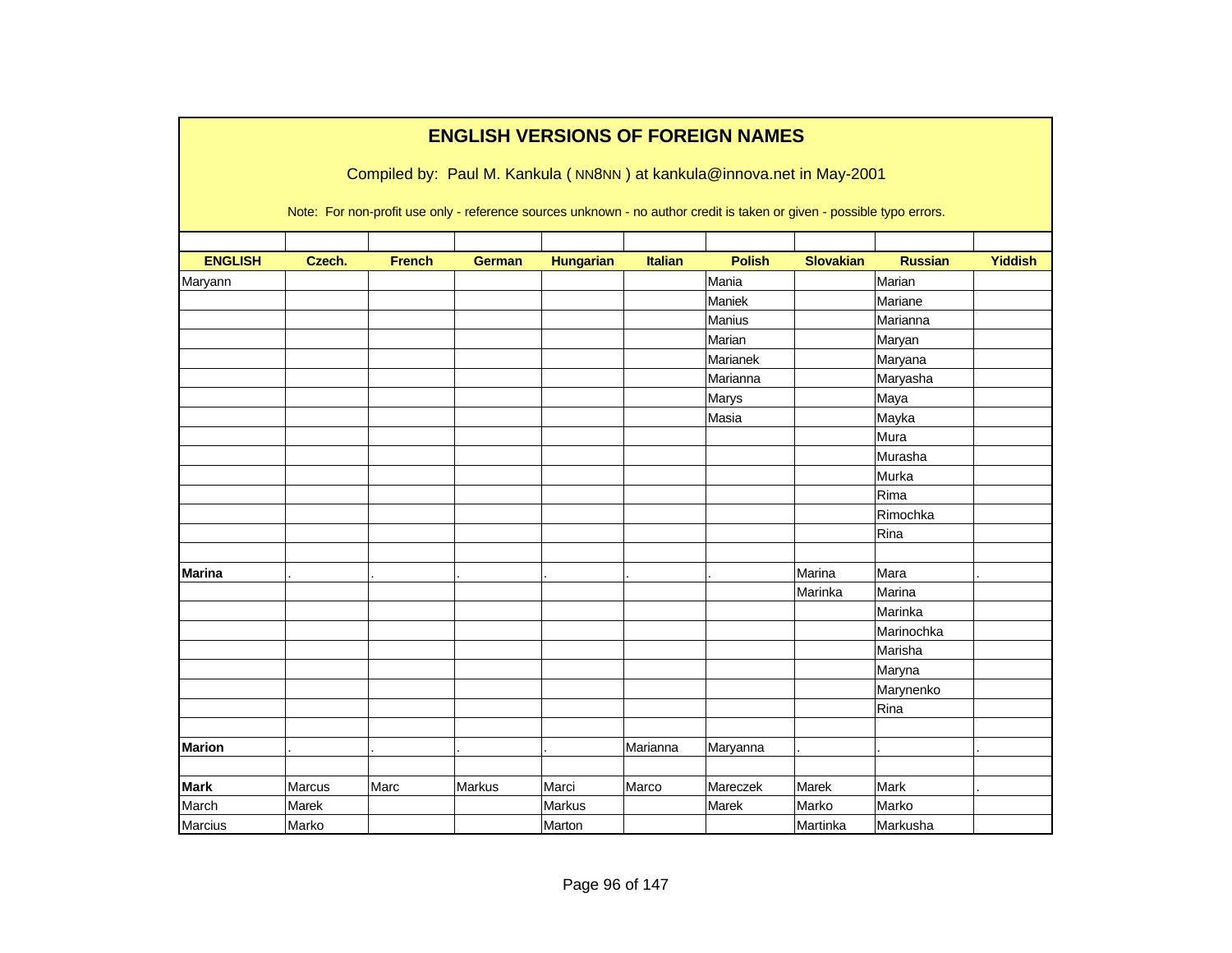## ENGLISH VERSIONS OF FOREIGN NAMES

Compiled by: Paul M. Kankula ( NN8NN ) at kankula@innova.net in May-2001

Note: For non-profit use only - reference sources unknown - no author credit is taken or given - possible typo errors.

| ENGLISH | Czech. | French | German | Hungarian | Italian | Polish | Slovakian | Russian | Yiddish |
|---|---|---|---|---|---|---|---|---|---|
| Maryann | | | | | | Mania | | Marian | |
| | | | | | | Maniek | | Mariane | |
| | | | | | | Manius | | Marianna | |
| | | | | | | Marian | | Maryan | |
| | | | | | | Marianek | | Maryana | |
| | | | | | | Marianna | | Maryasha | |
| | | | | | | Marys | | Maya | |
| | | | | | | Masia | | Mayka | |
| | | | | | | | | Mura | |
| | | | | | | | | Murasha | |
| | | | | | | | | Murka | |
| | | | | | | | | Rima | |
| | | | | | | | | Rimochka | |
| | | | | | | | | Rina | |
| | | | | | | | | | |
| **Marina** | . | . | . | . | . | . | Marina | Mara | . |
| | | | | | | | Marinka | Marina | |
| | | | | | | | | Marinka | |
| | | | | | | | | Marinochka | |
| | | | | | | | | Marisha | |
| | | | | | | | | Maryna | |
| | | | | | | | | Marynenko | |
| | | | | | | | | Rina | |
| | | | | | | | | | |
| **Marion** | . | . | . | . | Marianna | Maryanna | . | . | . |
| | | | | | | | | | |
| **Mark** | Marcus | Marc | Markus | Marci | Marco | Mareczek | Marek | Mark | . |
| March | Marek | | | Markus | | Marek | Marko | Marko | |
| Marcius | Marko | | | Marton | | | Martinka | Markusha | |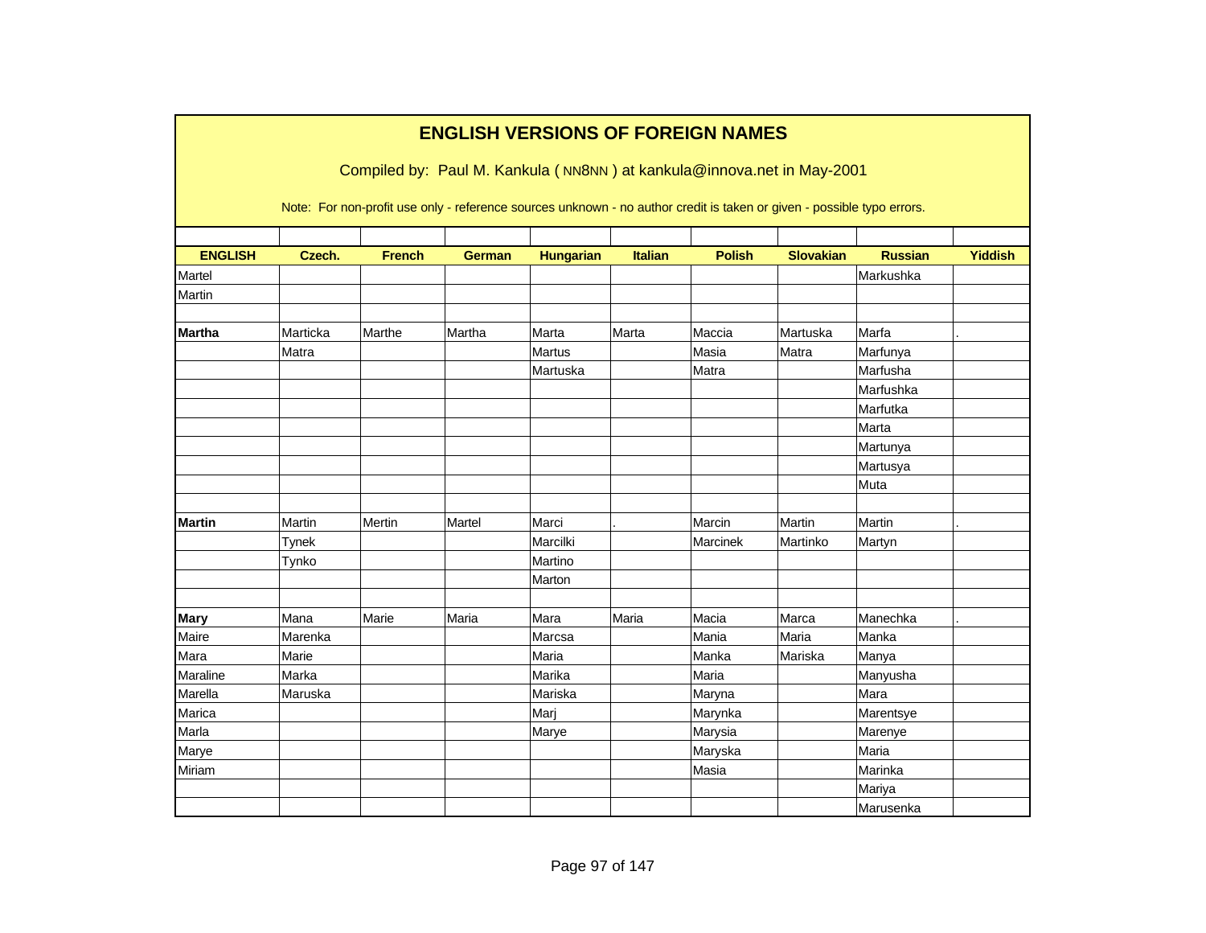# ENGLISH VERSIONS OF FOREIGN NAMES

Compiled by: Paul M. Kankula ( NN8NN ) at kankula@innova.net in May-2001

Note: For non-profit use only - reference sources unknown - no author credit is taken or given - possible typo errors.

| ENGLISH | Czech. | French | German | Hungarian | Italian | Polish | Slovakian | Russian | Yiddish |
|---|---|---|---|---|---|---|---|---|---|
| Martel | | | | | | | | Markushka | |
| Martin | | | | | | | | | |
| | | | | | | | | | |
| **Martha** | Marticka | Marthe | Martha | Marta | Marta | Maccia | Martuska | Marfa | . |
| | Matra | | | Martus | | Masia | Matra | Marfunya | |
| | | | | Martuska | | Matra | | Marfusha | |
| | | | | | | | | Marfushka | |
| | | | | | | | | Marfutka | |
| | | | | | | | | Marta | |
| | | | | | | | | Martunya | |
| | | | | | | | | Martusya | |
| | | | | | | | | Muta | |
| | | | | | | | | | |
| **Martin** | Martin | Mertin | Martel | Marci | . | Marcin | Martin | Martin | . |
| | Tynek | | | Marcilki | | Marcinek | Martinko | Martyn | |
| | Tynko | | | Martino | | | | | |
| | | | | Marton | | | | | |
| | | | | | | | | | |
| **Mary** | Mana | Marie | Maria | Mara | Maria | Macia | Marca | Manechka | . |
| Maire | Marenka | | | Marcsa | | Mania | Maria | Manka | |
| Mara | Marie | | | Maria | | Manka | Mariska | Manya | |
| Maraline | Marka | | | Marika | | Maria | | Manyusha | |
| Marella | Maruska | | | Mariska | | Maryna | | Mara | |
| Marica | | | | Marj | | Marynka | | Marentsye | |
| Marla | | | | Marye | | Marysia | | Marenye | |
| Marye | | | | | | Maryska | | Maria | |
| Miriam | | | | | | Masia | | Marinka | |
| | | | | | | | | Mariya | |
| | | | | | | | | Marusenka | |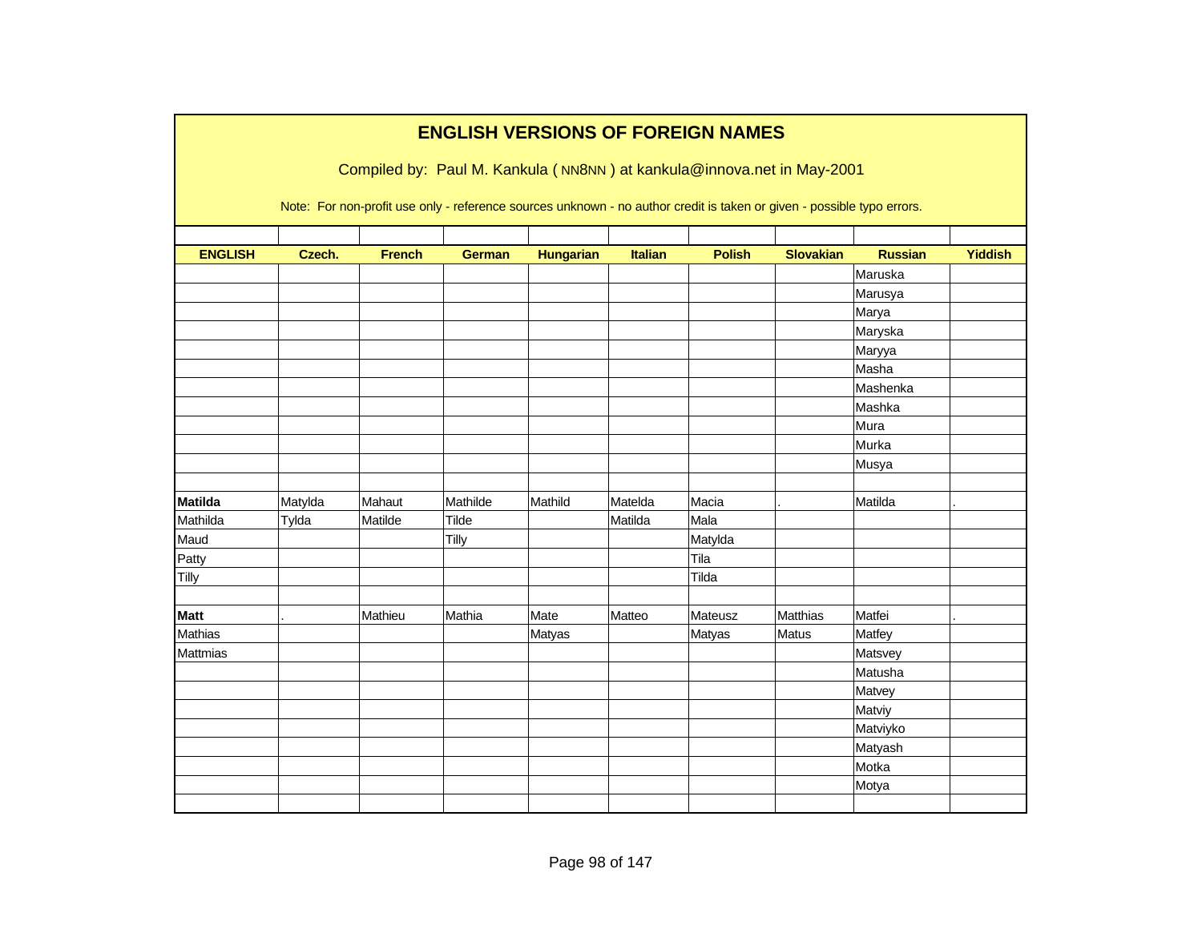# ENGLISH VERSIONS OF FOREIGN NAMES

Compiled by: Paul M. Kankula ( NN8NN ) at kankula@innova.net in May-2001

Note: For non-profit use only - reference sources unknown - no author credit is taken or given - possible typo errors.

| ENGLISH | Czech. | French | German | Hungarian | Italian | Polish | Slovakian | Russian | Yiddish |
|---|---|---|---|---|---|---|---|---|---|
| | | | | | | | | Maruska | |
| | | | | | | | | Marusya | |
| | | | | | | | | Marya | |
| | | | | | | | | Maryska | |
| | | | | | | | | Maryya | |
| | | | | | | | | Masha | |
| | | | | | | | | Mashenka | |
| | | | | | | | | Mashka | |
| | | | | | | | | Mura | |
| | | | | | | | | Murka | |
| | | | | | | | | Musya | |
| | | | | | | | | | |
| **Matilda** | Matylda | Mahaut | Mathilde | Mathild | Matelda | Macia | . | Matilda | . |
| Mathilda | Tylda | Matilde | Tilde | | Matilda | Mala | | | |
| Maud | | | Tilly | | | Matylda | | | |
| Patty | | | | | | Tila | | | |
| Tilly | | | | | | Tilda | | | |
| | | | | | | | | | |
| **Matt** | . | Mathieu | Mathia | Mate | Matteo | Mateusz | Matthias | Matfei | . |
| Mathias | | | | Matyas | | Matyas | Matus | Matfey | |
| Mattmias | | | | | | | | Matsvey | |
| | | | | | | | | Matusha | |
| | | | | | | | | Matvey | |
| | | | | | | | | Matviy | |
| | | | | | | | | Matviyko | |
| | | | | | | | | Matyash | |
| | | | | | | | | Motka | |
| | | | | | | | | Motya | |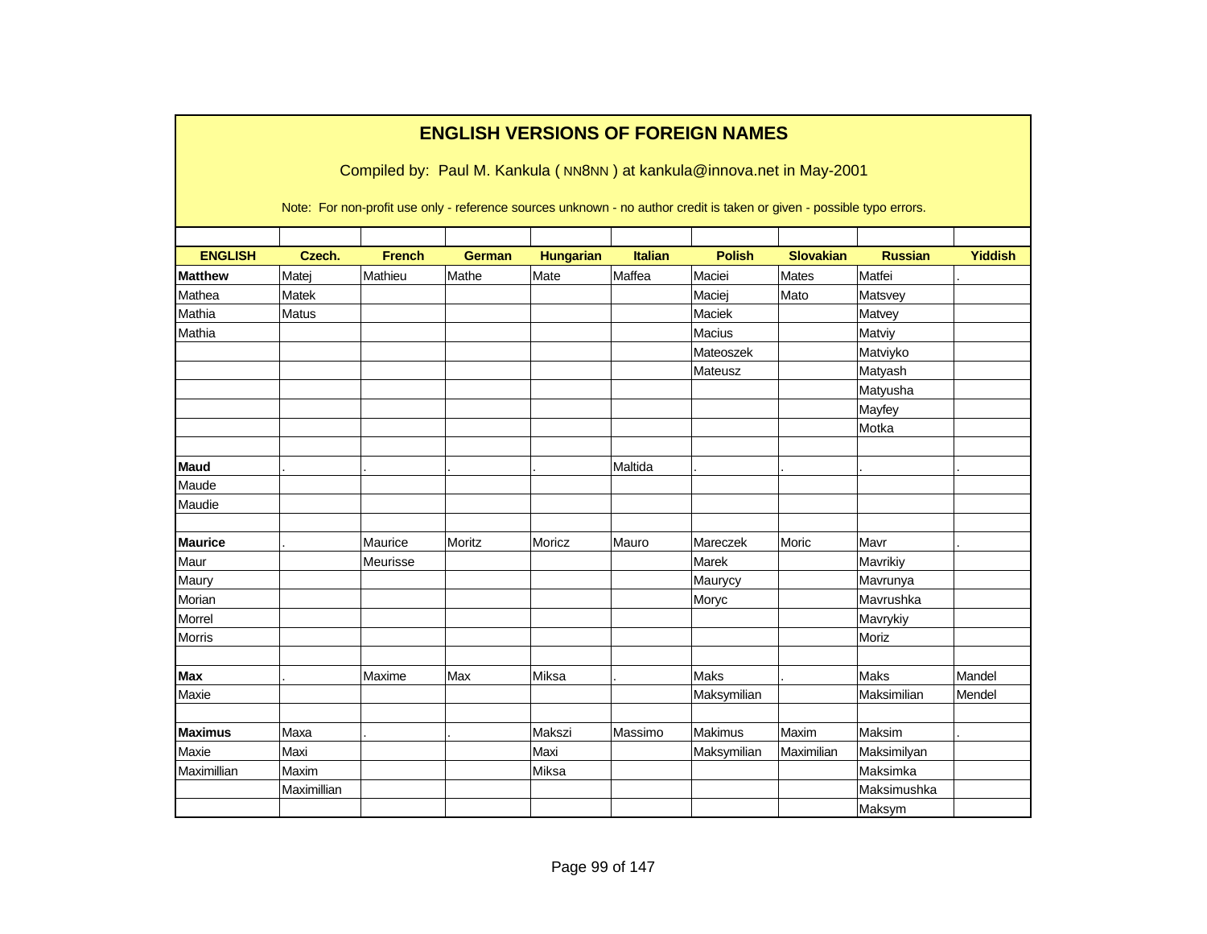# ENGLISH VERSIONS OF FOREIGN NAMES

Compiled by: Paul M. Kankula ( NN8NN ) at kankula@innova.net in May-2001

Note: For non-profit use only - reference sources unknown - no author credit is taken or given - possible typo errors.

| ENGLISH | Czech. | French | German | Hungarian | Italian | Polish | Slovakian | Russian | Yiddish |
|---|---|---|---|---|---|---|---|---|---|
| **Matthew** | Matej | Mathieu | Mathe | Mate | Maffea | Maciei | Mates | Matfei | . |
| Mathea | Matek | | | | | Maciej | Mato | Matsvey | |
| Mathia | Matus | | | | | Maciek | | Matvey | |
| Mathia | | | | | | Macius | | Matviy | |
| | | | | | | Mateoszek | | Matviyko | |
| | | | | | | Mateusz | | Matyash | |
| | | | | | | | | Matyusha | |
| | | | | | | | | Mayfey | |
| | | | | | | | | Motka | |
| | | | | | | | | | |
| **Maud** | . | . | . | . | Maltida | . | . | . | . |
| Maude | | | | | | | | | |
| Maudie | | | | | | | | | |
| | | | | | | | | | |
| **Maurice** | . | Maurice | Moritz | Moricz | Mauro | Mareczek | Moric | Mavr | . |
| Maur | | Meurisse | | | | Marek | | Mavrikiy | |
| Maury | | | | | | Maurycy | | Mavrunya | |
| Morian | | | | | | Moryc | | Mavrushka | |
| Morrel | | | | | | | | Mavrykiy | |
| Morris | | | | | | | | Moriz | |
| | | | | | | | | | |
| **Max** | . | Maxime | Max | Miksa | . | Maks | . | Maks | Mandel |
| Maxie | | | | | | Maksymilian | | Maksimilian | Mendel |
| | | | | | | | | | |
| **Maximus** | Maxa | . | . | Makszi | Massimo | Makimus | Maxim | Maksim | . |
| Maxie | Maxi | | | Maxi | | Maksymilian | Maximilian | Maksimilyan | |
| Maximillian | Maxim | | | Miksa | | | | Maksimka | |
| | Maximillian | | | | | | | Maksimushka | |
| | | | | | | | | Maksym | |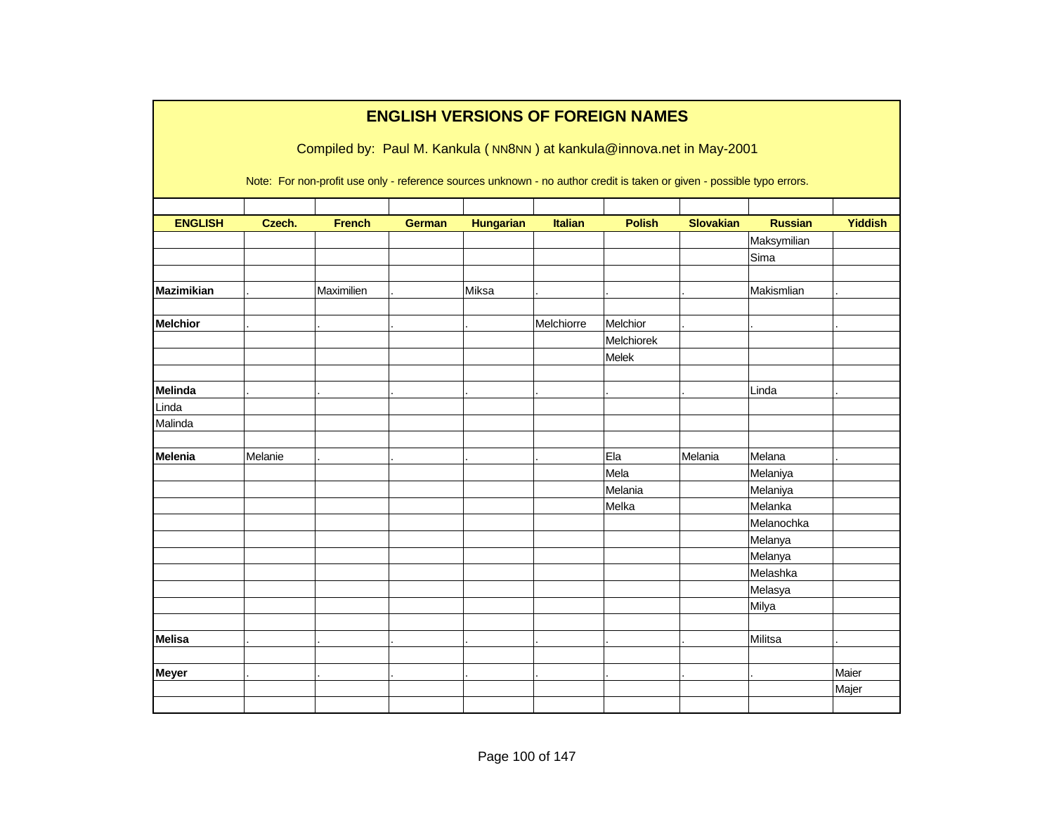# ENGLISH VERSIONS OF FOREIGN NAMES

Compiled by: Paul M. Kankula ( NN8NN ) at kankula@innova.net in May-2001

Note: For non-profit use only - reference sources unknown - no author credit is taken or given - possible typo errors.

| ENGLISH | Czech. | French | German | Hungarian | Italian | Polish | Slovakian | Russian | Yiddish |
|---|---|---|---|---|---|---|---|---|---|
| | | | | | | | | Maksymilian | |
| | | | | | | | | Sima | |
| | | | | | | | | | |
| **Mazimikian** | . | Maximilien | . | Miksa | . | . | . | Makismlian | . |
| | | | | | | | | | |
| **Melchior** | . | . | . | . | Melchiorre | Melchior | . | . | . |
| | | | | | | Melchiorek | | | |
| | | | | | | Melek | | | |
| | | | | | | | | | |
| **Melinda** | . | . | . | . | . | . | . | Linda | . |
| Linda | | | | | | | | | |
| Malinda | | | | | | | | | |
| | | | | | | | | | |
| **Melenia** | Melanie | . | . | . | . | Ela | Melania | Melana | . |
| | | | | | | Mela | | Melaniya | |
| | | | | | | Melania | | Melaniya | |
| | | | | | | Melka | | Melanka | |
| | | | | | | | | Melanochka | |
| | | | | | | | | Melanya | |
| | | | | | | | | Melanya | |
| | | | | | | | | Melashka | |
| | | | | | | | | Melasya | |
| | | | | | | | | Milya | |
| | | | | | | | | | |
| **Melisa** | . | . | . | . | . | . | . | Militsa | . |
| | | | | | | | | | |
| **Meyer** | . | . | . | . | . | . | . | . | Maier |
| | | | | | | | | | Majer |
| | | | | | | | | | |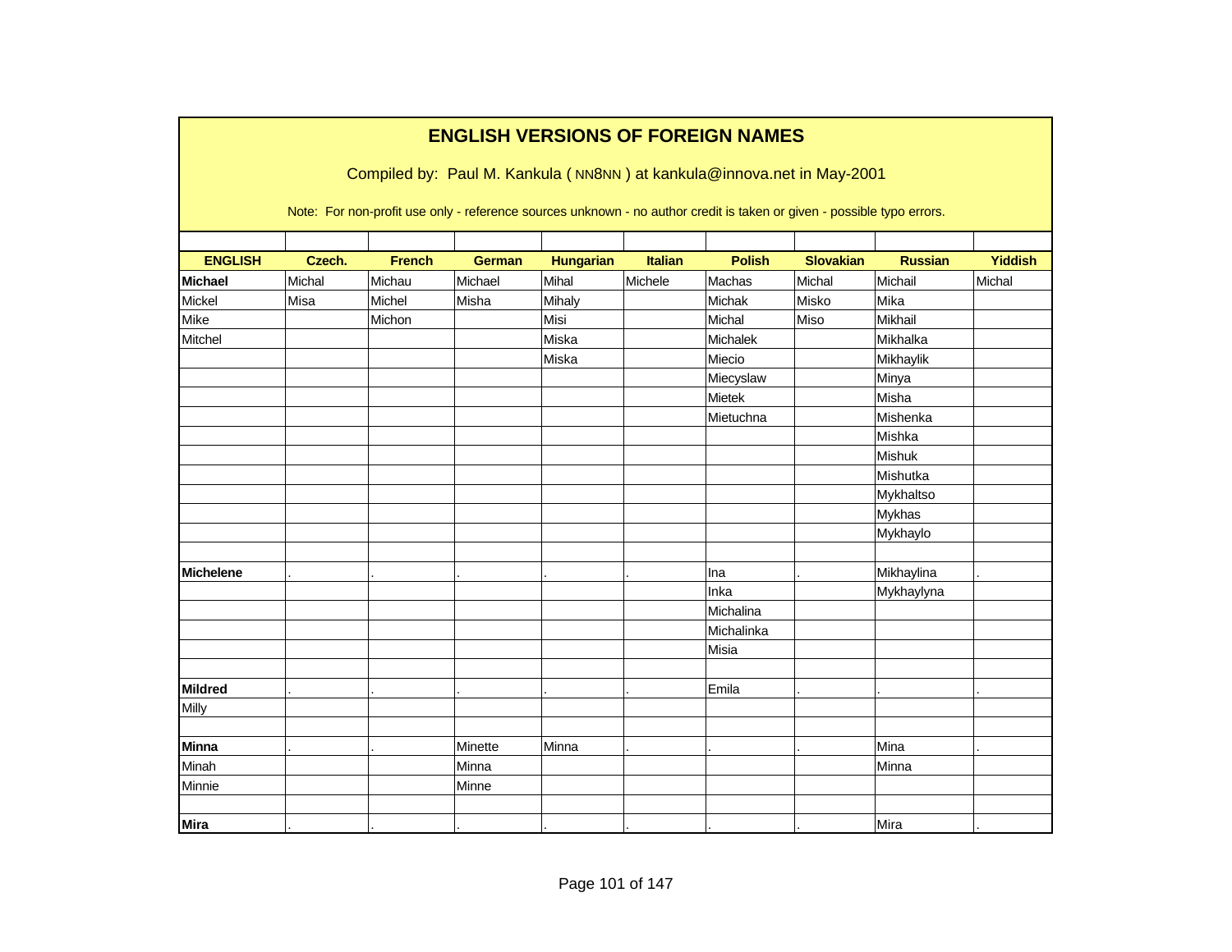# ENGLISH VERSIONS OF FOREIGN NAMES

Compiled by: Paul M. Kankula ( NN8NN ) at kankula@innova.net in May-2001

Note: For non-profit use only - reference sources unknown - no author credit is taken or given - possible typo errors.

| ENGLISH | Czech. | French | German | Hungarian | Italian | Polish | Slovakian | Russian | Yiddish |
|---|---|---|---|---|---|---|---|---|---|
| **Michael** | Michal | Michau | Michael | Mihal | Michele | Machas | Michal | Michail | Michal |
| Mickel | Misa | Michel | Misha | Mihaly | | Michak | Misko | Mika | |
| Mike | | Michon | | Misi | | Michal | Miso | Mikhail | |
| Mitchel | | | | Miska | | Michalek | | Mikhalka | |
| | | | | Miska | | Miecio | | Mikhaylik | |
| | | | | | | Miecyslaw | | Minya | |
| | | | | | | Mietek | | Misha | |
| | | | | | | Mietuchna | | Mishenka | |
| | | | | | | | | Mishka | |
| | | | | | | | | Mishuk | |
| | | | | | | | | Mishutka | |
| | | | | | | | | Mykhaltso | |
| | | | | | | | | Mykhas | |
| | | | | | | | | Mykhaylo | |
| | | | | | | | | | |
| **Michelene** | . | . | . | . | . | Ina | . | Mikhaylina | . |
| | | | | | | Inka | | Mykhaylyna | |
| | | | | | | Michalina | | | |
| | | | | | | Michalinka | | | |
| | | | | | | Misia | | | |
| | | | | | | | | | |
| **Mildred** | . | . | . | . | . | Emila | . | . | . |
| Milly | | | | | | | | | |
| | | | | | | | | | |
| **Minna** | . | . | Minette | Minna | . | . | . | Mina | . |
| Minah | | | Minna | | | | | Minna | |
| Minnie | | | Minne | | | | | | |
| | | | | | | | | | |
| **Mira** | . | . | . | . | . | . | . | Mira | . |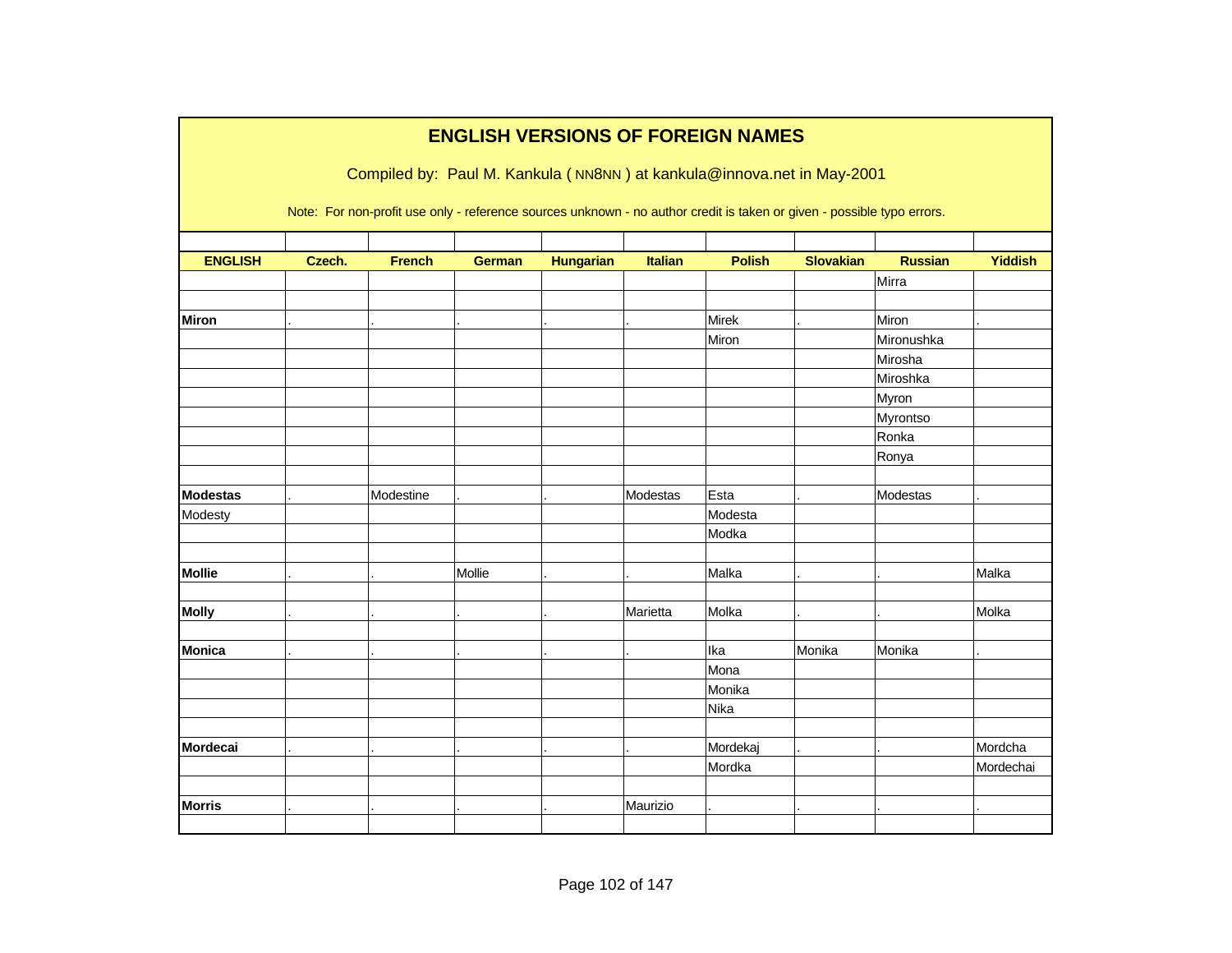## ENGLISH VERSIONS OF FOREIGN NAMES

Compiled by: Paul M. Kankula ( NN8NN ) at kankula@innova.net in May-2001

Note: For non-profit use only - reference sources unknown - no author credit is taken or given - possible typo errors.

| ENGLISH | Czech. | French | German | Hungarian | Italian | Polish | Slovakian | Russian | Yiddish |
|---|---|---|---|---|---|---|---|---|---|
| | | | | | | | | Mirra | |
| | | | | | | | | | |
| **Miron** | . | . | . | . | . | Mirek | . | Miron | . |
| | | | | | | Miron | | Mironushka | |
| | | | | | | | | Mirosha | |
| | | | | | | | | Miroshka | |
| | | | | | | | | Myron | |
| | | | | | | | | Myrontso | |
| | | | | | | | | Ronka | |
| | | | | | | | | Ronya | |
| | | | | | | | | | |
| **Modestas** | . | Modestine | . | . | Modestas | Esta | . | Modestas | . |
| Modesty | | | | | | Modesta | | | |
| | | | | | | Modka | | | |
| | | | | | | | | | |
| **Mollie** | . | . | Mollie | . | . | Malka | . | . | Malka |
| | | | | | | | | | |
| **Molly** | . | . | . | . | Marietta | Molka | . | . | Molka |
| | | | | | | | | | |
| **Monica** | . | . | . | . | . | Ika | Monika | Monika | . |
| | | | | | | Mona | | | |
| | | | | | | Monika | | | |
| | | | | | | Nika | | | |
| | | | | | | | | | |
| **Mordecai** | . | . | . | . | . | Mordekaj | . | . | Mordcha |
| | | | | | | Mordka | | | Mordechai |
| | | | | | | | | | |
| **Morris** | . | . | . | . | Maurizio | . | . | . | . |
| | | | | | | | | | |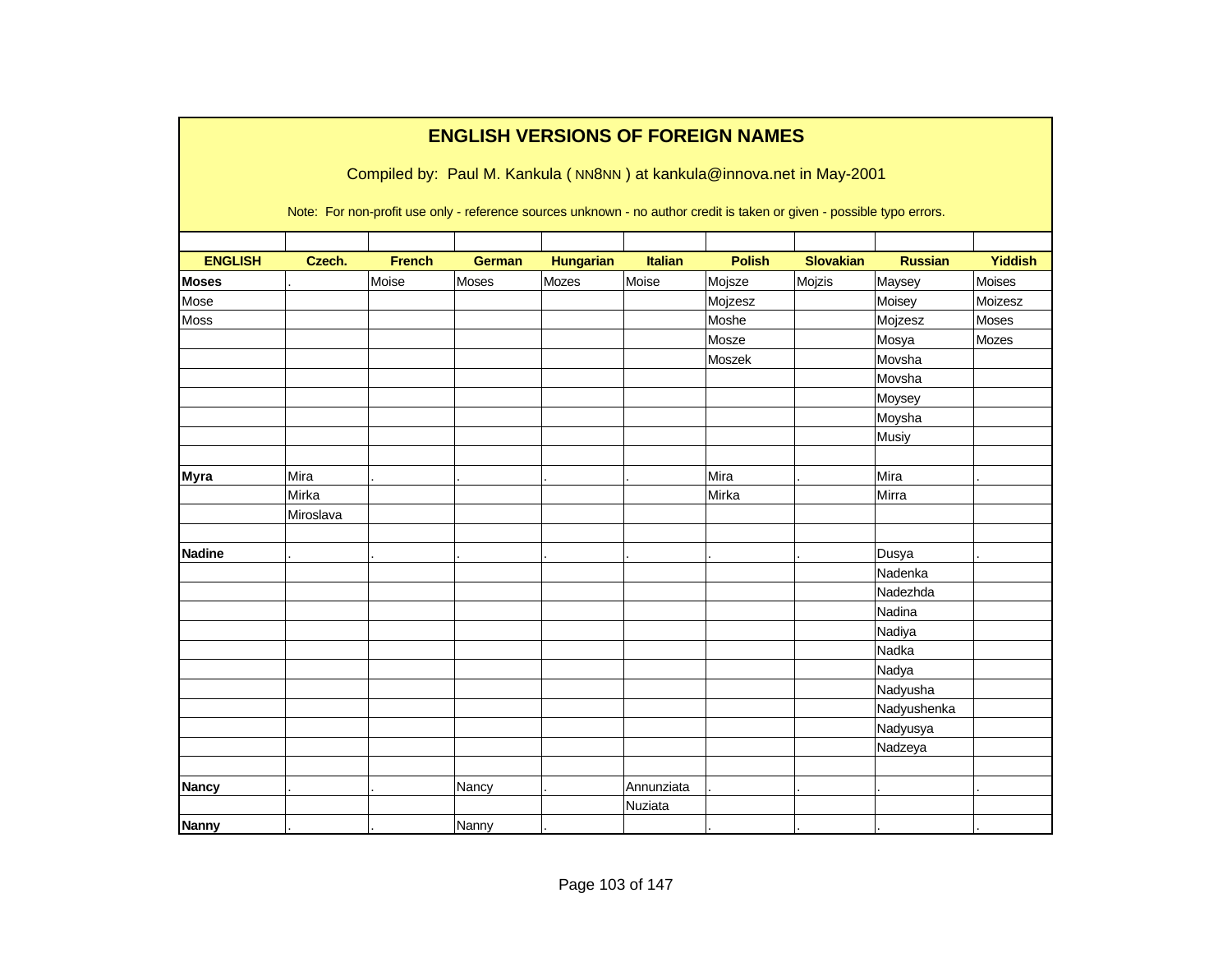# ENGLISH VERSIONS OF FOREIGN NAMES

Compiled by: Paul M. Kankula ( NN8NN ) at kankula@innova.net in May-2001

Note: For non-profit use only - reference sources unknown - no author credit is taken or given - possible typo errors.

| ENGLISH | Czech. | French | German | Hungarian | Italian | Polish | Slovakian | Russian | Yiddish |
|---|---|---|---|---|---|---|---|---|---|
| **Moses** | . | Moise | Moses | Mozes | Moise | Mojsze | Mojzis | Maysey | Moises |
| Mose | | | | | | Mojzesz | | Moisey | Moizesz |
| Moss | | | | | | Moshe | | Mojzesz | Moses |
| | | | | | | Mosze | | Mosya | Mozes |
| | | | | | | Moszek | | Movsha | |
| | | | | | | | | Movsha | |
| | | | | | | | | Moysey | |
| | | | | | | | | Moysha | |
| | | | | | | | | Musiy | |
| | | | | | | | | | |
| **Myra** | Mira | . | . | . | . | Mira | . | Mira | . |
| | Mirka | | | | | Mirka | | Mirra | |
| | Miroslava | | | | | | | | |
| | | | | | | | | | |
| **Nadine** | . | . | . | . | . | . | . | Dusya | . |
| | | | | | | | | Nadenka | |
| | | | | | | | | Nadezhda | |
| | | | | | | | | Nadina | |
| | | | | | | | | Nadiya | |
| | | | | | | | | Nadka | |
| | | | | | | | | Nadya | |
| | | | | | | | | Nadyusha | |
| | | | | | | | | Nadyushenka | |
| | | | | | | | | Nadyusya | |
| | | | | | | | | Nadzeya | |
| | | | | | | | | | |
| **Nancy** | . | . | Nancy | . | Annunziata | . | . | . | . |
| | | | | | Nuziata | | | | |
| **Nanny** | . | . | Nanny | . | | . | . | . | . |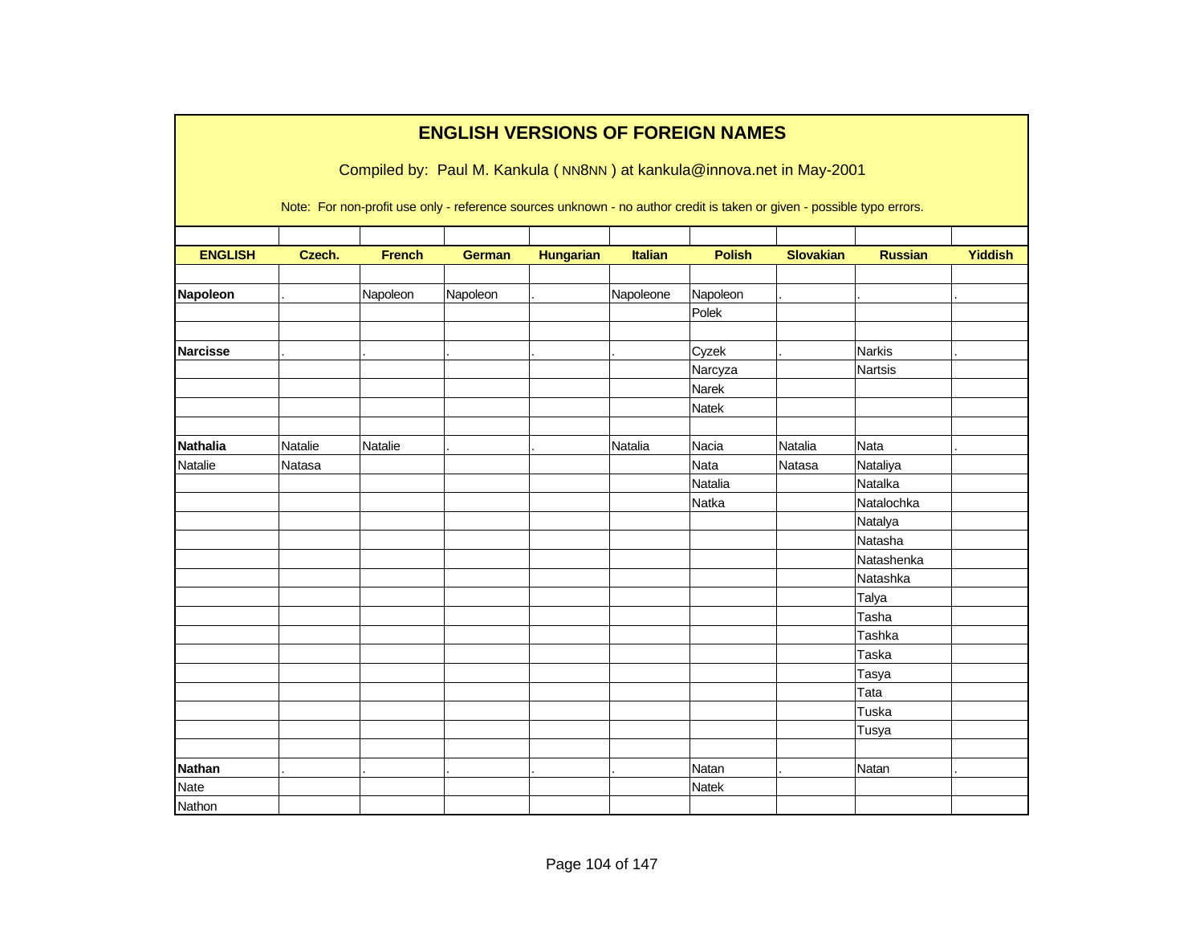# ENGLISH VERSIONS OF FOREIGN NAMES

Compiled by: Paul M. Kankula ( NN8NN ) at kankula@innova.net in May-2001

Note: For non-profit use only - reference sources unknown - no author credit is taken or given - possible typo errors.

| ENGLISH | Czech. | French | German | Hungarian | Italian | Polish | Slovakian | Russian | Yiddish |
|---|---|---|---|---|---|---|---|---|---|
| | | | | | | | | | |
| **Napoleon** | . | Napoleon | Napoleon | . | Napoleone | Napoleon | . | . | . |
| | | | | | | Polek | | | |
| | | | | | | | | | |
| **Narcisse** | . | . | . | . | . | Cyzek | . | Narkis | . |
| | | | | | | Narcyza | | Nartsis | |
| | | | | | | Narek | | | |
| | | | | | | Natek | | | |
| | | | | | | | | | |
| **Nathalia** | Natalie | Natalie | . | . | Natalia | Nacia | Natalia | Nata | . |
| Natalie | Natasa | | | | | Nata | Natasa | Nataliya | |
| | | | | | | Natalia | | Natalka | |
| | | | | | | Natka | | Natalochka | |
| | | | | | | | | Natalya | |
| | | | | | | | | Natasha | |
| | | | | | | | | Natashenka | |
| | | | | | | | | Natashka | |
| | | | | | | | | Talya | |
| | | | | | | | | Tasha | |
| | | | | | | | | Tashka | |
| | | | | | | | | Taska | |
| | | | | | | | | Tasya | |
| | | | | | | | | Tata | |
| | | | | | | | | Tuska | |
| | | | | | | | | Tusya | |
| | | | | | | | | | |
| **Nathan** | . | . | . | . | . | Natan | . | Natan | . |
| Nate | | | | | | Natek | | | |
| Nathon | | | | | | | | | |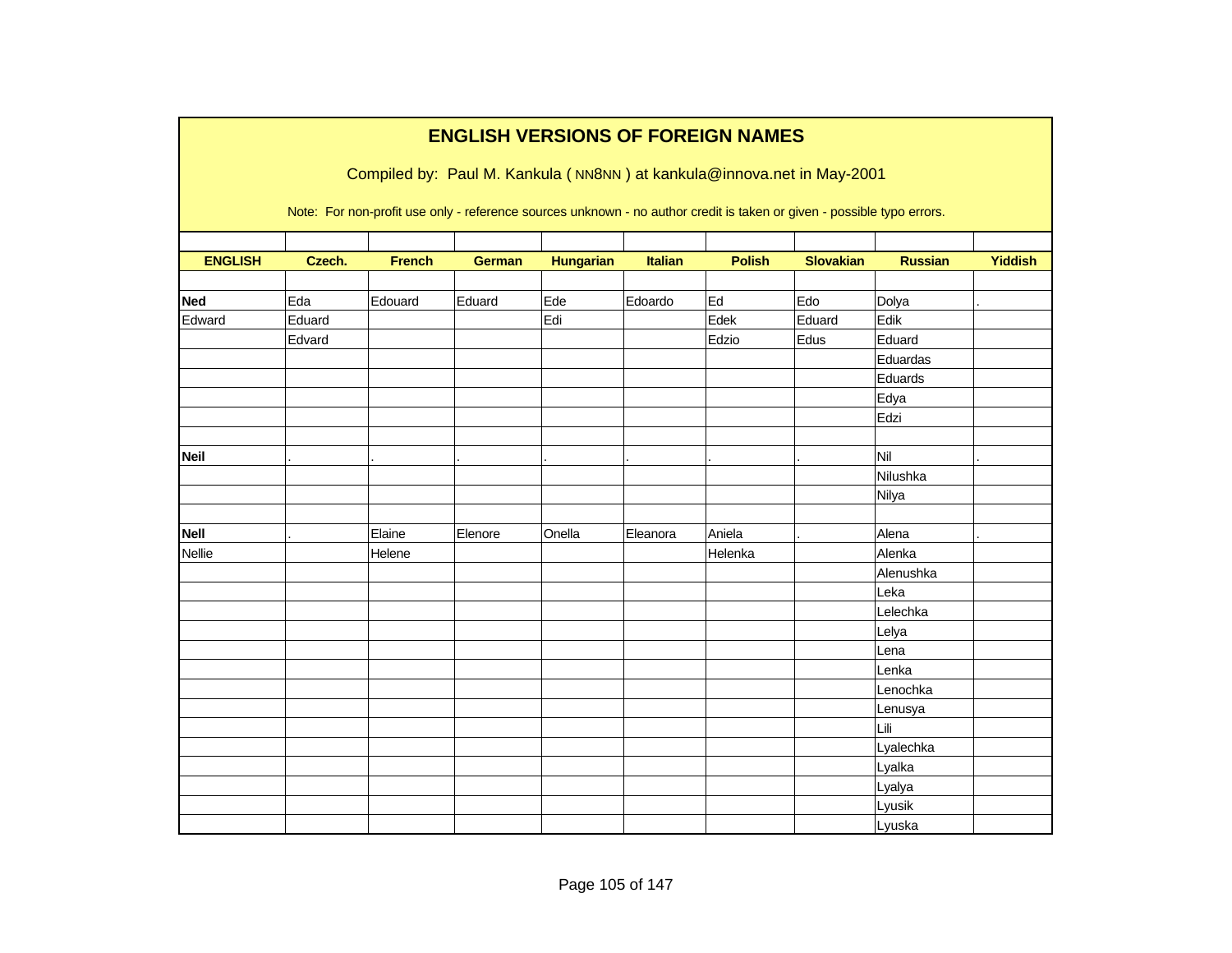# ENGLISH VERSIONS OF FOREIGN NAMES

Compiled by: Paul M. Kankula ( NN8NN ) at kankula@innova.net in May-2001

Note: For non-profit use only - reference sources unknown - no author credit is taken or given - possible typo errors.

| ENGLISH | Czech. | French | German | Hungarian | Italian | Polish | Slovakian | Russian | Yiddish |
|---|---|---|---|---|---|---|---|---|---|
| | | | | | | | | | |
| **Ned** | Eda | Edouard | Eduard | Ede | Edoardo | Ed | Edo | Dolya | . |
| Edward | Eduard | | | Edi | | Edek | Eduard | Edik | |
| | Edvard | | | | | Edzio | Edus | Eduard | |
| | | | | | | | | Eduardas | |
| | | | | | | | | Eduards | |
| | | | | | | | | Edya | |
| | | | | | | | | Edzi | |
| | | | | | | | | | |
| **Neil** | . | . | . | . | . | . | . | Nil | . |
| | | | | | | | | Nilushka | |
| | | | | | | | | Nilya | |
| | | | | | | | | | |
| **Nell** | . | Elaine | Elenore | Onella | Eleanora | Aniela | . | Alena | . |
| Nellie | | Helene | | | | Helenka | | Alenka | |
| | | | | | | | | Alenushka | |
| | | | | | | | | Leka | |
| | | | | | | | | Lelechka | |
| | | | | | | | | Lelya | |
| | | | | | | | | Lena | |
| | | | | | | | | Lenka | |
| | | | | | | | | Lenochka | |
| | | | | | | | | Lenusya | |
| | | | | | | | | Lili | |
| | | | | | | | | Lyalechka | |
| | | | | | | | | Lyalka | |
| | | | | | | | | Lyalya | |
| | | | | | | | | Lyusik | |
| | | | | | | | | Lyuska | |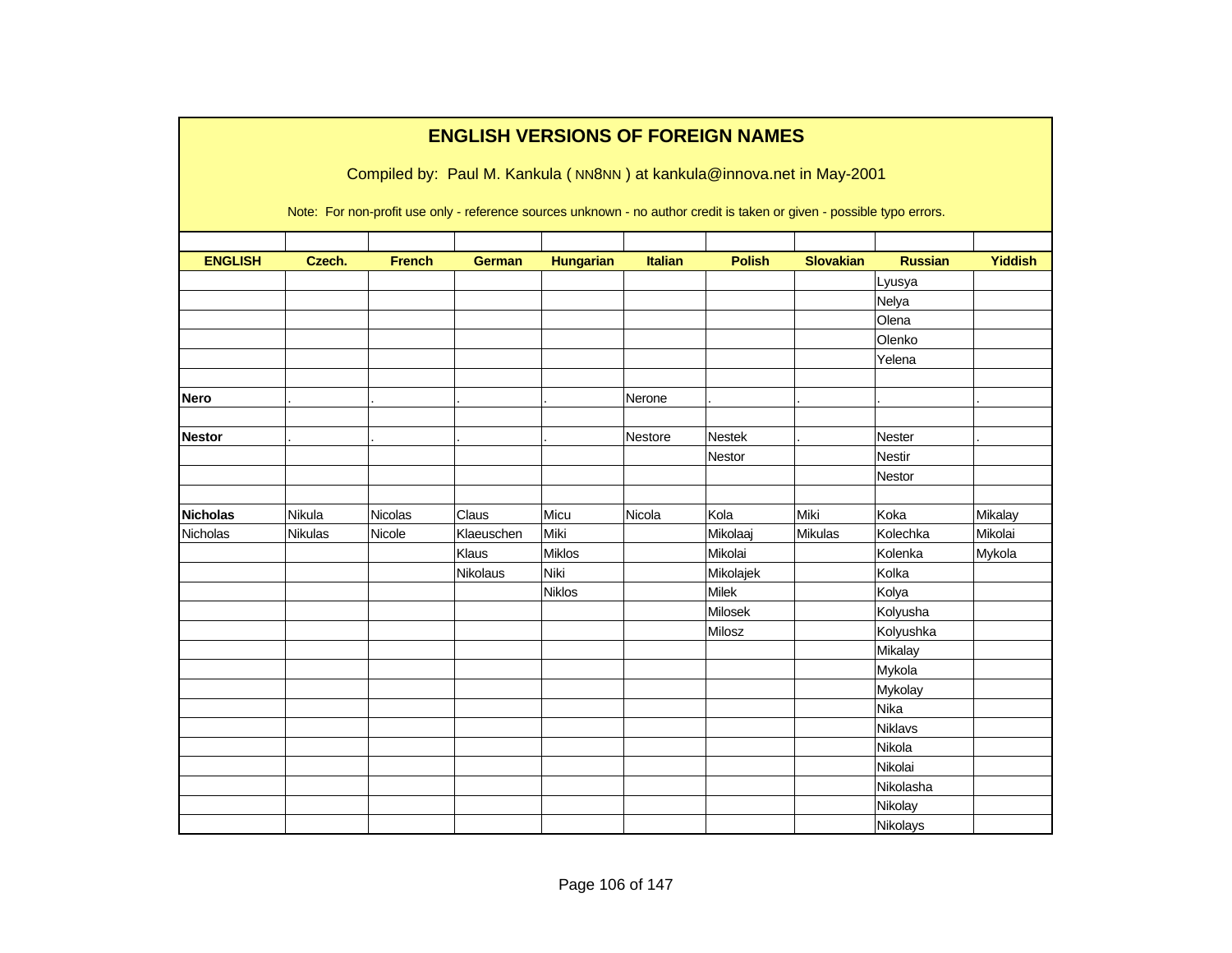# ENGLISH VERSIONS OF FOREIGN NAMES

Compiled by: Paul M. Kankula ( NN8NN ) at kankula@innova.net in May-2001

Note: For non-profit use only - reference sources unknown - no author credit is taken or given - possible typo errors.

| ENGLISH | Czech. | French | German | Hungarian | Italian | Polish | Slovakian | Russian | Yiddish |
|---|---|---|---|---|---|---|---|---|---|
| | | | | | | | | Lyusya | |
| | | | | | | | | Nelya | |
| | | | | | | | | Olena | |
| | | | | | | | | Olenko | |
| | | | | | | | | Yelena | |
| | | | | | | | | | |
| **Nero** | . | . | . | . | Nerone | . | . | . | . |
| | | | | | | | | | |
| **Nestor** | . | . | . | . | Nestore | Nestek | . | Nester | . |
| | | | | | | Nestor | | Nestir | |
| | | | | | | | | Nestor | |
| | | | | | | | | | |
| **Nicholas** | Nikula | Nicolas | Claus | Micu | Nicola | Kola | Miki | Koka | Mikalay |
| Nicholas | Nikulas | Nicole | Klaeuschen | Miki | | Mikolaaj | Mikulas | Kolechka | Mikolai |
| | | | Klaus | Miklos | | Mikolai | | Kolenka | Mykola |
| | | | Nikolaus | Niki | | Mikolajek | | Kolka | |
| | | | | Niklos | | Milek | | Kolya | |
| | | | | | | Milosek | | Kolyusha | |
| | | | | | | Milosz | | Kolyushka | |
| | | | | | | | | Mikalay | |
| | | | | | | | | Mykola | |
| | | | | | | | | Mykolay | |
| | | | | | | | | Nika | |
| | | | | | | | | Niklavs | |
| | | | | | | | | Nikola | |
| | | | | | | | | Nikolai | |
| | | | | | | | | Nikolasha | |
| | | | | | | | | Nikolay | |
| | | | | | | | | Nikolays | |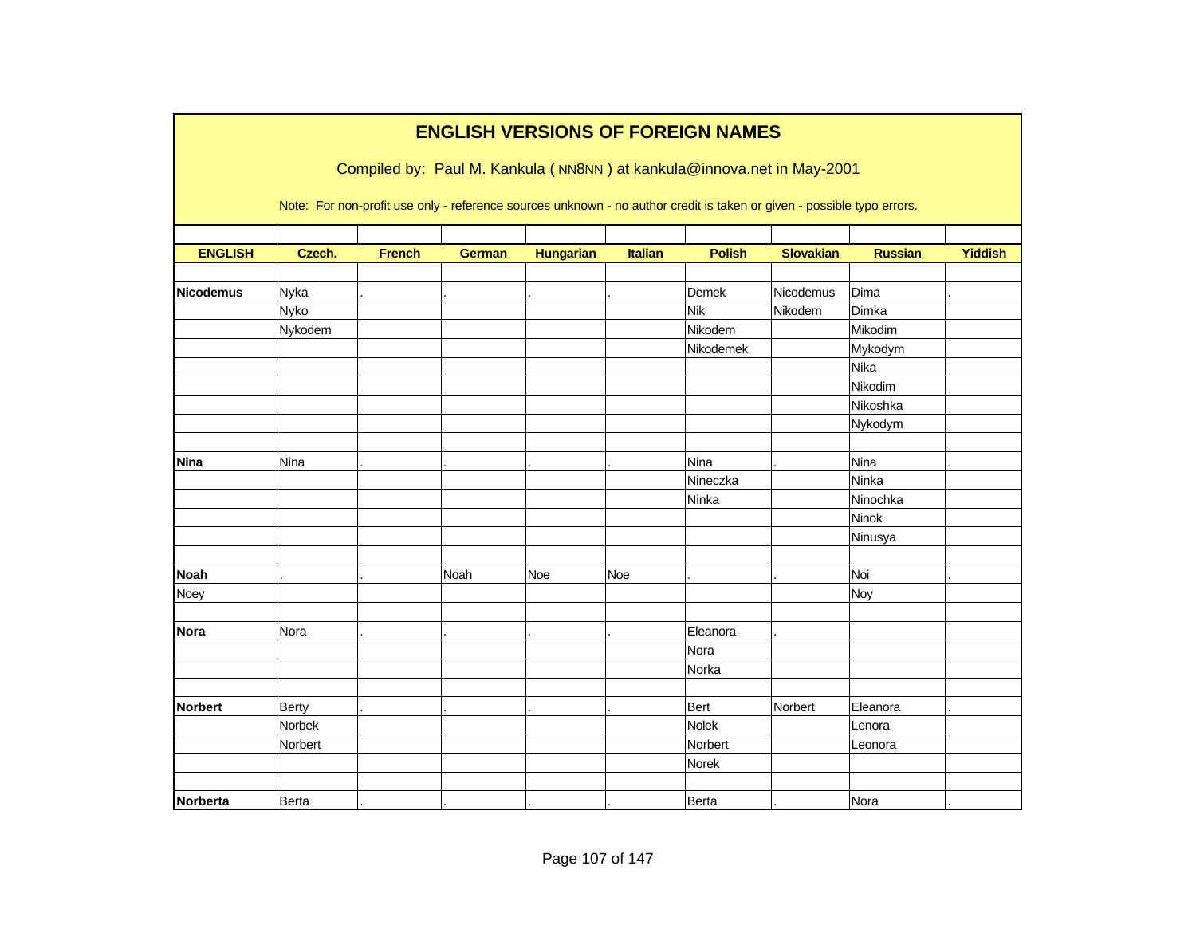# ENGLISH VERSIONS OF FOREIGN NAMES

Compiled by: Paul M. Kankula ( NN8NN ) at kankula@innova.net in May-2001

Note: For non-profit use only - reference sources unknown - no author credit is taken or given - possible typo errors.

| ENGLISH | Czech. | French | German | Hungarian | Italian | Polish | Slovakian | Russian | Yiddish |
|---|---|---|---|---|---|---|---|---|---|
| | | | | | | | | | |
| **Nicodemus** | Nyka | . | . | . | . | Demek | Nicodemus | Dima | . |
| | Nyko | | | | | Nik | Nikodem | Dimka | |
| | Nykodem | | | | | Nikodem | | Mikodim | |
| | | | | | | Nikodemek | | Mykodym | |
| | | | | | | | | Nika | |
| | | | | | | | | Nikodim | |
| | | | | | | | | Nikoshka | |
| | | | | | | | | Nykodym | |
| | | | | | | | | | |
| **Nina** | Nina | . | . | . | . | Nina | . | Nina | . |
| | | | | | | Nineczka | | Ninka | |
| | | | | | | Ninka | | Ninochka | |
| | | | | | | | | Ninok | |
| | | | | | | | | Ninusya | |
| | | | | | | | | | |
| **Noah** | . | . | Noah | Noe | Noe | . | . | Noi | . |
| Noey | | | | | | | | Noy | |
| | | | | | | | | | |
| **Nora** | Nora | . | . | . | . | Eleanora | . | | |
| | | | | | | Nora | | | |
| | | | | | | Norka | | | |
| | | | | | | | | | |
| **Norbert** | Berty | . | . | . | . | Bert | Norbert | Eleanora | . |
| | Norbek | | | | | Nolek | | Lenora | |
| | Norbert | | | | | Norbert | | Leonora | |
| | | | | | | Norek | | | |
| | | | | | | | | | |
| **Norberta** | Berta | . | . | . | . | Berta | . | Nora | . |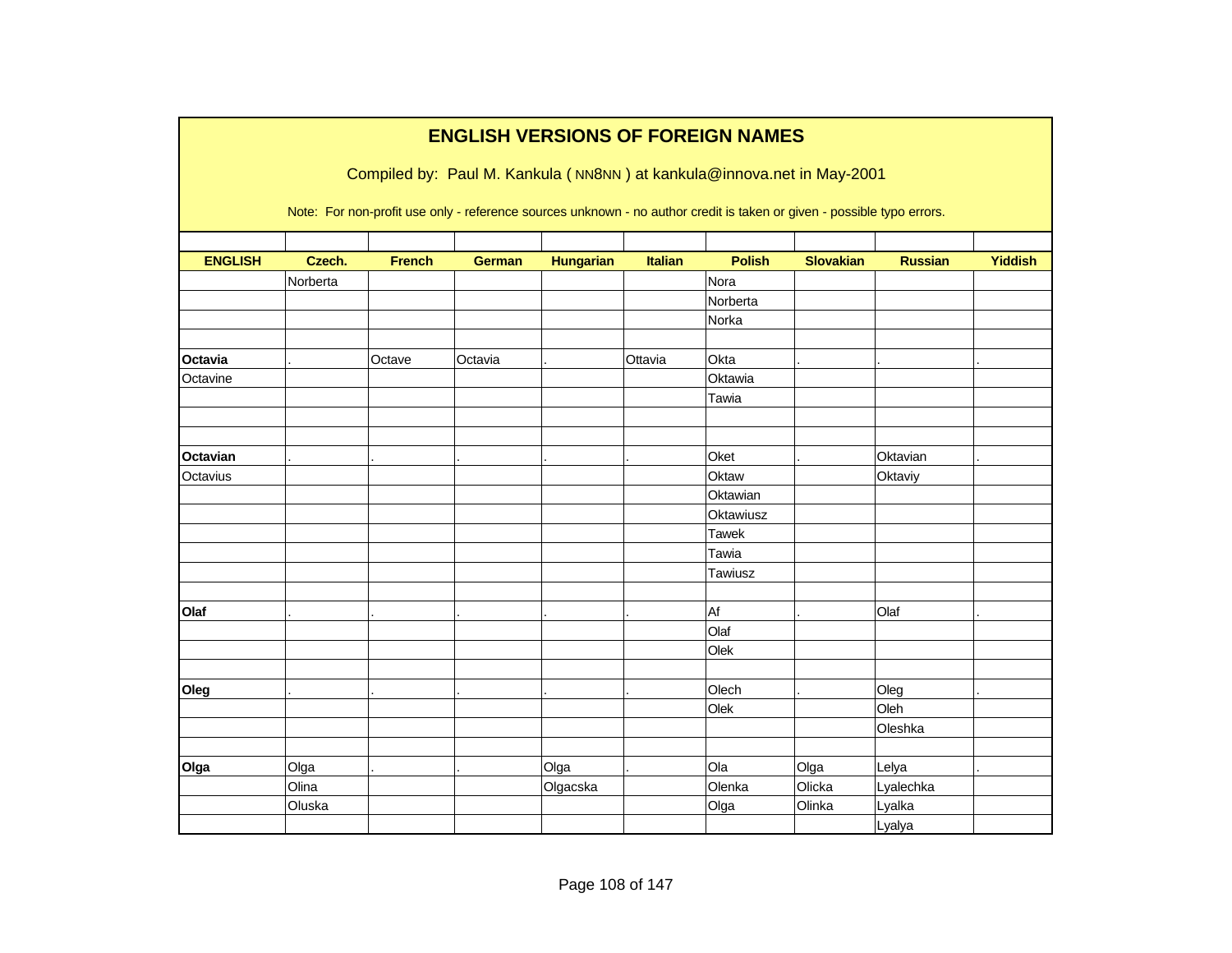# ENGLISH VERSIONS OF FOREIGN NAMES

Compiled by: Paul M. Kankula ( NN8NN ) at kankula@innova.net in May-2001

Note: For non-profit use only - reference sources unknown - no author credit is taken or given - possible typo errors.

| ENGLISH | Czech. | French | German | Hungarian | Italian | Polish | Slovakian | Russian | Yiddish |
|---|---|---|---|---|---|---|---|---|---|
| | Norberta | | | | | Nora | | | |
| | | | | | | Norberta | | | |
| | | | | | | Norka | | | |
| | | | | | | | | | |
| **Octavia** | . | Octave | Octavia | . | Ottavia | Okta | . | . | . |
| Octavine | | | | | | Oktawia | | | |
| | | | | | | Tawia | | | |
| | | | | | | | | | |
| | | | | | | | | | |
| **Octavian** | . | . | . | . | . | Oket | . | Oktavian | . |
| Octavius | | | | | | Oktaw | | Oktaviy | |
| | | | | | | Oktawian | | | |
| | | | | | | Oktawiusz | | | |
| | | | | | | Tawek | | | |
| | | | | | | Tawia | | | |
| | | | | | | Tawiusz | | | |
| | | | | | | | | | |
| **Olaf** | . | . | . | . | . | Af | . | Olaf | . |
| | | | | | | Olaf | | | |
| | | | | | | Olek | | | |
| | | | | | | | | | |
| **Oleg** | . | . | . | . | . | Olech | . | Oleg | . |
| | | | | | | Olek | | Oleh | |
| | | | | | | | | Oleshka | |
| | | | | | | | | | |
| **Olga** | Olga | . | . | Olga | . | Ola | Olga | Lelya | . |
| | Olina | | | Olgacska | | Olenka | Olicka | Lyalechka | |
| | Oluska | | | | | Olga | Olinka | Lyalka | |
| | | | | | | | | Lyalya | |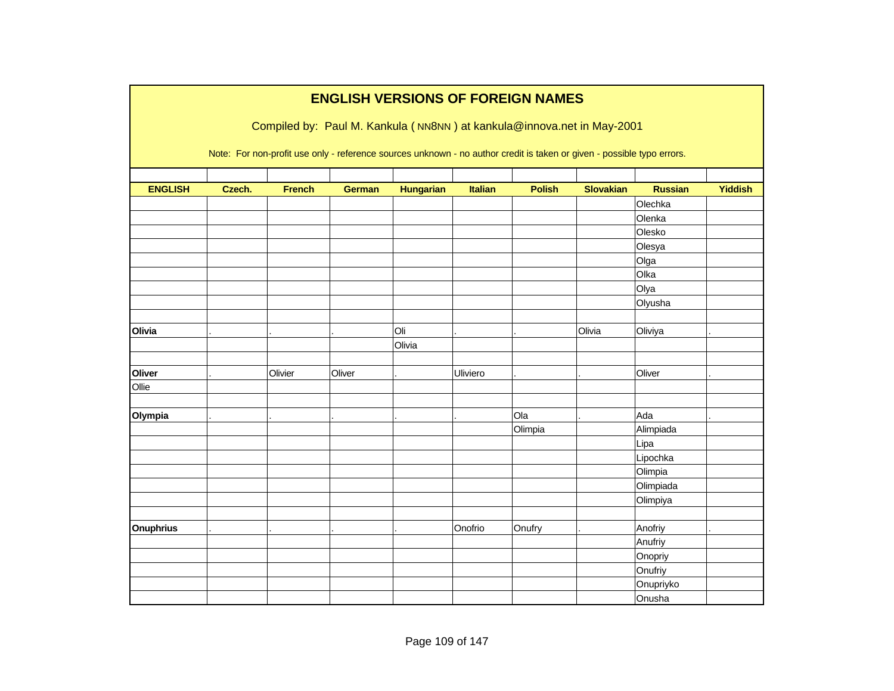# ENGLISH VERSIONS OF FOREIGN NAMES

Compiled by: Paul M. Kankula ( NN8NN ) at kankula@innova.net in May-2001

Note: For non-profit use only - reference sources unknown - no author credit is taken or given - possible typo errors.

| ENGLISH | Czech. | French | German | Hungarian | Italian | Polish | Slovakian | Russian | Yiddish |
|---|---|---|---|---|---|---|---|---|---|
| | | | | | | | | Olechka | |
| | | | | | | | | Olenka | |
| | | | | | | | | Olesko | |
| | | | | | | | | Olesya | |
| | | | | | | | | Olga | |
| | | | | | | | | Olka | |
| | | | | | | | | Olya | |
| | | | | | | | | Olyusha | |
| | | | | | | | | | |
| **Olivia** | . | . | . | Oli | . | . | Olivia | Oliviya | . |
| | | | | Olivia | | | | | |
| | | | | | | | | | |
| **Oliver** | . | Olivier | Oliver | . | Uliviero | . | . | Oliver | . |
| Ollie | | | | | | | | | |
| | | | | | | | | | |
| **Olympia** | . | . | . | . | . | Ola | . | Ada | . |
| | | | | | | Olimpia | | Alimpiada | |
| | | | | | | | | Lipa | |
| | | | | | | | | Lipochka | |
| | | | | | | | | Olimpia | |
| | | | | | | | | Olimpiada | |
| | | | | | | | | Olimpiya | |
| | | | | | | | | | |
| **Onuphrius** | . | . | . | . | Onofrio | Onufry | . | Anofriy | . |
| | | | | | | | | Anufriy | |
| | | | | | | | | Onopriy | |
| | | | | | | | | Onufriy | |
| | | | | | | | | Onupriyko | |
| | | | | | | | | Onusha | |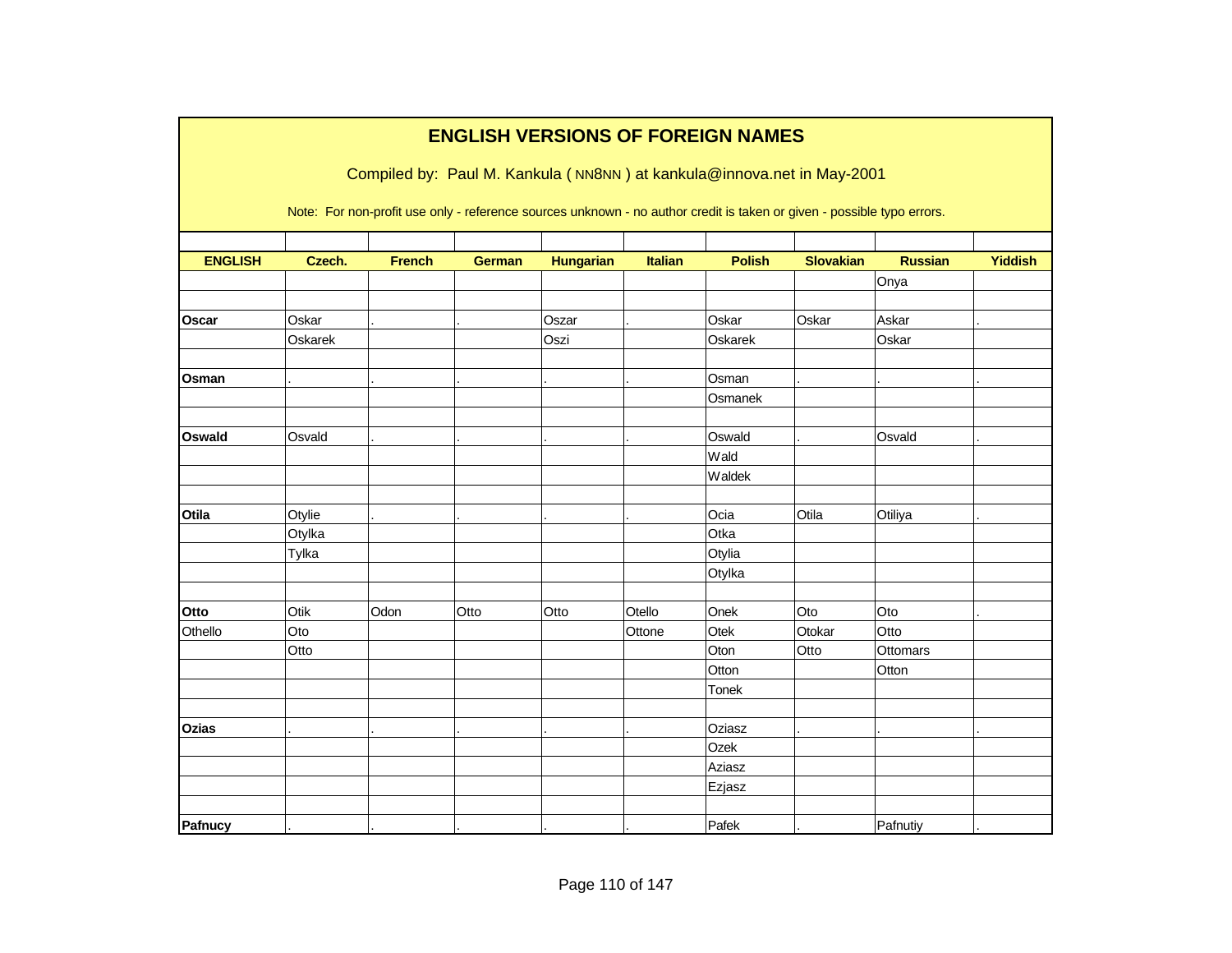# ENGLISH VERSIONS OF FOREIGN NAMES

Compiled by: Paul M. Kankula ( NN8NN ) at kankula@innova.net in May-2001

Note: For non-profit use only - reference sources unknown - no author credit is taken or given - possible typo errors.

| ENGLISH | Czech. | French | German | Hungarian | Italian | Polish | Slovakian | Russian | Yiddish |
|---|---|---|---|---|---|---|---|---|---|
| | | | | | | | | Onya | |
| | | | | | | | | | |
| **Oscar** | Oskar | . | . | Oszar | . | Oskar | Oskar | Askar | . |
| | Oskarek | | | Oszi | | Oskarek | | Oskar | |
| | | | | | | | | | |
| **Osman** | . | . | . | . | . | Osman | . | . | . |
| | | | | | | Osmanek | | | |
| | | | | | | | | | |
| **Oswald** | Osvald | . | . | . | . | Oswald | . | Osvald | . |
| | | | | | | Wald | | | |
| | | | | | | Waldek | | | |
| | | | | | | | | | |
| **Otila** | Otylie | . | . | . | . | Ocia | Otila | Otiliya | . |
| | Otylka | | | | | Otka | | | |
| | Tylka | | | | | Otylia | | | |
| | | | | | | Otylka | | | |
| | | | | | | | | | |
| **Otto** | Otik | Odon | Otto | Otto | Otello | Onek | Oto | Oto | . |
| Othello | Oto | | | | Ottone | Otek | Otokar | Otto | |
| | Otto | | | | | Oton | Otto | Ottomars | |
| | | | | | | Otton | | Otton | |
| | | | | | | Tonek | | | |
| | | | | | | | | | |
| **Ozias** | . | . | . | . | . | Oziasz | . | . | . |
| | | | | | | Ozek | | | |
| | | | | | | Aziasz | | | |
| | | | | | | Ezjasz | | | |
| | | | | | | | | | |
| **Pafnucy** | . | . | . | . | . | Pafek | . | Pafnutiy | . |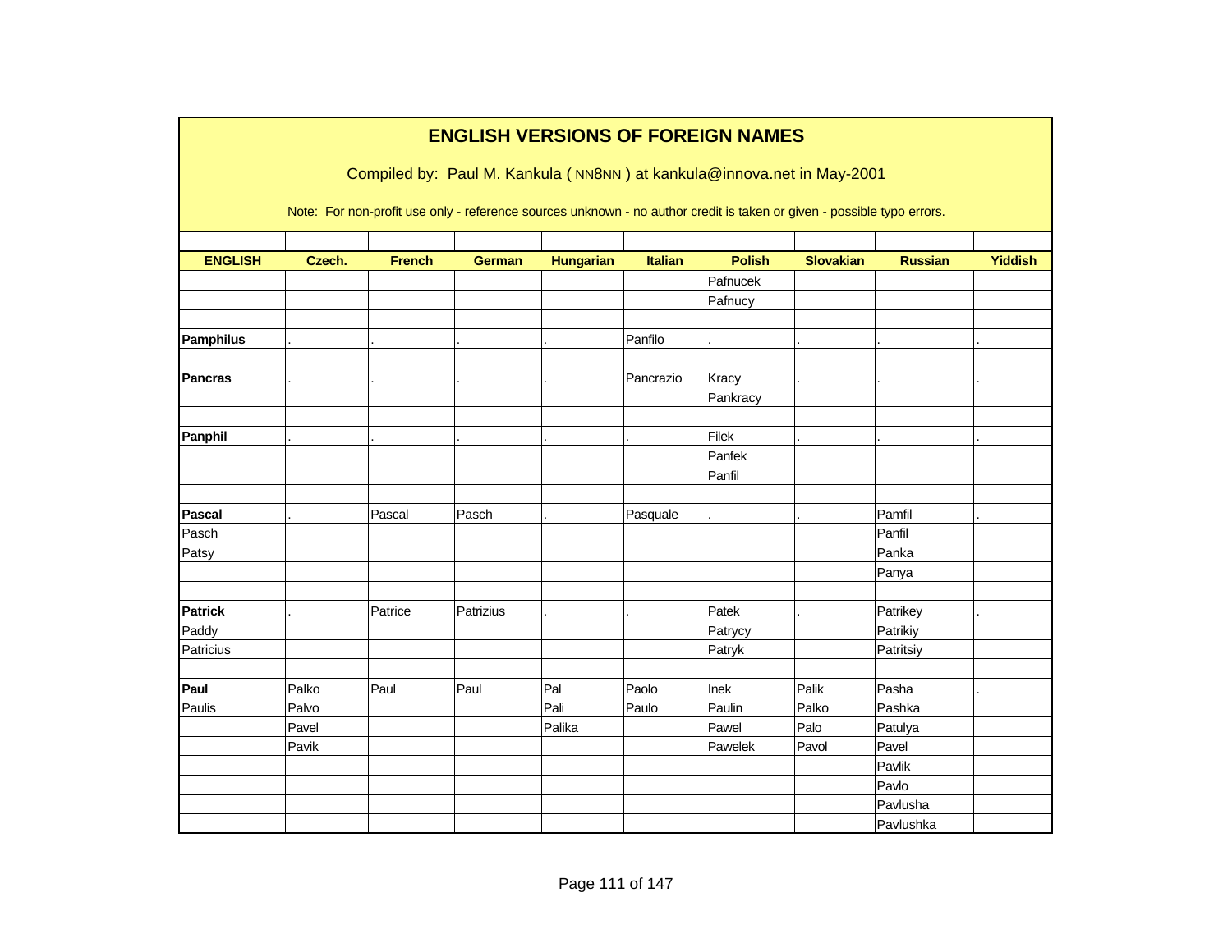## ENGLISH VERSIONS OF FOREIGN NAMES

Compiled by: Paul M. Kankula ( NN8NN ) at kankula@innova.net in May-2001

Note: For non-profit use only - reference sources unknown - no author credit is taken or given - possible typo errors.

| ENGLISH | Czech. | French | German | Hungarian | Italian | Polish | Slovakian | Russian | Yiddish |
|---|---|---|---|---|---|---|---|---|---|
| | | | | | | Pafnucek | | | |
| | | | | | | Pafnucy | | | |
| | | | | | | | | | |
| **Pamphilus** | . | . | . | . | Panfilo | . | . | . | . |
| | | | | | | | | | |
| **Pancras** | . | . | . | . | Pancrazio | Kracy | . | . | . |
| | | | | | | Pankracy | | | |
| | | | | | | | | | |
| **Panphil** | . | . | . | . | . | Filek | . | . | . |
| | | | | | | Panfek | | | |
| | | | | | | Panfil | | | |
| | | | | | | | | | |
| **Pascal** | . | Pascal | Pasch | . | Pasquale | . | . | Pamfil | . |
| Pasch | | | | | | | | Panfil | |
| Patsy | | | | | | | | Panka | |
| | | | | | | | | Panya | |
| | | | | | | | | | |
| **Patrick** | . | Patrice | Patrizius | . | . | Patek | . | Patrikey | . |
| Paddy | | | | | | Patrycy | | Patrikiy | |
| Patricius | | | | | | Patryk | | Patritsiy | |
| | | | | | | | | | |
| **Paul** | Palko | Paul | Paul | Pal | Paolo | Inek | Palik | Pasha | . |
| Paulis | Palvo | | | Pali | Paulo | Paulin | Palko | Pashka | |
| | Pavel | | | Palika | | Pawel | Palo | Patulya | |
| | Pavik | | | | | Pawelek | Pavol | Pavel | |
| | | | | | | | | Pavlik | |
| | | | | | | | | Pavlo | |
| | | | | | | | | Pavlusha | |
| | | | | | | | | Pavlushka | |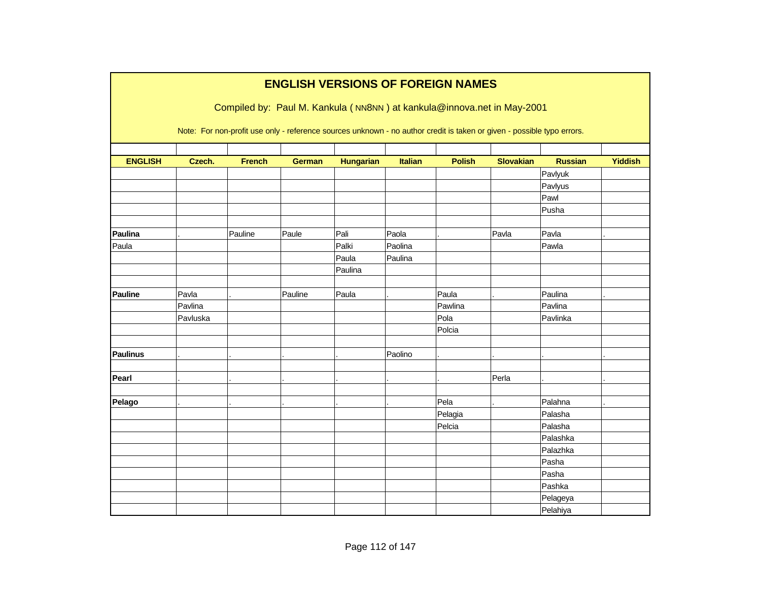# ENGLISH VERSIONS OF FOREIGN NAMES

Compiled by: Paul M. Kankula ( NN8NN ) at kankula@innova.net in May-2001

Note: For non-profit use only - reference sources unknown - no author credit is taken or given - possible typo errors.

| ENGLISH | Czech. | French | German | Hungarian | Italian | Polish | Slovakian | Russian | Yiddish |
|---|---|---|---|---|---|---|---|---|---|
| | | | | | | | | Pavlyuk | |
| | | | | | | | | Pavlyus | |
| | | | | | | | | Pawl | |
| | | | | | | | | Pusha | |
| | | | | | | | | | |
| **Paulina** | . | Pauline | Paule | Pali | Paola | . | Pavla | Pavla | . |
| Paula | | | | Palki | Paolina | | | Pawla | |
| | | | | Paula | Paulina | | | | |
| | | | | Paulina | | | | | |
| | | | | | | | | | |
| **Pauline** | Pavla | . | Pauline | Paula | . | Paula | . | Paulina | . |
| | Pavlina | | | | | Pawlina | | Pavlina | |
| | Pavluska | | | | | Pola | | Pavlinka | |
| | | | | | | Polcia | | | |
| | | | | | | | | | |
| **Paulinus** | . | . | . | . | Paolino | . | . | . | . |
| | | | | | | | | | |
| **Pearl** | . | . | . | . | . | . | Perla | . | . |
| | | | | | | | | | |
| **Pelago** | . | . | . | . | . | Pela | . | Palahna | . |
| | | | | | | Pelagia | | Palasha | |
| | | | | | | Pelcia | | Palasha | |
| | | | | | | | | Palashka | |
| | | | | | | | | Palazhka | |
| | | | | | | | | Pasha | |
| | | | | | | | | Pasha | |
| | | | | | | | | Pashka | |
| | | | | | | | | Pelageya | |
| | | | | | | | | Pelahiya | |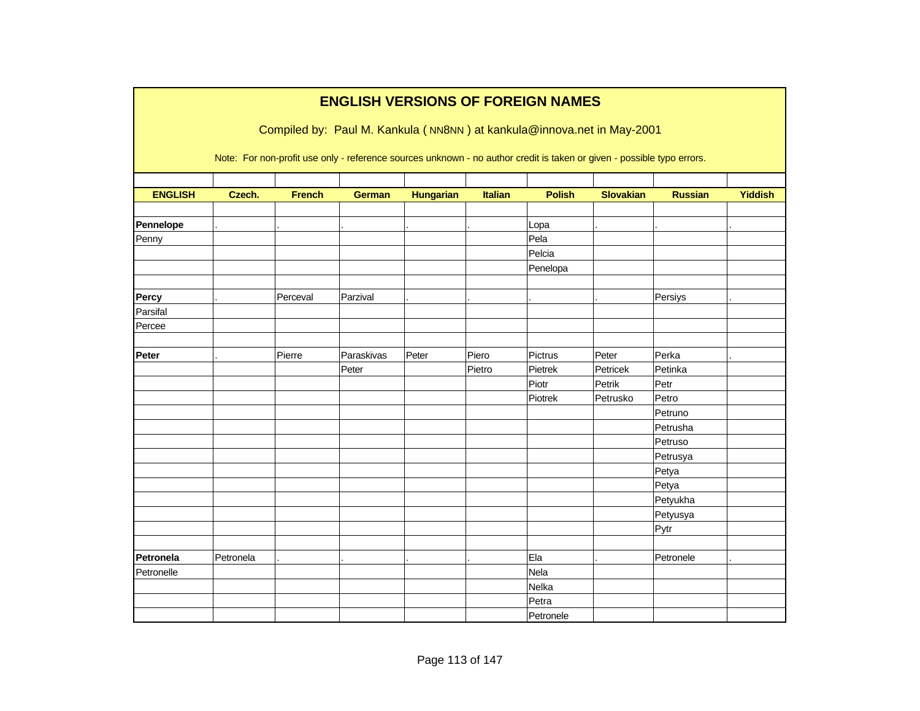# ENGLISH VERSIONS OF FOREIGN NAMES

Compiled by: Paul M. Kankula ( NN8NN ) at kankula@innova.net in May-2001

Note: For non-profit use only - reference sources unknown - no author credit is taken or given - possible typo errors.

| ENGLISH | Czech. | French | German | Hungarian | Italian | Polish | Slovakian | Russian | Yiddish |
|---|---|---|---|---|---|---|---|---|---|
| | | | | | | | | | |
| **Pennelope** | . | . | . | . | . | Lopa | . | . | . |
| Penny | | | | | | Pela | | | |
| | | | | | | Pelcia | | | |
| | | | | | | Penelopa | | | |
| | | | | | | | | | |
| **Percy** | . | Perceval | Parzival | . | . | . | . | Persiys | . |
| Parsifal | | | | | | | | | |
| Percee | | | | | | | | | |
| | | | | | | | | | |
| **Peter** | . | Pierre | Paraskivas | Peter | Piero | Pictrus | Peter | Perka | . |
| | | | Peter | | Pietro | Pietrek | Petricek | Petinka | |
| | | | | | | Piotr | Petrik | Petr | |
| | | | | | | Piotrek | Petrusko | Petro | |
| | | | | | | | | Petruno | |
| | | | | | | | | Petrusha | |
| | | | | | | | | Petruso | |
| | | | | | | | | Petrusya | |
| | | | | | | | | Petya | |
| | | | | | | | | Petya | |
| | | | | | | | | Petyukha | |
| | | | | | | | | Petyusya | |
| | | | | | | | | Pytr | |
| | | | | | | | | | |
| **Petronela** | Petronela | . | . | . | . | Ela | . | Petronele | . |
| Petronelle | | | | | | Nela | | | |
| | | | | | | Nelka | | | |
| | | | | | | Petra | | | |
| | | | | | | Petronele | | | |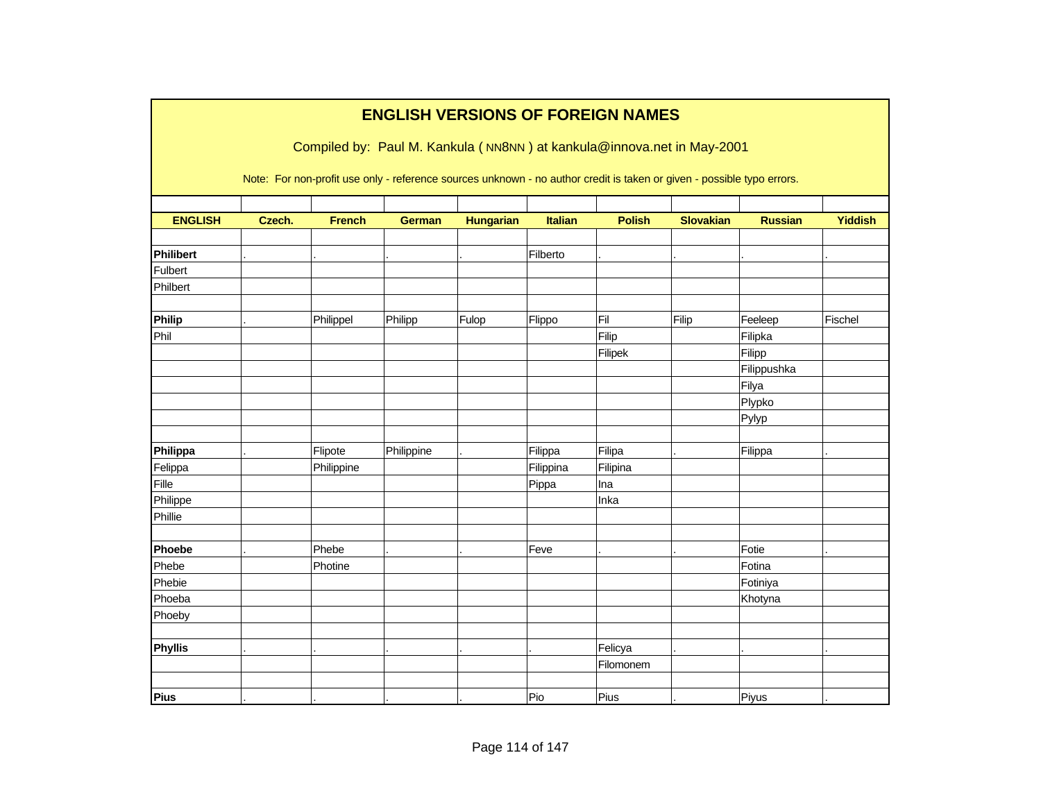# ENGLISH VERSIONS OF FOREIGN NAMES

Compiled by: Paul M. Kankula ( NN8NN ) at kankula@innova.net in May-2001

Note: For non-profit use only - reference sources unknown - no author credit is taken or given - possible typo errors.

| ENGLISH | Czech. | French | German | Hungarian | Italian | Polish | Slovakian | Russian | Yiddish |
|---|---|---|---|---|---|---|---|---|---|
| | | | | | | | | | |
| **Philibert** | . | . | . | . | Filberto | . | . | . | . |
| Fulbert | | | | | | | | | |
| Philbert | | | | | | | | | |
| | | | | | | | | | |
| **Philip** | . | Philippel | Philipp | Fulop | Flippo | Fil | Filip | Feeleep | Fischel |
| Phil | | | | | | Filip | | Filipka | |
| | | | | | | Filipek | | Filipp | |
| | | | | | | | | Filippushka | |
| | | | | | | | | Filya | |
| | | | | | | | | Plypko | |
| | | | | | | | | Pylyp | |
| | | | | | | | | | |
| **Philippa** | . | Flipote | Philippine | . | Filippa | Filipa | . | Filippa | . |
| Felippa | | Philippine | | | Filippina | Filipina | | | |
| Fille | | | | | Pippa | Ina | | | |
| Philippe | | | | | | Inka | | | |
| Phillie | | | | | | | | | |
| | | | | | | | | | |
| **Phoebe** | . | Phebe | . | . | Feve | . | . | Fotie | . |
| Phebe | | Photine | | | | | | Fotina | |
| Phebie | | | | | | | | Fotiniya | |
| Phoeba | | | | | | | | Khotyna | |
| Phoeby | | | | | | | | | |
| | | | | | | | | | |
| **Phyllis** | . | . | . | . | . | Felicya | . | . | . |
| | | | | | | Filomonem | | | |
| | | | | | | | | | |
| **Pius** | . | . | . | . | Pio | Pius | . | Piyus | . |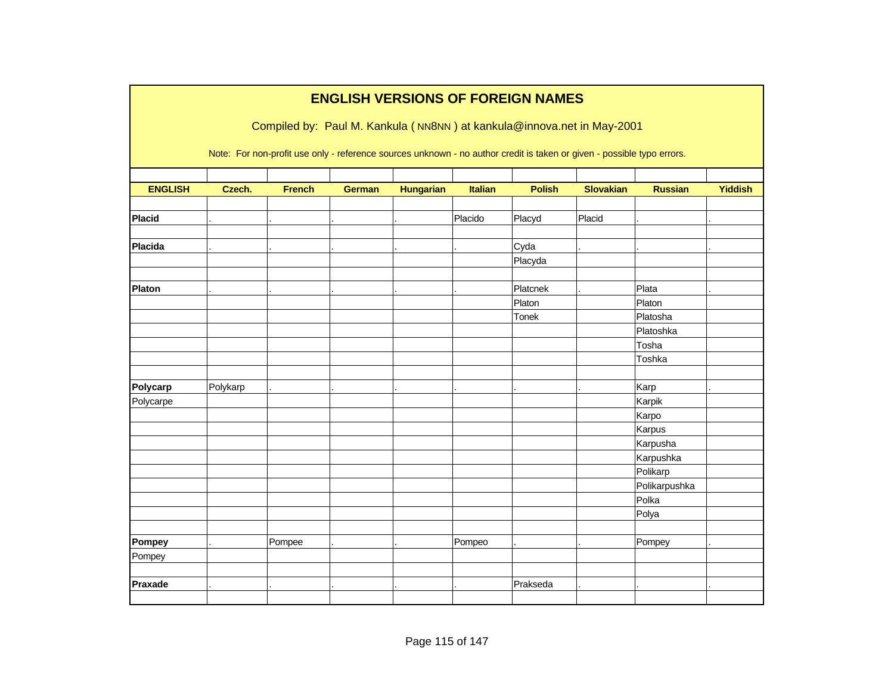# ENGLISH VERSIONS OF FOREIGN NAMES

Compiled by: Paul M. Kankula ( NN8NN ) at kankula@innova.net in May-2001

Note: For non-profit use only - reference sources unknown - no author credit is taken or given - possible typo errors.

| ENGLISH | Czech. | French | German | Hungarian | Italian | Polish | Slovakian | Russian | Yiddish |
|---|---|---|---|---|---|---|---|---|---|
| | | | | | | | | | |
| **Placid** | . | . | . | . | Placido | Placyd | Placid | . | . |
| | | | | | | | | | |
| **Placida** | . | . | . | . | . | Cyda | . | . | . |
| | | | | | | Placyda | | | |
| | | | | | | | | | |
| **Platon** | . | . | . | . | . | Platcnek | . | Plata | . |
| | | | | | | Platon | | Platon | |
| | | | | | | Tonek | | Platosha | |
| | | | | | | | | Platoshka | |
| | | | | | | | | Tosha | |
| | | | | | | | | Toshka | |
| | | | | | | | | | |
| **Polycarp** | Polykarp | . | . | . | . | . | . | Karp | . |
| Polycarpe | | | | | | | | Karpik | |
| | | | | | | | | Karpo | |
| | | | | | | | | Karpus | |
| | | | | | | | | Karpusha | |
| | | | | | | | | Karpushka | |
| | | | | | | | | Polikarp | |
| | | | | | | | | Polikarpushka | |
| | | | | | | | | Polka | |
| | | | | | | | | Polya | |
| | | | | | | | | | |
| **Pompey** | . | Pompee | . | . | Pompeo | . | . | Pompey | . |
| Pompey | | | | | | | | | |
| | | | | | | | | | |
| **Praxade** | . | . | . | . | . | Prakseda | . | . | . |
| | | | | | | | | | |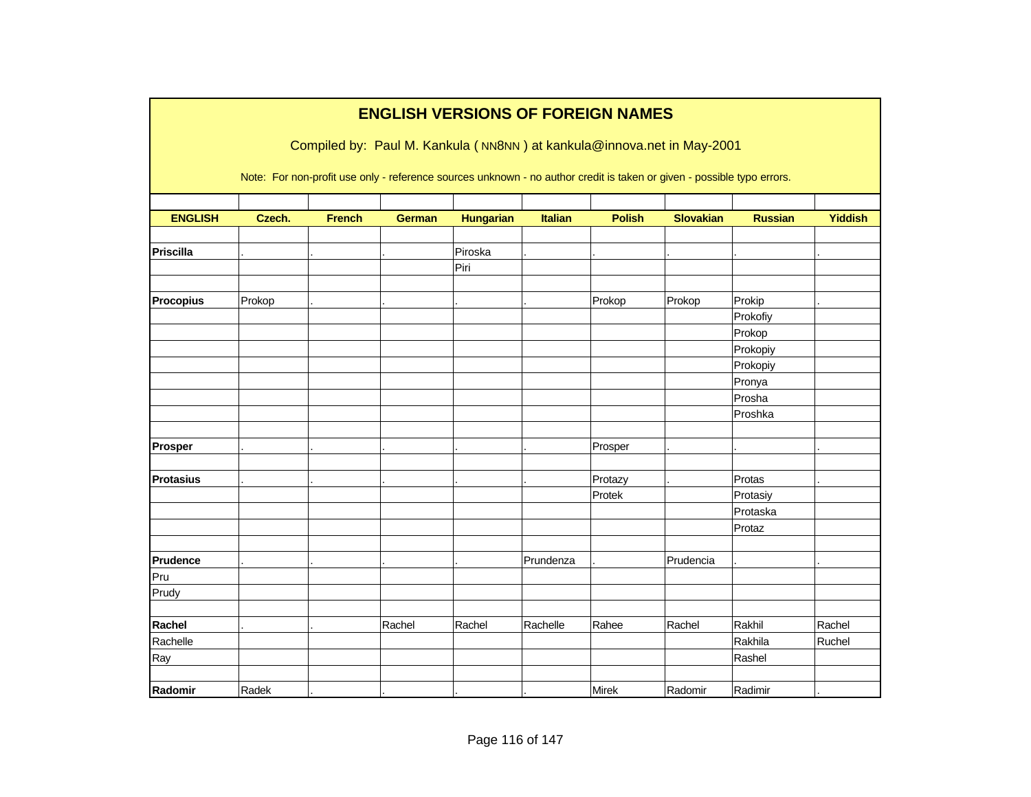# ENGLISH VERSIONS OF FOREIGN NAMES

Compiled by: Paul M. Kankula ( NN8NN ) at kankula@innova.net in May-2001

Note: For non-profit use only - reference sources unknown - no author credit is taken or given - possible typo errors.

| ENGLISH | Czech. | French | German | Hungarian | Italian | Polish | Slovakian | Russian | Yiddish |
|---|---|---|---|---|---|---|---|---|---|
| | | | | | | | | | |
| **Priscilla** | . | . | . | Piroska | . | . | . | . | . |
| | | | | Piri | | | | | |
| | | | | | | | | | |
| **Procopius** | Prokop | . | . | . | . | Prokop | Prokop | Prokip | . |
| | | | | | | | | Prokofiy | |
| | | | | | | | | Prokop | |
| | | | | | | | | Prokopiy | |
| | | | | | | | | Prokopiy | |
| | | | | | | | | Pronya | |
| | | | | | | | | Prosha | |
| | | | | | | | | Proshka | |
| | | | | | | | | | |
| **Prosper** | . | . | . | . | . | Prosper | . | . | . |
| | | | | | | | | | |
| **Protasius** | . | . | . | . | . | Protazy | . | Protas | . |
| | | | | | | Protek | | Protasiy | |
| | | | | | | | | Protaska | |
| | | | | | | | | Protaz | |
| | | | | | | | | | |
| **Prudence** | . | . | . | . | Prundenza | . | Prudencia | . | . |
| Pru | | | | | | | | | |
| Prudy | | | | | | | | | |
| | | | | | | | | | |
| **Rachel** | . | . | Rachel | Rachel | Rachelle | Rahee | Rachel | Rakhil | Rachel |
| Rachelle | | | | | | | | Rakhila | Ruchel |
| Ray | | | | | | | | Rashel | |
| | | | | | | | | | |
| **Radomir** | Radek | . | . | . | . | Mirek | Radomir | Radimir | . |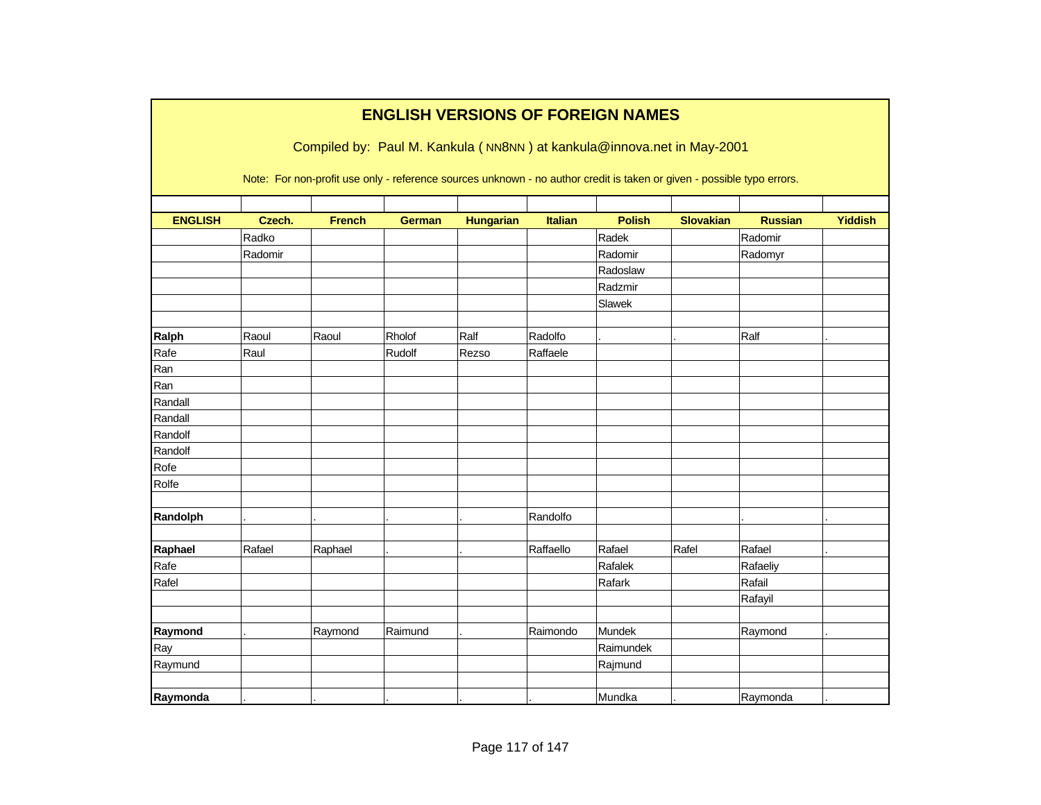# ENGLISH VERSIONS OF FOREIGN NAMES

Compiled by: Paul M. Kankula ( NN8NN ) at kankula@innova.net in May-2001

Note: For non-profit use only - reference sources unknown - no author credit is taken or given - possible typo errors.

| ENGLISH | Czech. | French | German | Hungarian | Italian | Polish | Slovakian | Russian | Yiddish |
|---|---|---|---|---|---|---|---|---|---|
| | Radko | | | | | Radek | | Radomir | |
| | Radomir | | | | | Radomir | | Radomyr | |
| | | | | | | Radoslaw | | | |
| | | | | | | Radzmir | | | |
| | | | | | | Slawek | | | |
| | | | | | | | | | |
| **Ralph** | Raoul | Raoul | Rholof | Ralf | Radolfo | . | . | Ralf | . |
| Rafe | Raul | | Rudolf | Rezso | Raffaele | | | | |
| Ran | | | | | | | | | |
| Ran | | | | | | | | | |
| Randall | | | | | | | | | |
| Randall | | | | | | | | | |
| Randolf | | | | | | | | | |
| Randolf | | | | | | | | | |
| Rofe | | | | | | | | | |
| Rolfe | | | | | | | | | |
| | | | | | | | | | |
| **Randolph** | . | . | . | . | Randolfo | | | . | . |
| | | | | | | | | | |
| **Raphael** | Rafael | Raphael | . | . | Raffaello | Rafael | Rafel | Rafael | . |
| Rafe | | | | | | Rafalek | | Rafaeliy | |
| Rafel | | | | | | Rafark | | Rafail | |
| | | | | | | | | Rafayil | |
| | | | | | | | | | |
| **Raymond** | . | Raymond | Raimund | . | Raimondo | Mundek | | Raymond | . |
| Ray | | | | | | Raimundek | | | |
| Raymund | | | | | | Rajmund | | | |
| | | | | | | | | | |
| **Raymonda** | . | . | . | . | . | Mundka | . | Raymonda | . |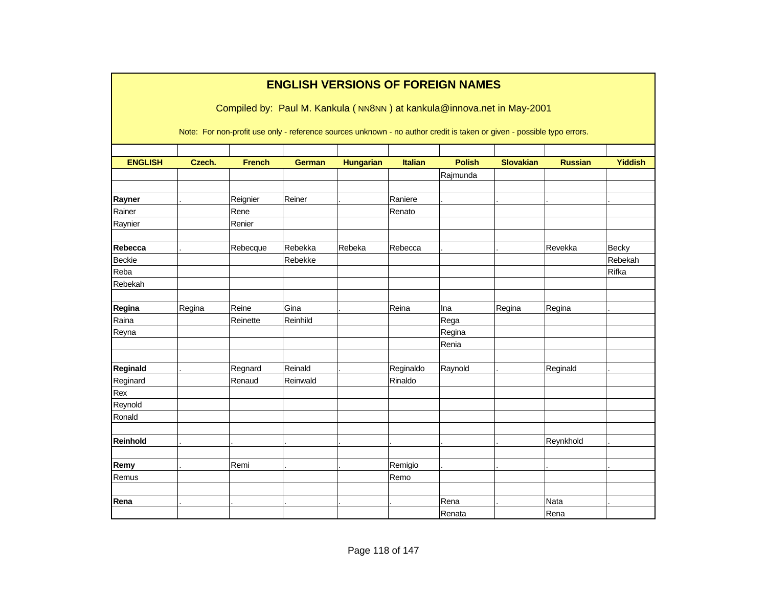# ENGLISH VERSIONS OF FOREIGN NAMES

Compiled by: Paul M. Kankula ( NN8NN ) at kankula@innova.net in May-2001

Note: For non-profit use only - reference sources unknown - no author credit is taken or given - possible typo errors.

| ENGLISH | Czech. | French | German | Hungarian | Italian | Polish | Slovakian | Russian | Yiddish |
|---|---|---|---|---|---|---|---|---|---|
| | | | | | | Rajmunda | | | |
| | | | | | | | | | |
| **Rayner** | . | Reignier | Reiner | . | Raniere | . | . | . | . |
| Rainer | | Rene | | | Renato | | | | |
| Raynier | | Renier | | | | | | | |
| | | | | | | | | | |
| **Rebecca** | . | Rebecque | Rebekka | Rebeka | Rebecca | . | . | Revekka | Becky |
| Beckie | | | Rebekke | | | | | | Rebekah |
| Reba | | | | | | | | | Rifka |
| Rebekah | | | | | | | | | |
| | | | | | | | | | |
| **Regina** | Regina | Reine | Gina | . | Reina | Ina | Regina | Regina | . |
| Raina | | Reinette | Reinhild | | | Rega | | | |
| Reyna | | | | | | Regina | | | |
| | | | | | | Renia | | | |
| | | | | | | | | | |
| **Reginald** | . | Regnard | Reinald | . | Reginaldo | Raynold | . | Reginald | . |
| Reginard | | Renaud | Reinwald | | Rinaldo | | | | |
| Rex | | | | | | | | | |
| Reynold | | | | | | | | | |
| Ronald | | | | | | | | | |
| | | | | | | | | | |
| **Reinhold** | . | . | . | . | . | . | . | Reynkhold | . |
| | | | | | | | | | |
| **Remy** | . | Remi | . | . | Remigio | . | . | . | . |
| Remus | | | | | Remo | | | | |
| | | | | | | | | | |
| **Rena** | . | . | . | . | . | Rena | . | Nata | . |
| | | | | | | Renata | | Rena | |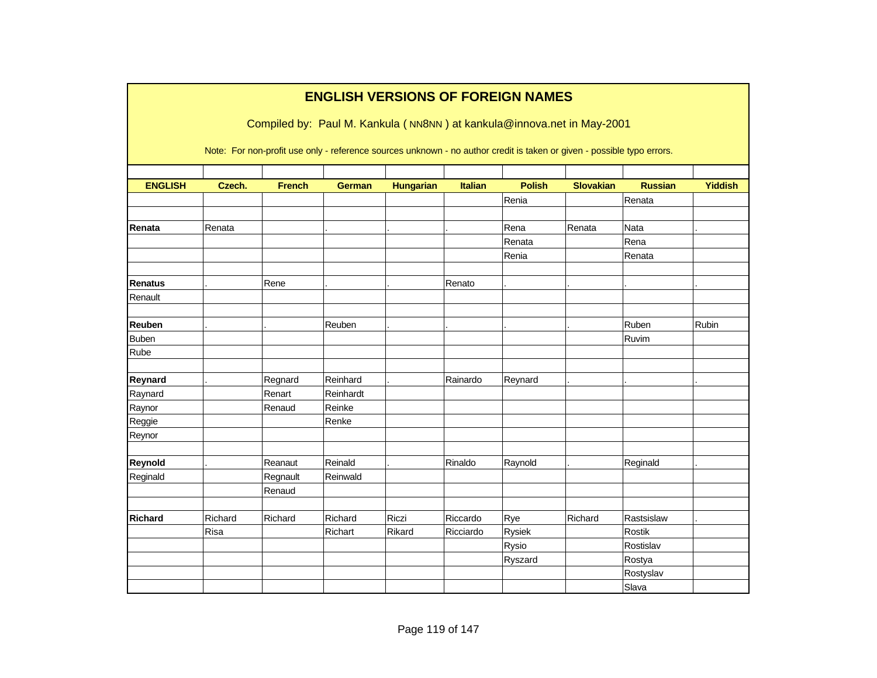# ENGLISH VERSIONS OF FOREIGN NAMES

Compiled by: Paul M. Kankula ( NN8NN ) at kankula@innova.net in May-2001

Note: For non-profit use only - reference sources unknown - no author credit is taken or given - possible typo errors.

| ENGLISH | Czech. | French | German | Hungarian | Italian | Polish | Slovakian | Russian | Yiddish |
|---|---|---|---|---|---|---|---|---|---|
| | | | | | | Renia | | Renata | |
| | | | | | | | | | |
| **Renata** | Renata | | . | . | . | Rena | Renata | Nata | . |
| | | | | | | Renata | | Rena | |
| | | | | | | Renia | | Renata | |
| | | | | | | | | | |
| **Renatus** | . | Rene | . | . | Renato | . | . | . | . |
| Renault | | | | | | | | | |
| | | | | | | | | | |
| **Reuben** | . | . | Reuben | . | . | . | . | Ruben | Rubin |
| Buben | | | | | | | | Ruvim | |
| Rube | | | | | | | | | |
| | | | | | | | | | |
| **Reynard** | . | Regnard | Reinhard | . | Rainardo | Reynard | . | . | . |
| Raynard | | Renart | Reinhardt | | | | | | |
| Raynor | | Renaud | Reinke | | | | | | |
| Reggie | | | Renke | | | | | | |
| Reynor | | | | | | | | | |
| | | | | | | | | | |
| **Reynold** | . | Reanaut | Reinald | . | Rinaldo | Raynold | . | Reginald | . |
| Reginald | | Regnault | Reinwald | | | | | | |
| | | Renaud | | | | | | | |
| | | | | | | | | | |
| **Richard** | Richard | Richard | Richard | Riczi | Riccardo | Rye | Richard | Rastsislaw | . |
| | Risa | | Richart | Rikard | Ricciardo | Rysiek | | Rostik | |
| | | | | | | Rysio | | Rostislav | |
| | | | | | | Ryszard | | Rostya | |
| | | | | | | | | Rostyslav | |
| | | | | | | | | Slava | |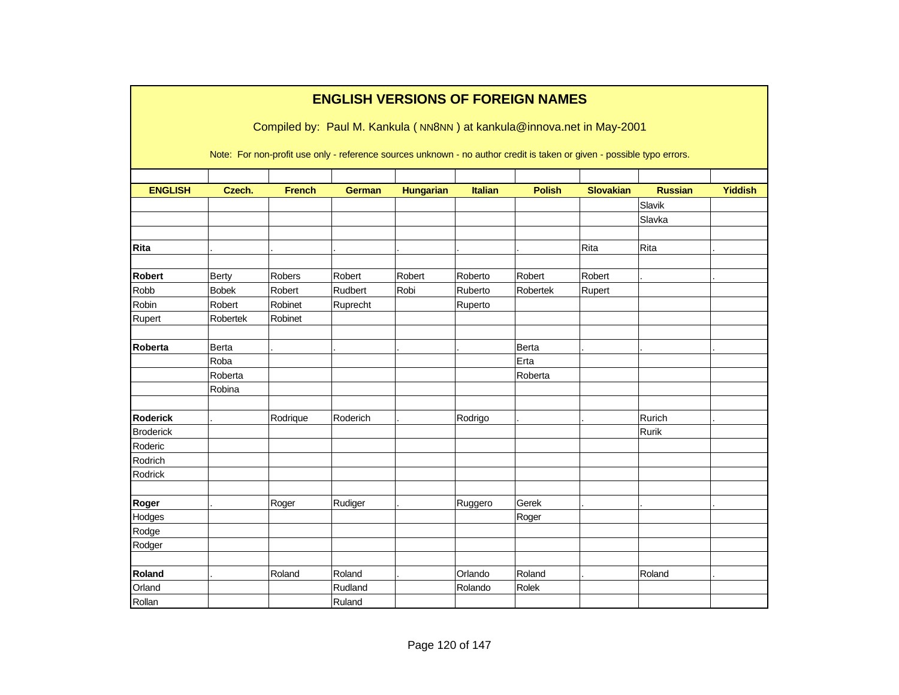# ENGLISH VERSIONS OF FOREIGN NAMES

Compiled by: Paul M. Kankula ( NN8NN ) at kankula@innova.net in May-2001

Note: For non-profit use only - reference sources unknown - no author credit is taken or given - possible typo errors.

| ENGLISH | Czech. | French | German | Hungarian | Italian | Polish | Slovakian | Russian | Yiddish |
|---|---|---|---|---|---|---|---|---|---|
| | | | | | | | | Slavik | |
| | | | | | | | | Slavka | |
| | | | | | | | | | |
| **Rita** | . | . | . | . | . | . | Rita | Rita | . |
| | | | | | | | | | |
| **Robert** | Berty | Robers | Robert | Robert | Roberto | Robert | Robert | . | . |
| Robb | Bobek | Robert | Rudbert | Robi | Ruberto | Robertek | Rupert | | |
| Robin | Robert | Robinet | Ruprecht | | Ruperto | | | | |
| Rupert | Robertek | Robinet | | | | | | | |
| | | | | | | | | | |
| **Roberta** | Berta | . | . | . | . | Berta | . | . | . |
| | Roba | | | | | Erta | | | |
| | Roberta | | | | | Roberta | | | |
| | Robina | | | | | | | | |
| | | | | | | | | | |
| **Roderick** | . | Rodrique | Roderich | . | Rodrigo | . | . | Rurich | . |
| Broderick | | | | | | | | Rurik | |
| Roderic | | | | | | | | | |
| Rodrich | | | | | | | | | |
| Rodrick | | | | | | | | | |
| | | | | | | | | | |
| **Roger** | . | Roger | Rudiger | . | Ruggero | Gerek | . | . | . |
| Hodges | | | | | | Roger | | | |
| Rodge | | | | | | | | | |
| Rodger | | | | | | | | | |
| | | | | | | | | | |
| **Roland** | . | Roland | Roland | . | Orlando | Roland | . | Roland | . |
| Orland | | | Rudland | | Rolando | Rolek | | | |
| Rollan | | | Ruland | | | | | | |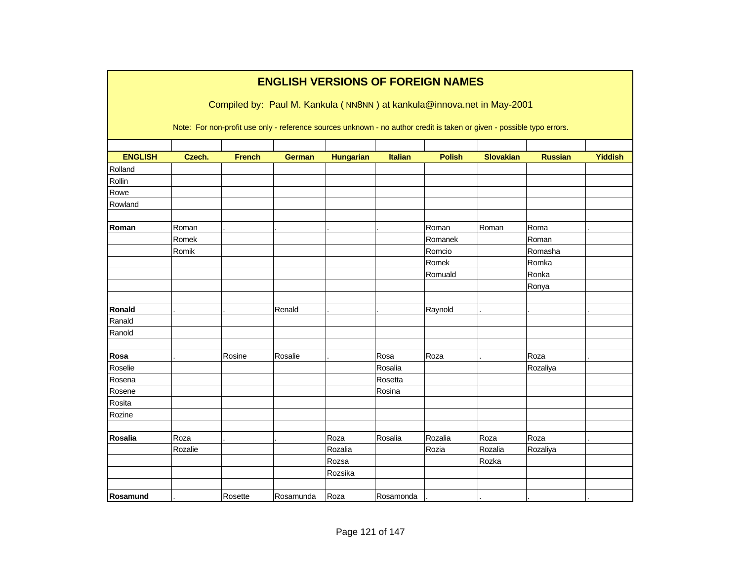# ENGLISH VERSIONS OF FOREIGN NAMES

Compiled by: Paul M. Kankula ( NN8NN ) at kankula@innova.net in May-2001

Note: For non-profit use only - reference sources unknown - no author credit is taken or given - possible typo errors.

| ENGLISH | Czech. | French | German | Hungarian | Italian | Polish | Slovakian | Russian | Yiddish |
|---|---|---|---|---|---|---|---|---|---|
| Rolland | | | | | | | | | |
| Rollin | | | | | | | | | |
| Rowe | | | | | | | | | |
| Rowland | | | | | | | | | |
| | | | | | | | | | |
| **Roman** | Roman | . | . | . | . | Roman | Roman | Roma | . |
| | Romek | | | | | Romanek | | Roman | |
| | Romik | | | | | Romcio | | Romasha | |
| | | | | | | Romek | | Romka | |
| | | | | | | Romuald | | Ronka | |
| | | | | | | | | Ronya | |
| | | | | | | | | | |
| **Ronald** | . | . | Renald | . | . | Raynold | . | . | . |
| Ranald | | | | | | | | | |
| Ranold | | | | | | | | | |
| | | | | | | | | | |
| **Rosa** | . | Rosine | Rosalie | . | Rosa | Roza | . | Roza | . |
| Roselie | | | | | Rosalia | | | Rozaliya | |
| Rosena | | | | | Rosetta | | | | |
| Rosene | | | | | Rosina | | | | |
| Rosita | | | | | | | | | |
| Rozine | | | | | | | | | |
| | | | | | | | | | |
| **Rosalia** | Roza | . | . | Roza | Rosalia | Rozalia | Roza | Roza | . |
| | Rozalie | | | Rozalia | | Rozia | Rozalia | Rozaliya | |
| | | | | Rozsa | | | Rozka | | |
| | | | | Rozsika | | | | | |
| | | | | | | | | | |
| **Rosamund** | . | Rosette | Rosamunda | Roza | Rosamonda | . | . | . | . |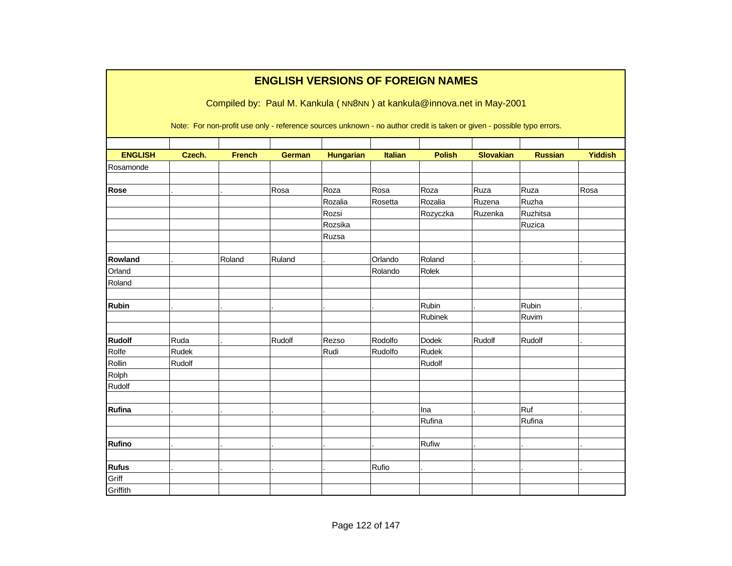# ENGLISH VERSIONS OF FOREIGN NAMES

Compiled by: Paul M. Kankula ( NN8NN ) at kankula@innova.net in May-2001

Note: For non-profit use only - reference sources unknown - no author credit is taken or given - possible typo errors.

| ENGLISH | Czech. | French | German | Hungarian | Italian | Polish | Slovakian | Russian | Yiddish |
|---|---|---|---|---|---|---|---|---|---|
| Rosamonde | | | | | | | | | |
| | | | | | | | | | |
| **Rose** | . | . | Rosa | Roza | Rosa | Roza | Ruza | Ruza | Rosa |
| | | | | Rozalia | Rosetta | Rozalia | Ruzena | Ruzha | |
| | | | | Rozsi | | Rozyczka | Ruzenka | Ruzhitsa | |
| | | | | Rozsika | | | | Ruzica | |
| | | | | Ruzsa | | | | | |
| | | | | | | | | | |
| **Rowland** | . | Roland | Ruland | . | Orlando | Roland | . | . | . |
| Orland | | | | | Rolando | Rolek | | | |
| Roland | | | | | | | | | |
| | | | | | | | | | |
| **Rubin** | . | . | . | . | . | Rubin | . | Rubin | . |
| | | | | | | Rubinek | | Ruvim | |
| | | | | | | | | | |
| **Rudolf** | Ruda | . | Rudolf | Rezso | Rodolfo | Dodek | Rudolf | Rudolf | . |
| Rolfe | Rudek | | | Rudi | Rudolfo | Rudek | | | |
| Rollin | Rudolf | | | | | Rudolf | | | |
| Rolph | | | | | | | | | |
| Rudolf | | | | | | | | | |
| | | | | | | | | | |
| **Rufina** | . | . | . | . | . | Ina | . | Ruf | . |
| | | | | | | Rufina | | Rufina | |
| | | | | | | | | | |
| **Rufino** | . | . | . | . | . | Rufiw | . | . | . |
| | | | | | | | | | |
| **Rufus** | . | . | . | . | Rufio | . | . | . | . |
| Griff | | | | | | | | | |
| Griffith | | | | | | | | | |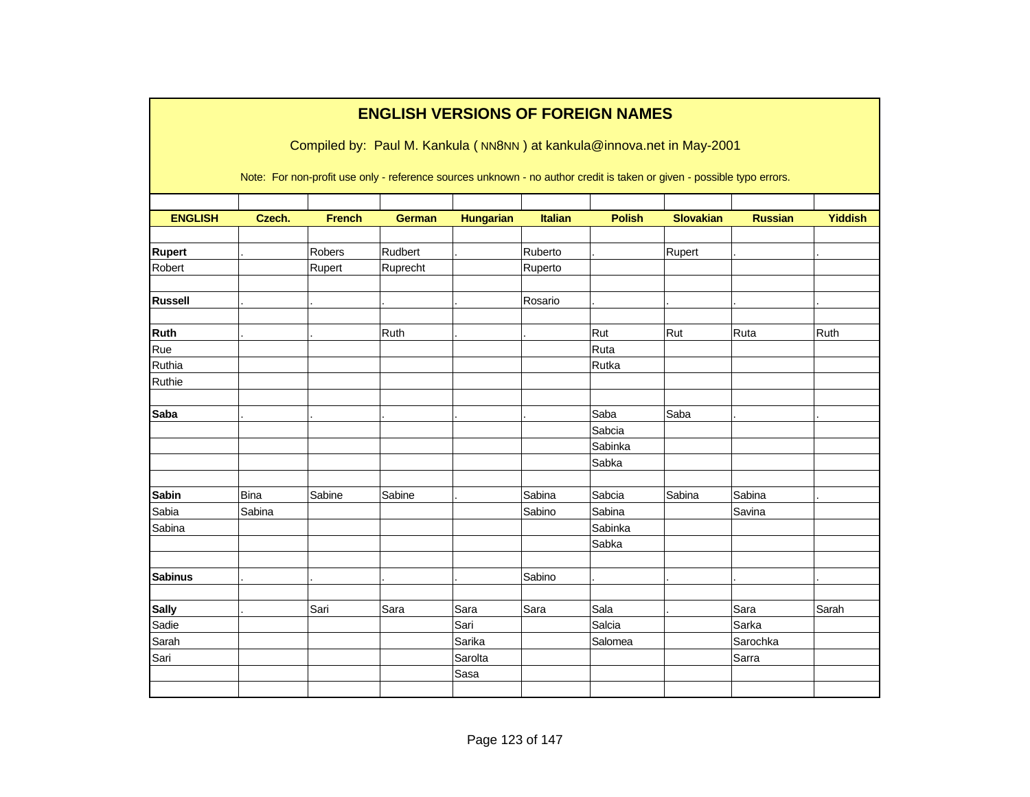# ENGLISH VERSIONS OF FOREIGN NAMES

Compiled by: Paul M. Kankula ( NN8NN ) at kankula@innova.net in May-2001

Note: For non-profit use only - reference sources unknown - no author credit is taken or given - possible typo errors.

| ENGLISH | Czech. | French | German | Hungarian | Italian | Polish | Slovakian | Russian | Yiddish |
|---|---|---|---|---|---|---|---|---|---|
| | | | | | | | | | |
| **Rupert** | . | Robers | Rudbert | . | Ruberto | . | Rupert | . | . |
| Robert | | Rupert | Ruprecht | | Ruperto | | | | |
| | | | | | | | | | |
| **Russell** | . | . | . | . | Rosario | . | . | . | . |
| | | | | | | | | | |
| **Ruth** | . | . | Ruth | . | . | Rut | Rut | Ruta | Ruth |
| Rue | | | | | | Ruta | | | |
| Ruthia | | | | | | Rutka | | | |
| Ruthie | | | | | | | | | |
| | | | | | | | | | |
| **Saba** | . | . | . | . | . | Saba | Saba | . | . |
| | | | | | | Sabcia | | | |
| | | | | | | Sabinka | | | |
| | | | | | | Sabka | | | |
| | | | | | | | | | |
| **Sabin** | Bina | Sabine | Sabine | . | Sabina | Sabcia | Sabina | Sabina | . |
| Sabia | Sabina | | | | Sabino | Sabina | | Savina | |
| Sabina | | | | | | Sabinka | | | |
| | | | | | | Sabka | | | |
| | | | | | | | | | |
| **Sabinus** | . | . | . | . | Sabino | . | . | . | . |
| | | | | | | | | | |
| **Sally** | . | Sari | Sara | Sara | Sara | Sala | . | Sara | Sarah |
| Sadie | | | | Sari | | Salcia | | Sarka | |
| Sarah | | | | Sarika | | Salomea | | Sarochka | |
| Sari | | | | Sarolta | | | | Sarra | |
| | | | | Sasa | | | | | |
| | | | | | | | | | |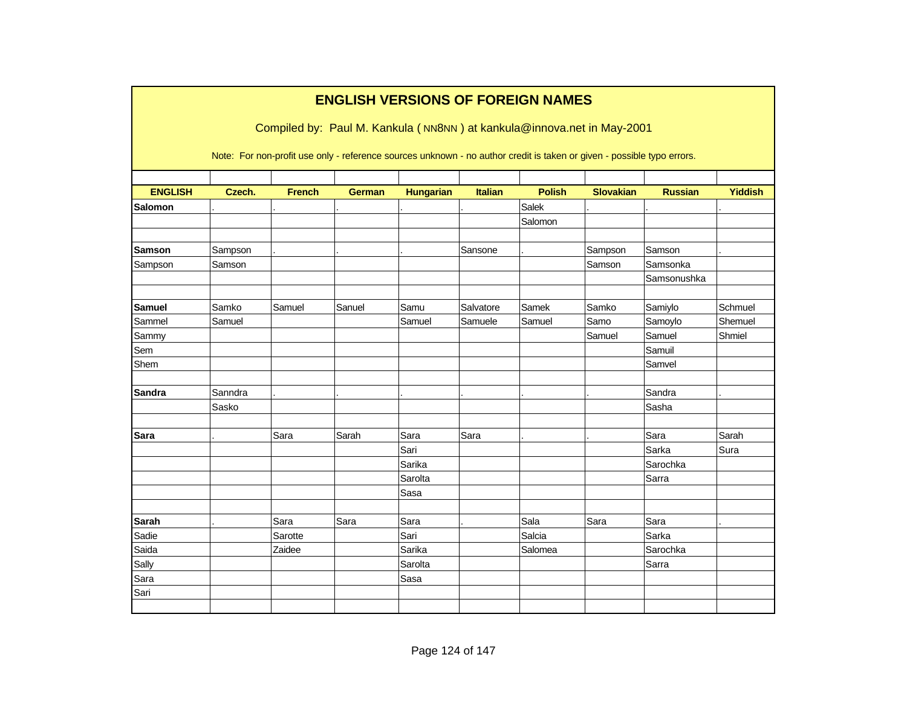# ENGLISH VERSIONS OF FOREIGN NAMES

Compiled by: Paul M. Kankula ( NN8NN ) at kankula@innova.net in May-2001

Note: For non-profit use only - reference sources unknown - no author credit is taken or given - possible typo errors.

| ENGLISH | Czech. | French | German | Hungarian | Italian | Polish | Slovakian | Russian | Yiddish |
|---|---|---|---|---|---|---|---|---|---|
| **Salomon** | . | . | . | . | . | Salek | . | . | . |
| | | | | | | Salomon | | | |
| | | | | | | | | | |
| **Samson** | Sampson | . | . | . | Sansone | . | Sampson | Samson | . |
| Sampson | Samson | | | | | | Samson | Samsonka | |
| | | | | | | | | Samsonushka | |
| | | | | | | | | | |
| **Samuel** | Samko | Samuel | Sanuel | Samu | Salvatore | Samek | Samko | Samiylo | Schmuel |
| Sammel | Samuel | | | Samuel | Samuele | Samuel | Samo | Samoylo | Shemuel |
| Sammy | | | | | | | Samuel | Samuel | Shmiel |
| Sem | | | | | | | | Samuil | |
| Shem | | | | | | | | Samvel | |
| | | | | | | | | | |
| **Sandra** | Sanndra | . | . | . | . | . | . | Sandra | . |
| | Sasko | | | | | | | Sasha | |
| | | | | | | | | | |
| **Sara** | . | Sara | Sarah | Sara | Sara | . | . | Sara | Sarah |
| | | | | Sari | | | | Sarka | Sura |
| | | | | Sarika | | | | Sarochka | |
| | | | | Sarolta | | | | Sarra | |
| | | | | Sasa | | | | | |
| | | | | | | | | | |
| **Sarah** | . | Sara | Sara | Sara | . | Sala | Sara | Sara | . |
| Sadie | | Sarotte | | Sari | | Salcia | | Sarka | |
| Saida | | Zaidee | | Sarika | | Salomea | | Sarochka | |
| Sally | | | | Sarolta | | | | Sarra | |
| Sara | | | | Sasa | | | | | |
| Sari | | | | | | | | | |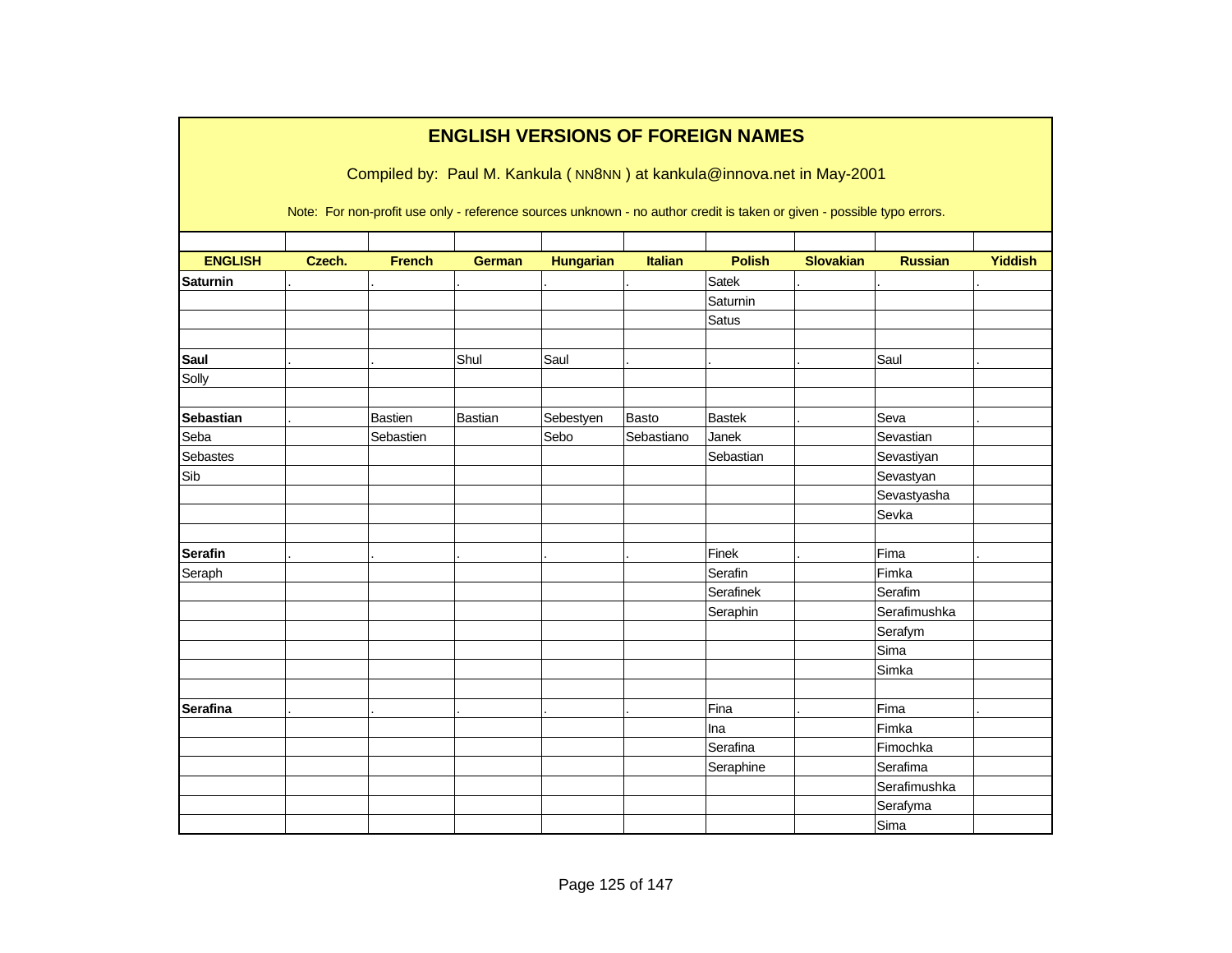# ENGLISH VERSIONS OF FOREIGN NAMES

Compiled by: Paul M. Kankula ( NN8NN ) at kankula@innova.net in May-2001

Note: For non-profit use only - reference sources unknown - no author credit is taken or given - possible typo errors.

| ENGLISH | Czech. | French | German | Hungarian | Italian | Polish | Slovakian | Russian | Yiddish |
|---|---|---|---|---|---|---|---|---|---|
| **Saturnin** | . | . | . | . | . | Satek | . | . | . |
| | | | | | | Saturnin | | | |
| | | | | | | Satus | | | |
| | | | | | | | | | |
| **Saul** | . | . | Shul | Saul | . | . | . | Saul | . |
| Solly | | | | | | | | | |
| | | | | | | | | | |
| **Sebastian** | . | Bastien | Bastian | Sebestyen | Basto | Bastek | . | Seva | . |
| Seba | | Sebastien | | Sebo | Sebastiano | Janek | | Sevastian | |
| Sebastes | | | | | | Sebastian | | Sevastiyan | |
| Sib | | | | | | | | Sevastyan | |
| | | | | | | | | Sevastyasha | |
| | | | | | | | | Sevka | |
| | | | | | | | | | |
| **Serafin** | . | . | . | . | . | Finek | . | Fima | . |
| Seraph | | | | | | Serafin | | Fimka | |
| | | | | | | Serafinek | | Serafim | |
| | | | | | | Seraphin | | Serafimushka | |
| | | | | | | | | Serafym | |
| | | | | | | | | Sima | |
| | | | | | | | | Simka | |
| | | | | | | | | | |
| **Serafina** | . | . | . | . | . | Fina | . | Fima | . |
| | | | | | | Ina | | Fimka | |
| | | | | | | Serafina | | Fimochka | |
| | | | | | | Seraphine | | Serafima | |
| | | | | | | | | Serafimushka | |
| | | | | | | | | Serafyma | |
| | | | | | | | | Sima | |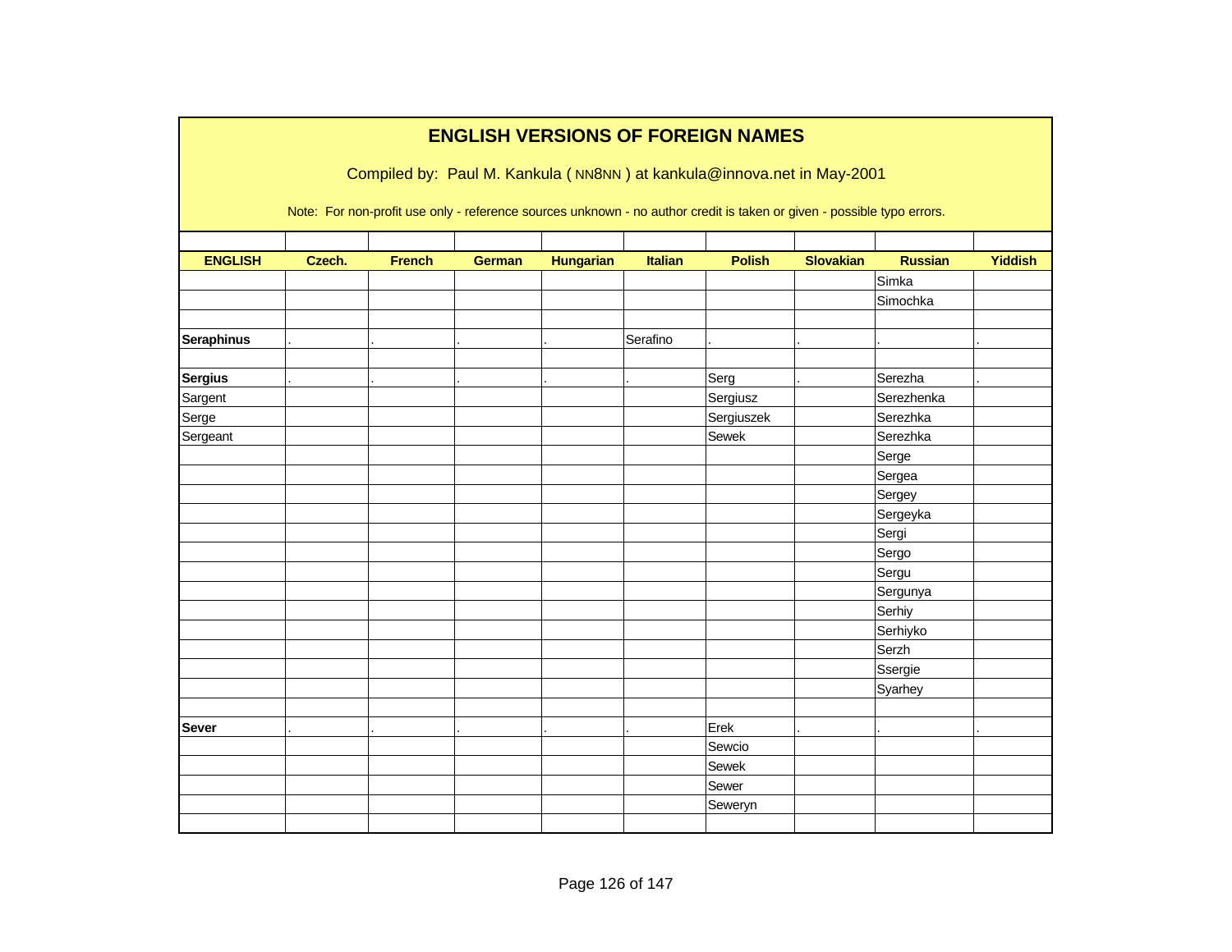## ENGLISH VERSIONS OF FOREIGN NAMES

Compiled by: Paul M. Kankula ( NN8NN ) at kankula@innova.net in May-2001

Note: For non-profit use only - reference sources unknown - no author credit is taken or given - possible typo errors.

| ENGLISH | Czech. | French | German | Hungarian | Italian | Polish | Slovakian | Russian | Yiddish |
|---|---|---|---|---|---|---|---|---|---|
| | | | | | | | | Simka | |
| | | | | | | | | Simochka | |
| | | | | | | | | | |
| **Seraphinus** | . | . | . | . | Serafino | . | . | . | . |
| | | | | | | | | | |
| **Sergius** | . | . | . | . | . | Serg | . | Serezha | . |
| Sargent | | | | | | Sergiusz | | Serezhenka | |
| Serge | | | | | | Sergiuszek | | Serezhka | |
| Sergeant | | | | | | Sewek | | Serezhka | |
| | | | | | | | | Serge | |
| | | | | | | | | Sergea | |
| | | | | | | | | Sergey | |
| | | | | | | | | Sergeyka | |
| | | | | | | | | Sergi | |
| | | | | | | | | Sergo | |
| | | | | | | | | Sergu | |
| | | | | | | | | Sergunya | |
| | | | | | | | | Serhiy | |
| | | | | | | | | Serhiyko | |
| | | | | | | | | Serzh | |
| | | | | | | | | Ssergie | |
| | | | | | | | | Syarhey | |
| | | | | | | | | | |
| **Sever** | . | . | . | . | . | Erek | . | . | . |
| | | | | | | Sewcio | | | |
| | | | | | | Sewek | | | |
| | | | | | | Sewer | | | |
| | | | | | | Seweryn | | | |
| | | | | | | | | | |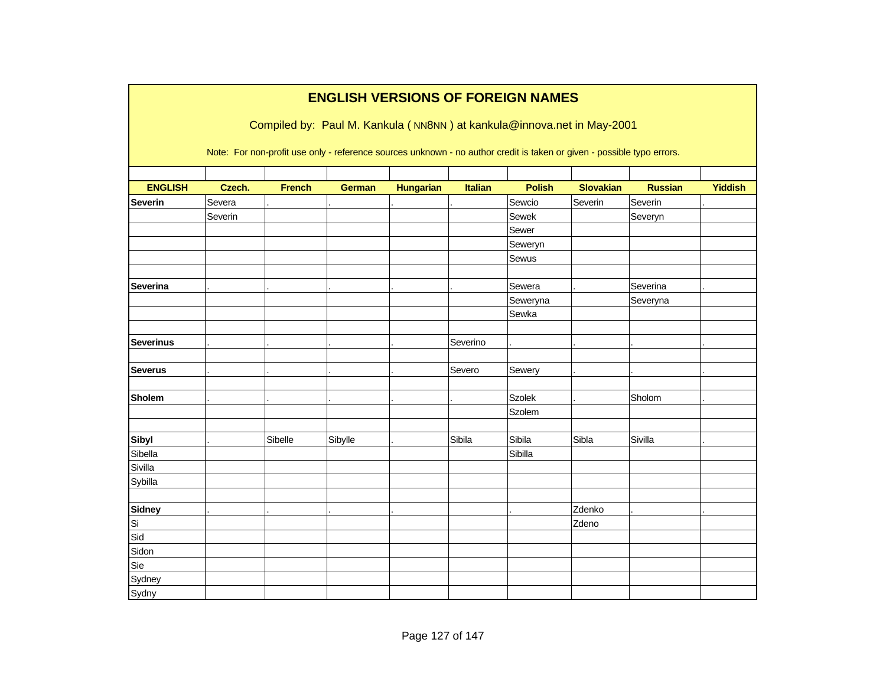# ENGLISH VERSIONS OF FOREIGN NAMES

Compiled by: Paul M. Kankula ( NN8NN ) at kankula@innova.net in May-2001

Note: For non-profit use only - reference sources unknown - no author credit is taken or given - possible typo errors.

| ENGLISH | Czech. | French | German | Hungarian | Italian | Polish | Slovakian | Russian | Yiddish |
|---|---|---|---|---|---|---|---|---|---|
| **Severin** | Severa | . | . | . | . | Sewcio | Severin | Severin | . |
| | Severin | | | | | Sewek | | Severyn | |
| | | | | | | Sewer | | | |
| | | | | | | Seweryn | | | |
| | | | | | | Sewus | | | |
| | | | | | | | | | |
| **Severina** | . | . | . | . | . | Sewera | . | Severina | . |
| | | | | | | Seweryna | | Severyna | |
| | | | | | | Sewka | | | |
| | | | | | | | | | |
| **Severinus** | . | . | . | . | Severino | . | . | . | . |
| | | | | | | | | | |
| **Severus** | . | . | . | . | Severo | Sewery | . | . | . |
| | | | | | | | | | |
| **Sholem** | . | . | . | . | . | Szolek | . | Sholom | . |
| | | | | | | Szolem | | | |
| | | | | | | | | | |
| **Sibyl** | . | Sibelle | Sibylle | . | Sibila | Sibila | Sibla | Sivilla | . |
| Sibella | | | | | | Sibilla | | | |
| Sivilla | | | | | | | | | |
| Sybilla | | | | | | | | | |
| | | | | | | | | | |
| **Sidney** | . | . | . | . | | . | Zdenko | . | . |
| Si | | | | | | | Zdeno | | |
| Sid | | | | | | | | | |
| Sidon | | | | | | | | | |
| Sie | | | | | | | | | |
| Sydney | | | | | | | | | |
| Sydny | | | | | | | | | |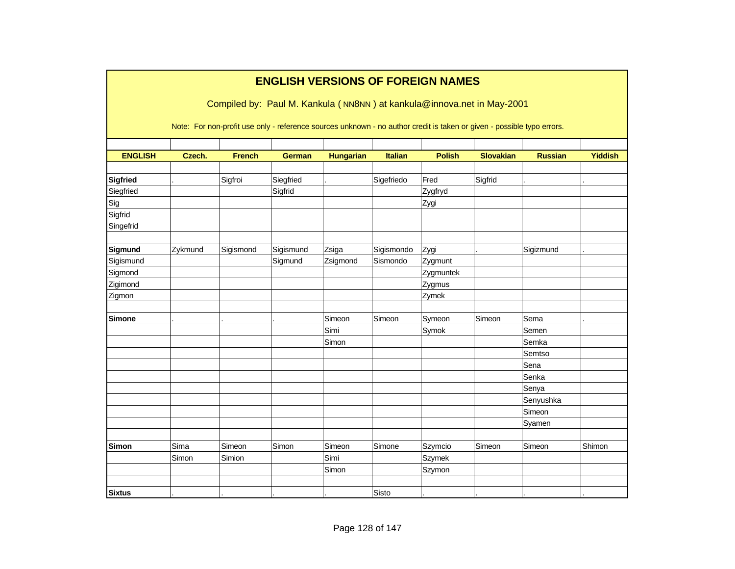# ENGLISH VERSIONS OF FOREIGN NAMES

Compiled by: Paul M. Kankula ( NN8NN ) at kankula@innova.net in May-2001

Note: For non-profit use only - reference sources unknown - no author credit is taken or given - possible typo errors.

| ENGLISH | Czech. | French | German | Hungarian | Italian | Polish | Slovakian | Russian | Yiddish |
|---|---|---|---|---|---|---|---|---|---|
| | | | | | | | | | |
| **Sigfried** | . | Sigfroi | Siegfried | . | Sigefriedo | Fred | Sigfrid | . | . |
| Siegfried | | | Sigfrid | | | Zygfryd | | | |
| Sig | | | | | | Zygi | | | |
| Sigfrid | | | | | | | | | |
| Singefrid | | | | | | | | | |
| | | | | | | | | | |
| **Sigmund** | Zykmund | Sigismond | Sigismund | Zsiga | Sigismondo | Zygi | . | Sigizmund | . |
| Sigismund | | | Sigmund | Zsigmond | Sismondo | Zygmunt | | | |
| Sigmond | | | | | | Zygmuntek | | | |
| Zigimond | | | | | | Zygmus | | | |
| Zigmon | | | | | | Zymek | | | |
| | | | | | | | | | |
| **Simone** | . | . | . | Simeon | Simeon | Symeon | Simeon | Sema | . |
| | | | | Simi | | Symok | | Semen | |
| | | | | Simon | | | | Semka | |
| | | | | | | | | Semtso | |
| | | | | | | | | Sena | |
| | | | | | | | | Senka | |
| | | | | | | | | Senya | |
| | | | | | | | | Senyushka | |
| | | | | | | | | Simeon | |
| | | | | | | | | Syamen | |
| | | | | | | | | | |
| **Simon** | Sima | Simeon | Simon | Simeon | Simone | Szymcio | Simeon | Simeon | Shimon |
| | Simon | Simion | | Simi | | Szymek | | | |
| | | | | Simon | | Szymon | | | |
| | | | | | | | | | |
| **Sixtus** | . | . | . | . | Sisto | . | . | . | . |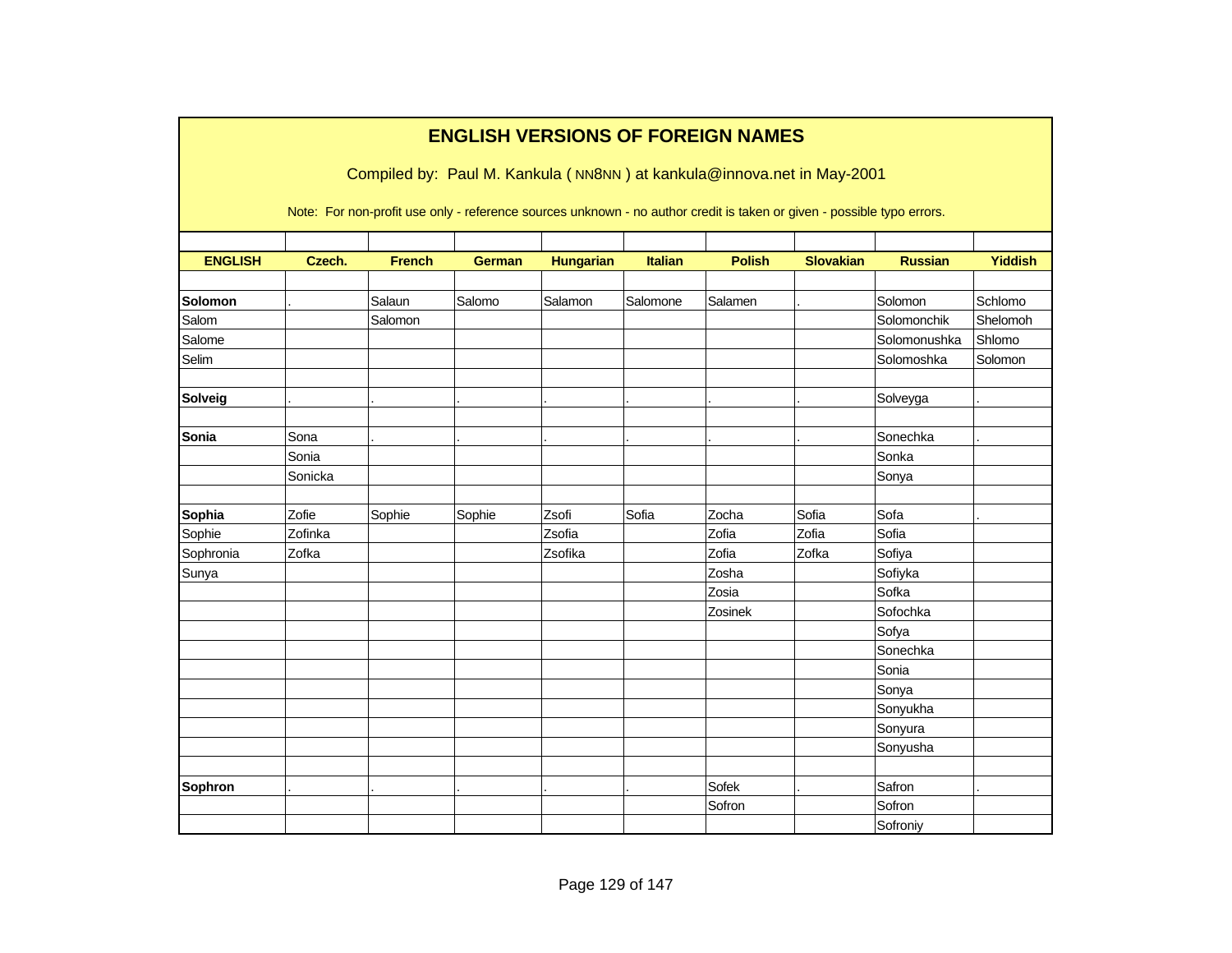## ENGLISH VERSIONS OF FOREIGN NAMES

Compiled by: Paul M. Kankula ( NN8NN ) at kankula@innova.net in May-2001

Note: For non-profit use only - reference sources unknown - no author credit is taken or given - possible typo errors.

| ENGLISH | Czech. | French | German | Hungarian | Italian | Polish | Slovakian | Russian | Yiddish |
|---|---|---|---|---|---|---|---|---|---|
| | | | | | | | | | |
| **Solomon** | . | Salaun | Salomo | Salamon | Salomone | Salamen | . | Solomon | Schlomo |
| Salom | | Salomon | | | | | | Solomonchik | Shelomoh |
| Salome | | | | | | | | Solomonushka | Shlomo |
| Selim | | | | | | | | Solomoshka | Solomon |
| | | | | | | | | | |
| **Solveig** | . | . | . | . | . | . | . | Solveyga | . |
| | | | | | | | | | |
| **Sonia** | Sona | . | . | . | . | . | . | Sonechka | . |
| | Sonia | | | | | | | Sonka | |
| | Sonicka | | | | | | | Sonya | |
| | | | | | | | | | |
| **Sophia** | Zofie | Sophie | Sophie | Zsofi | Sofia | Zocha | Sofia | Sofa | . |
| Sophie | Zofinka | | | Zsofia | | Zofia | Zofia | Sofia | |
| Sophronia | Zofka | | | Zsofika | | Zofia | Zofka | Sofiya | |
| Sunya | | | | | | Zosha | | Sofiyka | |
| | | | | | | Zosia | | Sofka | |
| | | | | | | Zosinek | | Sofochka | |
| | | | | | | | | Sofya | |
| | | | | | | | | Sonechka | |
| | | | | | | | | Sonia | |
| | | | | | | | | Sonya | |
| | | | | | | | | Sonyukha | |
| | | | | | | | | Sonyura | |
| | | | | | | | | Sonyusha | |
| | | | | | | | | | |
| **Sophron** | . | . | . | . | . | Sofek | . | Safron | . |
| | | | | | | Sofron | | Sofron | |
| | | | | | | | | Sofroniy | |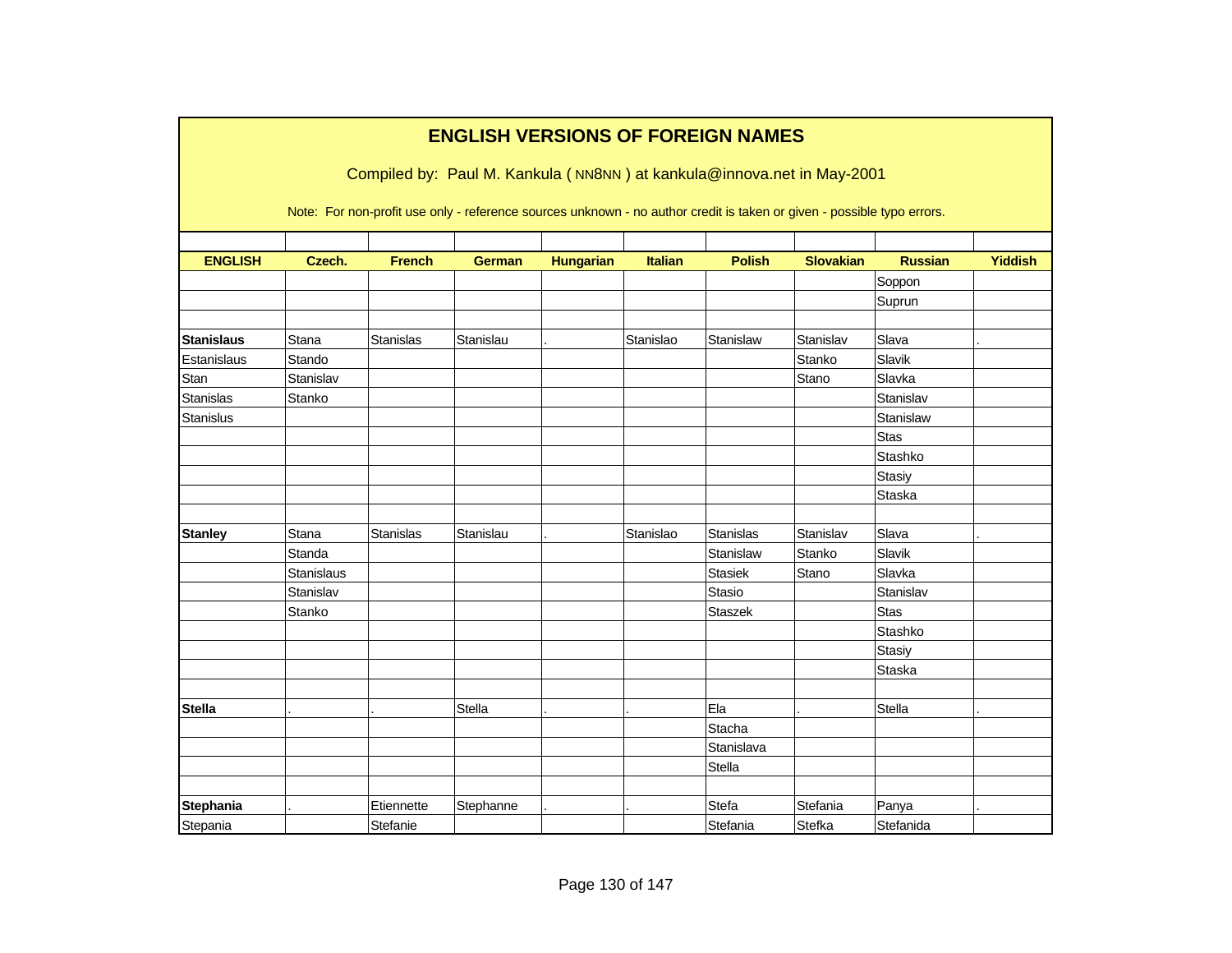## ENGLISH VERSIONS OF FOREIGN NAMES

Compiled by: Paul M. Kankula ( NN8NN ) at kankula@innova.net in May-2001

Note: For non-profit use only - reference sources unknown - no author credit is taken or given - possible typo errors.

| ENGLISH | Czech. | French | German | Hungarian | Italian | Polish | Slovakian | Russian | Yiddish |
|---|---|---|---|---|---|---|---|---|---|
| | | | | | | | | Soppon | |
| | | | | | | | | Suprun | |
| | | | | | | | | | |
| **Stanislaus** | Stana | Stanislas | Stanislau | . | Stanislao | Stanislaw | Stanislav | Slava | . |
| Estanislaus | Stando | | | | | | Stanko | Slavik | |
| Stan | Stanislav | | | | | | Stano | Slavka | |
| Stanislas | Stanko | | | | | | | Stanislav | |
| Stanislus | | | | | | | | Stanislaw | |
| | | | | | | | | Stas | |
| | | | | | | | | Stashko | |
| | | | | | | | | Stasiy | |
| | | | | | | | | Staska | |
| | | | | | | | | | |
| **Stanley** | Stana | Stanislas | Stanislau | . | Stanislao | Stanislas | Stanislav | Slava | . |
| | Standa | | | | | Stanislaw | Stanko | Slavik | |
| | Stanislaus | | | | | Stasiek | Stano | Slavka | |
| | Stanislav | | | | | Stasio | | Stanislav | |
| | Stanko | | | | | Staszek | | Stas | |
| | | | | | | | | Stashko | |
| | | | | | | | | Stasiy | |
| | | | | | | | | Staska | |
| | | | | | | | | | |
| **Stella** | . | . | Stella | . | . | Ela | . | Stella | . |
| | | | | | | Stacha | | | |
| | | | | | | Stanislava | | | |
| | | | | | | Stella | | | |
| | | | | | | | | | |
| **Stephania** | . | Etiennette | Stephanne | . | . | Stefa | Stefania | Panya | . |
| Stepania | | Stefanie | | | | Stefania | Stefka | Stefanida | |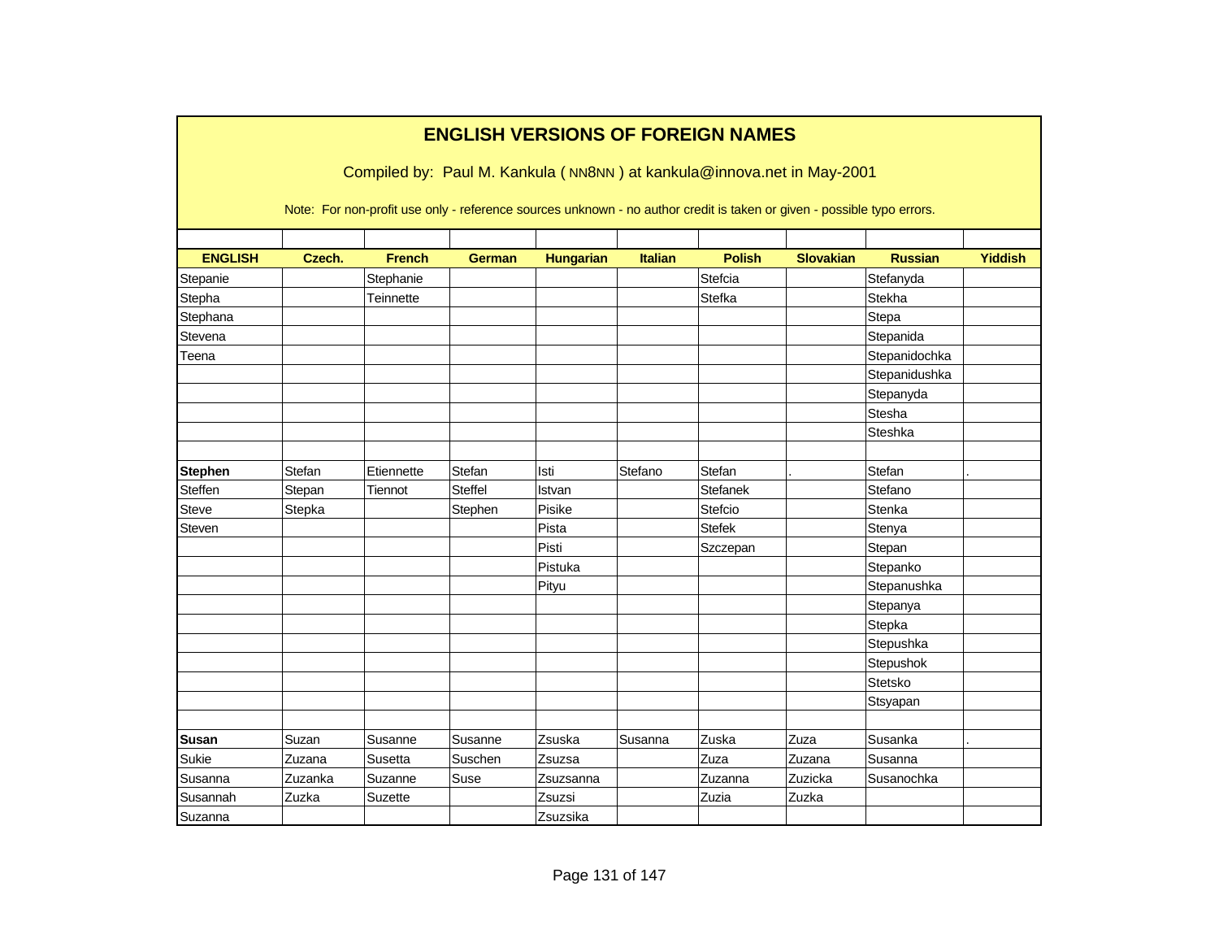# ENGLISH VERSIONS OF FOREIGN NAMES

Compiled by: Paul M. Kankula ( NN8NN ) at kankula@innova.net in May-2001

Note: For non-profit use only - reference sources unknown - no author credit is taken or given - possible typo errors.

| ENGLISH | Czech. | French | German | Hungarian | Italian | Polish | Slovakian | Russian | Yiddish |
|---|---|---|---|---|---|---|---|---|---|
| Stepanie | | Stephanie | | | | Stefcia | | Stefanyda | |
| Stepha | | Teinnette | | | | Stefka | | Stekha | |
| Stephana | | | | | | | | Stepa | |
| Stevena | | | | | | | | Stepanida | |
| Teena | | | | | | | | Stepanidochka | |
| | | | | | | | | Stepanidushka | |
| | | | | | | | | Stepanyda | |
| | | | | | | | | Stesha | |
| | | | | | | | | Steshka | |
| | | | | | | | | | |
| **Stephen** | Stefan | Etiennette | Stefan | Isti | Stefano | Stefan | . | Stefan | . |
| Steffen | Stepan | Tiennot | Steffel | Istvan | | Stefanek | | Stefano | |
| Steve | Stepka | | Stephen | Pisike | | Stefcio | | Stenka | |
| Steven | | | | Pista | | Stefek | | Stenya | |
| | | | | Pisti | | Szczepan | | Stepan | |
| | | | | Pistuka | | | | Stepanko | |
| | | | | Pityu | | | | Stepanushka | |
| | | | | | | | | Stepanya | |
| | | | | | | | | Stepka | |
| | | | | | | | | Stepushka | |
| | | | | | | | | Stepushok | |
| | | | | | | | | Stetsko | |
| | | | | | | | | Stsyapan | |
| | | | | | | | | | |
| **Susan** | Suzan | Susanne | Susanne | Zsuska | Susanna | Zuska | Zuza | Susanka | . |
| Sukie | Zuzana | Susetta | Suschen | Zsuzsa | | Zuza | Zuzana | Susanna | |
| Susanna | Zuzanka | Suzanne | Suse | Zsuzsanna | | Zuzanna | Zuzicka | Susanochka | |
| Susannah | Zuzka | Suzette | | Zsuzsi | | Zuzia | Zuzka | | |
| Suzanna | | | | Zsuzsika | | | | | |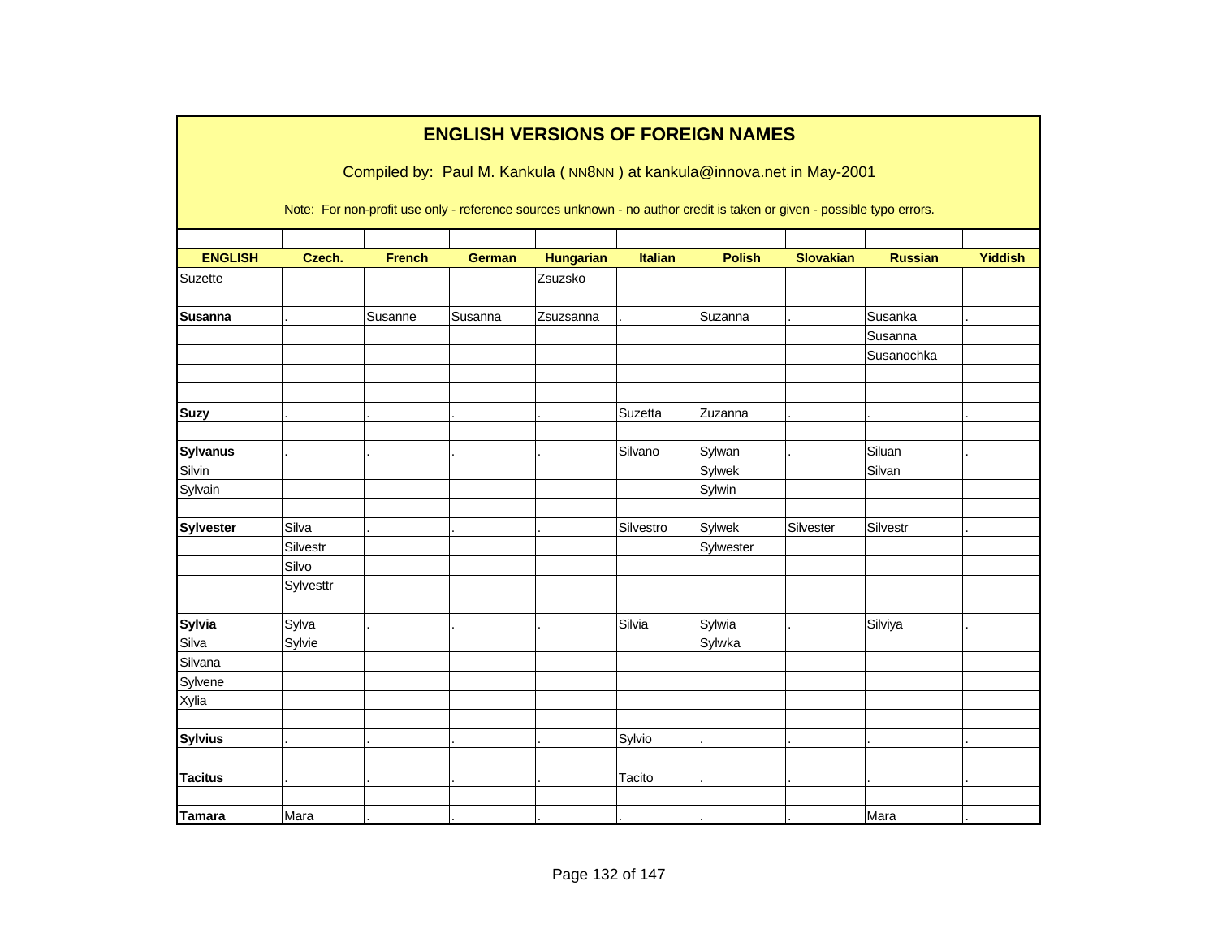# ENGLISH VERSIONS OF FOREIGN NAMES

Compiled by: Paul M. Kankula ( NN8NN ) at kankula@innova.net in May-2001

Note: For non-profit use only - reference sources unknown - no author credit is taken or given - possible typo errors.

| ENGLISH | Czech. | French | German | Hungarian | Italian | Polish | Slovakian | Russian | Yiddish |
|---|---|---|---|---|---|---|---|---|---|
| Suzette | | | | Zsuzsko | | | | | |
| | | | | | | | | | |
| **Susanna** | . | Susanne | Susanna | Zsuzsanna | . | Suzanna | . | Susanka | . |
| | | | | | | | | Susanna | |
| | | | | | | | | Susanochka | |
| | | | | | | | | | |
| | | | | | | | | | |
| **Suzy** | . | . | . | . | Suzetta | Zuzanna | . | . | . |
| | | | | | | | | | |
| **Sylvanus** | . | . | . | . | Silvano | Sylwan | . | Siluan | . |
| Silvin | | | | | | Sylwek | | Silvan | |
| Sylvain | | | | | | Sylwin | | | |
| | | | | | | | | | |
| **Sylvester** | Silva | . | . | . | Silvestro | Sylwek | Silvester | Silvestr | . |
| | Silvestr | | | | | Sylwester | | | |
| | Silvo | | | | | | | | |
| | Sylvesttr | | | | | | | | |
| | | | | | | | | | |
| **Sylvia** | Sylva | . | . | . | Silvia | Sylwia | . | Silviya | . |
| Silva | Sylvie | | | | | Sylwka | | | |
| Silvana | | | | | | | | | |
| Sylvene | | | | | | | | | |
| Xylia | | | | | | | | | |
| | | | | | | | | | |
| **Sylvius** | . | . | . | . | Sylvio | . | . | . | . |
| | | | | | | | | | |
| **Tacitus** | . | . | . | . | Tacito | . | . | . | . |
| | | | | | | | | | |
| **Tamara** | Mara | . | . | . | . | . | . | Mara | . |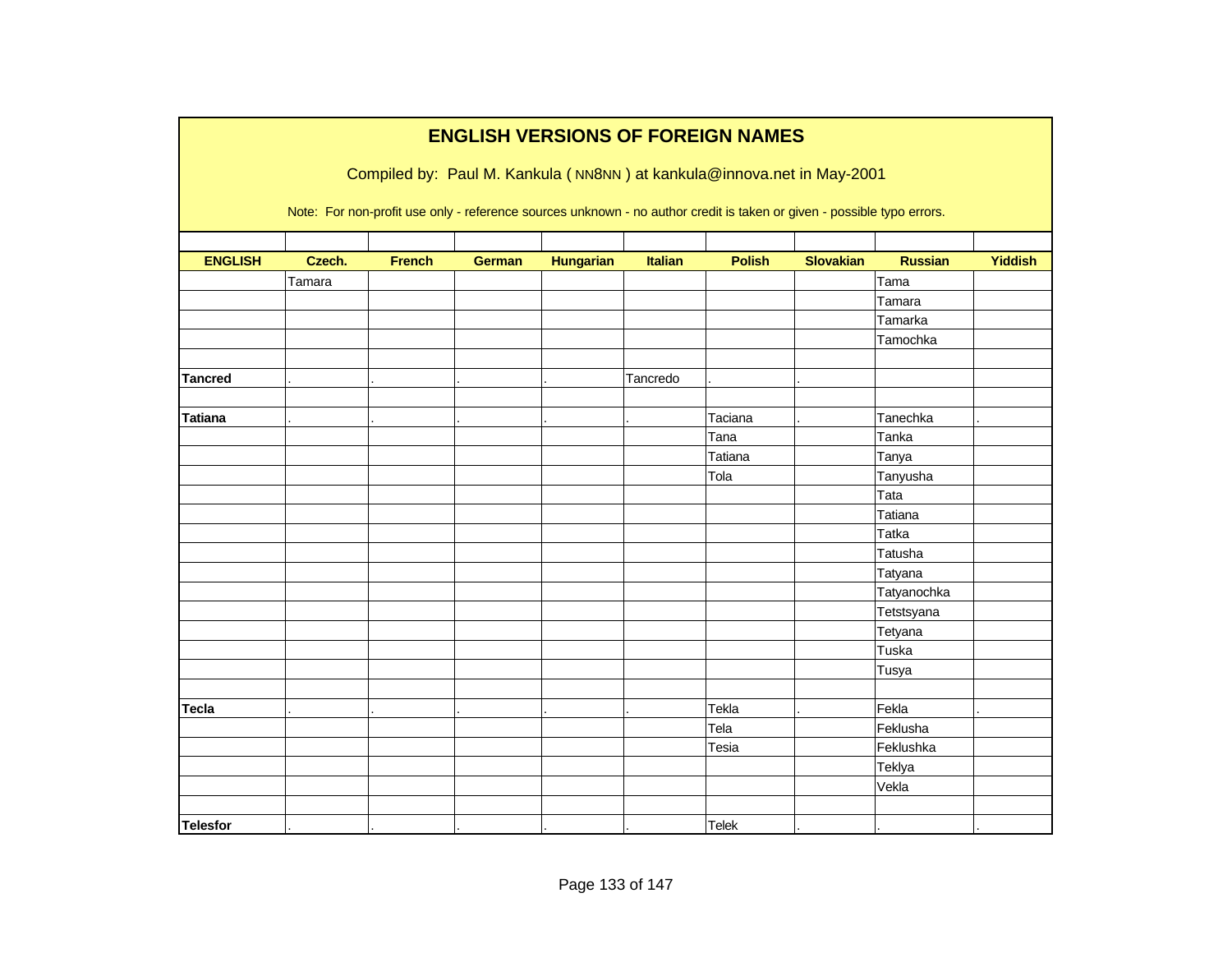# ENGLISH VERSIONS OF FOREIGN NAMES

Compiled by: Paul M. Kankula ( NN8NN ) at kankula@innova.net in May-2001

Note: For non-profit use only - reference sources unknown - no author credit is taken or given - possible typo errors.

| ENGLISH | Czech. | French | German | Hungarian | Italian | Polish | Slovakian | Russian | Yiddish |
|---|---|---|---|---|---|---|---|---|---|
| | Tamara | | | | | | | Tama | |
| | | | | | | | | Tamara | |
| | | | | | | | | Tamarka | |
| | | | | | | | | Tamochka | |
| | | | | | | | | | |
| **Tancred** | . | . | . | . | Tancredo | . | . | | |
| | | | | | | | | | |
| **Tatiana** | . | . | . | . | . | Taciana | . | Tanechka | . |
| | | | | | | Tana | | Tanka | |
| | | | | | | Tatiana | | Tanya | |
| | | | | | | Tola | | Tanyusha | |
| | | | | | | | | Tata | |
| | | | | | | | | Tatiana | |
| | | | | | | | | Tatka | |
| | | | | | | | | Tatusha | |
| | | | | | | | | Tatyana | |
| | | | | | | | | Tatyanochka | |
| | | | | | | | | Tetstsyana | |
| | | | | | | | | Tetyana | |
| | | | | | | | | Tuska | |
| | | | | | | | | Tusya | |
| | | | | | | | | | |
| **Tecla** | . | . | . | . | . | Tekla | . | Fekla | . |
| | | | | | | Tela | | Feklusha | |
| | | | | | | Tesia | | Feklushka | |
| | | | | | | | | Teklya | |
| | | | | | | | | Vekla | |
| | | | | | | | | | |
| **Telesfor** | . | . | . | . | . | Telek | . | . | . |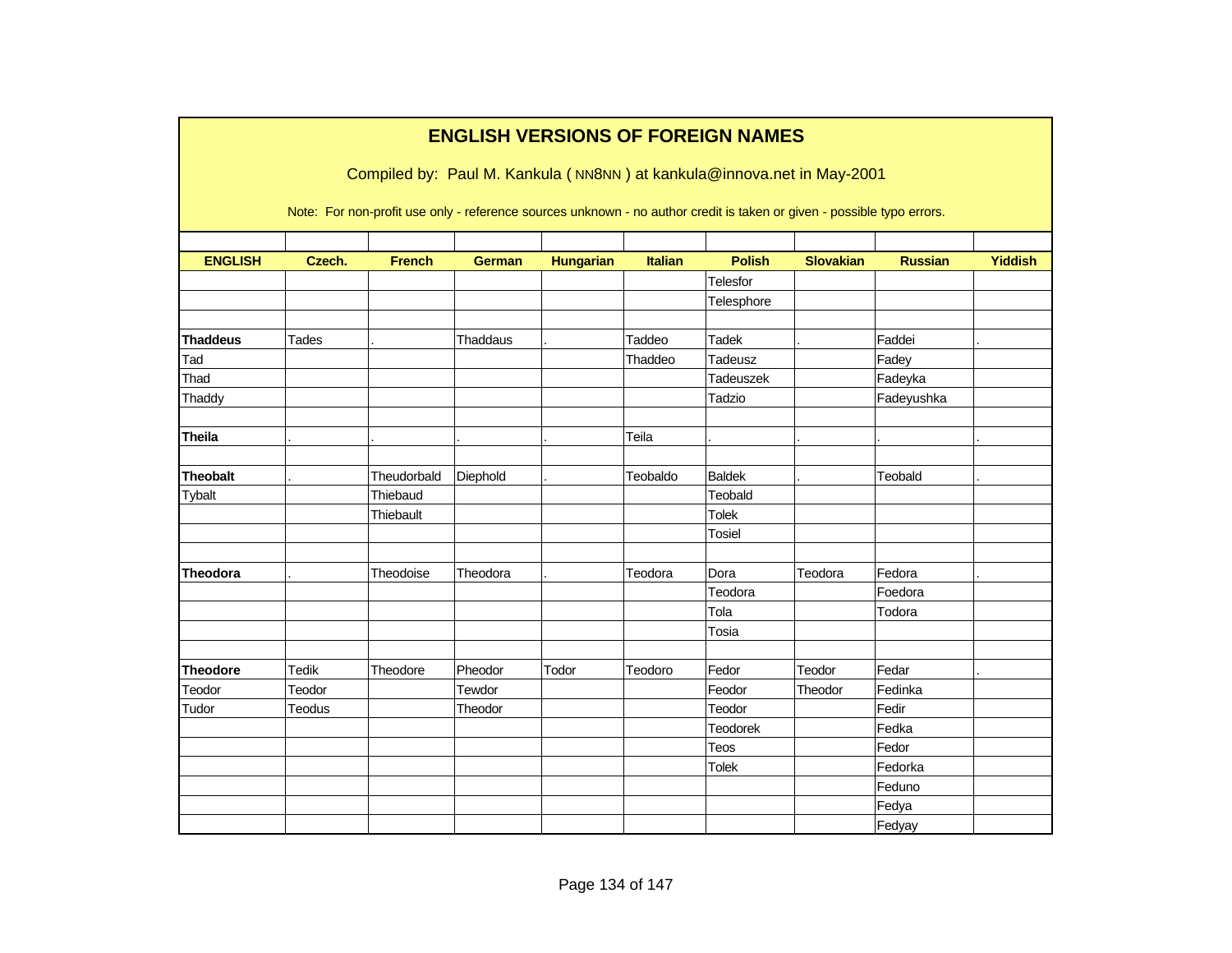# ENGLISH VERSIONS OF FOREIGN NAMES

Compiled by: Paul M. Kankula ( NN8NN ) at kankula@innova.net in May-2001

Note: For non-profit use only - reference sources unknown - no author credit is taken or given - possible typo errors.

| ENGLISH | Czech. | French | German | Hungarian | Italian | Polish | Slovakian | Russian | Yiddish |
|---|---|---|---|---|---|---|---|---|---|
| | | | | | | Telesfor | | | |
| | | | | | | Telesphore | | | |
| | | | | | | | | | |
| **Thaddeus** | Tades | . | Thaddaus | . | Taddeo | Tadek | . | Faddei | . |
| Tad | | | | | Thaddeo | Tadeusz | | Fadey | |
| Thad | | | | | | Tadeuszek | | Fadeyka | |
| Thaddy | | | | | | Tadzio | | Fadeyushka | |
| | | | | | | | | | |
| **Theila** | . | . | . | . | Teila | . | . | . | . |
| | | | | | | | | | |
| **Theobalt** | . | Theudorbald | Diephold | . | Teobaldo | Baldek | . | Teobald | . |
| Tybalt | | Thiebaud | | | | Teobald | | | |
| | | Thiebault | | | | Tolek | | | |
| | | | | | | Tosiel | | | |
| | | | | | | | | | |
| **Theodora** | . | Theodoise | Theodora | . | Teodora | Dora | Teodora | Fedora | . |
| | | | | | | Teodora | | Foedora | |
| | | | | | | Tola | | Todora | |
| | | | | | | Tosia | | | |
| | | | | | | | | | |
| **Theodore** | Tedik | Theodore | Pheodor | Todor | Teodoro | Fedor | Teodor | Fedar | . |
| Teodor | Teodor | | Tewdor | | | Feodor | Theodor | Fedinka | |
| Tudor | Teodus | | Theodor | | | Teodor | | Fedir | |
| | | | | | | Teodorek | | Fedka | |
| | | | | | | Teos | | Fedor | |
| | | | | | | Tolek | | Fedorka | |
| | | | | | | | | Feduno | |
| | | | | | | | | Fedya | |
| | | | | | | | | Fedyay | |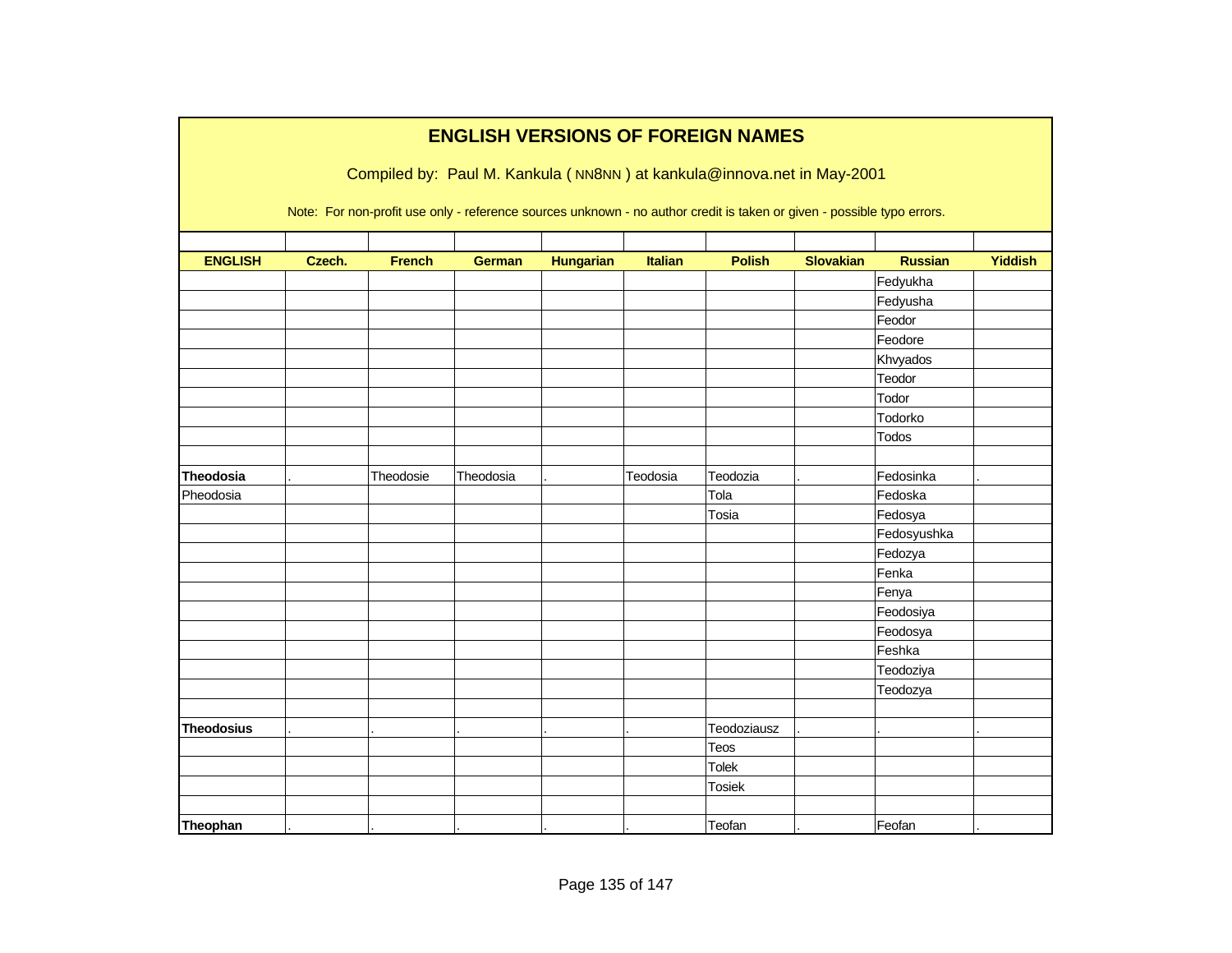# ENGLISH VERSIONS OF FOREIGN NAMES

Compiled by: Paul M. Kankula ( NN8NN ) at kankula@innova.net in May-2001

Note: For non-profit use only - reference sources unknown - no author credit is taken or given - possible typo errors.

| ENGLISH | Czech. | French | German | Hungarian | Italian | Polish | Slovakian | Russian | Yiddish |
|---|---|---|---|---|---|---|---|---|---|
| | | | | | | | | Fedyukha | |
| | | | | | | | | Fedyusha | |
| | | | | | | | | Feodor | |
| | | | | | | | | Feodore | |
| | | | | | | | | Khvyados | |
| | | | | | | | | Teodor | |
| | | | | | | | | Todor | |
| | | | | | | | | Todorko | |
| | | | | | | | | Todos | |
| | | | | | | | | | |
| **Theodosia** | . | Theodosie | Theodosia | . | Teodosia | Teodozia | . | Fedosinka | . |
| Pheodosia | | | | | | Tola | | Fedoska | |
| | | | | | | Tosia | | Fedosya | |
| | | | | | | | | Fedosyushka | |
| | | | | | | | | Fedozya | |
| | | | | | | | | Fenka | |
| | | | | | | | | Fenya | |
| | | | | | | | | Feodosiya | |
| | | | | | | | | Feodosya | |
| | | | | | | | | Feshka | |
| | | | | | | | | Teodoziya | |
| | | | | | | | | Teodozya | |
| | | | | | | | | | |
| **Theodosius** | . | . | . | . | . | Teodoziausz | . | . | . |
| | | | | | | Teos | | | |
| | | | | | | Tolek | | | |
| | | | | | | Tosiek | | | |
| | | | | | | | | | |
| **Theophan** | . | . | . | . | . | Teofan | . | Feofan | . |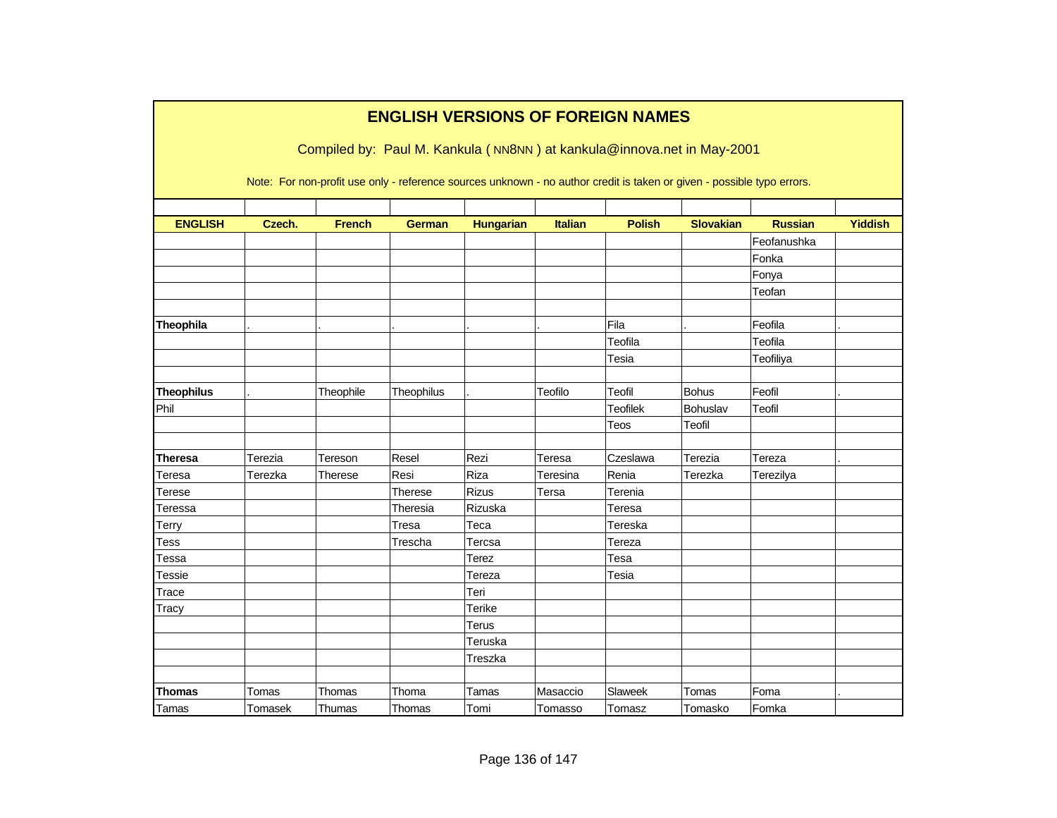# ENGLISH VERSIONS OF FOREIGN NAMES

Compiled by: Paul M. Kankula ( NN8NN ) at kankula@innova.net in May-2001

Note: For non-profit use only - reference sources unknown - no author credit is taken or given - possible typo errors.

| ENGLISH | Czech. | French | German | Hungarian | Italian | Polish | Slovakian | Russian | Yiddish |
|---|---|---|---|---|---|---|---|---|---|
| | | | | | | | | Feofanushka | |
| | | | | | | | | Fonka | |
| | | | | | | | | Fonya | |
| | | | | | | | | Teofan | |
| | | | | | | | | | |
| **Theophila** | . | . | . | . | . | Fila | . | Feofila | . |
| | | | | | | Teofila | | Teofila | |
| | | | | | | Tesia | | Teofiliya | |
| | | | | | | | | | |
| **Theophilus** | . | Theophile | Theophilus | . | Teofilo | Teofil | Bohus | Feofil | . |
| Phil | | | | | | Teofilek | Bohuslav | Teofil | |
| | | | | | | Teos | Teofil | | |
| | | | | | | | | | |
| **Theresa** | Terezia | Tereson | Resel | Rezi | Teresa | Czeslawa | Terezia | Tereza | . |
| Teresa | Terezka | Therese | Resi | Riza | Teresina | Renia | Terezka | Terezilya | |
| Terese | | | Therese | Rizus | Tersa | Terenia | | | |
| Teressa | | | Theresia | Rizuska | | Teresa | | | |
| Terry | | | Tresa | Teca | | Tereska | | | |
| Tess | | | Trescha | Tercsa | | Tereza | | | |
| Tessa | | | | Terez | | Tesa | | | |
| Tessie | | | | Tereza | | Tesia | | | |
| Trace | | | | Teri | | | | | |
| Tracy | | | | Terike | | | | | |
| | | | | Terus | | | | | |
| | | | | Teruska | | | | | |
| | | | | Treszka | | | | | |
| | | | | | | | | | |
| **Thomas** | Tomas | Thomas | Thoma | Tamas | Masaccio | Slaweek | Tomas | Foma | . |
| Tamas | Tomasek | Thumas | Thomas | Tomi | Tomasso | Tomasz | Tomasko | Fomka | |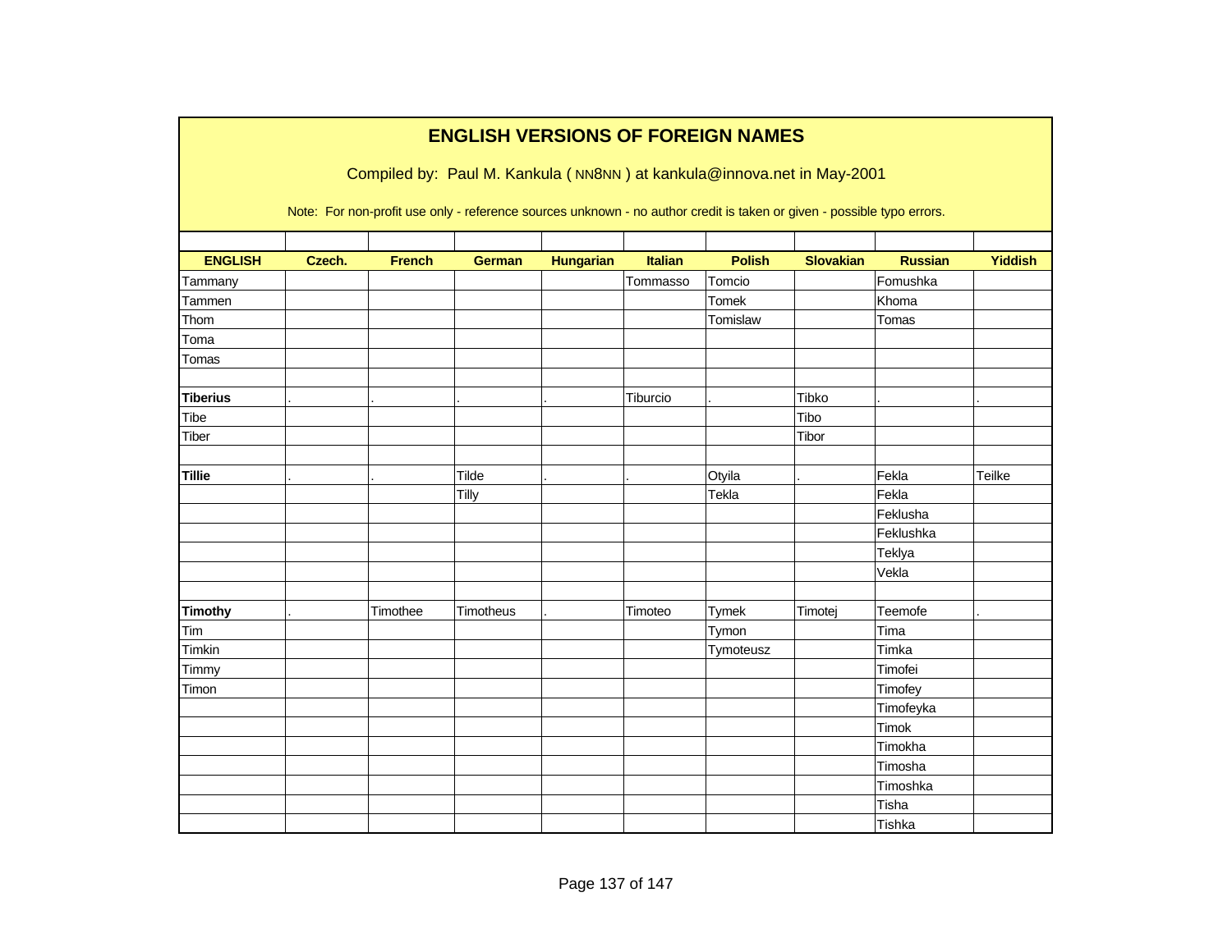# ENGLISH VERSIONS OF FOREIGN NAMES

Compiled by: Paul M. Kankula ( NN8NN ) at kankula@innova.net in May-2001

Note: For non-profit use only - reference sources unknown - no author credit is taken or given - possible typo errors.

| ENGLISH | Czech. | French | German | Hungarian | Italian | Polish | Slovakian | Russian | Yiddish |
|---|---|---|---|---|---|---|---|---|---|
| Tammany | | | | | Tommasso | Tomcio | | Fomushka | |
| Tammen | | | | | | Tomek | | Khoma | |
| Thom | | | | | | Tomislaw | | Tomas | |
| Toma | | | | | | | | | |
| Tomas | | | | | | | | | |
| | | | | | | | | | |
| **Tiberius** | . | . | . | . | Tiburcio | . | Tibko | . | . |
| Tibe | | | | | | | Tibo | | |
| Tiber | | | | | | | Tibor | | |
| | | | | | | | | | |
| **Tillie** | . | . | Tilde | . | . | Otyila | . | Fekla | Teilke |
| | | | Tilly | | | Tekla | | Fekla | |
| | | | | | | | | Feklusha | |
| | | | | | | | | Feklushka | |
| | | | | | | | | Teklya | |
| | | | | | | | | Vekla | |
| | | | | | | | | | |
| **Timothy** | . | Timothee | Timotheus | . | Timoteo | Tymek | Timotej | Teemofe | . |
| Tim | | | | | | Tymon | | Tima | |
| Timkin | | | | | | Tymoteusz | | Timka | |
| Timmy | | | | | | | | Timofei | |
| Timon | | | | | | | | Timofey | |
| | | | | | | | | Timofeyka | |
| | | | | | | | | Timok | |
| | | | | | | | | Timokha | |
| | | | | | | | | Timosha | |
| | | | | | | | | Timoshka | |
| | | | | | | | | Tisha | |
| | | | | | | | | Tishka | |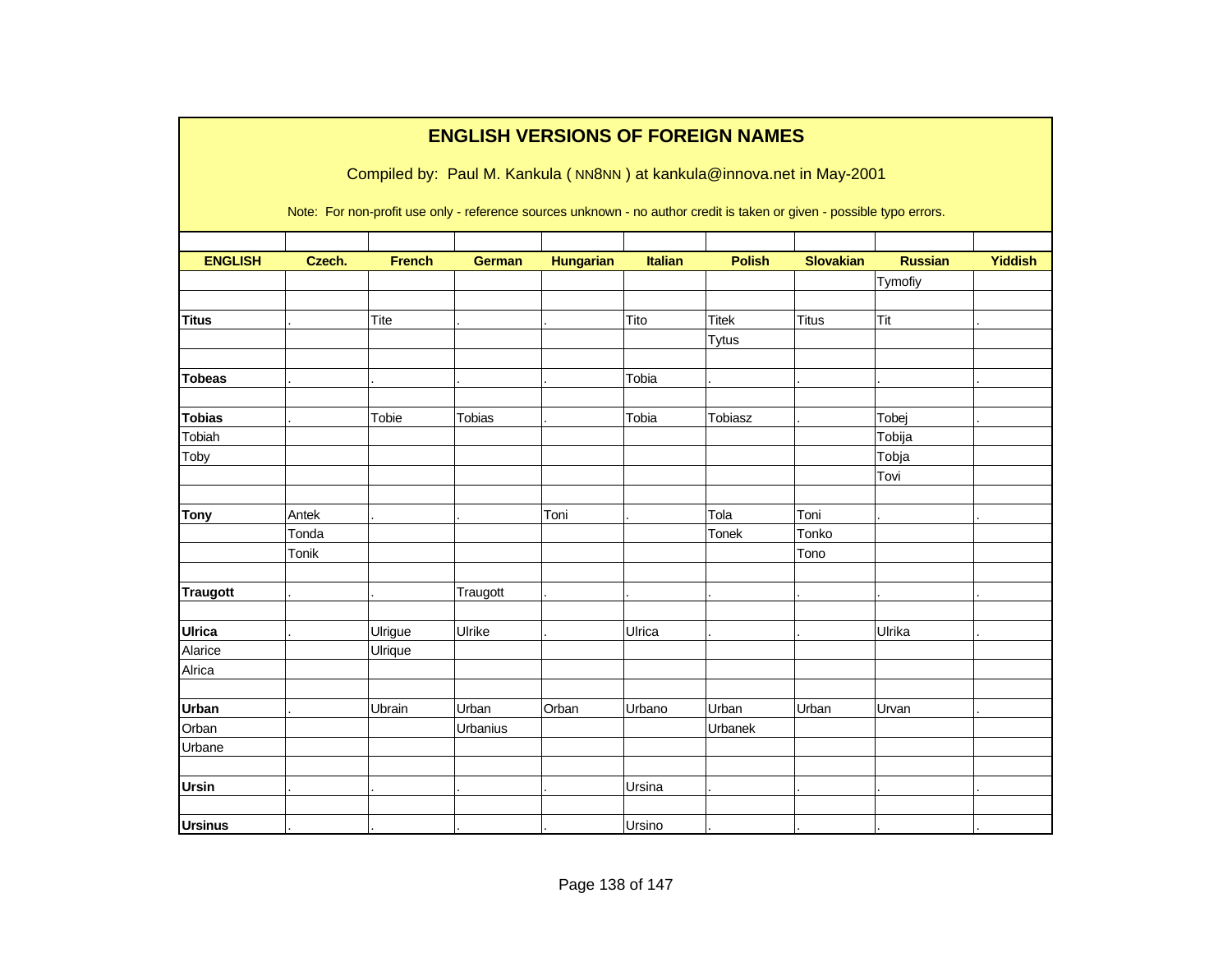# ENGLISH VERSIONS OF FOREIGN NAMES

Compiled by: Paul M. Kankula ( NN8NN ) at kankula@innova.net in May-2001

Note: For non-profit use only - reference sources unknown - no author credit is taken or given - possible typo errors.

| ENGLISH | Czech. | French | German | Hungarian | Italian | Polish | Slovakian | Russian | Yiddish |
|---|---|---|---|---|---|---|---|---|---|
| | | | | | | | | Tymofiy | |
| | | | | | | | | | |
| **Titus** | . | Tite | . | . | Tito | Titek | Titus | Tit | . |
| | | | | | | Tytus | | | |
| | | | | | | | | | |
| **Tobeas** | . | . | . | . | Tobia | . | . | . | . |
| | | | | | | | | | |
| **Tobias** | . | Tobie | Tobias | . | Tobia | Tobiasz | . | Tobej | . |
| Tobiah | | | | | | | | Tobija | |
| Toby | | | | | | | | Tobja | |
| | | | | | | | | Tovi | |
| | | | | | | | | | |
| **Tony** | Antek | . | . | Toni | . | Tola | Toni | . | . |
| | Tonda | | | | | Tonek | Tonko | | |
| | Tonik | | | | | | Tono | | |
| | | | | | | | | | |
| **Traugott** | . | . | Traugott | . | . | . | . | . | . |
| | | | | | | | | | |
| **Ulrica** | . | Ulrigue | Ulrike | . | Ulrica | . | . | Ulrika | . |
| Alarice | | Ulrique | | | | | | | |
| Alrica | | | | | | | | | |
| | | | | | | | | | |
| **Urban** | . | Ubrain | Urban | Orban | Urbano | Urban | Urban | Urvan | . |
| Orban | | | Urbanius | | | Urbanek | | | |
| Urbane | | | | | | | | | |
| | | | | | | | | | |
| **Ursin** | . | . | . | . | Ursina | . | . | . | . |
| | | | | | | | | | |
| **Ursinus** | . | . | . | . | Ursino | . | . | . | . |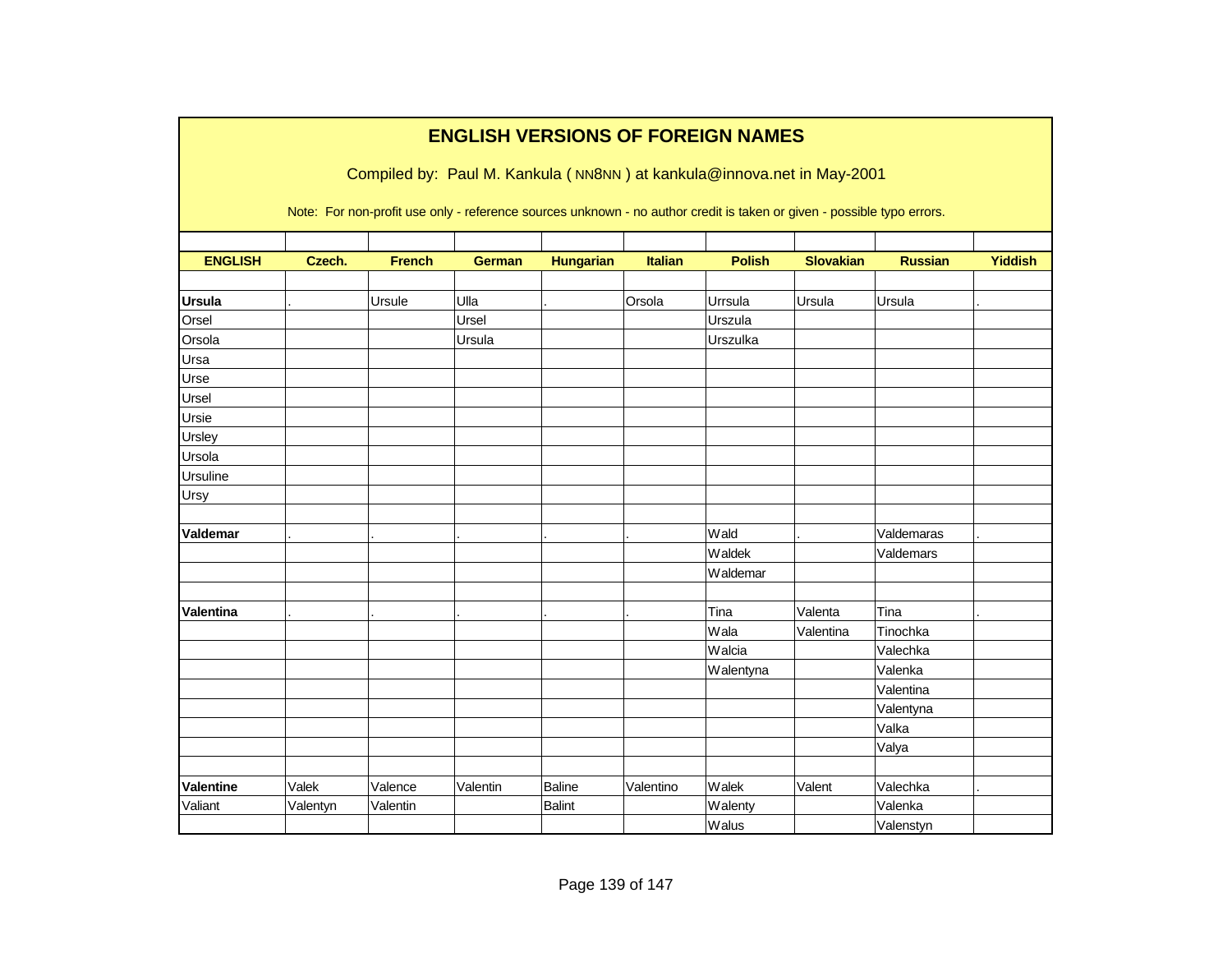# ENGLISH VERSIONS OF FOREIGN NAMES

Compiled by: Paul M. Kankula ( NN8NN ) at kankula@innova.net in May-2001

Note: For non-profit use only - reference sources unknown - no author credit is taken or given - possible typo errors.

| ENGLISH | Czech. | French | German | Hungarian | Italian | Polish | Slovakian | Russian | Yiddish |
|---|---|---|---|---|---|---|---|---|---|
| | | | | | | | | | |
| **Ursula** | . | Ursule | Ulla | . | Orsola | Urrsula | Ursula | Ursula | . |
| Orsel | | | Ursel | | | Urszula | | | |
| Orsola | | | Ursula | | | Urszulka | | | |
| Ursa | | | | | | | | | |
| Urse | | | | | | | | | |
| Ursel | | | | | | | | | |
| Ursie | | | | | | | | | |
| Ursley | | | | | | | | | |
| Ursola | | | | | | | | | |
| Ursuline | | | | | | | | | |
| Ursy | | | | | | | | | |
| | | | | | | | | | |
| **Valdemar** | . | . | . | . | . | Wald | . | Valdemaras | . |
| | | | | | | Waldek | | Valdemars | |
| | | | | | | Waldemar | | | |
| | | | | | | | | | |
| **Valentina** | . | . | . | . | . | Tina | Valenta | Tina | . |
| | | | | | | Wala | Valentina | Tinochka | |
| | | | | | | Walcia | | Valechka | |
| | | | | | | Walentyna | | Valenka | |
| | | | | | | | | Valentina | |
| | | | | | | | | Valentyna | |
| | | | | | | | | Valka | |
| | | | | | | | | Valya | |
| | | | | | | | | | |
| **Valentine** | Valek | Valence | Valentin | Baline | Valentino | Walek | Valent | Valechka | . |
| Valiant | Valentyn | Valentin | | Balint | | Walenty | | Valenka | |
| | | | | | | Walus | | Valenstyn | |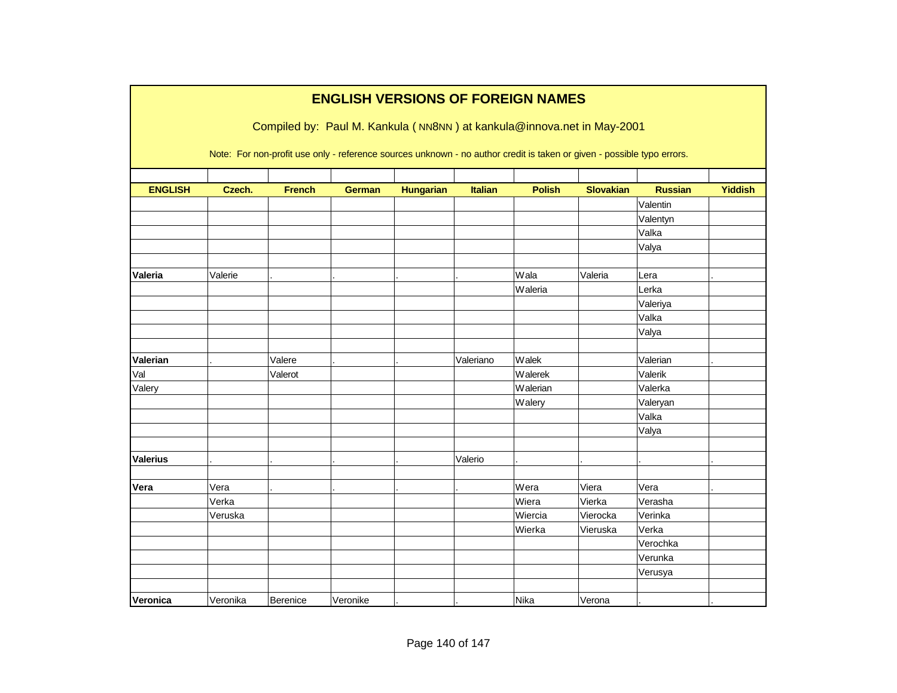# ENGLISH VERSIONS OF FOREIGN NAMES

Compiled by: Paul M. Kankula ( NN8NN ) at kankula@innova.net in May-2001

Note: For non-profit use only - reference sources unknown - no author credit is taken or given - possible typo errors.

| ENGLISH | Czech. | French | German | Hungarian | Italian | Polish | Slovakian | Russian | Yiddish |
|---|---|---|---|---|---|---|---|---|---|
| | | | | | | | | Valentin | |
| | | | | | | | | Valentyn | |
| | | | | | | | | Valka | |
| | | | | | | | | Valya | |
| | | | | | | | | | |
| **Valeria** | Valerie | . | . | . | . | Wala | Valeria | Lera | . |
| | | | | | | Waleria | | Lerka | |
| | | | | | | | | Valeriya | |
| | | | | | | | | Valka | |
| | | | | | | | | Valya | |
| | | | | | | | | | |
| **Valerian** | . | Valere | . | . | Valeriano | Walek | | Valerian | . |
| Val | | Valerot | | | | Walerek | | Valerik | |
| Valery | | | | | | Walerian | | Valerka | |
| | | | | | | Walery | | Valeryan | |
| | | | | | | | | Valka | |
| | | | | | | | | Valya | |
| | | | | | | | | | |
| **Valerius** | . | . | . | . | Valerio | . | . | . | . |
| | | | | | | | | | |
| **Vera** | Vera | . | . | . | . | Wera | Viera | Vera | . |
| | Verka | | | | | Wiera | Vierka | Verasha | |
| | Veruska | | | | | Wiercia | Vierocka | Verinka | |
| | | | | | | Wierka | Vieruska | Verka | |
| | | | | | | | | Verochka | |
| | | | | | | | | Verunka | |
| | | | | | | | | Verusya | |
| | | | | | | | | | |
| **Veronica** | Veronika | Berenice | Veronike | . | . | Nika | Verona | . | . |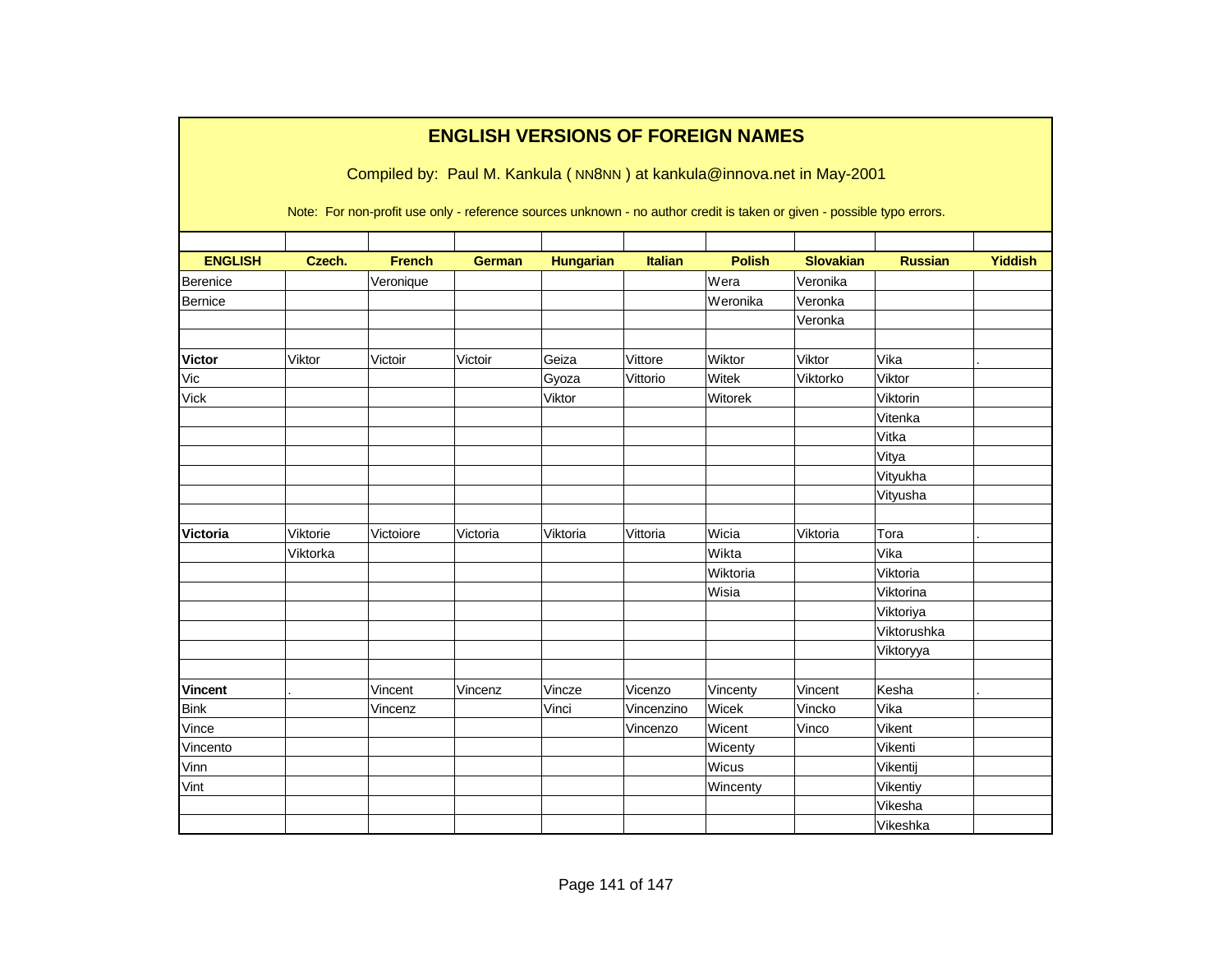# ENGLISH VERSIONS OF FOREIGN NAMES

Compiled by: Paul M. Kankula ( NN8NN ) at kankula@innova.net in May-2001

Note: For non-profit use only - reference sources unknown - no author credit is taken or given - possible typo errors.

| ENGLISH | Czech. | French | German | Hungarian | Italian | Polish | Slovakian | Russian | Yiddish |
|---|---|---|---|---|---|---|---|---|---|
| Berenice | | Veronique | | | | Wera | Veronika | | |
| Bernice | | | | | | Weronika | Veronka | | |
| | | | | | | | Veronka | | |
| | | | | | | | | | |
| **Victor** | Viktor | Victoir | Victoir | Geiza | Vittore | Wiktor | Viktor | Vika | . |
| Vic | | | | Gyoza | Vittorio | Witek | Viktorko | Viktor | |
| Vick | | | | Viktor | | Witorek | | Viktorin | |
| | | | | | | | | Vitenka | |
| | | | | | | | | Vitka | |
| | | | | | | | | Vitya | |
| | | | | | | | | Vityukha | |
| | | | | | | | | Vityusha | |
| | | | | | | | | | |
| **Victoria** | Viktorie | Victoiore | Victoria | Viktoria | Vittoria | Wicia | Viktoria | Tora | . |
| | Viktorka | | | | | Wikta | | Vika | |
| | | | | | | Wiktoria | | Viktoria | |
| | | | | | | Wisia | | Viktorina | |
| | | | | | | | | Viktoriya | |
| | | | | | | | | Viktorushka | |
| | | | | | | | | Viktoryya | |
| | | | | | | | | | |
| **Vincent** | . | Vincent | Vincenz | Vincze | Vicenzo | Vincenty | Vincent | Kesha | . |
| Bink | | Vincenz | | Vinci | Vincenzino | Wicek | Vincko | Vika | |
| Vince | | | | | Vincenzo | Wicent | Vinco | Vikent | |
| Vincento | | | | | | Wicenty | | Vikenti | |
| Vinn | | | | | | Wicus | | Vikentij | |
| Vint | | | | | | Wincenty | | Vikentiy | |
| | | | | | | | | Vikesha | |
| | | | | | | | | Vikeshka | |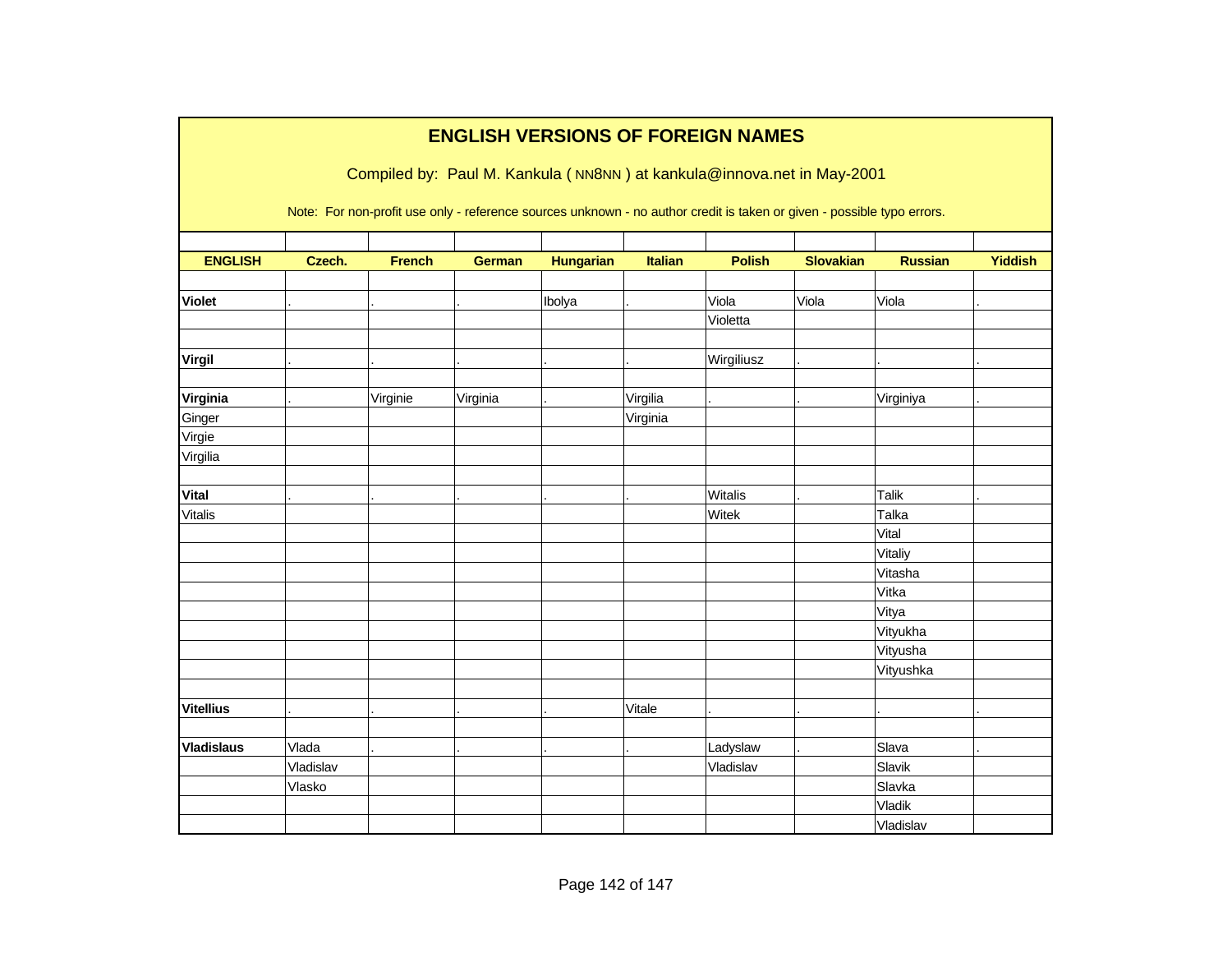# ENGLISH VERSIONS OF FOREIGN NAMES

Compiled by: Paul M. Kankula ( NN8NN ) at kankula@innova.net in May-2001

Note: For non-profit use only - reference sources unknown - no author credit is taken or given - possible typo errors.

| ENGLISH | Czech. | French | German | Hungarian | Italian | Polish | Slovakian | Russian | Yiddish |
|---|---|---|---|---|---|---|---|---|---|
| | | | | | | | | | |
| **Violet** | . | . | . | Ibolya | . | Viola | Viola | Viola | . |
| | | | | | | Violetta | | | |
| | | | | | | | | | |
| **Virgil** | . | . | . | . | . | Wirgiliusz | . | . | . |
| | | | | | | | | | |
| **Virginia** | . | Virginie | Virginia | . | Virgilia | . | . | Virginiya | . |
| Ginger | | | | | Virginia | | | | |
| Virgie | | | | | | | | | |
| Virgilia | | | | | | | | | |
| | | | | | | | | | |
| **Vital** | . | . | . | . | . | Witalis | . | Talik | . |
| Vitalis | | | | | | Witek | | Talka | |
| | | | | | | | | Vital | |
| | | | | | | | | Vitaliy | |
| | | | | | | | | Vitasha | |
| | | | | | | | | Vitka | |
| | | | | | | | | Vitya | |
| | | | | | | | | Vityukha | |
| | | | | | | | | Vityusha | |
| | | | | | | | | Vityushka | |
| | | | | | | | | | |
| **Vitellius** | . | . | . | . | Vitale | . | . | . | . |
| | | | | | | | | | |
| **Vladislaus** | Vlada | . | . | . | . | Ladyslaw | . | Slava | . |
| | Vladislav | | | | | Vladislav | | Slavik | |
| | Vlasko | | | | | | | Slavka | |
| | | | | | | | | Vladik | |
| | | | | | | | | Vladislav | |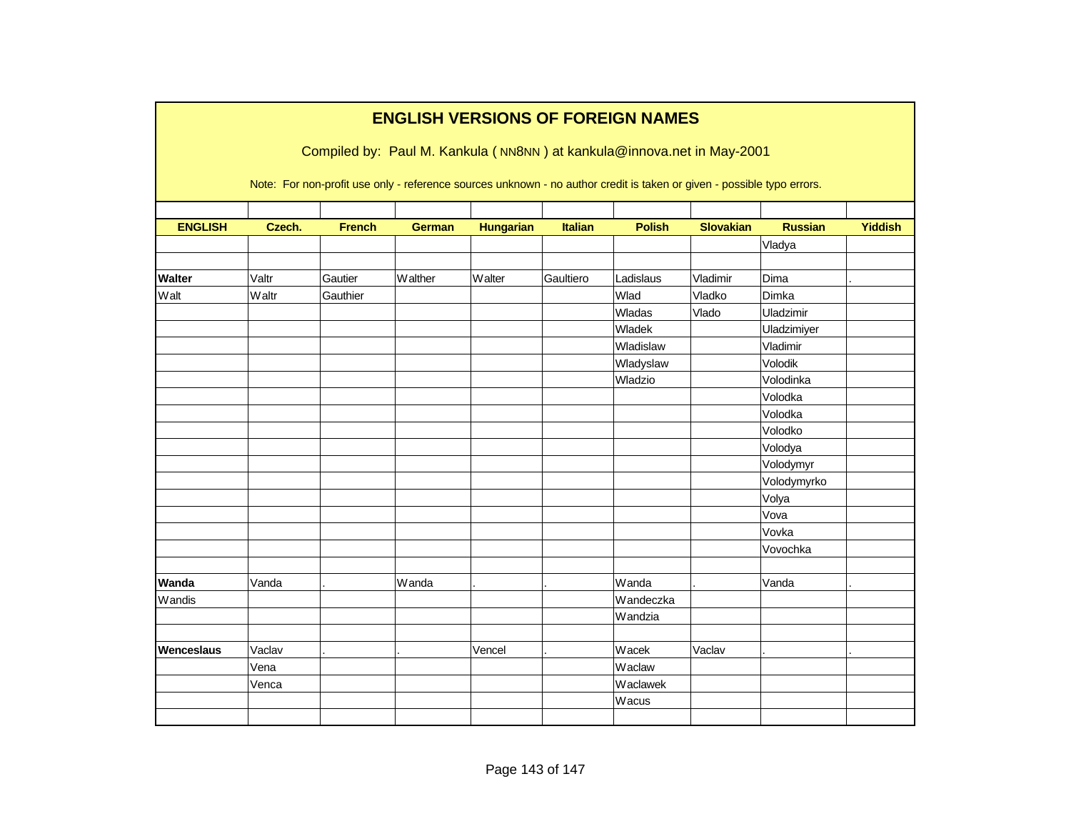# ENGLISH VERSIONS OF FOREIGN NAMES

Compiled by: Paul M. Kankula ( NN8NN ) at kankula@innova.net in May-2001

Note: For non-profit use only - reference sources unknown - no author credit is taken or given - possible typo errors.

| ENGLISH | Czech. | French | German | Hungarian | Italian | Polish | Slovakian | Russian | Yiddish |
|---|---|---|---|---|---|---|---|---|---|
| | | | | | | | | Vladya | |
| | | | | | | | | | |
| **Walter** | Valtr | Gautier | Walther | Walter | Gaultiero | Ladislaus | Vladimir | Dima | . |
| Walt | Waltr | Gauthier | | | | Wlad | Vladko | Dimka | |
| | | | | | | Wladas | Vlado | Uladzimir | |
| | | | | | | Wladek | | Uladzimiyer | |
| | | | | | | Wladislaw | | Vladimir | |
| | | | | | | Wladyslaw | | Volodik | |
| | | | | | | Wladzio | | Volodinka | |
| | | | | | | | | Volodka | |
| | | | | | | | | Volodka | |
| | | | | | | | | Volodko | |
| | | | | | | | | Volodya | |
| | | | | | | | | Volodymyr | |
| | | | | | | | | Volodymyrko | |
| | | | | | | | | Volya | |
| | | | | | | | | Vova | |
| | | | | | | | | Vovka | |
| | | | | | | | | Vovochka | |
| | | | | | | | | | |
| **Wanda** | Vanda | . | Wanda | . | . | Wanda | . | Vanda | . |
| Wandis | | | | | | Wandeczka | | | |
| | | | | | | Wandzia | | | |
| | | | | | | | | | |
| **Wenceslaus** | Vaclav | . | . | Vencel | . | Wacek | Vaclav | . | . |
| | Vena | | | | | Waclaw | | | |
| | Venca | | | | | Waclawek | | | |
| | | | | | | Wacus | | | |
| | | | | | | | | | |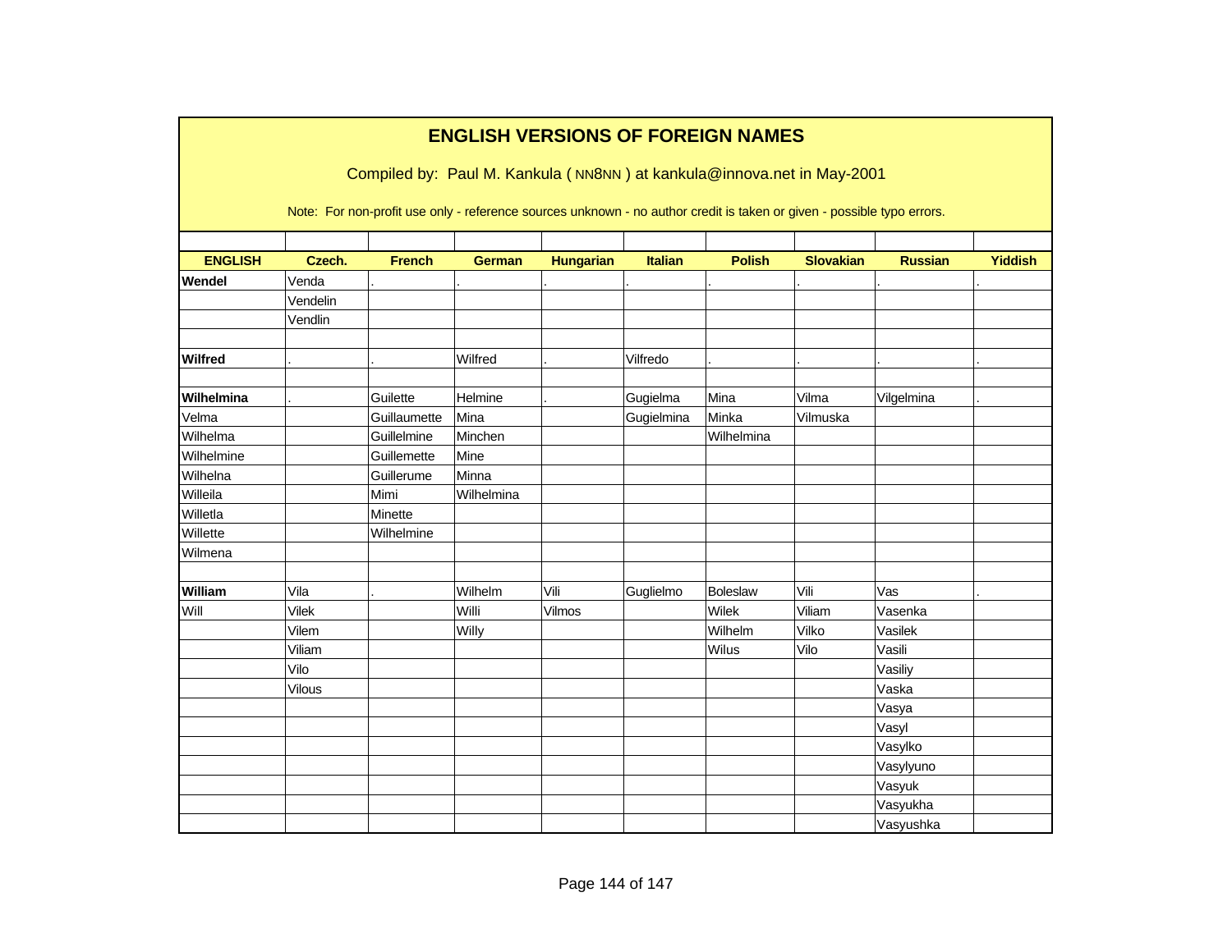# ENGLISH VERSIONS OF FOREIGN NAMES

Compiled by: Paul M. Kankula ( NN8NN ) at kankula@innova.net in May-2001

Note: For non-profit use only - reference sources unknown - no author credit is taken or given - possible typo errors.

| ENGLISH | Czech. | French | German | Hungarian | Italian | Polish | Slovakian | Russian | Yiddish |
|---|---|---|---|---|---|---|---|---|---|
| **Wendel** | Venda | . | . | . | . | . | . | . | . |
| | Vendelin | | | | | | | | |
| | Vendlin | | | | | | | | |
| | | | | | | | | | |
| **Wilfred** | . | . | Wilfred | . | Vilfredo | . | . | . | . |
| | | | | | | | | | |
| **Wilhelmina** | . | Guilette | Helmine | . | Gugielma | Mina | Vilma | Vilgelmina | . |
| Velma | | Guillaumette | Mina | | Gugielmina | Minka | Vilmuska | | |
| Wilhelma | | Guillelmine | Minchen | | | Wilhelmina | | | |
| Wilhelmine | | Guillemette | Mine | | | | | | |
| Wilhelna | | Guillerume | Minna | | | | | | |
| Willeila | | Mimi | Wilhelmina | | | | | | |
| Willetla | | Minette | | | | | | | |
| Willette | | Wilhelmine | | | | | | | |
| Wilmena | | | | | | | | | |
| | | | | | | | | | |
| **William** | Vila | . | Wilhelm | Vili | Guglielmo | Boleslaw | Vili | Vas | . |
| Will | Vilek | | Willi | Vilmos | | Wilek | Viliam | Vasenka | |
| | Vilem | | Willy | | | Wilhelm | Vilko | Vasilek | |
| | Viliam | | | | | Wilus | Vilo | Vasili | |
| | Vilo | | | | | | | Vasiliy | |
| | Vilous | | | | | | | Vaska | |
| | | | | | | | | Vasya | |
| | | | | | | | | Vasyl | |
| | | | | | | | | Vasylko | |
| | | | | | | | | Vasylyuno | |
| | | | | | | | | Vasyuk | |
| | | | | | | | | Vasyukha | |
| | | | | | | | | Vasyushka | |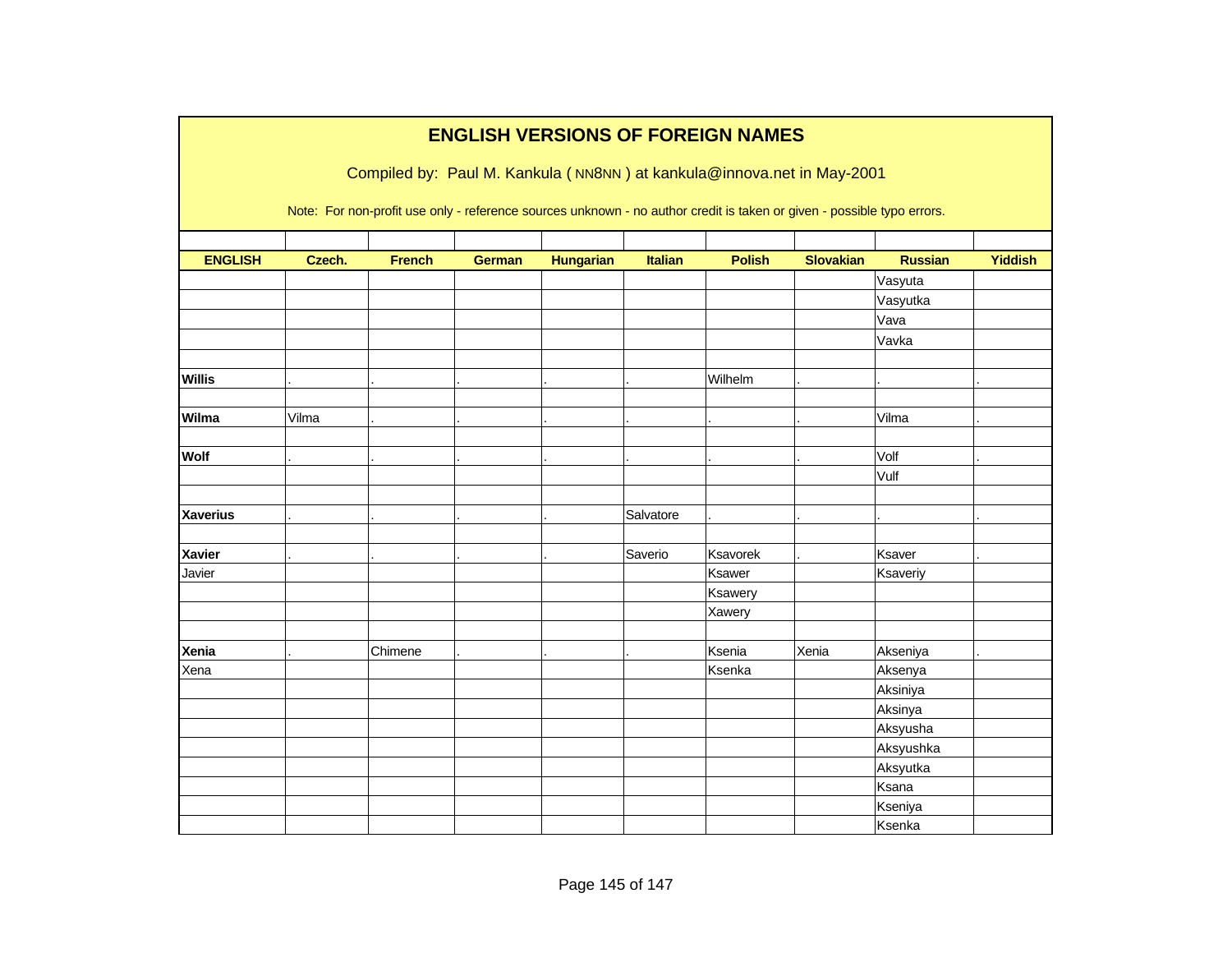# ENGLISH VERSIONS OF FOREIGN NAMES

Compiled by: Paul M. Kankula ( NN8NN ) at kankula@innova.net in May-2001

Note: For non-profit use only - reference sources unknown - no author credit is taken or given - possible typo errors.

| ENGLISH | Czech. | French | German | Hungarian | Italian | Polish | Slovakian | Russian | Yiddish |
|---|---|---|---|---|---|---|---|---|---|
| | | | | | | | | Vasyuta | |
| | | | | | | | | Vasyutka | |
| | | | | | | | | Vava | |
| | | | | | | | | Vavka | |
| | | | | | | | | | |
| **Willis** | . | . | . | . | . | Wilhelm | . | . | . |
| | | | | | | | | | |
| **Wilma** | Vilma | . | . | . | . | . | . | Vilma | . |
| | | | | | | | | | |
| **Wolf** | . | . | . | . | . | . | . | Volf | . |
| | | | | | | | | Vulf | |
| | | | | | | | | | |
| **Xaverius** | . | . | . | . | Salvatore | . | . | . | . |
| | | | | | | | | | |
| **Xavier** | . | . | . | . | Saverio | Ksavorek | . | Ksaver | . |
| Javier | | | | | | Ksawer | | Ksaveriy | |
| | | | | | | Ksawery | | | |
| | | | | | | Xawery | | | |
| | | | | | | | | | |
| **Xenia** | . | Chimene | . | . | . | Ksenia | Xenia | Akseniya | . |
| Xena | | | | | | Ksenka | | Aksenya | |
| | | | | | | | | Aksiniya | |
| | | | | | | | | Aksinya | |
| | | | | | | | | Aksyusha | |
| | | | | | | | | Aksyushka | |
| | | | | | | | | Aksyutka | |
| | | | | | | | | Ksana | |
| | | | | | | | | Kseniya | |
| | | | | | | | | Ksenka | |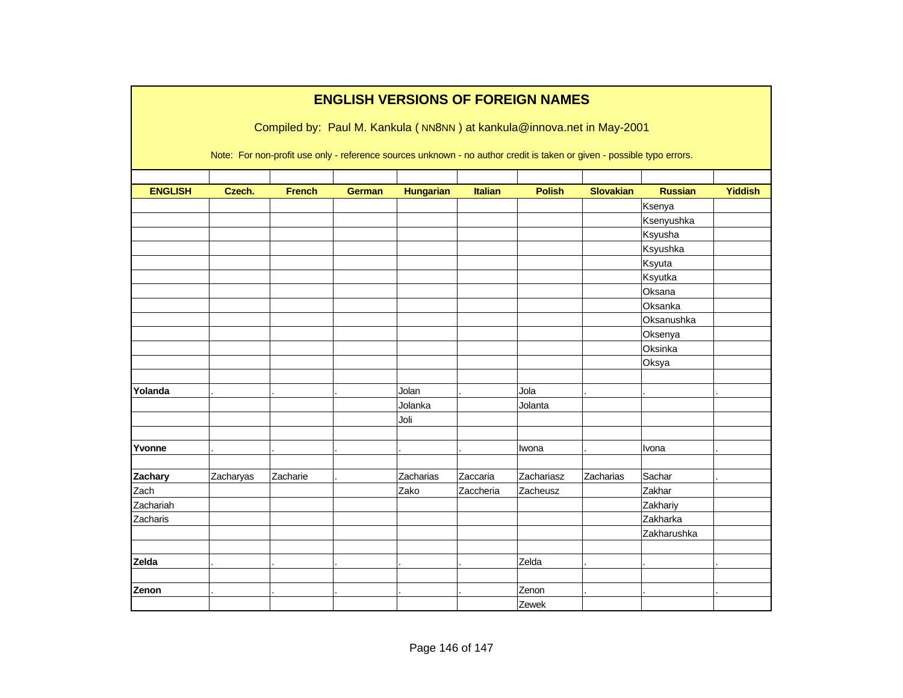# ENGLISH VERSIONS OF FOREIGN NAMES

Compiled by: Paul M. Kankula ( NN8NN ) at kankula@innova.net in May-2001

Note: For non-profit use only - reference sources unknown - no author credit is taken or given - possible typo errors.

| ENGLISH | Czech. | French | German | Hungarian | Italian | Polish | Slovakian | Russian | Yiddish |
|---|---|---|---|---|---|---|---|---|---|
| | | | | | | | | Ksenya | |
| | | | | | | | | Ksenyushka | |
| | | | | | | | | Ksyusha | |
| | | | | | | | | Ksyushka | |
| | | | | | | | | Ksyuta | |
| | | | | | | | | Ksyutka | |
| | | | | | | | | Oksana | |
| | | | | | | | | Oksanka | |
| | | | | | | | | Oksanushka | |
| | | | | | | | | Oksenya | |
| | | | | | | | | Oksinka | |
| | | | | | | | | Oksya | |
| | | | | | | | | | |
| **Yolanda** | . | . | . | Jolan | . | Jola | . | . | . |
| | | | | Jolanka | | Jolanta | | | |
| | | | | Joli | | | | | |
| | | | | | | | | | |
| **Yvonne** | . | . | . | . | . | Iwona | . | Ivona | . |
| | | | | | | | | | |
| **Zachary** | Zacharyas | Zacharie | . | Zacharias | Zaccaria | Zachariasz | Zacharias | Sachar | . |
| Zach | | | | Zako | Zaccheria | Zacheusz | | Zakhar | |
| Zachariah | | | | | | | | Zakhariy | |
| Zacharis | | | | | | | | Zakharka | |
| | | | | | | | | Zakharushka | |
| | | | | | | | | | |
| **Zelda** | . | . | . | . | . | Zelda | . | . | . |
| | | | | | | | | | |
| **Zenon** | . | . | . | . | . | Zenon | . | . | . |
| | | | | | | Zewek | | | |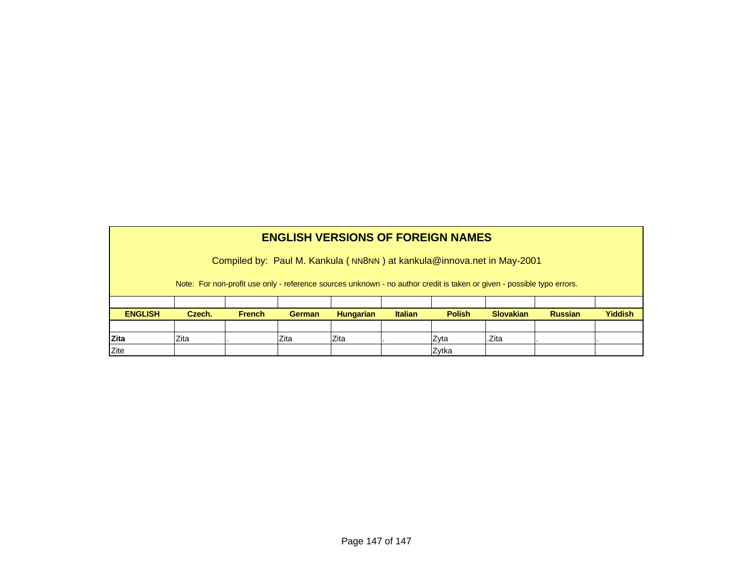# ENGLISH VERSIONS OF FOREIGN NAMES

Compiled by: Paul M. Kankula ( NN8NN ) at kankula@innova.net in May-2001

Note: For non-profit use only - reference sources unknown - no author credit is taken or given - possible typo errors.

| ENGLISH | Czech. | French | German | Hungarian | Italian | Polish | Slovakian | Russian | Yiddish |
|---|---|---|---|---|---|---|---|---|---|
| | | | | | | | | | |
| **Zita** | Zita | . | Zita | Zita | . | Zyta | .Zita | . | . |
| Zite | | | | | | Zytka | | | |